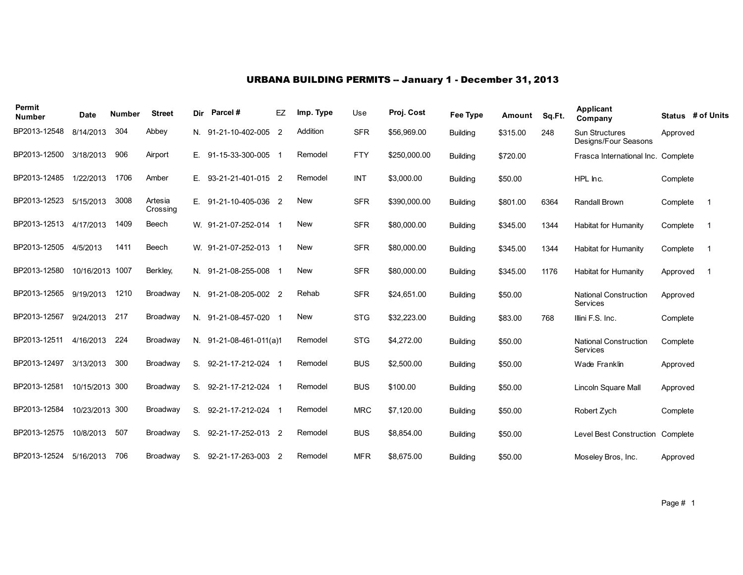# URBANA BUILDING PERMITS -- January 1 - December 31, 2013

| Permit Number | Date | Number | Street | Dir | Parcel # | EZ | Imp. Type | Use | Proj. Cost | Fee Type | Amount | Sq.Ft. | Applicant Company | Status | # of Units |
|---|---|---|---|---|---|---|---|---|---|---|---|---|---|---|---|
| BP2013-12548 | 8/14/2013 | 304 | Abbey | N. | 91-21-10-402-005 | 2 | Addition | SFR | $56,969.00 | Building | $315.00 | 248 | Sun Structures Designs/Four Seasons | Approved | |
| BP2013-12500 | 3/18/2013 | 906 | Airport | E. | 91-15-33-300-005 | 1 | Remodel | FTY | $250,000.00 | Building | $720.00 | | Frasca International Inc. | Complete | |
| BP2013-12485 | 1/22/2013 | 1706 | Amber | E. | 93-21-21-401-015 | 2 | Remodel | INT | $3,000.00 | Building | $50.00 | | HPL Inc. | Complete | |
| BP2013-12523 | 5/15/2013 | 3008 | Artesia Crossing | E. | 91-21-10-405-036 | 2 | New | SFR | $390,000.00 | Building | $801.00 | 6364 | Randall Brown | Complete | 1 |
| BP2013-12513 | 4/17/2013 | 1409 | Beech | W. | 91-21-07-252-014 | 1 | New | SFR | $80,000.00 | Building | $345.00 | 1344 | Habitat for Humanity | Complete | 1 |
| BP2013-12505 | 4/5/2013 | 1411 | Beech | W. | 91-21-07-252-013 | 1 | New | SFR | $80,000.00 | Building | $345.00 | 1344 | Habitat for Humanity | Complete | 1 |
| BP2013-12580 | 10/16/2013 | 1007 | Berkley, | N. | 91-21-08-255-008 | 1 | New | SFR | $80,000.00 | Building | $345.00 | 1176 | Habitat for Humanity | Approved | 1 |
| BP2013-12565 | 9/19/2013 | 1210 | Broadway | N. | 91-21-08-205-002 | 2 | Rehab | SFR | $24,651.00 | Building | $50.00 | | National Construction Services | Approved | |
| BP2013-12567 | 9/24/2013 | 217 | Broadway | N. | 91-21-08-457-020 | 1 | New | STG | $32,223.00 | Building | $83.00 | 768 | Illini F.S. Inc. | Complete | |
| BP2013-12511 | 4/16/2013 | 224 | Broadway | N. | 91-21-08-461-011(a) | 1 | Remodel | STG | $4,272.00 | Building | $50.00 | | National Construction Services | Complete | |
| BP2013-12497 | 3/13/2013 | 300 | Broadway | S. | 92-21-17-212-024 | 1 | Remodel | BUS | $2,500.00 | Building | $50.00 | | Wade Franklin | Approved | |
| BP2013-12581 | 10/15/2013 | 300 | Broadway | S. | 92-21-17-212-024 | 1 | Remodel | BUS | $100.00 | Building | $50.00 | | Lincoln Square Mall | Approved | |
| BP2013-12584 | 10/23/2013 | 300 | Broadway | S. | 92-21-17-212-024 | 1 | Remodel | MRC | $7,120.00 | Building | $50.00 | | Robert Zych | Complete | |
| BP2013-12575 | 10/8/2013 | 507 | Broadway | S. | 92-21-17-252-013 | 2 | Remodel | BUS | $8,854.00 | Building | $50.00 | | Level Best Construction | Complete | |
| BP2013-12524 | 5/16/2013 | 706 | Broadway | S. | 92-21-17-263-003 | 2 | Remodel | MFR | $8,675.00 | Building | $50.00 | | Moseley Bros, Inc. | Approved | |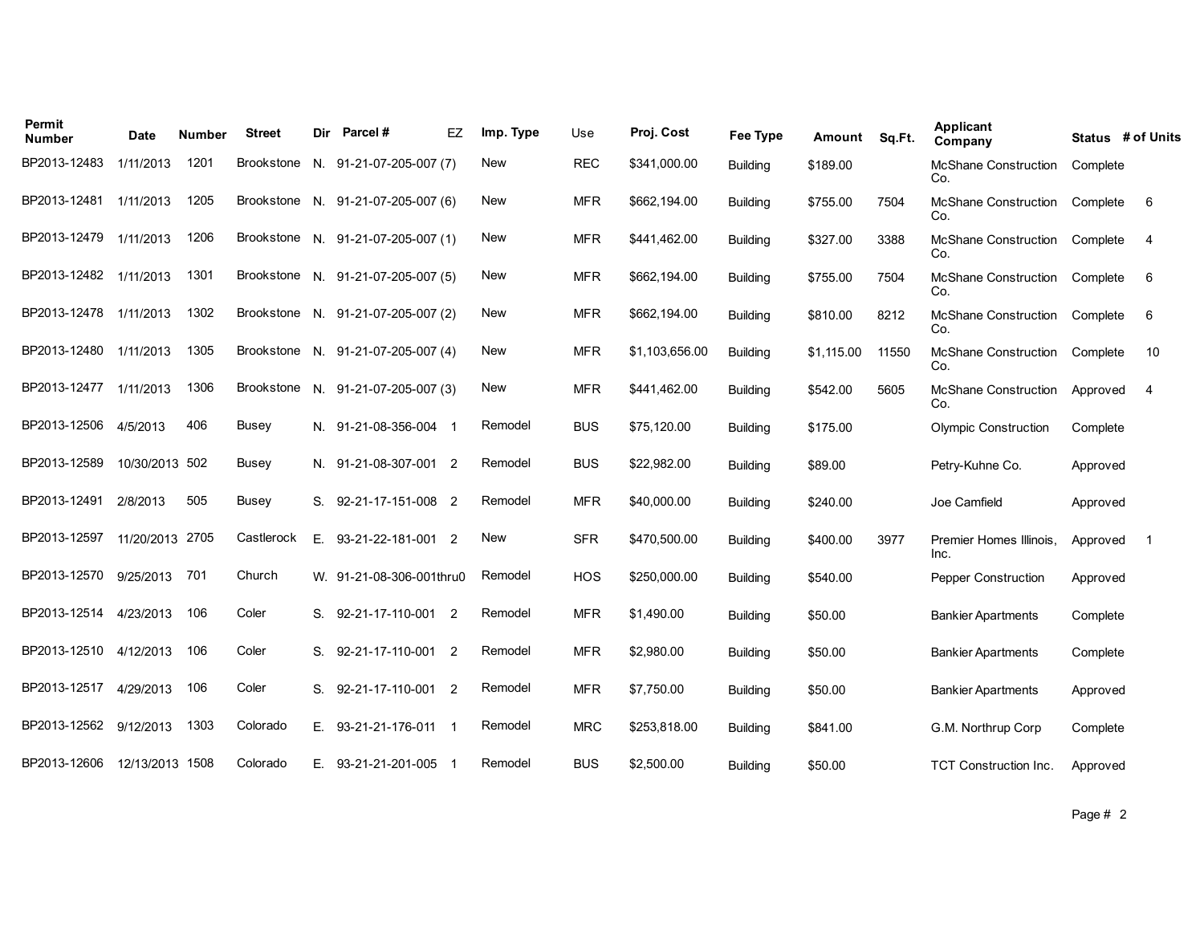| Permit Number | Date | Number | Street | Dir | Parcel # | EZ | Imp. Type | Use | Proj. Cost | Fee Type | Amount | Sq.Ft. | Applicant Company | Status | # of Units |
|---|---|---|---|---|---|---|---|---|---|---|---|---|---|---|---|
| BP2013-12483 | 1/11/2013 | 1201 | Brookstone | N. | 91-21-07-205-007 (7) | | New | REC | $341,000.00 | Building | $189.00 | | McShane Construction Co. | Complete | |
| BP2013-12481 | 1/11/2013 | 1205 | Brookstone | N. | 91-21-07-205-007 (6) | | New | MFR | $662,194.00 | Building | $755.00 | 7504 | McShane Construction Co. | Complete | 6 |
| BP2013-12479 | 1/11/2013 | 1206 | Brookstone | N. | 91-21-07-205-007 (1) | | New | MFR | $441,462.00 | Building | $327.00 | 3388 | McShane Construction Co. | Complete | 4 |
| BP2013-12482 | 1/11/2013 | 1301 | Brookstone | N. | 91-21-07-205-007 (5) | | New | MFR | $662,194.00 | Building | $755.00 | 7504 | McShane Construction Co. | Complete | 6 |
| BP2013-12478 | 1/11/2013 | 1302 | Brookstone | N. | 91-21-07-205-007 (2) | | New | MFR | $662,194.00 | Building | $810.00 | 8212 | McShane Construction Co. | Complete | 6 |
| BP2013-12480 | 1/11/2013 | 1305 | Brookstone | N. | 91-21-07-205-007 (4) | | New | MFR | $1,103,656.00 | Building | $1,115.00 | 11550 | McShane Construction Co. | Complete | 10 |
| BP2013-12477 | 1/11/2013 | 1306 | Brookstone | N. | 91-21-07-205-007 (3) | | New | MFR | $441,462.00 | Building | $542.00 | 5605 | McShane Construction Co. | Approved | 4 |
| BP2013-12506 | 4/5/2013 | 406 | Busey | N. | 91-21-08-356-004 | 1 | Remodel | BUS | $75,120.00 | Building | $175.00 | | Olympic Construction | Complete | |
| BP2013-12589 | 10/30/2013 | 502 | Busey | N. | 91-21-08-307-001 | 2 | Remodel | BUS | $22,982.00 | Building | $89.00 | | Petry-Kuhne Co. | Approved | |
| BP2013-12491 | 2/8/2013 | 505 | Busey | S. | 92-21-17-151-008 | 2 | Remodel | MFR | $40,000.00 | Building | $240.00 | | Joe Camfield | Approved | |
| BP2013-12597 | 11/20/2013 | 2705 | Castlerock | E. | 93-21-22-181-001 | 2 | New | SFR | $470,500.00 | Building | $400.00 | 3977 | Premier Homes Illinois, Inc. | Approved | 1 |
| BP2013-12570 | 9/25/2013 | 701 | Church | W. | 91-21-08-306-001thru0 | | Remodel | HOS | $250,000.00 | Building | $540.00 | | Pepper Construction | Approved | |
| BP2013-12514 | 4/23/2013 | 106 | Coler | S. | 92-21-17-110-001 | 2 | Remodel | MFR | $1,490.00 | Building | $50.00 | | Bankier Apartments | Complete | |
| BP2013-12510 | 4/12/2013 | 106 | Coler | S. | 92-21-17-110-001 | 2 | Remodel | MFR | $2,980.00 | Building | $50.00 | | Bankier Apartments | Complete | |
| BP2013-12517 | 4/29/2013 | 106 | Coler | S. | 92-21-17-110-001 | 2 | Remodel | MFR | $7,750.00 | Building | $50.00 | | Bankier Apartments | Approved | |
| BP2013-12562 | 9/12/2013 | 1303 | Colorado | E. | 93-21-21-176-011 | 1 | Remodel | MRC | $253,818.00 | Building | $841.00 | | G.M. Northrup Corp | Complete | |
| BP2013-12606 | 12/13/2013 | 1508 | Colorado | E. | 93-21-21-201-005 | 1 | Remodel | BUS | $2,500.00 | Building | $50.00 | | TCT Construction Inc. | Approved | |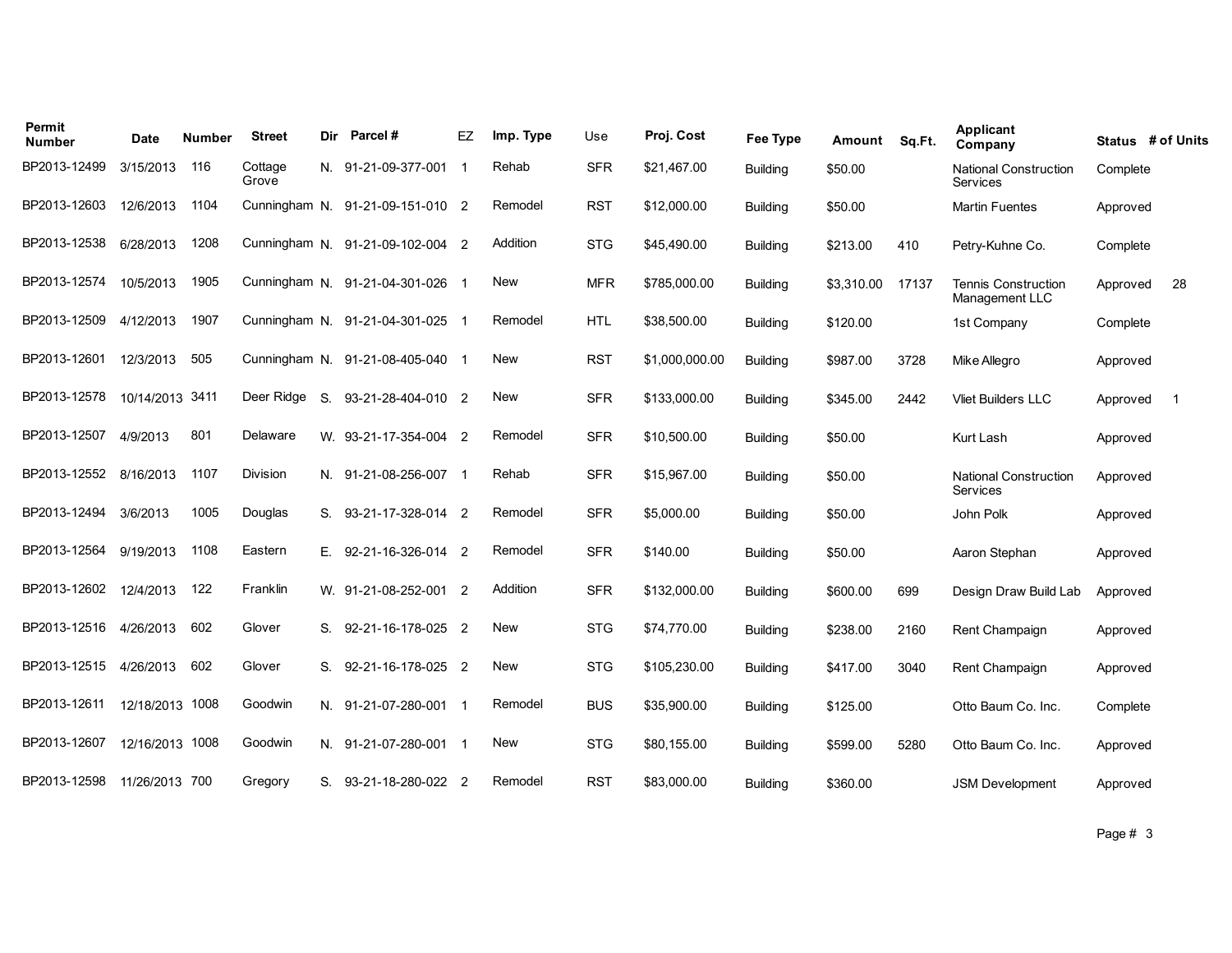| Permit Number | Date | Number | Street | Dir | Parcel # | EZ | Imp. Type | Use | Proj. Cost | Fee Type | Amount | Sq.Ft. | Applicant Company | Status | # of Units |
|---|---|---|---|---|---|---|---|---|---|---|---|---|---|---|---|
| BP2013-12499 | 3/15/2013 | 116 | Cottage Grove | N. | 91-21-09-377-001 | 1 | Rehab | SFR | $21,467.00 | Building | $50.00 | | National Construction Services | Complete | |
| BP2013-12603 | 12/6/2013 | 1104 | Cunningham | N. | 91-21-09-151-010 | 2 | Remodel | RST | $12,000.00 | Building | $50.00 | | Martin Fuentes | Approved | |
| BP2013-12538 | 6/28/2013 | 1208 | Cunningham | N. | 91-21-09-102-004 | 2 | Addition | STG | $45,490.00 | Building | $213.00 | 410 | Petry-Kuhne Co. | Complete | |
| BP2013-12574 | 10/5/2013 | 1905 | Cunningham | N. | 91-21-04-301-026 | 1 | New | MFR | $785,000.00 | Building | $3,310.00 | 17137 | Tennis Construction Management LLC | Approved | 28 |
| BP2013-12509 | 4/12/2013 | 1907 | Cunningham | N. | 91-21-04-301-025 | 1 | Remodel | HTL | $38,500.00 | Building | $120.00 | | 1st Company | Complete | |
| BP2013-12601 | 12/3/2013 | 505 | Cunningham | N. | 91-21-08-405-040 | 1 | New | RST | $1,000,000.00 | Building | $987.00 | 3728 | Mike Allegro | Approved | |
| BP2013-12578 | 10/14/2013 | 3411 | Deer Ridge | S. | 93-21-28-404-010 | 2 | New | SFR | $133,000.00 | Building | $345.00 | 2442 | Vliet Builders LLC | Approved | 1 |
| BP2013-12507 | 4/9/2013 | 801 | Delaware | W. | 93-21-17-354-004 | 2 | Remodel | SFR | $10,500.00 | Building | $50.00 | | Kurt Lash | Approved | |
| BP2013-12552 | 8/16/2013 | 1107 | Division | N. | 91-21-08-256-007 | 1 | Rehab | SFR | $15,967.00 | Building | $50.00 | | National Construction Services | Approved | |
| BP2013-12494 | 3/6/2013 | 1005 | Douglas | S. | 93-21-17-328-014 | 2 | Remodel | SFR | $5,000.00 | Building | $50.00 | | John Polk | Approved | |
| BP2013-12564 | 9/19/2013 | 1108 | Eastern | E. | 92-21-16-326-014 | 2 | Remodel | SFR | $140.00 | Building | $50.00 | | Aaron Stephan | Approved | |
| BP2013-12602 | 12/4/2013 | 122 | Franklin | W. | 91-21-08-252-001 | 2 | Addition | SFR | $132,000.00 | Building | $600.00 | 699 | Design Draw Build Lab | Approved | |
| BP2013-12516 | 4/26/2013 | 602 | Glover | S. | 92-21-16-178-025 | 2 | New | STG | $74,770.00 | Building | $238.00 | 2160 | Rent Champaign | Approved | |
| BP2013-12515 | 4/26/2013 | 602 | Glover | S. | 92-21-16-178-025 | 2 | New | STG | $105,230.00 | Building | $417.00 | 3040 | Rent Champaign | Approved | |
| BP2013-12611 | 12/18/2013 | 1008 | Goodwin | N. | 91-21-07-280-001 | 1 | Remodel | BUS | $35,900.00 | Building | $125.00 | | Otto Baum Co. Inc. | Complete | |
| BP2013-12607 | 12/16/2013 | 1008 | Goodwin | N. | 91-21-07-280-001 | 1 | New | STG | $80,155.00 | Building | $599.00 | 5280 | Otto Baum Co. Inc. | Approved | |
| BP2013-12598 | 11/26/2013 | 700 | Gregory | S. | 93-21-18-280-022 | 2 | Remodel | RST | $83,000.00 | Building | $360.00 | | JSM Development | Approved | |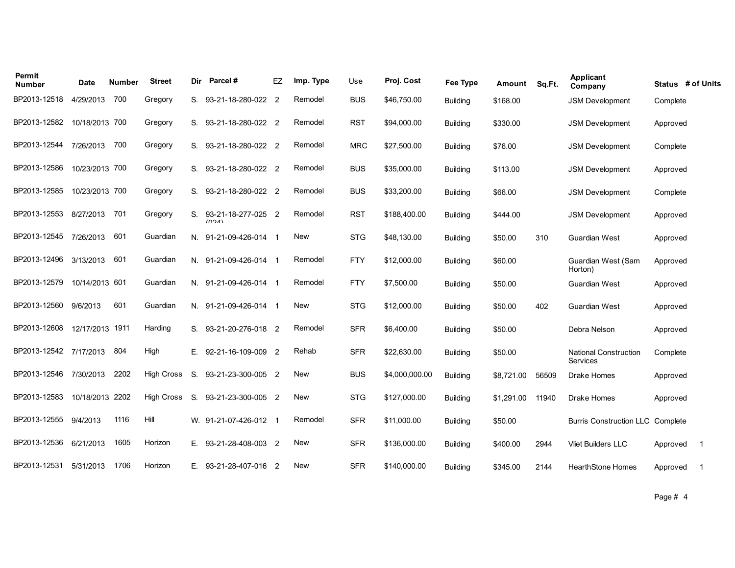| Permit Number | Date | Number | Street | Dir | Parcel # | EZ | Imp. Type | Use | Proj. Cost | Fee Type | Amount | Sq.Ft. | Applicant Company | Status | # of Units |
|---|---|---|---|---|---|---|---|---|---|---|---|---|---|---|---|
| BP2013-12518 | 4/29/2013 | 700 | Gregory | S. | 93-21-18-280-022 | 2 | Remodel | BUS | $46,750.00 | Building | $168.00 | | JSM Development | Complete | |
| BP2013-12582 | 10/18/2013 | 700 | Gregory | S. | 93-21-18-280-022 | 2 | Remodel | RST | $94,000.00 | Building | $330.00 | | JSM Development | Approved | |
| BP2013-12544 | 7/26/2013 | 700 | Gregory | S. | 93-21-18-280-022 | 2 | Remodel | MRC | $27,500.00 | Building | $76.00 | | JSM Development | Complete | |
| BP2013-12586 | 10/23/2013 | 700 | Gregory | S. | 93-21-18-280-022 | 2 | Remodel | BUS | $35,000.00 | Building | $113.00 | | JSM Development | Approved | |
| BP2013-12585 | 10/23/2013 | 700 | Gregory | S. | 93-21-18-280-022 | 2 | Remodel | BUS | $33,200.00 | Building | $66.00 | | JSM Development | Complete | |
| BP2013-12553 | 8/27/2013 | 701 | Gregory | S. | 93-21-18-277-025 (024) | 2 | Remodel | RST | $188,400.00 | Building | $444.00 | | JSM Development | Approved | |
| BP2013-12545 | 7/26/2013 | 601 | Guardian | N. | 91-21-09-426-014 | 1 | New | STG | $48,130.00 | Building | $50.00 | 310 | Guardian West | Approved | |
| BP2013-12496 | 3/13/2013 | 601 | Guardian | N. | 91-21-09-426-014 | 1 | Remodel | FTY | $12,000.00 | Building | $60.00 | | Guardian West (Sam Horton) | Approved | |
| BP2013-12579 | 10/14/2013 | 601 | Guardian | N. | 91-21-09-426-014 | 1 | Remodel | FTY | $7,500.00 | Building | $50.00 | | Guardian West | Approved | |
| BP2013-12560 | 9/6/2013 | 601 | Guardian | N. | 91-21-09-426-014 | 1 | New | STG | $12,000.00 | Building | $50.00 | 402 | Guardian West | Approved | |
| BP2013-12608 | 12/17/2013 | 1911 | Harding | S. | 93-21-20-276-018 | 2 | Remodel | SFR | $6,400.00 | Building | $50.00 | | Debra Nelson | Approved | |
| BP2013-12542 | 7/17/2013 | 804 | High | E. | 92-21-16-109-009 | 2 | Rehab | SFR | $22,630.00 | Building | $50.00 | | National Construction Services | Complete | |
| BP2013-12546 | 7/30/2013 | 2202 | High Cross | S. | 93-21-23-300-005 | 2 | New | BUS | $4,000,000.00 | Building | $8,721.00 | 56509 | Drake Homes | Approved | |
| BP2013-12583 | 10/18/2013 | 2202 | High Cross | S. | 93-21-23-300-005 | 2 | New | STG | $127,000.00 | Building | $1,291.00 | 11940 | Drake Homes | Approved | |
| BP2013-12555 | 9/4/2013 | 1116 | Hill | W. | 91-21-07-426-012 | 1 | Remodel | SFR | $11,000.00 | Building | $50.00 | | Burris Construction LLC | Complete | |
| BP2013-12536 | 6/21/2013 | 1605 | Horizon | E. | 93-21-28-408-003 | 2 | New | SFR | $136,000.00 | Building | $400.00 | 2944 | Vliet Builders LLC | Approved | 1 |
| BP2013-12531 | 5/31/2013 | 1706 | Horizon | E. | 93-21-28-407-016 | 2 | New | SFR | $140,000.00 | Building | $345.00 | 2144 | HearthStone Homes | Approved | 1 |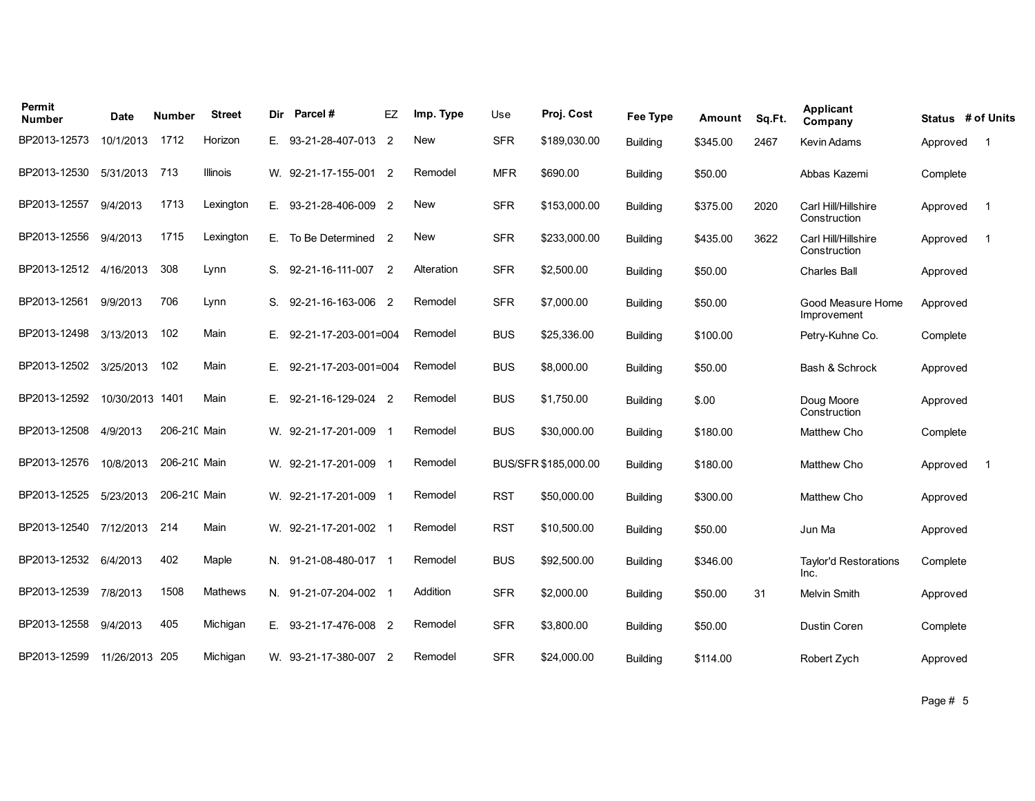| Permit Number | Date | Number | Street | Dir | Parcel # | EZ | Imp. Type | Use | Proj. Cost | Fee Type | Amount | Sq.Ft. | Applicant Company | Status | # of Units |
|---|---|---|---|---|---|---|---|---|---|---|---|---|---|---|---|
| BP2013-12573 | 10/1/2013 | 1712 | Horizon | E. | 93-21-28-407-013 | 2 | New | SFR | $189,030.00 | Building | $345.00 | 2467 | Kevin Adams | Approved | 1 |
| BP2013-12530 | 5/31/2013 | 713 | Illinois | W. | 92-21-17-155-001 | 2 | Remodel | MFR | $690.00 | Building | $50.00 | | Abbas Kazemi | Complete | |
| BP2013-12557 | 9/4/2013 | 1713 | Lexington | E. | 93-21-28-406-009 | 2 | New | SFR | $153,000.00 | Building | $375.00 | 2020 | Carl Hill/Hillshire Construction | Approved | 1 |
| BP2013-12556 | 9/4/2013 | 1715 | Lexington | E. | To Be Determined | 2 | New | SFR | $233,000.00 | Building | $435.00 | 3622 | Carl Hill/Hillshire Construction | Approved | 1 |
| BP2013-12512 | 4/16/2013 | 308 | Lynn | S. | 92-21-16-111-007 | 2 | Alteration | SFR | $2,500.00 | Building | $50.00 | | Charles Ball | Approved | |
| BP2013-12561 | 9/9/2013 | 706 | Lynn | S. | 92-21-16-163-006 | 2 | Remodel | SFR | $7,000.00 | Building | $50.00 | | Good Measure Home Improvement | Approved | |
| BP2013-12498 | 3/13/2013 | 102 | Main | E. | 92-21-17-203-001=004 | | Remodel | BUS | $25,336.00 | Building | $100.00 | | Petry-Kuhne Co. | Complete | |
| BP2013-12502 | 3/25/2013 | 102 | Main | E. | 92-21-17-203-001=004 | | Remodel | BUS | $8,000.00 | Building | $50.00 | | Bash & Schrock | Approved | |
| BP2013-12592 | 10/30/2013 | 1401 | Main | E. | 92-21-16-129-024 | 2 | Remodel | BUS | $1,750.00 | Building | $.00 | | Doug Moore Construction | Approved | |
| BP2013-12508 | 4/9/2013 | 206-210 | Main | W. | 92-21-17-201-009 | 1 | Remodel | BUS | $30,000.00 | Building | $180.00 | | Matthew Cho | Complete | |
| BP2013-12576 | 10/8/2013 | 206-210 | Main | W. | 92-21-17-201-009 | 1 | Remodel | BUS/SFR | $185,000.00 | Building | $180.00 | | Matthew Cho | Approved | 1 |
| BP2013-12525 | 5/23/2013 | 206-210 | Main | W. | 92-21-17-201-009 | 1 | Remodel | RST | $50,000.00 | Building | $300.00 | | Matthew Cho | Approved | |
| BP2013-12540 | 7/12/2013 | 214 | Main | W. | 92-21-17-201-002 | 1 | Remodel | RST | $10,500.00 | Building | $50.00 | | Jun Ma | Approved | |
| BP2013-12532 | 6/4/2013 | 402 | Maple | N. | 91-21-08-480-017 | 1 | Remodel | BUS | $92,500.00 | Building | $346.00 | | Taylor'd Restorations Inc. | Complete | |
| BP2013-12539 | 7/8/2013 | 1508 | Mathews | N. | 91-21-07-204-002 | 1 | Addition | SFR | $2,000.00 | Building | $50.00 | 31 | Melvin Smith | Approved | |
| BP2013-12558 | 9/4/2013 | 405 | Michigan | E. | 93-21-17-476-008 | 2 | Remodel | SFR | $3,800.00 | Building | $50.00 | | Dustin Coren | Complete | |
| BP2013-12599 | 11/26/2013 | 205 | Michigan | W. | 93-21-17-380-007 | 2 | Remodel | SFR | $24,000.00 | Building | $114.00 | | Robert Zych | Approved | |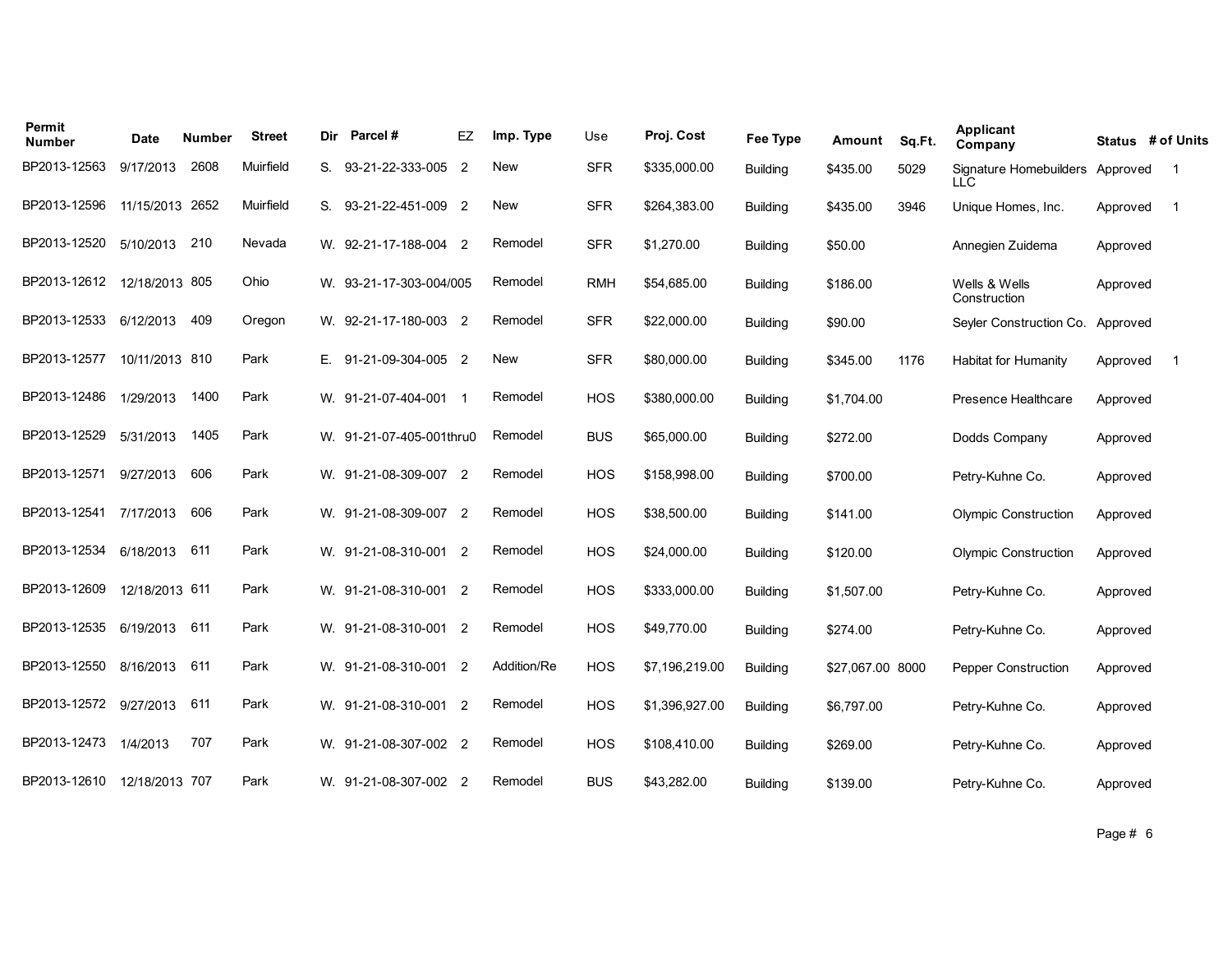| Permit Number | Date | Number | Street | Dir | Parcel # | EZ | Imp. Type | Use | Proj. Cost | Fee Type | Amount | Sq.Ft. | Applicant Company | Status | # of Units |
|---|---|---|---|---|---|---|---|---|---|---|---|---|---|---|---|
| BP2013-12563 | 9/17/2013 | 2608 | Muirfield | S. | 93-21-22-333-005 | 2 | New | SFR | $335,000.00 | Building | $435.00 | 5029 | Signature Homebuilders LLC | Approved | 1 |
| BP2013-12596 | 11/15/2013 | 2652 | Muirfield | S. | 93-21-22-451-009 | 2 | New | SFR | $264,383.00 | Building | $435.00 | 3946 | Unique Homes, Inc. | Approved | 1 |
| BP2013-12520 | 5/10/2013 | 210 | Nevada | W. | 92-21-17-188-004 | 2 | Remodel | SFR | $1,270.00 | Building | $50.00 | | Annegien Zuidema | Approved | |
| BP2013-12612 | 12/18/2013 | 805 | Ohio | W. | 93-21-17-303-004/005 | | Remodel | RMH | $54,685.00 | Building | $186.00 | | Wells & Wells Construction | Approved | |
| BP2013-12533 | 6/12/2013 | 409 | Oregon | W. | 92-21-17-180-003 | 2 | Remodel | SFR | $22,000.00 | Building | $90.00 | | Seyler Construction Co. | Approved | |
| BP2013-12577 | 10/11/2013 | 810 | Park | E. | 91-21-09-304-005 | 2 | New | SFR | $80,000.00 | Building | $345.00 | 1176 | Habitat for Humanity | Approved | 1 |
| BP2013-12486 | 1/29/2013 | 1400 | Park | W. | 91-21-07-404-001 | 1 | Remodel | HOS | $380,000.00 | Building | $1,704.00 | | Presence Healthcare | Approved | |
| BP2013-12529 | 5/31/2013 | 1405 | Park | W. | 91-21-07-405-001thru0 | | Remodel | BUS | $65,000.00 | Building | $272.00 | | Dodds Company | Approved | |
| BP2013-12571 | 9/27/2013 | 606 | Park | W. | 91-21-08-309-007 | 2 | Remodel | HOS | $158,998.00 | Building | $700.00 | | Petry-Kuhne Co. | Approved | |
| BP2013-12541 | 7/17/2013 | 606 | Park | W. | 91-21-08-309-007 | 2 | Remodel | HOS | $38,500.00 | Building | $141.00 | | Olympic Construction | Approved | |
| BP2013-12534 | 6/18/2013 | 611 | Park | W. | 91-21-08-310-001 | 2 | Remodel | HOS | $24,000.00 | Building | $120.00 | | Olympic Construction | Approved | |
| BP2013-12609 | 12/18/2013 | 611 | Park | W. | 91-21-08-310-001 | 2 | Remodel | HOS | $333,000.00 | Building | $1,507.00 | | Petry-Kuhne Co. | Approved | |
| BP2013-12535 | 6/19/2013 | 611 | Park | W. | 91-21-08-310-001 | 2 | Remodel | HOS | $49,770.00 | Building | $274.00 | | Petry-Kuhne Co. | Approved | |
| BP2013-12550 | 8/16/2013 | 611 | Park | W. | 91-21-08-310-001 | 2 | Addition/Re | HOS | $7,196,219.00 | Building | $27,067.00 | 8000 | Pepper Construction | Approved | |
| BP2013-12572 | 9/27/2013 | 611 | Park | W. | 91-21-08-310-001 | 2 | Remodel | HOS | $1,396,927.00 | Building | $6,797.00 | | Petry-Kuhne Co. | Approved | |
| BP2013-12473 | 1/4/2013 | 707 | Park | W. | 91-21-08-307-002 | 2 | Remodel | HOS | $108,410.00 | Building | $269.00 | | Petry-Kuhne Co. | Approved | |
| BP2013-12610 | 12/18/2013 | 707 | Park | W. | 91-21-08-307-002 | 2 | Remodel | BUS | $43,282.00 | Building | $139.00 | | Petry-Kuhne Co. | Approved | |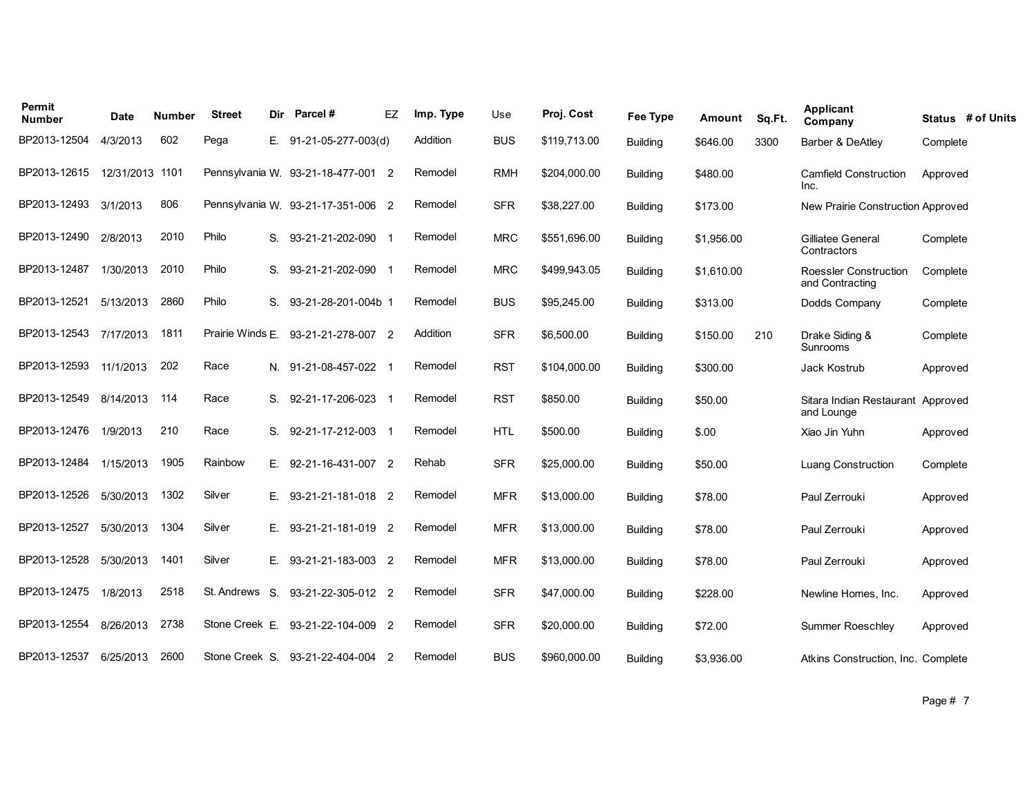| Permit Number | Date | Number | Street | Dir | Parcel # | EZ | Imp. Type | Use | Proj. Cost | Fee Type | Amount | Sq.Ft. | Applicant Company | Status | # of Units |
|---|---|---|---|---|---|---|---|---|---|---|---|---|---|---|---|
| BP2013-12504 | 4/3/2013 | 602 | Pega | E. | 91-21-05-277-003(d) | | Addition | BUS | $119,713.00 | Building | $646.00 | 3300 | Barber & DeAtley | Complete | |
| BP2013-12615 | 12/31/2013 | 1101 | Pennsylvania | W. | 93-21-18-477-001 | 2 | Remodel | RMH | $204,000.00 | Building | $480.00 | | Camfield Construction Inc. | Approved | |
| BP2013-12493 | 3/1/2013 | 806 | Pennsylvania | W. | 93-21-17-351-006 | 2 | Remodel | SFR | $38,227.00 | Building | $173.00 | | New Prairie Construction | Approved | |
| BP2013-12490 | 2/8/2013 | 2010 | Philo | S. | 93-21-21-202-090 | 1 | Remodel | MRC | $551,696.00 | Building | $1,956.00 | | Gilliatee General Contractors | Complete | |
| BP2013-12487 | 1/30/2013 | 2010 | Philo | S. | 93-21-21-202-090 | 1 | Remodel | MRC | $499,943.05 | Building | $1,610.00 | | Roessler Construction and Contracting | Complete | |
| BP2013-12521 | 5/13/2013 | 2860 | Philo | S. | 93-21-28-201-004b | 1 | Remodel | BUS | $95,245.00 | Building | $313.00 | | Dodds Company | Complete | |
| BP2013-12543 | 7/17/2013 | 1811 | Prairie Winds | E. | 93-21-21-278-007 | 2 | Addition | SFR | $6,500.00 | Building | $150.00 | 210 | Drake Siding & Sunrooms | Complete | |
| BP2013-12593 | 11/1/2013 | 202 | Race | N. | 91-21-08-457-022 | 1 | Remodel | RST | $104,000.00 | Building | $300.00 | | Jack Kostrub | Approved | |
| BP2013-12549 | 8/14/2013 | 114 | Race | S. | 92-21-17-206-023 | 1 | Remodel | RST | $850.00 | Building | $50.00 | | Sitara Indian Restaurant and Lounge | Approved | |
| BP2013-12476 | 1/9/2013 | 210 | Race | S. | 92-21-17-212-003 | 1 | Remodel | HTL | $500.00 | Building | $.00 | | Xiao Jin Yuhn | Approved | |
| BP2013-12484 | 1/15/2013 | 1905 | Rainbow | E. | 92-21-16-431-007 | 2 | Rehab | SFR | $25,000.00 | Building | $50.00 | | Luang Construction | Complete | |
| BP2013-12526 | 5/30/2013 | 1302 | Silver | E. | 93-21-21-181-018 | 2 | Remodel | MFR | $13,000.00 | Building | $78.00 | | Paul Zerrouki | Approved | |
| BP2013-12527 | 5/30/2013 | 1304 | Silver | E. | 93-21-21-181-019 | 2 | Remodel | MFR | $13,000.00 | Building | $78.00 | | Paul Zerrouki | Approved | |
| BP2013-12528 | 5/30/2013 | 1401 | Silver | E. | 93-21-21-183-003 | 2 | Remodel | MFR | $13,000.00 | Building | $78.00 | | Paul Zerrouki | Approved | |
| BP2013-12475 | 1/8/2013 | 2518 | St. Andrews | S. | 93-21-22-305-012 | 2 | Remodel | SFR | $47,000.00 | Building | $228.00 | | Newline Homes, Inc. | Approved | |
| BP2013-12554 | 8/26/2013 | 2738 | Stone Creek | E. | 93-21-22-104-009 | 2 | Remodel | SFR | $20,000.00 | Building | $72.00 | | Summer Roeschley | Approved | |
| BP2013-12537 | 6/25/2013 | 2600 | Stone Creek | S. | 93-21-22-404-004 | 2 | Remodel | BUS | $960,000.00 | Building | $3,936.00 | | Atkins Construction, Inc. | Complete | |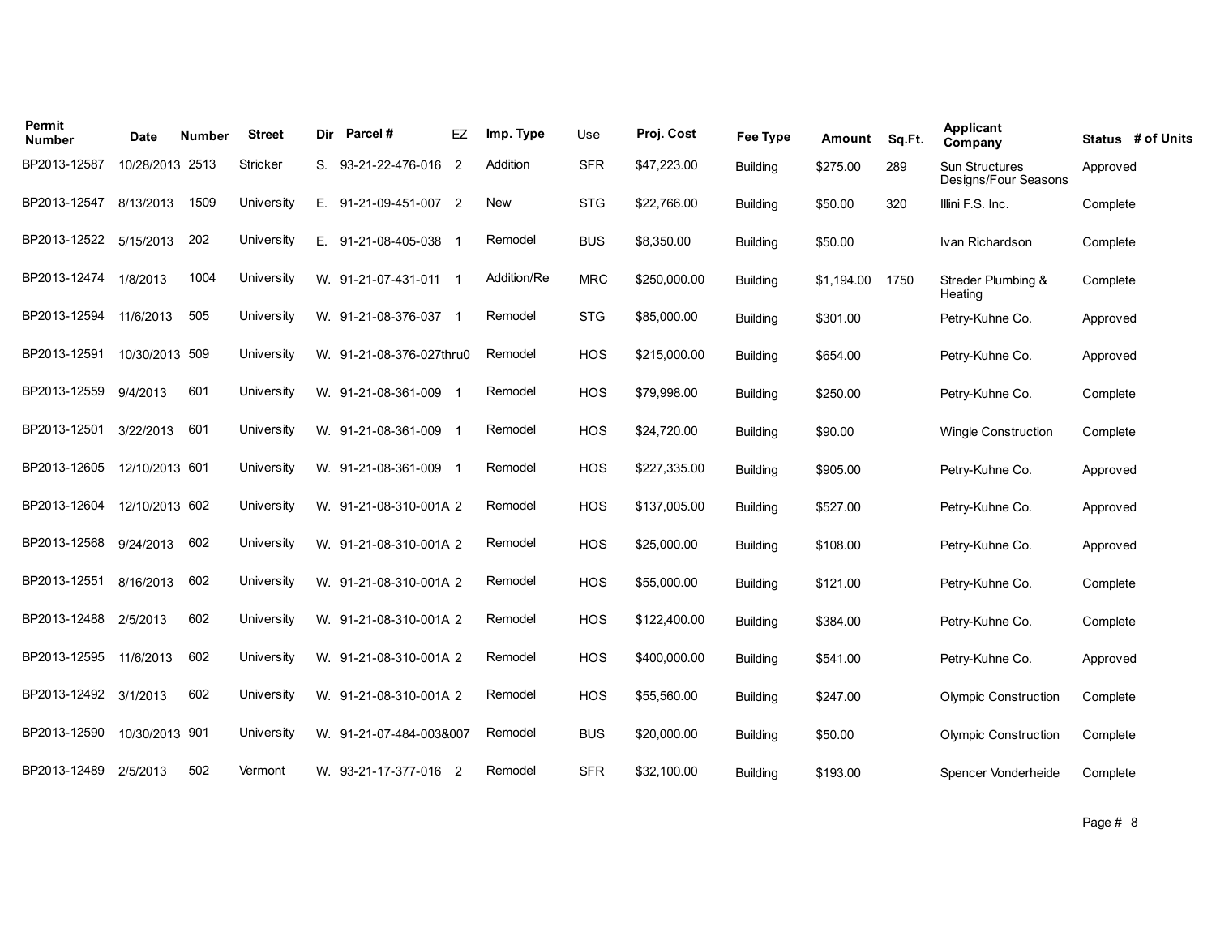| Permit Number | Date | Number | Street | Dir | Parcel # | EZ | Imp. Type | Use | Proj. Cost | Fee Type | Amount | Sq.Ft. | Applicant Company | Status | # of Units |
|---|---|---|---|---|---|---|---|---|---|---|---|---|---|---|---|
| BP2013-12587 | 10/28/2013 | 2513 | Stricker | S. | 93-21-22-476-016 | 2 | Addition | SFR | $47,223.00 | Building | $275.00 | 289 | Sun Structures Designs/Four Seasons | Approved | |
| BP2013-12547 | 8/13/2013 | 1509 | University | E. | 91-21-09-451-007 | 2 | New | STG | $22,766.00 | Building | $50.00 | 320 | Illini F.S. Inc. | Complete | |
| BP2013-12522 | 5/15/2013 | 202 | University | E. | 91-21-08-405-038 | 1 | Remodel | BUS | $8,350.00 | Building | $50.00 | | Ivan Richardson | Complete | |
| BP2013-12474 | 1/8/2013 | 1004 | University | W. | 91-21-07-431-011 | 1 | Addition/Re | MRC | $250,000.00 | Building | $1,194.00 | 1750 | Streder Plumbing & Heating | Complete | |
| BP2013-12594 | 11/6/2013 | 505 | University | W. | 91-21-08-376-037 | 1 | Remodel | STG | $85,000.00 | Building | $301.00 | | Petry-Kuhne Co. | Approved | |
| BP2013-12591 | 10/30/2013 | 509 | University | W. | 91-21-08-376-027thru0 | | Remodel | HOS | $215,000.00 | Building | $654.00 | | Petry-Kuhne Co. | Approved | |
| BP2013-12559 | 9/4/2013 | 601 | University | W. | 91-21-08-361-009 | 1 | Remodel | HOS | $79,998.00 | Building | $250.00 | | Petry-Kuhne Co. | Complete | |
| BP2013-12501 | 3/22/2013 | 601 | University | W. | 91-21-08-361-009 | 1 | Remodel | HOS | $24,720.00 | Building | $90.00 | | Wingle Construction | Complete | |
| BP2013-12605 | 12/10/2013 | 601 | University | W. | 91-21-08-361-009 | 1 | Remodel | HOS | $227,335.00 | Building | $905.00 | | Petry-Kuhne Co. | Approved | |
| BP2013-12604 | 12/10/2013 | 602 | University | W. | 91-21-08-310-001A | 2 | Remodel | HOS | $137,005.00 | Building | $527.00 | | Petry-Kuhne Co. | Approved | |
| BP2013-12568 | 9/24/2013 | 602 | University | W. | 91-21-08-310-001A | 2 | Remodel | HOS | $25,000.00 | Building | $108.00 | | Petry-Kuhne Co. | Approved | |
| BP2013-12551 | 8/16/2013 | 602 | University | W. | 91-21-08-310-001A | 2 | Remodel | HOS | $55,000.00 | Building | $121.00 | | Petry-Kuhne Co. | Complete | |
| BP2013-12488 | 2/5/2013 | 602 | University | W. | 91-21-08-310-001A | 2 | Remodel | HOS | $122,400.00 | Building | $384.00 | | Petry-Kuhne Co. | Complete | |
| BP2013-12595 | 11/6/2013 | 602 | University | W. | 91-21-08-310-001A | 2 | Remodel | HOS | $400,000.00 | Building | $541.00 | | Petry-Kuhne Co. | Approved | |
| BP2013-12492 | 3/1/2013 | 602 | University | W. | 91-21-08-310-001A | 2 | Remodel | HOS | $55,560.00 | Building | $247.00 | | Olympic Construction | Complete | |
| BP2013-12590 | 10/30/2013 | 901 | University | W. | 91-21-07-484-003&007 | | Remodel | BUS | $20,000.00 | Building | $50.00 | | Olympic Construction | Complete | |
| BP2013-12489 | 2/5/2013 | 502 | Vermont | W. | 93-21-17-377-016 | 2 | Remodel | SFR | $32,100.00 | Building | $193.00 | | Spencer Vonderheide | Complete | |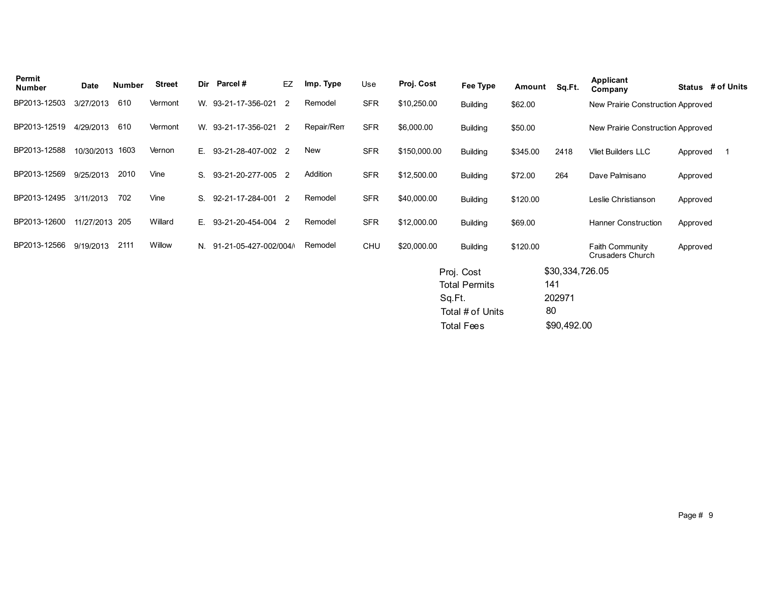| Permit Number | Date | Number | Street | Dir | Parcel # | EZ | Imp. Type | Use | Proj. Cost | Fee Type | Amount | Sq.Ft. | Applicant Company | Status | # of Units |
|---|---|---|---|---|---|---|---|---|---|---|---|---|---|---|---|
| BP2013-12503 | 3/27/2013 | 610 | Vermont | W. | 93-21-17-356-021 | 2 | Remodel | SFR | $10,250.00 | Building | $62.00 | | New Prairie Construction | Approved | |
| BP2013-12519 | 4/29/2013 | 610 | Vermont | W. | 93-21-17-356-021 | 2 | Repair/Rem | SFR | $6,000.00 | Building | $50.00 | | New Prairie Construction | Approved | |
| BP2013-12588 | 10/30/2013 | 1603 | Vernon | E. | 93-21-28-407-002 | 2 | New | SFR | $150,000.00 | Building | $345.00 | 2418 | Vliet Builders LLC | Approved | 1 |
| BP2013-12569 | 9/25/2013 | 2010 | Vine | S. | 93-21-20-277-005 | 2 | Addition | SFR | $12,500.00 | Building | $72.00 | 264 | Dave Palmisano | Approved | |
| BP2013-12495 | 3/11/2013 | 702 | Vine | S. | 92-21-17-284-001 | 2 | Remodel | SFR | $40,000.00 | Building | $120.00 | | Leslie Christianson | Approved | |
| BP2013-12600 | 11/27/2013 | 205 | Willard | E. | 93-21-20-454-004 | 2 | Remodel | SFR | $12,000.00 | Building | $69.00 | | Hanner Construction | Approved | |
| BP2013-12566 | 9/19/2013 | 2111 | Willow | N. | 91-21-05-427-002/004/ | | Remodel | CHU | $20,000.00 | Building | $120.00 | | Faith Community Crusaders Church | Approved | |

| | |
|---|---|
| Proj. Cost | $30,334,726.05 |
| Total Permits | 141 |
| Sq.Ft. | 202971 |
| Total # of Units | 80 |
| Total Fees | $90,492.00 |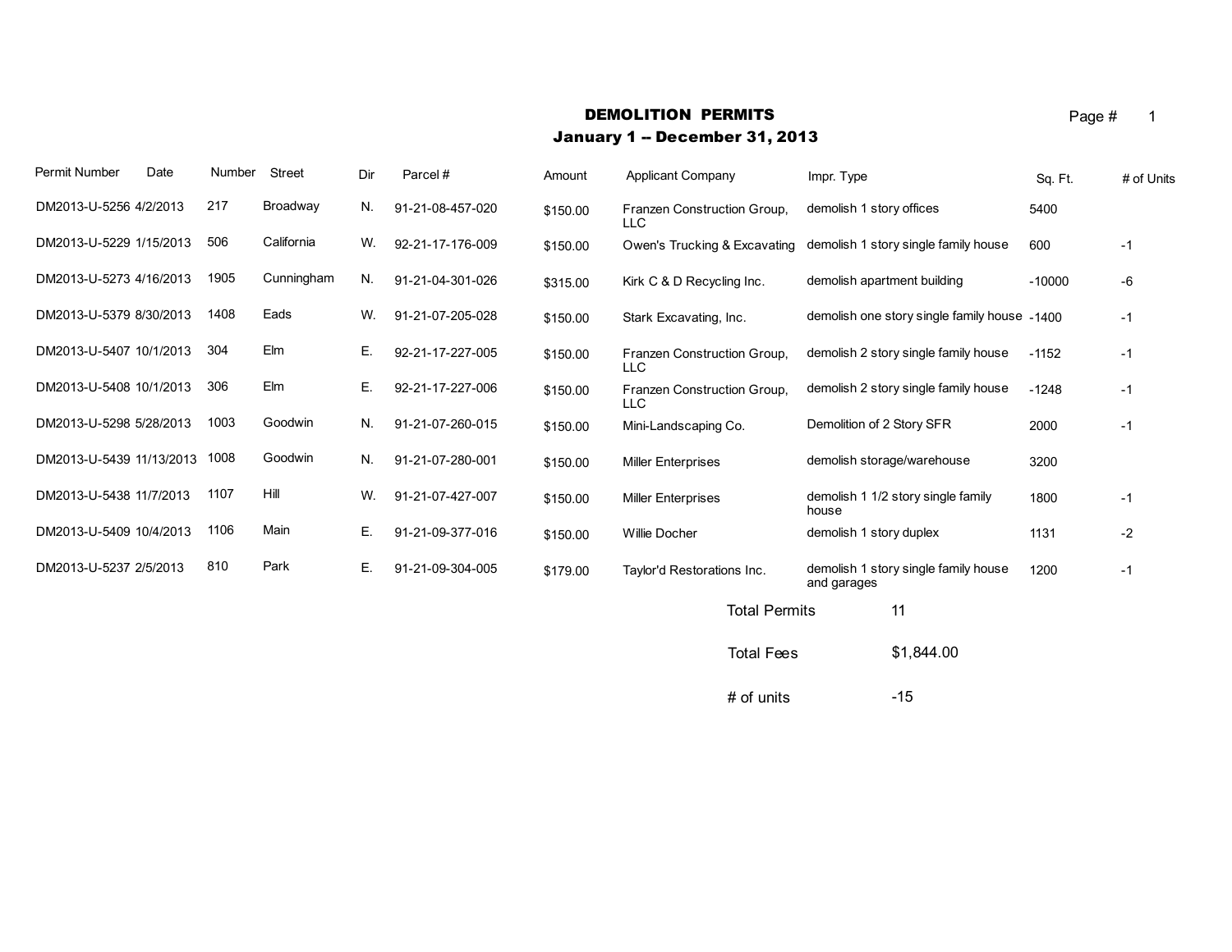# DEMOLITION PERMITS

## January 1 -- December 31, 2013

| Permit Number | Date | Number | Street | Dir | Parcel # | Amount | Applicant Company | Impr. Type | Sq. Ft. | # of Units |
|---|---|---|---|---|---|---|---|---|---|---|
| DM2013-U-5256 | 4/2/2013 | 217 | Broadway | N. | 91-21-08-457-020 | $150.00 | Franzen Construction Group, LLC | demolish 1 story offices | 5400 | |
| DM2013-U-5229 | 1/15/2013 | 506 | California | W. | 92-21-17-176-009 | $150.00 | Owen's Trucking & Excavating | demolish 1 story single family house | 600 | -1 |
| DM2013-U-5273 | 4/16/2013 | 1905 | Cunningham | N. | 91-21-04-301-026 | $315.00 | Kirk C & D Recycling Inc. | demolish apartment building | -10000 | -6 |
| DM2013-U-5379 | 8/30/2013 | 1408 | Eads | W. | 91-21-07-205-028 | $150.00 | Stark Excavating, Inc. | demolish one story single family house | -1400 | -1 |
| DM2013-U-5407 | 10/1/2013 | 304 | Elm | E. | 92-21-17-227-005 | $150.00 | Franzen Construction Group, LLC | demolish 2 story single family house | -1152 | -1 |
| DM2013-U-5408 | 10/1/2013 | 306 | Elm | E. | 92-21-17-227-006 | $150.00 | Franzen Construction Group, LLC | demolish 2 story single family house | -1248 | -1 |
| DM2013-U-5298 | 5/28/2013 | 1003 | Goodwin | N. | 91-21-07-260-015 | $150.00 | Mini-Landscaping Co. | Demolition of 2 Story SFR | 2000 | -1 |
| DM2013-U-5439 | 11/13/2013 | 1008 | Goodwin | N. | 91-21-07-280-001 | $150.00 | Miller Enterprises | demolish storage/warehouse | 3200 | |
| DM2013-U-5438 | 11/7/2013 | 1107 | Hill | W. | 91-21-07-427-007 | $150.00 | Miller Enterprises | demolish 1 1/2 story single family house | 1800 | -1 |
| DM2013-U-5409 | 10/4/2013 | 1106 | Main | E. | 91-21-09-377-016 | $150.00 | Willie Docher | demolish 1 story duplex | 1131 | -2 |
| DM2013-U-5237 | 2/5/2013 | 810 | Park | E. | 91-21-09-304-005 | $179.00 | Taylor'd Restorations Inc. | demolish 1 story single family house and garages | 1200 | -1 |

| | |
|---|---|
| Total Permits | 11 |
| Total Fees | $1,844.00 |
| # of units | -15 |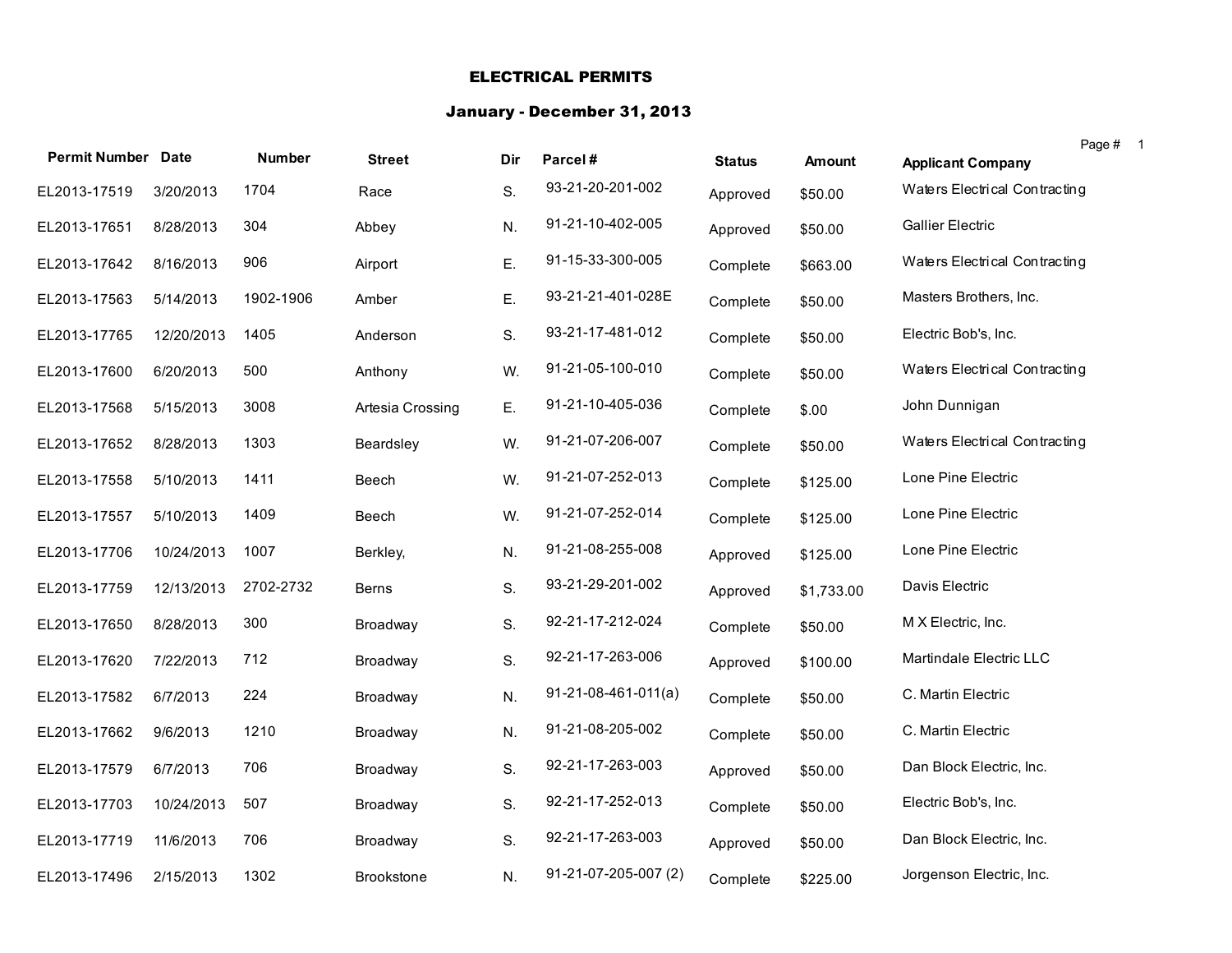# ELECTRICAL PERMITS

## January - December 31, 2013

| Permit Number | Date | Number | Street | Dir | Parcel # | Status | Amount | Applicant Company |
|---|---|---|---|---|---|---|---|---|
| EL2013-17519 | 3/20/2013 | 1704 | Race | S. | 93-21-20-201-002 | Approved | $50.00 | Waters Electrical Contracting |
| EL2013-17651 | 8/28/2013 | 304 | Abbey | N. | 91-21-10-402-005 | Approved | $50.00 | Gallier Electric |
| EL2013-17642 | 8/16/2013 | 906 | Airport | E. | 91-15-33-300-005 | Complete | $663.00 | Waters Electrical Contracting |
| EL2013-17563 | 5/14/2013 | 1902-1906 | Amber | E. | 93-21-21-401-028E | Complete | $50.00 | Masters Brothers, Inc. |
| EL2013-17765 | 12/20/2013 | 1405 | Anderson | S. | 93-21-17-481-012 | Complete | $50.00 | Electric Bob's, Inc. |
| EL2013-17600 | 6/20/2013 | 500 | Anthony | W. | 91-21-05-100-010 | Complete | $50.00 | Waters Electrical Contracting |
| EL2013-17568 | 5/15/2013 | 3008 | Artesia Crossing | E. | 91-21-10-405-036 | Complete | $.00 | John Dunnigan |
| EL2013-17652 | 8/28/2013 | 1303 | Beardsley | W. | 91-21-07-206-007 | Complete | $50.00 | Waters Electrical Contracting |
| EL2013-17558 | 5/10/2013 | 1411 | Beech | W. | 91-21-07-252-013 | Complete | $125.00 | Lone Pine Electric |
| EL2013-17557 | 5/10/2013 | 1409 | Beech | W. | 91-21-07-252-014 | Complete | $125.00 | Lone Pine Electric |
| EL2013-17706 | 10/24/2013 | 1007 | Berkley, | N. | 91-21-08-255-008 | Approved | $125.00 | Lone Pine Electric |
| EL2013-17759 | 12/13/2013 | 2702-2732 | Berns | S. | 93-21-29-201-002 | Approved | $1,733.00 | Davis Electric |
| EL2013-17650 | 8/28/2013 | 300 | Broadway | S. | 92-21-17-212-024 | Complete | $50.00 | M X Electric, Inc. |
| EL2013-17620 | 7/22/2013 | 712 | Broadway | S. | 92-21-17-263-006 | Approved | $100.00 | Martindale Electric LLC |
| EL2013-17582 | 6/7/2013 | 224 | Broadway | N. | 91-21-08-461-011(a) | Complete | $50.00 | C. Martin Electric |
| EL2013-17662 | 9/6/2013 | 1210 | Broadway | N. | 91-21-08-205-002 | Complete | $50.00 | C. Martin Electric |
| EL2013-17579 | 6/7/2013 | 706 | Broadway | S. | 92-21-17-263-003 | Approved | $50.00 | Dan Block Electric, Inc. |
| EL2013-17703 | 10/24/2013 | 507 | Broadway | S. | 92-21-17-252-013 | Complete | $50.00 | Electric Bob's, Inc. |
| EL2013-17719 | 11/6/2013 | 706 | Broadway | S. | 92-21-17-263-003 | Approved | $50.00 | Dan Block Electric, Inc. |
| EL2013-17496 | 2/15/2013 | 1302 | Brookstone | N. | 91-21-07-205-007 (2) | Complete | $225.00 | Jorgenson Electric, Inc. |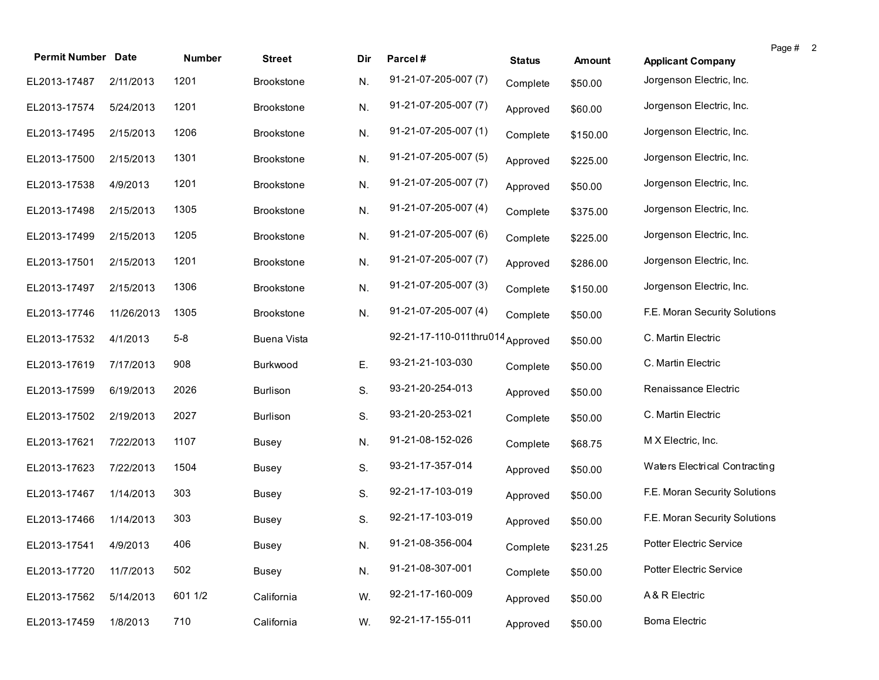| Permit Number | Date | Number | Street | Dir | Parcel # | Status | Amount | Applicant Company |
|---|---|---|---|---|---|---|---|---|
| EL2013-17487 | 2/11/2013 | 1201 | Brookstone | N. | 91-21-07-205-007 (7) | Complete | $50.00 | Jorgenson Electric, Inc. |
| EL2013-17574 | 5/24/2013 | 1201 | Brookstone | N. | 91-21-07-205-007 (7) | Approved | $60.00 | Jorgenson Electric, Inc. |
| EL2013-17495 | 2/15/2013 | 1206 | Brookstone | N. | 91-21-07-205-007 (1) | Complete | $150.00 | Jorgenson Electric, Inc. |
| EL2013-17500 | 2/15/2013 | 1301 | Brookstone | N. | 91-21-07-205-007 (5) | Approved | $225.00 | Jorgenson Electric, Inc. |
| EL2013-17538 | 4/9/2013 | 1201 | Brookstone | N. | 91-21-07-205-007 (7) | Approved | $50.00 | Jorgenson Electric, Inc. |
| EL2013-17498 | 2/15/2013 | 1305 | Brookstone | N. | 91-21-07-205-007 (4) | Complete | $375.00 | Jorgenson Electric, Inc. |
| EL2013-17499 | 2/15/2013 | 1205 | Brookstone | N. | 91-21-07-205-007 (6) | Complete | $225.00 | Jorgenson Electric, Inc. |
| EL2013-17501 | 2/15/2013 | 1201 | Brookstone | N. | 91-21-07-205-007 (7) | Approved | $286.00 | Jorgenson Electric, Inc. |
| EL2013-17497 | 2/15/2013 | 1306 | Brookstone | N. | 91-21-07-205-007 (3) | Complete | $150.00 | Jorgenson Electric, Inc. |
| EL2013-17746 | 11/26/2013 | 1305 | Brookstone | N. | 91-21-07-205-007 (4) | Complete | $50.00 | F.E. Moran Security Solutions |
| EL2013-17532 | 4/1/2013 | 5-8 | Buena Vista | | 92-21-17-110-011thru014 | Approved | $50.00 | C. Martin Electric |
| EL2013-17619 | 7/17/2013 | 908 | Burkwood | E. | 93-21-21-103-030 | Complete | $50.00 | C. Martin Electric |
| EL2013-17599 | 6/19/2013 | 2026 | Burlison | S. | 93-21-20-254-013 | Approved | $50.00 | Renaissance Electric |
| EL2013-17502 | 2/19/2013 | 2027 | Burlison | S. | 93-21-20-253-021 | Complete | $50.00 | C. Martin Electric |
| EL2013-17621 | 7/22/2013 | 1107 | Busey | N. | 91-21-08-152-026 | Complete | $68.75 | M X Electric, Inc. |
| EL2013-17623 | 7/22/2013 | 1504 | Busey | S. | 93-21-17-357-014 | Approved | $50.00 | Waters Electrical Contracting |
| EL2013-17467 | 1/14/2013 | 303 | Busey | S. | 92-21-17-103-019 | Approved | $50.00 | F.E. Moran Security Solutions |
| EL2013-17466 | 1/14/2013 | 303 | Busey | S. | 92-21-17-103-019 | Approved | $50.00 | F.E. Moran Security Solutions |
| EL2013-17541 | 4/9/2013 | 406 | Busey | N. | 91-21-08-356-004 | Complete | $231.25 | Potter Electric Service |
| EL2013-17720 | 11/7/2013 | 502 | Busey | N. | 91-21-08-307-001 | Complete | $50.00 | Potter Electric Service |
| EL2013-17562 | 5/14/2013 | 601 1/2 | California | W. | 92-21-17-160-009 | Approved | $50.00 | A & R Electric |
| EL2013-17459 | 1/8/2013 | 710 | California | W. | 92-21-17-155-011 | Approved | $50.00 | Boma Electric |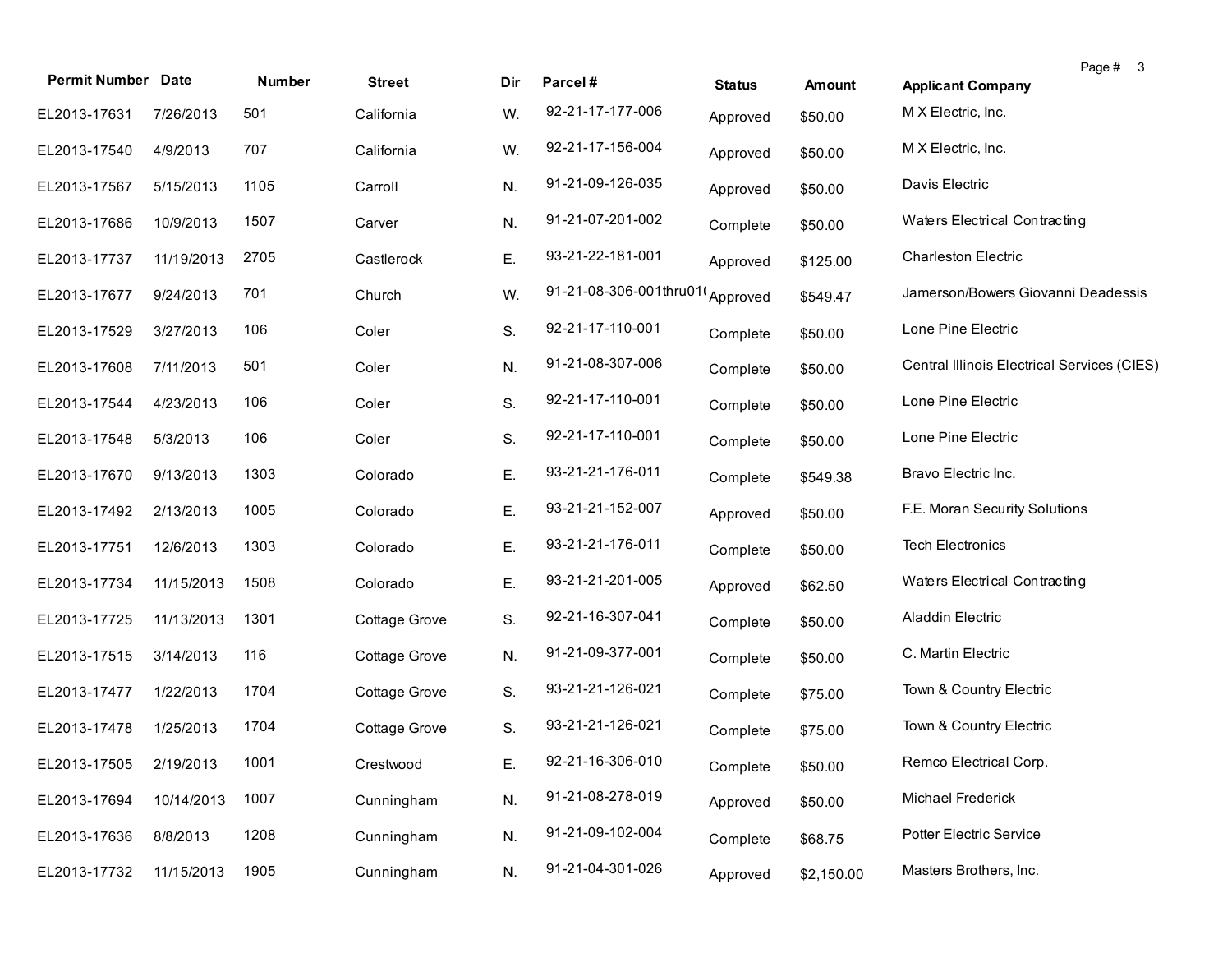| Permit Number | Date | Number | Street | Dir | Parcel # | Status | Amount | Applicant Company |
|---|---|---|---|---|---|---|---|---|
| EL2013-17631 | 7/26/2013 | 501 | California | W. | 92-21-17-177-006 | Approved | $50.00 | M X Electric, Inc. |
| EL2013-17540 | 4/9/2013 | 707 | California | W. | 92-21-17-156-004 | Approved | $50.00 | M X Electric, Inc. |
| EL2013-17567 | 5/15/2013 | 1105 | Carroll | N. | 91-21-09-126-035 | Approved | $50.00 | Davis Electric |
| EL2013-17686 | 10/9/2013 | 1507 | Carver | N. | 91-21-07-201-002 | Complete | $50.00 | Waters Electrical Contracting |
| EL2013-17737 | 11/19/2013 | 2705 | Castlerock | E. | 93-21-22-181-001 | Approved | $125.00 | Charleston Electric |
| EL2013-17677 | 9/24/2013 | 701 | Church | W. | 91-21-08-306-001thru01( | Approved | $549.47 | Jamerson/Bowers Giovanni Deadessis |
| EL2013-17529 | 3/27/2013 | 106 | Coler | S. | 92-21-17-110-001 | Complete | $50.00 | Lone Pine Electric |
| EL2013-17608 | 7/11/2013 | 501 | Coler | N. | 91-21-08-307-006 | Complete | $50.00 | Central Illinois Electrical Services (CIES) |
| EL2013-17544 | 4/23/2013 | 106 | Coler | S. | 92-21-17-110-001 | Complete | $50.00 | Lone Pine Electric |
| EL2013-17548 | 5/3/2013 | 106 | Coler | S. | 92-21-17-110-001 | Complete | $50.00 | Lone Pine Electric |
| EL2013-17670 | 9/13/2013 | 1303 | Colorado | E. | 93-21-21-176-011 | Complete | $549.38 | Bravo Electric Inc. |
| EL2013-17492 | 2/13/2013 | 1005 | Colorado | E. | 93-21-21-152-007 | Approved | $50.00 | F.E. Moran Security Solutions |
| EL2013-17751 | 12/6/2013 | 1303 | Colorado | E. | 93-21-21-176-011 | Complete | $50.00 | Tech Electronics |
| EL2013-17734 | 11/15/2013 | 1508 | Colorado | E. | 93-21-21-201-005 | Approved | $62.50 | Waters Electrical Contracting |
| EL2013-17725 | 11/13/2013 | 1301 | Cottage Grove | S. | 92-21-16-307-041 | Complete | $50.00 | Aladdin Electric |
| EL2013-17515 | 3/14/2013 | 116 | Cottage Grove | N. | 91-21-09-377-001 | Complete | $50.00 | C. Martin Electric |
| EL2013-17477 | 1/22/2013 | 1704 | Cottage Grove | S. | 93-21-21-126-021 | Complete | $75.00 | Town & Country Electric |
| EL2013-17478 | 1/25/2013 | 1704 | Cottage Grove | S. | 93-21-21-126-021 | Complete | $75.00 | Town & Country Electric |
| EL2013-17505 | 2/19/2013 | 1001 | Crestwood | E. | 92-21-16-306-010 | Complete | $50.00 | Remco Electrical Corp. |
| EL2013-17694 | 10/14/2013 | 1007 | Cunningham | N. | 91-21-08-278-019 | Approved | $50.00 | Michael Frederick |
| EL2013-17636 | 8/8/2013 | 1208 | Cunningham | N. | 91-21-09-102-004 | Complete | $68.75 | Potter Electric Service |
| EL2013-17732 | 11/15/2013 | 1905 | Cunningham | N. | 91-21-04-301-026 | Approved | $2,150.00 | Masters Brothers, Inc. |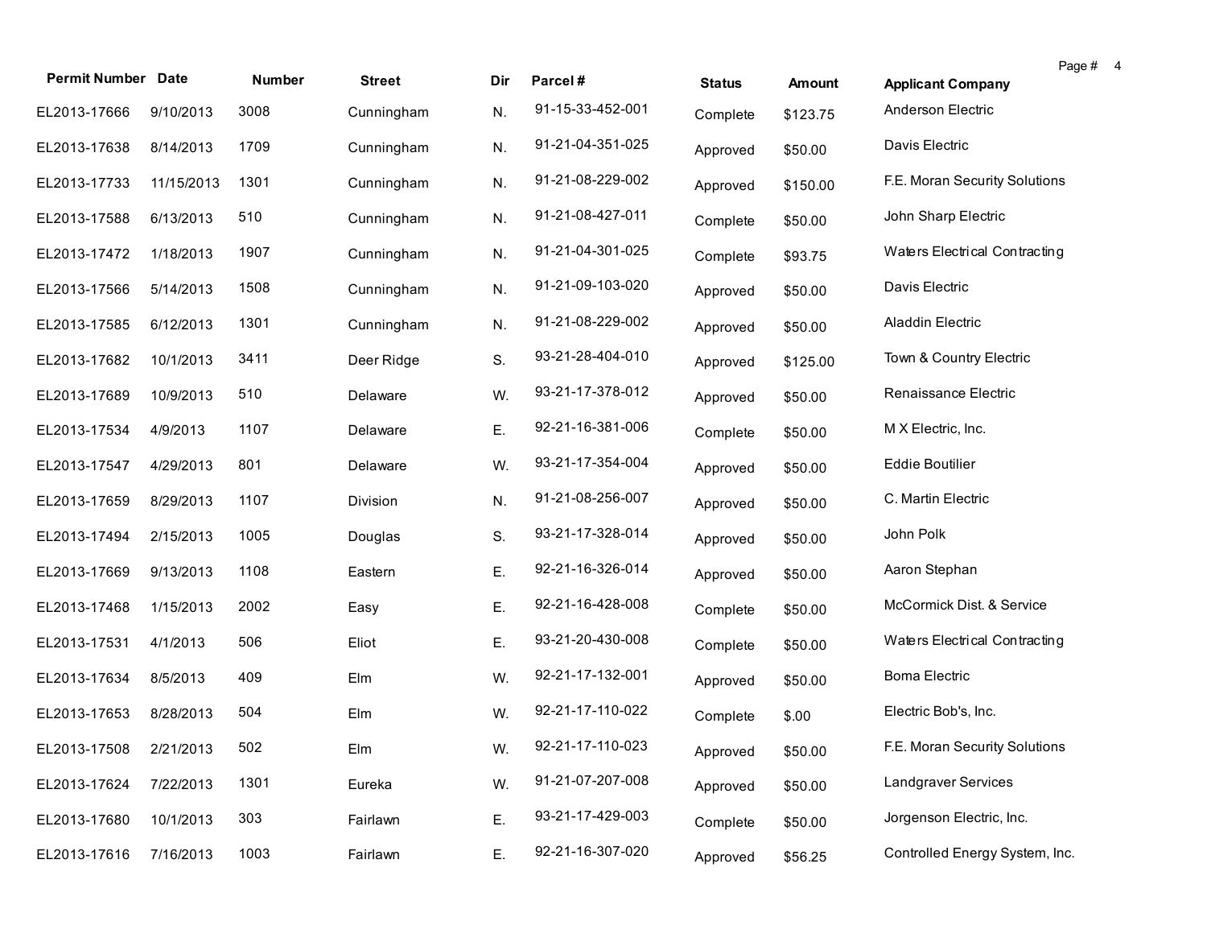| Permit Number | Date | Number | Street | Dir | Parcel # | Status | Amount | Applicant Company |
|---|---|---|---|---|---|---|---|---|
| EL2013-17666 | 9/10/2013 | 3008 | Cunningham | N. | 91-15-33-452-001 | Complete | $123.75 | Anderson Electric |
| EL2013-17638 | 8/14/2013 | 1709 | Cunningham | N. | 91-21-04-351-025 | Approved | $50.00 | Davis Electric |
| EL2013-17733 | 11/15/2013 | 1301 | Cunningham | N. | 91-21-08-229-002 | Approved | $150.00 | F.E. Moran Security Solutions |
| EL2013-17588 | 6/13/2013 | 510 | Cunningham | N. | 91-21-08-427-011 | Complete | $50.00 | John Sharp Electric |
| EL2013-17472 | 1/18/2013 | 1907 | Cunningham | N. | 91-21-04-301-025 | Complete | $93.75 | Waters Electrical Contracting |
| EL2013-17566 | 5/14/2013 | 1508 | Cunningham | N. | 91-21-09-103-020 | Approved | $50.00 | Davis Electric |
| EL2013-17585 | 6/12/2013 | 1301 | Cunningham | N. | 91-21-08-229-002 | Approved | $50.00 | Aladdin Electric |
| EL2013-17682 | 10/1/2013 | 3411 | Deer Ridge | S. | 93-21-28-404-010 | Approved | $125.00 | Town & Country Electric |
| EL2013-17689 | 10/9/2013 | 510 | Delaware | W. | 93-21-17-378-012 | Approved | $50.00 | Renaissance Electric |
| EL2013-17534 | 4/9/2013 | 1107 | Delaware | E. | 92-21-16-381-006 | Complete | $50.00 | M X Electric, Inc. |
| EL2013-17547 | 4/29/2013 | 801 | Delaware | W. | 93-21-17-354-004 | Approved | $50.00 | Eddie Boutilier |
| EL2013-17659 | 8/29/2013 | 1107 | Division | N. | 91-21-08-256-007 | Approved | $50.00 | C. Martin Electric |
| EL2013-17494 | 2/15/2013 | 1005 | Douglas | S. | 93-21-17-328-014 | Approved | $50.00 | John Polk |
| EL2013-17669 | 9/13/2013 | 1108 | Eastern | E. | 92-21-16-326-014 | Approved | $50.00 | Aaron Stephan |
| EL2013-17468 | 1/15/2013 | 2002 | Easy | E. | 92-21-16-428-008 | Complete | $50.00 | McCormick Dist. & Service |
| EL2013-17531 | 4/1/2013 | 506 | Eliot | E. | 93-21-20-430-008 | Complete | $50.00 | Waters Electrical Contracting |
| EL2013-17634 | 8/5/2013 | 409 | Elm | W. | 92-21-17-132-001 | Approved | $50.00 | Boma Electric |
| EL2013-17653 | 8/28/2013 | 504 | Elm | W. | 92-21-17-110-022 | Complete | $.00 | Electric Bob's, Inc. |
| EL2013-17508 | 2/21/2013 | 502 | Elm | W. | 92-21-17-110-023 | Approved | $50.00 | F.E. Moran Security Solutions |
| EL2013-17624 | 7/22/2013 | 1301 | Eureka | W. | 91-21-07-207-008 | Approved | $50.00 | Landgraver Services |
| EL2013-17680 | 10/1/2013 | 303 | Fairlawn | E. | 93-21-17-429-003 | Complete | $50.00 | Jorgenson Electric, Inc. |
| EL2013-17616 | 7/16/2013 | 1003 | Fairlawn | E. | 92-21-16-307-020 | Approved | $56.25 | Controlled Energy System, Inc. |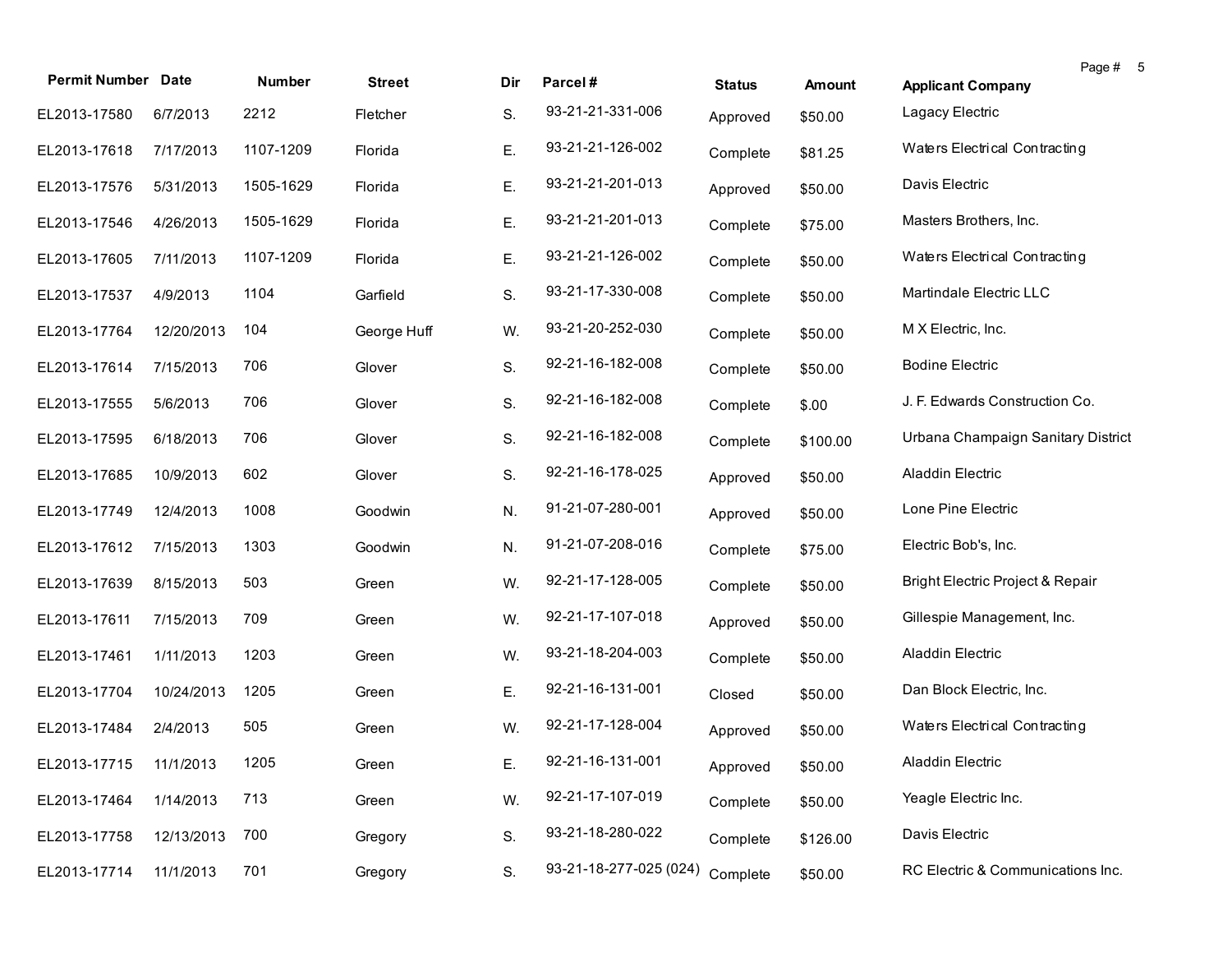| Permit Number | Date | Number | Street | Dir | Parcel # | Status | Amount | Applicant Company |
|---|---|---|---|---|---|---|---|---|
| EL2013-17580 | 6/7/2013 | 2212 | Fletcher | S. | 93-21-21-331-006 | Approved | $50.00 | Lagacy Electric |
| EL2013-17618 | 7/17/2013 | 1107-1209 | Florida | E. | 93-21-21-126-002 | Complete | $81.25 | Waters Electrical Contracting |
| EL2013-17576 | 5/31/2013 | 1505-1629 | Florida | E. | 93-21-21-201-013 | Approved | $50.00 | Davis Electric |
| EL2013-17546 | 4/26/2013 | 1505-1629 | Florida | E. | 93-21-21-201-013 | Complete | $75.00 | Masters Brothers, Inc. |
| EL2013-17605 | 7/11/2013 | 1107-1209 | Florida | E. | 93-21-21-126-002 | Complete | $50.00 | Waters Electrical Contracting |
| EL2013-17537 | 4/9/2013 | 1104 | Garfield | S. | 93-21-17-330-008 | Complete | $50.00 | Martindale Electric LLC |
| EL2013-17764 | 12/20/2013 | 104 | George Huff | W. | 93-21-20-252-030 | Complete | $50.00 | M X Electric, Inc. |
| EL2013-17614 | 7/15/2013 | 706 | Glover | S. | 92-21-16-182-008 | Complete | $50.00 | Bodine Electric |
| EL2013-17555 | 5/6/2013 | 706 | Glover | S. | 92-21-16-182-008 | Complete | $.00 | J. F. Edwards Construction Co. |
| EL2013-17595 | 6/18/2013 | 706 | Glover | S. | 92-21-16-182-008 | Complete | $100.00 | Urbana Champaign Sanitary District |
| EL2013-17685 | 10/9/2013 | 602 | Glover | S. | 92-21-16-178-025 | Approved | $50.00 | Aladdin Electric |
| EL2013-17749 | 12/4/2013 | 1008 | Goodwin | N. | 91-21-07-280-001 | Approved | $50.00 | Lone Pine Electric |
| EL2013-17612 | 7/15/2013 | 1303 | Goodwin | N. | 91-21-07-208-016 | Complete | $75.00 | Electric Bob's, Inc. |
| EL2013-17639 | 8/15/2013 | 503 | Green | W. | 92-21-17-128-005 | Complete | $50.00 | Bright Electric Project & Repair |
| EL2013-17611 | 7/15/2013 | 709 | Green | W. | 92-21-17-107-018 | Approved | $50.00 | Gillespie Management, Inc. |
| EL2013-17461 | 1/11/2013 | 1203 | Green | W. | 93-21-18-204-003 | Complete | $50.00 | Aladdin Electric |
| EL2013-17704 | 10/24/2013 | 1205 | Green | E. | 92-21-16-131-001 | Closed | $50.00 | Dan Block Electric, Inc. |
| EL2013-17484 | 2/4/2013 | 505 | Green | W. | 92-21-17-128-004 | Approved | $50.00 | Waters Electrical Contracting |
| EL2013-17715 | 11/1/2013 | 1205 | Green | E. | 92-21-16-131-001 | Approved | $50.00 | Aladdin Electric |
| EL2013-17464 | 1/14/2013 | 713 | Green | W. | 92-21-17-107-019 | Complete | $50.00 | Yeagle Electric Inc. |
| EL2013-17758 | 12/13/2013 | 700 | Gregory | S. | 93-21-18-280-022 | Complete | $126.00 | Davis Electric |
| EL2013-17714 | 11/1/2013 | 701 | Gregory | S. | 93-21-18-277-025 (024) | Complete | $50.00 | RC Electric & Communications Inc. |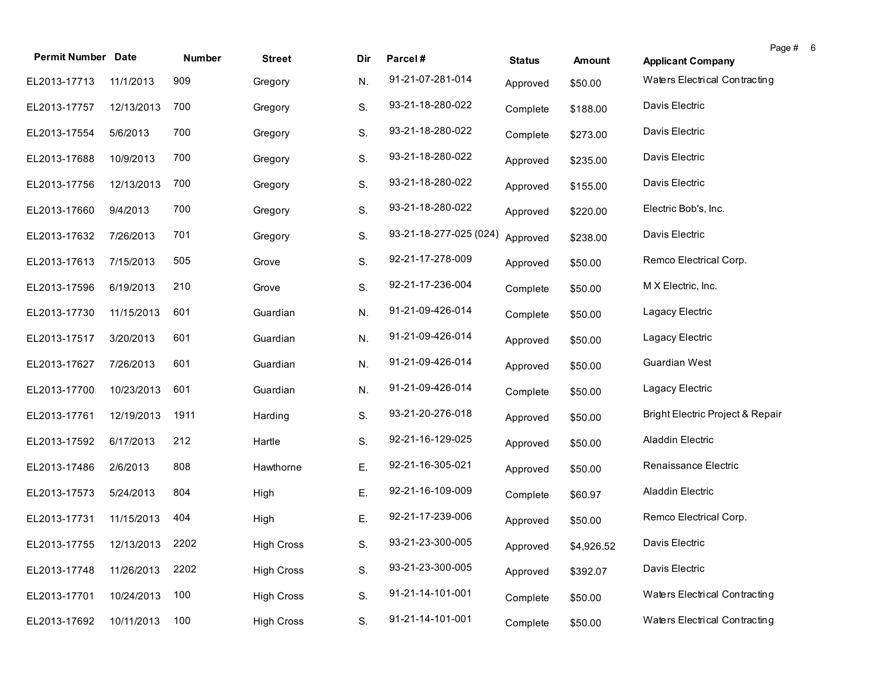| Permit Number | Date | Number | Street | Dir | Parcel # | Status | Amount | Applicant Company |
|---|---|---|---|---|---|---|---|---|
| EL2013-17713 | 11/1/2013 | 909 | Gregory | N. | 91-21-07-281-014 | Approved | $50.00 | Waters Electrical Contracting |
| EL2013-17757 | 12/13/2013 | 700 | Gregory | S. | 93-21-18-280-022 | Complete | $188.00 | Davis Electric |
| EL2013-17554 | 5/6/2013 | 700 | Gregory | S. | 93-21-18-280-022 | Complete | $273.00 | Davis Electric |
| EL2013-17688 | 10/9/2013 | 700 | Gregory | S. | 93-21-18-280-022 | Approved | $235.00 | Davis Electric |
| EL2013-17756 | 12/13/2013 | 700 | Gregory | S. | 93-21-18-280-022 | Approved | $155.00 | Davis Electric |
| EL2013-17660 | 9/4/2013 | 700 | Gregory | S. | 93-21-18-280-022 | Approved | $220.00 | Electric Bob's, Inc. |
| EL2013-17632 | 7/26/2013 | 701 | Gregory | S. | 93-21-18-277-025 (024) | Approved | $238.00 | Davis Electric |
| EL2013-17613 | 7/15/2013 | 505 | Grove | S. | 92-21-17-278-009 | Approved | $50.00 | Remco Electrical Corp. |
| EL2013-17596 | 6/19/2013 | 210 | Grove | S. | 92-21-17-236-004 | Complete | $50.00 | M X Electric, Inc. |
| EL2013-17730 | 11/15/2013 | 601 | Guardian | N. | 91-21-09-426-014 | Complete | $50.00 | Lagacy Electric |
| EL2013-17517 | 3/20/2013 | 601 | Guardian | N. | 91-21-09-426-014 | Approved | $50.00 | Lagacy Electric |
| EL2013-17627 | 7/26/2013 | 601 | Guardian | N. | 91-21-09-426-014 | Approved | $50.00 | Guardian West |
| EL2013-17700 | 10/23/2013 | 601 | Guardian | N. | 91-21-09-426-014 | Complete | $50.00 | Lagacy Electric |
| EL2013-17761 | 12/19/2013 | 1911 | Harding | S. | 93-21-20-276-018 | Approved | $50.00 | Bright Electric Project & Repair |
| EL2013-17592 | 6/17/2013 | 212 | Hartle | S. | 92-21-16-129-025 | Approved | $50.00 | Aladdin Electric |
| EL2013-17486 | 2/6/2013 | 808 | Hawthorne | E. | 92-21-16-305-021 | Approved | $50.00 | Renaissance Electric |
| EL2013-17573 | 5/24/2013 | 804 | High | E. | 92-21-16-109-009 | Complete | $60.97 | Aladdin Electric |
| EL2013-17731 | 11/15/2013 | 404 | High | E. | 92-21-17-239-006 | Approved | $50.00 | Remco Electrical Corp. |
| EL2013-17755 | 12/13/2013 | 2202 | High Cross | S. | 93-21-23-300-005 | Approved | $4,926.52 | Davis Electric |
| EL2013-17748 | 11/26/2013 | 2202 | High Cross | S. | 93-21-23-300-005 | Approved | $392.07 | Davis Electric |
| EL2013-17701 | 10/24/2013 | 100 | High Cross | S. | 91-21-14-101-001 | Complete | $50.00 | Waters Electrical Contracting |
| EL2013-17692 | 10/11/2013 | 100 | High Cross | S. | 91-21-14-101-001 | Complete | $50.00 | Waters Electrical Contracting |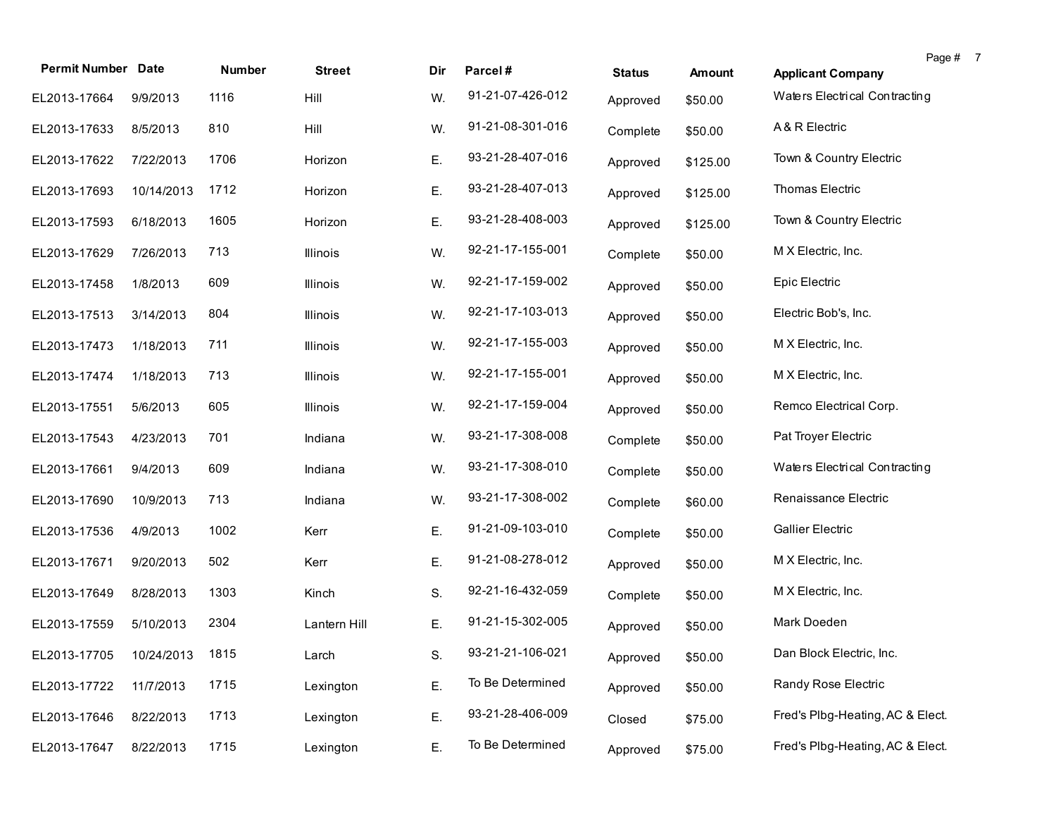| Permit Number | Date | Number | Street | Dir | Parcel # | Status | Amount | Applicant Company |
|---|---|---|---|---|---|---|---|---|
| EL2013-17664 | 9/9/2013 | 1116 | Hill | W. | 91-21-07-426-012 | Approved | $50.00 | Waters Electrical Contracting |
| EL2013-17633 | 8/5/2013 | 810 | Hill | W. | 91-21-08-301-016 | Complete | $50.00 | A & R Electric |
| EL2013-17622 | 7/22/2013 | 1706 | Horizon | E. | 93-21-28-407-016 | Approved | $125.00 | Town & Country Electric |
| EL2013-17693 | 10/14/2013 | 1712 | Horizon | E. | 93-21-28-407-013 | Approved | $125.00 | Thomas Electric |
| EL2013-17593 | 6/18/2013 | 1605 | Horizon | E. | 93-21-28-408-003 | Approved | $125.00 | Town & Country Electric |
| EL2013-17629 | 7/26/2013 | 713 | Illinois | W. | 92-21-17-155-001 | Complete | $50.00 | M X Electric, Inc. |
| EL2013-17458 | 1/8/2013 | 609 | Illinois | W. | 92-21-17-159-002 | Approved | $50.00 | Epic Electric |
| EL2013-17513 | 3/14/2013 | 804 | Illinois | W. | 92-21-17-103-013 | Approved | $50.00 | Electric Bob's, Inc. |
| EL2013-17473 | 1/18/2013 | 711 | Illinois | W. | 92-21-17-155-003 | Approved | $50.00 | M X Electric, Inc. |
| EL2013-17474 | 1/18/2013 | 713 | Illinois | W. | 92-21-17-155-001 | Approved | $50.00 | M X Electric, Inc. |
| EL2013-17551 | 5/6/2013 | 605 | Illinois | W. | 92-21-17-159-004 | Approved | $50.00 | Remco Electrical Corp. |
| EL2013-17543 | 4/23/2013 | 701 | Indiana | W. | 93-21-17-308-008 | Complete | $50.00 | Pat Troyer Electric |
| EL2013-17661 | 9/4/2013 | 609 | Indiana | W. | 93-21-17-308-010 | Complete | $50.00 | Waters Electrical Contracting |
| EL2013-17690 | 10/9/2013 | 713 | Indiana | W. | 93-21-17-308-002 | Complete | $60.00 | Renaissance Electric |
| EL2013-17536 | 4/9/2013 | 1002 | Kerr | E. | 91-21-09-103-010 | Complete | $50.00 | Gallier Electric |
| EL2013-17671 | 9/20/2013 | 502 | Kerr | E. | 91-21-08-278-012 | Approved | $50.00 | M X Electric, Inc. |
| EL2013-17649 | 8/28/2013 | 1303 | Kinch | S. | 92-21-16-432-059 | Complete | $50.00 | M X Electric, Inc. |
| EL2013-17559 | 5/10/2013 | 2304 | Lantern Hill | E. | 91-21-15-302-005 | Approved | $50.00 | Mark Doeden |
| EL2013-17705 | 10/24/2013 | 1815 | Larch | S. | 93-21-21-106-021 | Approved | $50.00 | Dan Block Electric, Inc. |
| EL2013-17722 | 11/7/2013 | 1715 | Lexington | E. | To Be Determined | Approved | $50.00 | Randy Rose Electric |
| EL2013-17646 | 8/22/2013 | 1713 | Lexington | E. | 93-21-28-406-009 | Closed | $75.00 | Fred's Plbg-Heating, AC & Elect. |
| EL2013-17647 | 8/22/2013 | 1715 | Lexington | E. | To Be Determined | Approved | $75.00 | Fred's Plbg-Heating, AC & Elect. |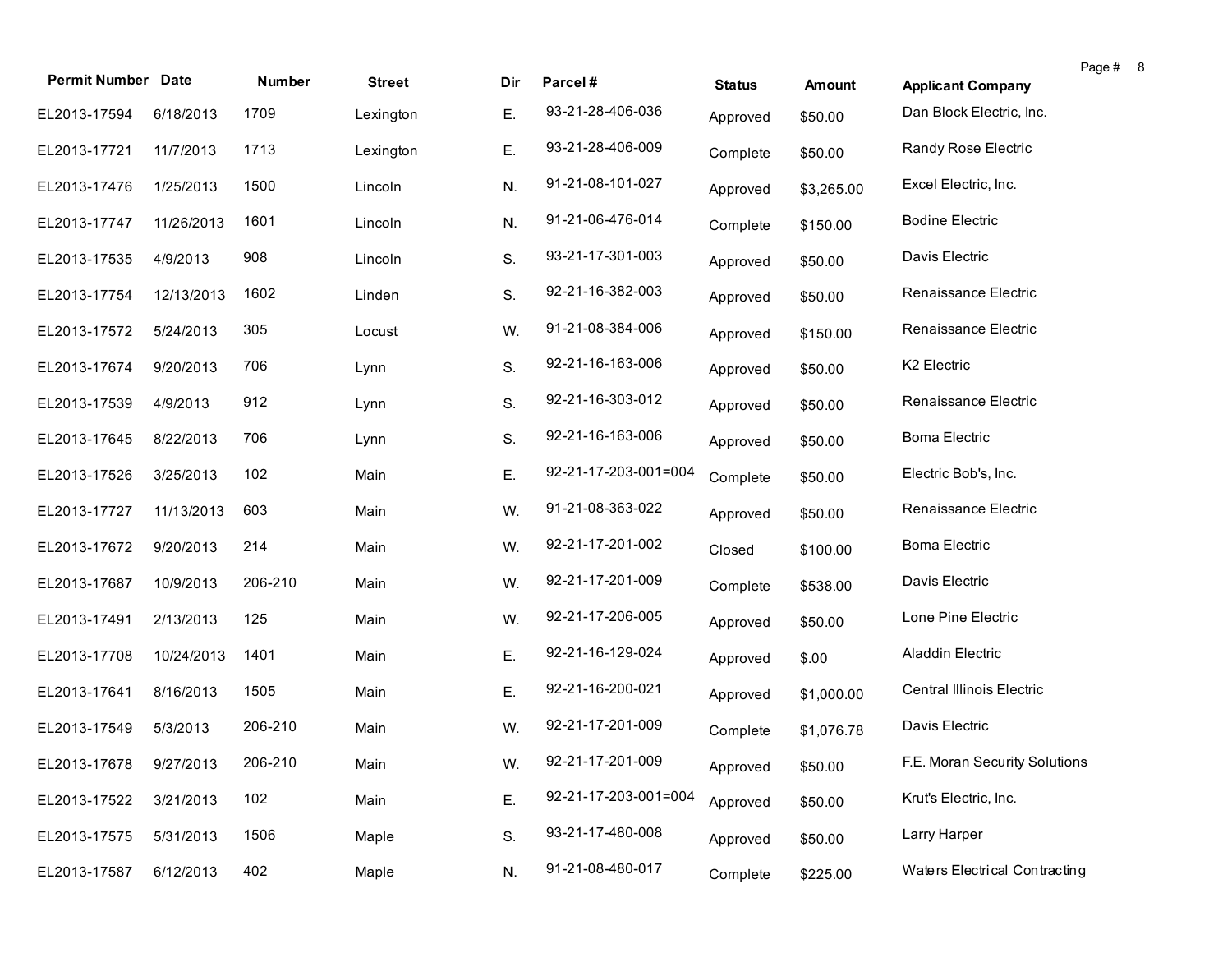| Permit Number | Date | Number | Street | Dir | Parcel # | Status | Amount | Applicant Company |
|---|---|---|---|---|---|---|---|---|
| EL2013-17594 | 6/18/2013 | 1709 | Lexington | E. | 93-21-28-406-036 | Approved | $50.00 | Dan Block Electric, Inc. |
| EL2013-17721 | 11/7/2013 | 1713 | Lexington | E. | 93-21-28-406-009 | Complete | $50.00 | Randy Rose Electric |
| EL2013-17476 | 1/25/2013 | 1500 | Lincoln | N. | 91-21-08-101-027 | Approved | $3,265.00 | Excel Electric, Inc. |
| EL2013-17747 | 11/26/2013 | 1601 | Lincoln | N. | 91-21-06-476-014 | Complete | $150.00 | Bodine Electric |
| EL2013-17535 | 4/9/2013 | 908 | Lincoln | S. | 93-21-17-301-003 | Approved | $50.00 | Davis Electric |
| EL2013-17754 | 12/13/2013 | 1602 | Linden | S. | 92-21-16-382-003 | Approved | $50.00 | Renaissance Electric |
| EL2013-17572 | 5/24/2013 | 305 | Locust | W. | 91-21-08-384-006 | Approved | $150.00 | Renaissance Electric |
| EL2013-17674 | 9/20/2013 | 706 | Lynn | S. | 92-21-16-163-006 | Approved | $50.00 | K2 Electric |
| EL2013-17539 | 4/9/2013 | 912 | Lynn | S. | 92-21-16-303-012 | Approved | $50.00 | Renaissance Electric |
| EL2013-17645 | 8/22/2013 | 706 | Lynn | S. | 92-21-16-163-006 | Approved | $50.00 | Boma Electric |
| EL2013-17526 | 3/25/2013 | 102 | Main | E. | 92-21-17-203-001=004 | Complete | $50.00 | Electric Bob's, Inc. |
| EL2013-17727 | 11/13/2013 | 603 | Main | W. | 91-21-08-363-022 | Approved | $50.00 | Renaissance Electric |
| EL2013-17672 | 9/20/2013 | 214 | Main | W. | 92-21-17-201-002 | Closed | $100.00 | Boma Electric |
| EL2013-17687 | 10/9/2013 | 206-210 | Main | W. | 92-21-17-201-009 | Complete | $538.00 | Davis Electric |
| EL2013-17491 | 2/13/2013 | 125 | Main | W. | 92-21-17-206-005 | Approved | $50.00 | Lone Pine Electric |
| EL2013-17708 | 10/24/2013 | 1401 | Main | E. | 92-21-16-129-024 | Approved | $.00 | Aladdin Electric |
| EL2013-17641 | 8/16/2013 | 1505 | Main | E. | 92-21-16-200-021 | Approved | $1,000.00 | Central Illinois Electric |
| EL2013-17549 | 5/3/2013 | 206-210 | Main | W. | 92-21-17-201-009 | Complete | $1,076.78 | Davis Electric |
| EL2013-17678 | 9/27/2013 | 206-210 | Main | W. | 92-21-17-201-009 | Approved | $50.00 | F.E. Moran Security Solutions |
| EL2013-17522 | 3/21/2013 | 102 | Main | E. | 92-21-17-203-001=004 | Approved | $50.00 | Krut's Electric, Inc. |
| EL2013-17575 | 5/31/2013 | 1506 | Maple | S. | 93-21-17-480-008 | Approved | $50.00 | Larry Harper |
| EL2013-17587 | 6/12/2013 | 402 | Maple | N. | 91-21-08-480-017 | Complete | $225.00 | Waters Electrical Contracting |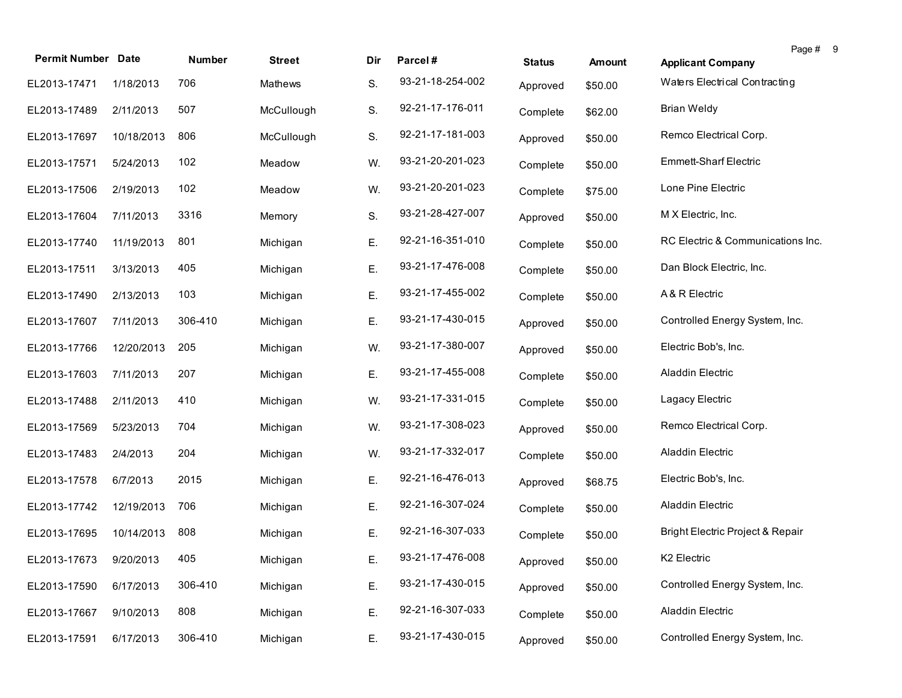| Permit Number | Date | Number | Street | Dir | Parcel # | Status | Amount | Applicant Company |
|---|---|---|---|---|---|---|---|---|
| EL2013-17471 | 1/18/2013 | 706 | Mathews | S. | 93-21-18-254-002 | Approved | $50.00 | Waters Electrical Contracting |
| EL2013-17489 | 2/11/2013 | 507 | McCullough | S. | 92-21-17-176-011 | Complete | $62.00 | Brian Weldy |
| EL2013-17697 | 10/18/2013 | 806 | McCullough | S. | 92-21-17-181-003 | Approved | $50.00 | Remco Electrical Corp. |
| EL2013-17571 | 5/24/2013 | 102 | Meadow | W. | 93-21-20-201-023 | Complete | $50.00 | Emmett-Sharf Electric |
| EL2013-17506 | 2/19/2013 | 102 | Meadow | W. | 93-21-20-201-023 | Complete | $75.00 | Lone Pine Electric |
| EL2013-17604 | 7/11/2013 | 3316 | Memory | S. | 93-21-28-427-007 | Approved | $50.00 | M X Electric, Inc. |
| EL2013-17740 | 11/19/2013 | 801 | Michigan | E. | 92-21-16-351-010 | Complete | $50.00 | RC Electric & Communications Inc. |
| EL2013-17511 | 3/13/2013 | 405 | Michigan | E. | 93-21-17-476-008 | Complete | $50.00 | Dan Block Electric, Inc. |
| EL2013-17490 | 2/13/2013 | 103 | Michigan | E. | 93-21-17-455-002 | Complete | $50.00 | A & R Electric |
| EL2013-17607 | 7/11/2013 | 306-410 | Michigan | E. | 93-21-17-430-015 | Approved | $50.00 | Controlled Energy System, Inc. |
| EL2013-17766 | 12/20/2013 | 205 | Michigan | W. | 93-21-17-380-007 | Approved | $50.00 | Electric Bob's, Inc. |
| EL2013-17603 | 7/11/2013 | 207 | Michigan | E. | 93-21-17-455-008 | Complete | $50.00 | Aladdin Electric |
| EL2013-17488 | 2/11/2013 | 410 | Michigan | W. | 93-21-17-331-015 | Complete | $50.00 | Lagacy Electric |
| EL2013-17569 | 5/23/2013 | 704 | Michigan | W. | 93-21-17-308-023 | Approved | $50.00 | Remco Electrical Corp. |
| EL2013-17483 | 2/4/2013 | 204 | Michigan | W. | 93-21-17-332-017 | Complete | $50.00 | Aladdin Electric |
| EL2013-17578 | 6/7/2013 | 2015 | Michigan | E. | 92-21-16-476-013 | Approved | $68.75 | Electric Bob's, Inc. |
| EL2013-17742 | 12/19/2013 | 706 | Michigan | E. | 92-21-16-307-024 | Complete | $50.00 | Aladdin Electric |
| EL2013-17695 | 10/14/2013 | 808 | Michigan | E. | 92-21-16-307-033 | Complete | $50.00 | Bright Electric Project & Repair |
| EL2013-17673 | 9/20/2013 | 405 | Michigan | E. | 93-21-17-476-008 | Approved | $50.00 | K2 Electric |
| EL2013-17590 | 6/17/2013 | 306-410 | Michigan | E. | 93-21-17-430-015 | Approved | $50.00 | Controlled Energy System, Inc. |
| EL2013-17667 | 9/10/2013 | 808 | Michigan | E. | 92-21-16-307-033 | Complete | $50.00 | Aladdin Electric |
| EL2013-17591 | 6/17/2013 | 306-410 | Michigan | E. | 93-21-17-430-015 | Approved | $50.00 | Controlled Energy System, Inc. |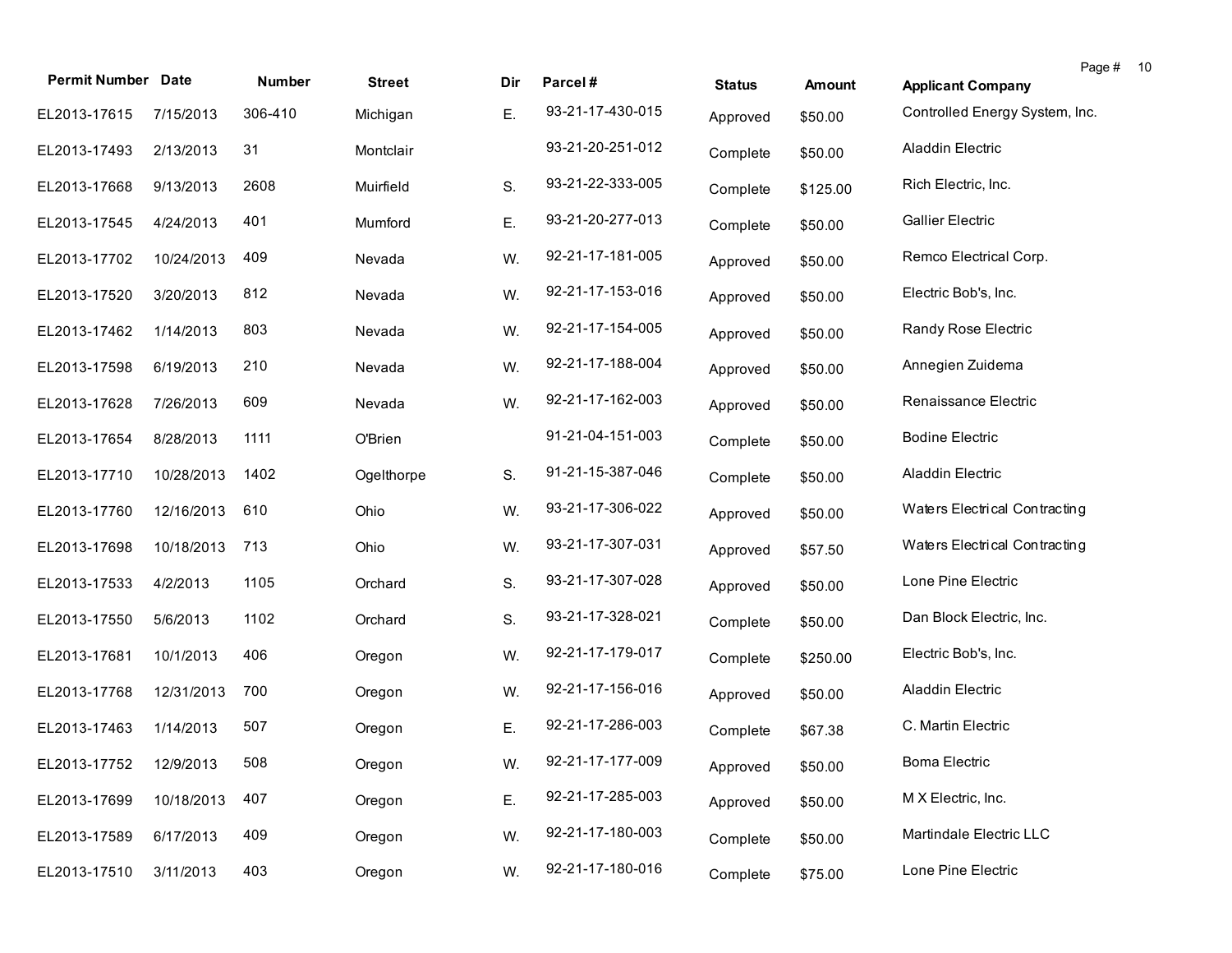| Permit Number | Date | Number | Street | Dir | Parcel # | Status | Amount | Applicant Company |
|---|---|---|---|---|---|---|---|---|
| EL2013-17615 | 7/15/2013 | 306-410 | Michigan | E. | 93-21-17-430-015 | Approved | $50.00 | Controlled Energy System, Inc. |
| EL2013-17493 | 2/13/2013 | 31 | Montclair | | 93-21-20-251-012 | Complete | $50.00 | Aladdin Electric |
| EL2013-17668 | 9/13/2013 | 2608 | Muirfield | S. | 93-21-22-333-005 | Complete | $125.00 | Rich Electric, Inc. |
| EL2013-17545 | 4/24/2013 | 401 | Mumford | E. | 93-21-20-277-013 | Complete | $50.00 | Gallier Electric |
| EL2013-17702 | 10/24/2013 | 409 | Nevada | W. | 92-21-17-181-005 | Approved | $50.00 | Remco Electrical Corp. |
| EL2013-17520 | 3/20/2013 | 812 | Nevada | W. | 92-21-17-153-016 | Approved | $50.00 | Electric Bob's, Inc. |
| EL2013-17462 | 1/14/2013 | 803 | Nevada | W. | 92-21-17-154-005 | Approved | $50.00 | Randy Rose Electric |
| EL2013-17598 | 6/19/2013 | 210 | Nevada | W. | 92-21-17-188-004 | Approved | $50.00 | Annegien Zuidema |
| EL2013-17628 | 7/26/2013 | 609 | Nevada | W. | 92-21-17-162-003 | Approved | $50.00 | Renaissance Electric |
| EL2013-17654 | 8/28/2013 | 1111 | O'Brien | | 91-21-04-151-003 | Complete | $50.00 | Bodine Electric |
| EL2013-17710 | 10/28/2013 | 1402 | Ogelthorpe | S. | 91-21-15-387-046 | Complete | $50.00 | Aladdin Electric |
| EL2013-17760 | 12/16/2013 | 610 | Ohio | W. | 93-21-17-306-022 | Approved | $50.00 | Waters Electrical Contracting |
| EL2013-17698 | 10/18/2013 | 713 | Ohio | W. | 93-21-17-307-031 | Approved | $57.50 | Waters Electrical Contracting |
| EL2013-17533 | 4/2/2013 | 1105 | Orchard | S. | 93-21-17-307-028 | Approved | $50.00 | Lone Pine Electric |
| EL2013-17550 | 5/6/2013 | 1102 | Orchard | S. | 93-21-17-328-021 | Complete | $50.00 | Dan Block Electric, Inc. |
| EL2013-17681 | 10/1/2013 | 406 | Oregon | W. | 92-21-17-179-017 | Complete | $250.00 | Electric Bob's, Inc. |
| EL2013-17768 | 12/31/2013 | 700 | Oregon | W. | 92-21-17-156-016 | Approved | $50.00 | Aladdin Electric |
| EL2013-17463 | 1/14/2013 | 507 | Oregon | E. | 92-21-17-286-003 | Complete | $67.38 | C. Martin Electric |
| EL2013-17752 | 12/9/2013 | 508 | Oregon | W. | 92-21-17-177-009 | Approved | $50.00 | Boma Electric |
| EL2013-17699 | 10/18/2013 | 407 | Oregon | E. | 92-21-17-285-003 | Approved | $50.00 | M X Electric, Inc. |
| EL2013-17589 | 6/17/2013 | 409 | Oregon | W. | 92-21-17-180-003 | Complete | $50.00 | Martindale Electric LLC |
| EL2013-17510 | 3/11/2013 | 403 | Oregon | W. | 92-21-17-180-016 | Complete | $75.00 | Lone Pine Electric |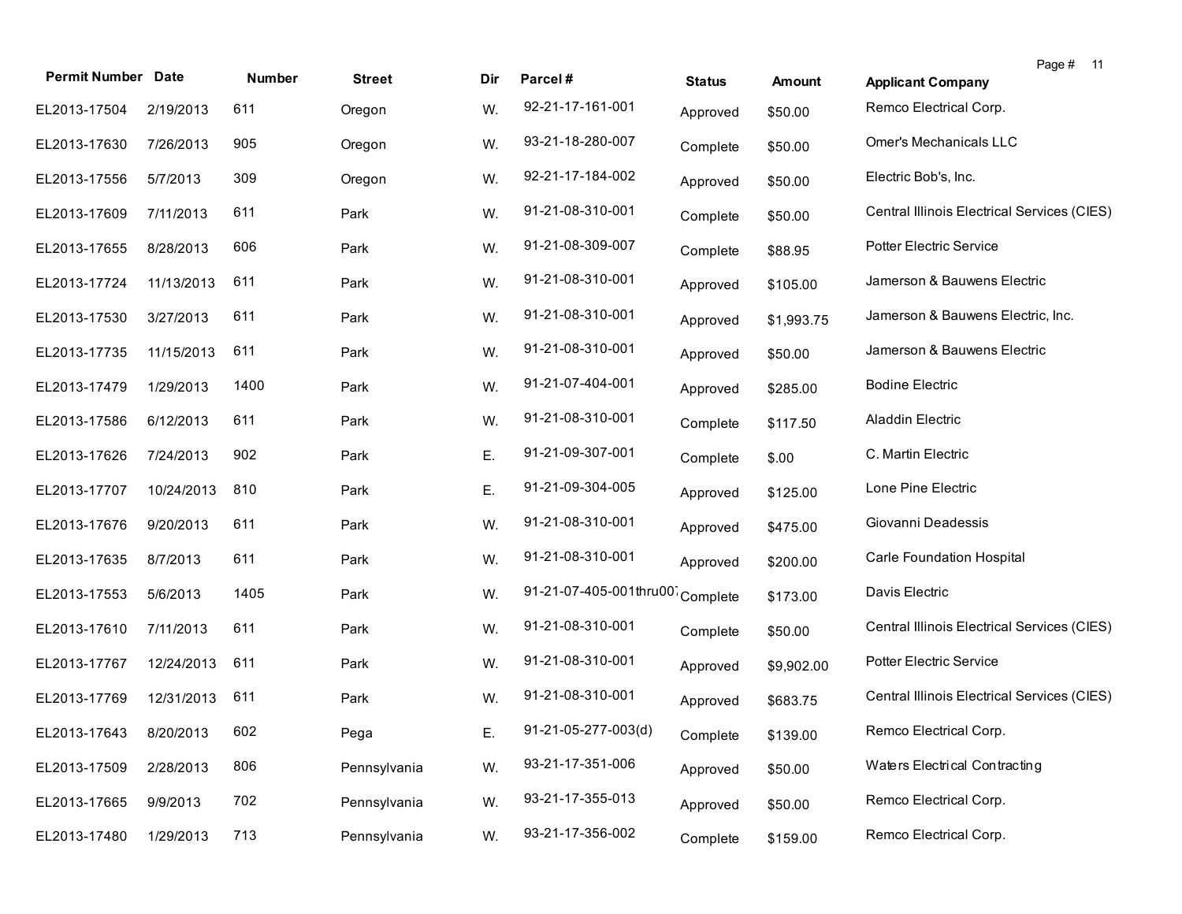| Permit Number | Date | Number | Street | Dir | Parcel # | Status | Amount | Applicant Company |
|---|---|---|---|---|---|---|---|---|
| EL2013-17504 | 2/19/2013 | 611 | Oregon | W. | 92-21-17-161-001 | Approved | $50.00 | Remco Electrical Corp. |
| EL2013-17630 | 7/26/2013 | 905 | Oregon | W. | 93-21-18-280-007 | Complete | $50.00 | Omer's Mechanicals LLC |
| EL2013-17556 | 5/7/2013 | 309 | Oregon | W. | 92-21-17-184-002 | Approved | $50.00 | Electric Bob's, Inc. |
| EL2013-17609 | 7/11/2013 | 611 | Park | W. | 91-21-08-310-001 | Complete | $50.00 | Central Illinois Electrical Services (CIES) |
| EL2013-17655 | 8/28/2013 | 606 | Park | W. | 91-21-08-309-007 | Complete | $88.95 | Potter Electric Service |
| EL2013-17724 | 11/13/2013 | 611 | Park | W. | 91-21-08-310-001 | Approved | $105.00 | Jamerson & Bauwens Electric |
| EL2013-17530 | 3/27/2013 | 611 | Park | W. | 91-21-08-310-001 | Approved | $1,993.75 | Jamerson & Bauwens Electric, Inc. |
| EL2013-17735 | 11/15/2013 | 611 | Park | W. | 91-21-08-310-001 | Approved | $50.00 | Jamerson & Bauwens Electric |
| EL2013-17479 | 1/29/2013 | 1400 | Park | W. | 91-21-07-404-001 | Approved | $285.00 | Bodine Electric |
| EL2013-17586 | 6/12/2013 | 611 | Park | W. | 91-21-08-310-001 | Complete | $117.50 | Aladdin Electric |
| EL2013-17626 | 7/24/2013 | 902 | Park | E. | 91-21-09-307-001 | Complete | $.00 | C. Martin Electric |
| EL2013-17707 | 10/24/2013 | 810 | Park | E. | 91-21-09-304-005 | Approved | $125.00 | Lone Pine Electric |
| EL2013-17676 | 9/20/2013 | 611 | Park | W. | 91-21-08-310-001 | Approved | $475.00 | Giovanni Deadessis |
| EL2013-17635 | 8/7/2013 | 611 | Park | W. | 91-21-08-310-001 | Approved | $200.00 | Carle Foundation Hospital |
| EL2013-17553 | 5/6/2013 | 1405 | Park | W. | 91-21-07-405-001thru007 | Complete | $173.00 | Davis Electric |
| EL2013-17610 | 7/11/2013 | 611 | Park | W. | 91-21-08-310-001 | Complete | $50.00 | Central Illinois Electrical Services (CIES) |
| EL2013-17767 | 12/24/2013 | 611 | Park | W. | 91-21-08-310-001 | Approved | $9,902.00 | Potter Electric Service |
| EL2013-17769 | 12/31/2013 | 611 | Park | W. | 91-21-08-310-001 | Approved | $683.75 | Central Illinois Electrical Services (CIES) |
| EL2013-17643 | 8/20/2013 | 602 | Pega | E. | 91-21-05-277-003(d) | Complete | $139.00 | Remco Electrical Corp. |
| EL2013-17509 | 2/28/2013 | 806 | Pennsylvania | W. | 93-21-17-351-006 | Approved | $50.00 | Waters Electrical Contracting |
| EL2013-17665 | 9/9/2013 | 702 | Pennsylvania | W. | 93-21-17-355-013 | Approved | $50.00 | Remco Electrical Corp. |
| EL2013-17480 | 1/29/2013 | 713 | Pennsylvania | W. | 93-21-17-356-002 | Complete | $159.00 | Remco Electrical Corp. |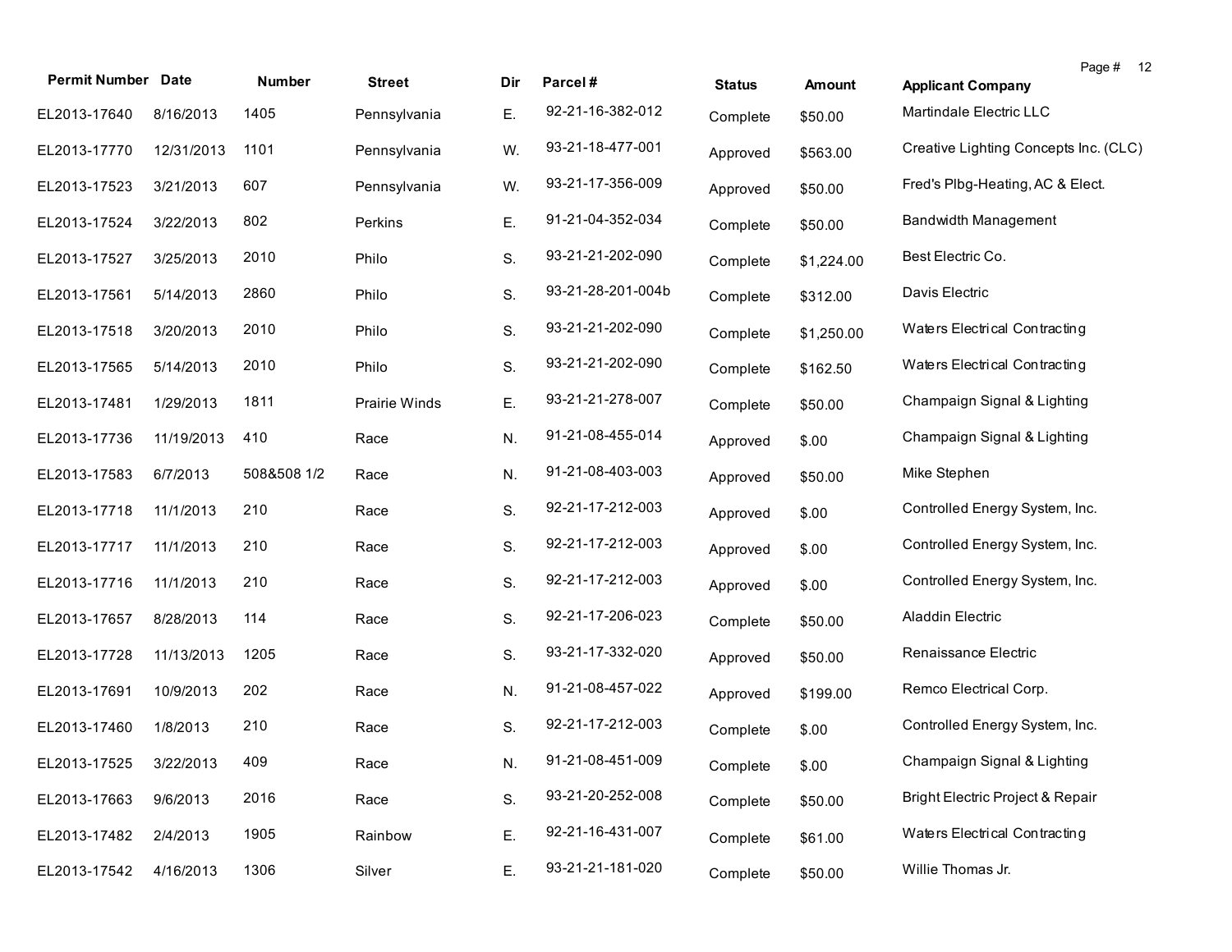| Permit Number | Date | Number | Street | Dir | Parcel # | Status | Amount | Applicant Company |
|---|---|---|---|---|---|---|---|---|
| EL2013-17640 | 8/16/2013 | 1405 | Pennsylvania | E. | 92-21-16-382-012 | Complete | $50.00 | Martindale Electric LLC |
| EL2013-17770 | 12/31/2013 | 1101 | Pennsylvania | W. | 93-21-18-477-001 | Approved | $563.00 | Creative Lighting Concepts Inc. (CLC) |
| EL2013-17523 | 3/21/2013 | 607 | Pennsylvania | W. | 93-21-17-356-009 | Approved | $50.00 | Fred's Plbg-Heating, AC & Elect. |
| EL2013-17524 | 3/22/2013 | 802 | Perkins | E. | 91-21-04-352-034 | Complete | $50.00 | Bandwidth Management |
| EL2013-17527 | 3/25/2013 | 2010 | Philo | S. | 93-21-21-202-090 | Complete | $1,224.00 | Best Electric Co. |
| EL2013-17561 | 5/14/2013 | 2860 | Philo | S. | 93-21-28-201-004b | Complete | $312.00 | Davis Electric |
| EL2013-17518 | 3/20/2013 | 2010 | Philo | S. | 93-21-21-202-090 | Complete | $1,250.00 | Waters Electrical Contracting |
| EL2013-17565 | 5/14/2013 | 2010 | Philo | S. | 93-21-21-202-090 | Complete | $162.50 | Waters Electrical Contracting |
| EL2013-17481 | 1/29/2013 | 1811 | Prairie Winds | E. | 93-21-21-278-007 | Complete | $50.00 | Champaign Signal & Lighting |
| EL2013-17736 | 11/19/2013 | 410 | Race | N. | 91-21-08-455-014 | Approved | $.00 | Champaign Signal & Lighting |
| EL2013-17583 | 6/7/2013 | 508&508 1/2 | Race | N. | 91-21-08-403-003 | Approved | $50.00 | Mike Stephen |
| EL2013-17718 | 11/1/2013 | 210 | Race | S. | 92-21-17-212-003 | Approved | $.00 | Controlled Energy System, Inc. |
| EL2013-17717 | 11/1/2013 | 210 | Race | S. | 92-21-17-212-003 | Approved | $.00 | Controlled Energy System, Inc. |
| EL2013-17716 | 11/1/2013 | 210 | Race | S. | 92-21-17-212-003 | Approved | $.00 | Controlled Energy System, Inc. |
| EL2013-17657 | 8/28/2013 | 114 | Race | S. | 92-21-17-206-023 | Complete | $50.00 | Aladdin Electric |
| EL2013-17728 | 11/13/2013 | 1205 | Race | S. | 93-21-17-332-020 | Approved | $50.00 | Renaissance Electric |
| EL2013-17691 | 10/9/2013 | 202 | Race | N. | 91-21-08-457-022 | Approved | $199.00 | Remco Electrical Corp. |
| EL2013-17460 | 1/8/2013 | 210 | Race | S. | 92-21-17-212-003 | Complete | $.00 | Controlled Energy System, Inc. |
| EL2013-17525 | 3/22/2013 | 409 | Race | N. | 91-21-08-451-009 | Complete | $.00 | Champaign Signal & Lighting |
| EL2013-17663 | 9/6/2013 | 2016 | Race | S. | 93-21-20-252-008 | Complete | $50.00 | Bright Electric Project & Repair |
| EL2013-17482 | 2/4/2013 | 1905 | Rainbow | E. | 92-21-16-431-007 | Complete | $61.00 | Waters Electrical Contracting |
| EL2013-17542 | 4/16/2013 | 1306 | Silver | E. | 93-21-21-181-020 | Complete | $50.00 | Willie Thomas Jr. |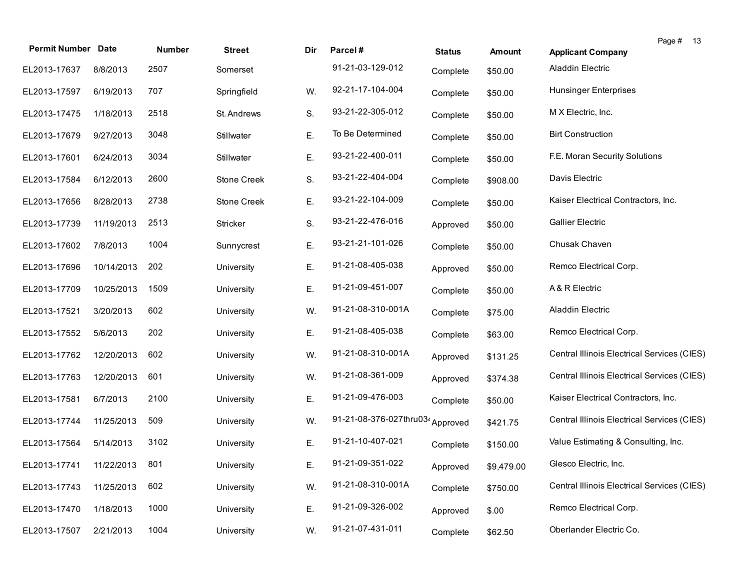| Permit Number | Date | Number | Street | Dir | Parcel # | Status | Amount | Applicant Company |
|---|---|---|---|---|---|---|---|---|
| EL2013-17637 | 8/8/2013 | 2507 | Somerset | | 91-21-03-129-012 | Complete | $50.00 | Aladdin Electric |
| EL2013-17597 | 6/19/2013 | 707 | Springfield | W. | 92-21-17-104-004 | Complete | $50.00 | Hunsinger Enterprises |
| EL2013-17475 | 1/18/2013 | 2518 | St. Andrews | S. | 93-21-22-305-012 | Complete | $50.00 | M X Electric, Inc. |
| EL2013-17679 | 9/27/2013 | 3048 | Stillwater | E. | To Be Determined | Complete | $50.00 | Birt Construction |
| EL2013-17601 | 6/24/2013 | 3034 | Stillwater | E. | 93-21-22-400-011 | Complete | $50.00 | F.E. Moran Security Solutions |
| EL2013-17584 | 6/12/2013 | 2600 | Stone Creek | S. | 93-21-22-404-004 | Complete | $908.00 | Davis Electric |
| EL2013-17656 | 8/28/2013 | 2738 | Stone Creek | E. | 93-21-22-104-009 | Complete | $50.00 | Kaiser Electrical Contractors, Inc. |
| EL2013-17739 | 11/19/2013 | 2513 | Stricker | S. | 93-21-22-476-016 | Approved | $50.00 | Gallier Electric |
| EL2013-17602 | 7/8/2013 | 1004 | Sunnycrest | E. | 93-21-21-101-026 | Complete | $50.00 | Chusak Chaven |
| EL2013-17696 | 10/14/2013 | 202 | University | E. | 91-21-08-405-038 | Approved | $50.00 | Remco Electrical Corp. |
| EL2013-17709 | 10/25/2013 | 1509 | University | E. | 91-21-09-451-007 | Complete | $50.00 | A & R Electric |
| EL2013-17521 | 3/20/2013 | 602 | University | W. | 91-21-08-310-001A | Complete | $75.00 | Aladdin Electric |
| EL2013-17552 | 5/6/2013 | 202 | University | E. | 91-21-08-405-038 | Complete | $63.00 | Remco Electrical Corp. |
| EL2013-17762 | 12/20/2013 | 602 | University | W. | 91-21-08-310-001A | Approved | $131.25 | Central Illinois Electrical Services (CIES) |
| EL2013-17763 | 12/20/2013 | 601 | University | W. | 91-21-08-361-009 | Approved | $374.38 | Central Illinois Electrical Services (CIES) |
| EL2013-17581 | 6/7/2013 | 2100 | University | E. | 91-21-09-476-003 | Complete | $50.00 | Kaiser Electrical Contractors, Inc. |
| EL2013-17744 | 11/25/2013 | 509 | University | W. | 91-21-08-376-027thru034 | Approved | $421.75 | Central Illinois Electrical Services (CIES) |
| EL2013-17564 | 5/14/2013 | 3102 | University | E. | 91-21-10-407-021 | Complete | $150.00 | Value Estimating & Consulting, Inc. |
| EL2013-17741 | 11/22/2013 | 801 | University | E. | 91-21-09-351-022 | Approved | $9,479.00 | Glesco Electric, Inc. |
| EL2013-17743 | 11/25/2013 | 602 | University | W. | 91-21-08-310-001A | Complete | $750.00 | Central Illinois Electrical Services (CIES) |
| EL2013-17470 | 1/18/2013 | 1000 | University | E. | 91-21-09-326-002 | Approved | $.00 | Remco Electrical Corp. |
| EL2013-17507 | 2/21/2013 | 1004 | University | W. | 91-21-07-431-011 | Complete | $62.50 | Oberlander Electric Co. |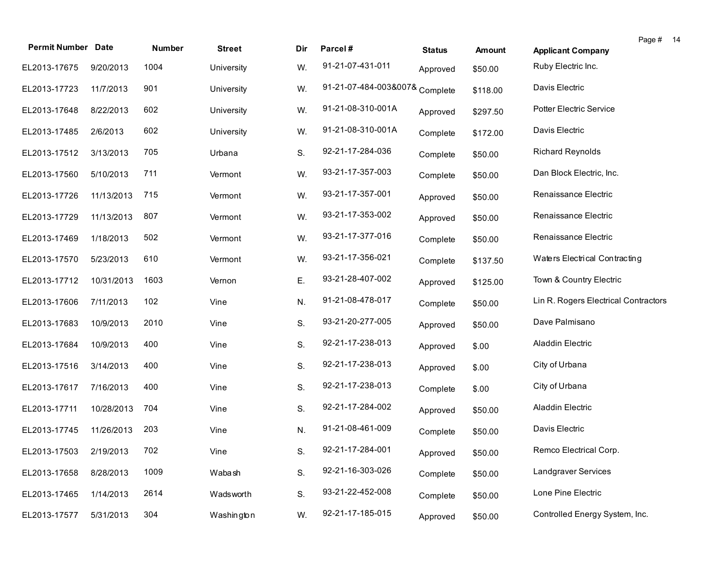| Permit Number | Date | Number | Street | Dir | Parcel # | Status | Amount | Applicant Company |
|---|---|---|---|---|---|---|---|---|
| EL2013-17675 | 9/20/2013 | 1004 | University | W. | 91-21-07-431-011 | Approved | $50.00 | Ruby Electric Inc. |
| EL2013-17723 | 11/7/2013 | 901 | University | W. | 91-21-07-484-003&007& | Complete | $118.00 | Davis Electric |
| EL2013-17648 | 8/22/2013 | 602 | University | W. | 91-21-08-310-001A | Approved | $297.50 | Potter Electric Service |
| EL2013-17485 | 2/6/2013 | 602 | University | W. | 91-21-08-310-001A | Complete | $172.00 | Davis Electric |
| EL2013-17512 | 3/13/2013 | 705 | Urbana | S. | 92-21-17-284-036 | Complete | $50.00 | Richard Reynolds |
| EL2013-17560 | 5/10/2013 | 711 | Vermont | W. | 93-21-17-357-003 | Complete | $50.00 | Dan Block Electric, Inc. |
| EL2013-17726 | 11/13/2013 | 715 | Vermont | W. | 93-21-17-357-001 | Approved | $50.00 | Renaissance Electric |
| EL2013-17729 | 11/13/2013 | 807 | Vermont | W. | 93-21-17-353-002 | Approved | $50.00 | Renaissance Electric |
| EL2013-17469 | 1/18/2013 | 502 | Vermont | W. | 93-21-17-377-016 | Complete | $50.00 | Renaissance Electric |
| EL2013-17570 | 5/23/2013 | 610 | Vermont | W. | 93-21-17-356-021 | Complete | $137.50 | Waters Electrical Contracting |
| EL2013-17712 | 10/31/2013 | 1603 | Vernon | E. | 93-21-28-407-002 | Approved | $125.00 | Town & Country Electric |
| EL2013-17606 | 7/11/2013 | 102 | Vine | N. | 91-21-08-478-017 | Complete | $50.00 | Lin R. Rogers Electrical Contractors |
| EL2013-17683 | 10/9/2013 | 2010 | Vine | S. | 93-21-20-277-005 | Approved | $50.00 | Dave Palmisano |
| EL2013-17684 | 10/9/2013 | 400 | Vine | S. | 92-21-17-238-013 | Approved | $.00 | Aladdin Electric |
| EL2013-17516 | 3/14/2013 | 400 | Vine | S. | 92-21-17-238-013 | Approved | $.00 | City of Urbana |
| EL2013-17617 | 7/16/2013 | 400 | Vine | S. | 92-21-17-238-013 | Complete | $.00 | City of Urbana |
| EL2013-17711 | 10/28/2013 | 704 | Vine | S. | 92-21-17-284-002 | Approved | $50.00 | Aladdin Electric |
| EL2013-17745 | 11/26/2013 | 203 | Vine | N. | 91-21-08-461-009 | Complete | $50.00 | Davis Electric |
| EL2013-17503 | 2/19/2013 | 702 | Vine | S. | 92-21-17-284-001 | Approved | $50.00 | Remco Electrical Corp. |
| EL2013-17658 | 8/28/2013 | 1009 | Wabash | S. | 92-21-16-303-026 | Complete | $50.00 | Landgraver Services |
| EL2013-17465 | 1/14/2013 | 2614 | Wadsworth | S. | 93-21-22-452-008 | Complete | $50.00 | Lone Pine Electric |
| EL2013-17577 | 5/31/2013 | 304 | Washington | W. | 92-21-17-185-015 | Approved | $50.00 | Controlled Energy System, Inc. |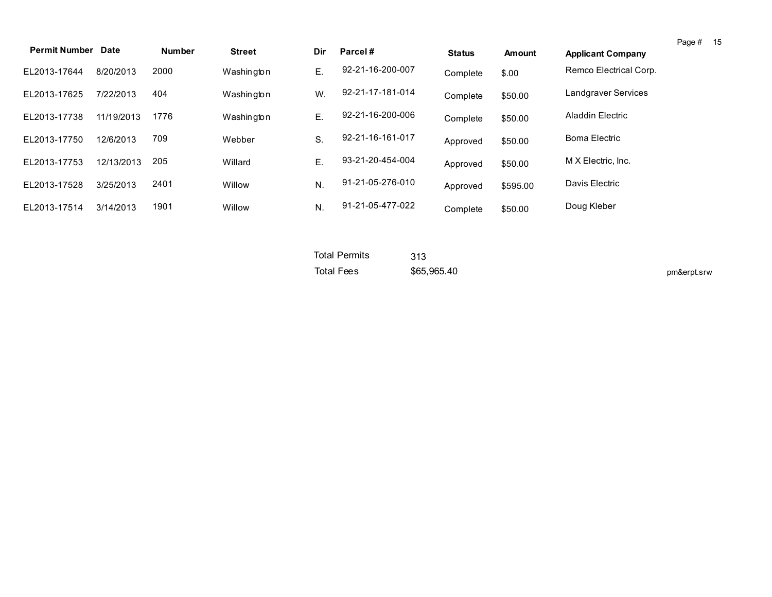| Permit Number | Date | Number | Street | Dir | Parcel # | Status | Amount | Applicant Company |
|---|---|---|---|---|---|---|---|---|
| EL2013-17644 | 8/20/2013 | 2000 | Washington | E. | 92-21-16-200-007 | Complete | $.00 | Remco Electrical Corp. |
| EL2013-17625 | 7/22/2013 | 404 | Washington | W. | 92-21-17-181-014 | Complete | $50.00 | Landgraver Services |
| EL2013-17738 | 11/19/2013 | 1776 | Washington | E. | 92-21-16-200-006 | Complete | $50.00 | Aladdin Electric |
| EL2013-17750 | 12/6/2013 | 709 | Webber | S. | 92-21-16-161-017 | Approved | $50.00 | Boma Electric |
| EL2013-17753 | 12/13/2013 | 205 | Willard | E. | 93-21-20-454-004 | Approved | $50.00 | M X Electric, Inc. |
| EL2013-17528 | 3/25/2013 | 2401 | Willow | N. | 91-21-05-276-010 | Approved | $595.00 | Davis Electric |
| EL2013-17514 | 3/14/2013 | 1901 | Willow | N. | 91-21-05-477-022 | Complete | $50.00 | Doug Kleber |

Total Permits 313

Total Fees $65,965.40

pm&erpt.srw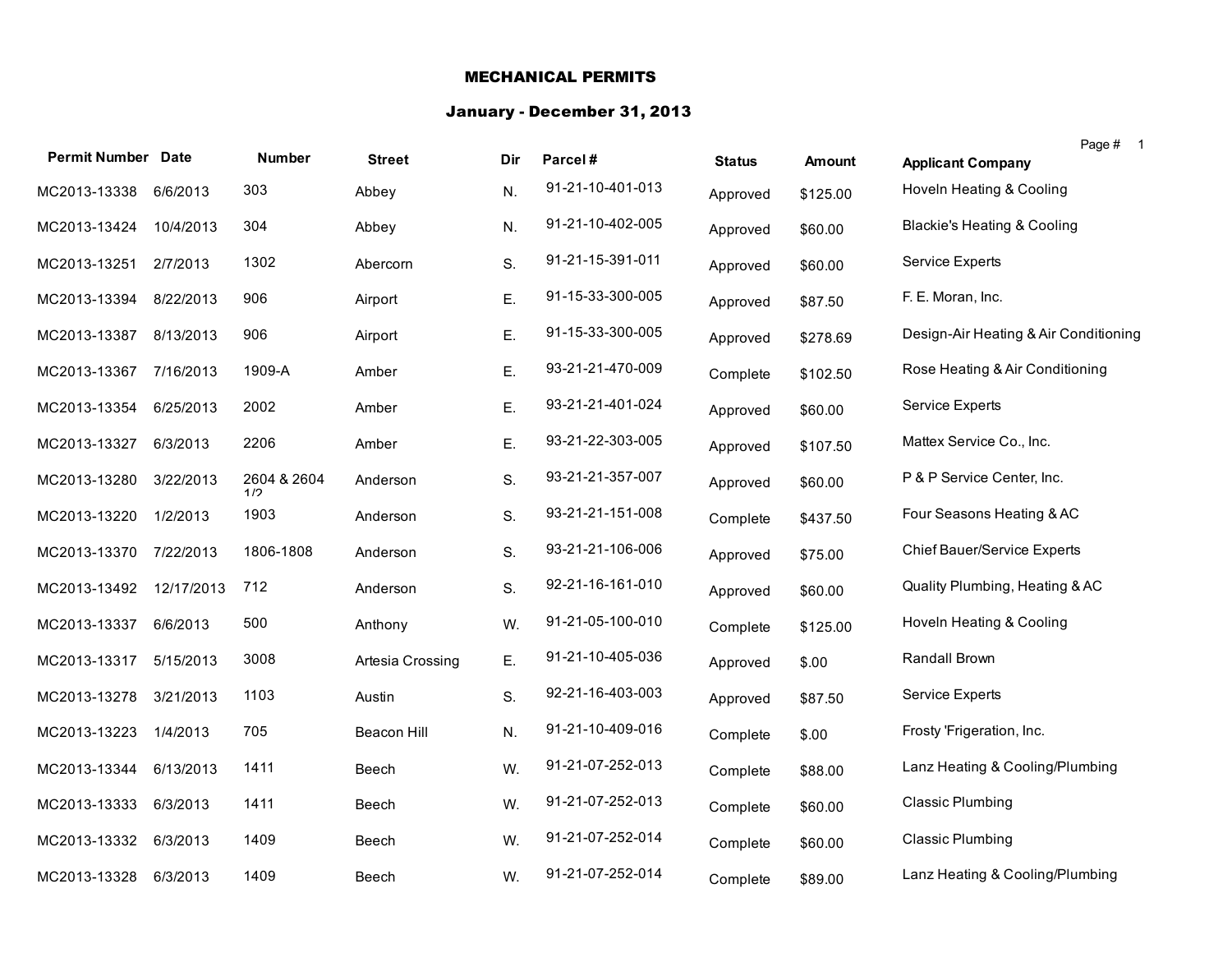# MECHANICAL PERMITS

## January - December 31, 2013

| Permit Number | Date | Number | Street | Dir | Parcel # | Status | Amount | Applicant Company |
|---|---|---|---|---|---|---|---|---|
| MC2013-13338 | 6/6/2013 | 303 | Abbey | N. | 91-21-10-401-013 | Approved | $125.00 | Hoveln Heating & Cooling |
| MC2013-13424 | 10/4/2013 | 304 | Abbey | N. | 91-21-10-402-005 | Approved | $60.00 | Blackie's Heating & Cooling |
| MC2013-13251 | 2/7/2013 | 1302 | Abercorn | S. | 91-21-15-391-011 | Approved | $60.00 | Service Experts |
| MC2013-13394 | 8/22/2013 | 906 | Airport | E. | 91-15-33-300-005 | Approved | $87.50 | F. E. Moran, Inc. |
| MC2013-13387 | 8/13/2013 | 906 | Airport | E. | 91-15-33-300-005 | Approved | $278.69 | Design-Air Heating & Air Conditioning |
| MC2013-13367 | 7/16/2013 | 1909-A | Amber | E. | 93-21-21-470-009 | Complete | $102.50 | Rose Heating & Air Conditioning |
| MC2013-13354 | 6/25/2013 | 2002 | Amber | E. | 93-21-21-401-024 | Approved | $60.00 | Service Experts |
| MC2013-13327 | 6/3/2013 | 2206 | Amber | E. | 93-21-22-303-005 | Approved | $107.50 | Mattex Service Co., Inc. |
| MC2013-13280 | 3/22/2013 | 2604 & 2604 1/2 | Anderson | S. | 93-21-21-357-007 | Approved | $60.00 | P & P Service Center, Inc. |
| MC2013-13220 | 1/2/2013 | 1903 | Anderson | S. | 93-21-21-151-008 | Complete | $437.50 | Four Seasons Heating & AC |
| MC2013-13370 | 7/22/2013 | 1806-1808 | Anderson | S. | 93-21-21-106-006 | Approved | $75.00 | Chief Bauer/Service Experts |
| MC2013-13492 | 12/17/2013 | 712 | Anderson | S. | 92-21-16-161-010 | Approved | $60.00 | Quality Plumbing, Heating & AC |
| MC2013-13337 | 6/6/2013 | 500 | Anthony | W. | 91-21-05-100-010 | Complete | $125.00 | Hoveln Heating & Cooling |
| MC2013-13317 | 5/15/2013 | 3008 | Artesia Crossing | E. | 91-21-10-405-036 | Approved | $.00 | Randall Brown |
| MC2013-13278 | 3/21/2013 | 1103 | Austin | S. | 92-21-16-403-003 | Approved | $87.50 | Service Experts |
| MC2013-13223 | 1/4/2013 | 705 | Beacon Hill | N. | 91-21-10-409-016 | Complete | $.00 | Frosty 'Frigeration, Inc. |
| MC2013-13344 | 6/13/2013 | 1411 | Beech | W. | 91-21-07-252-013 | Complete | $88.00 | Lanz Heating & Cooling/Plumbing |
| MC2013-13333 | 6/3/2013 | 1411 | Beech | W. | 91-21-07-252-013 | Complete | $60.00 | Classic Plumbing |
| MC2013-13332 | 6/3/2013 | 1409 | Beech | W. | 91-21-07-252-014 | Complete | $60.00 | Classic Plumbing |
| MC2013-13328 | 6/3/2013 | 1409 | Beech | W. | 91-21-07-252-014 | Complete | $89.00 | Lanz Heating & Cooling/Plumbing |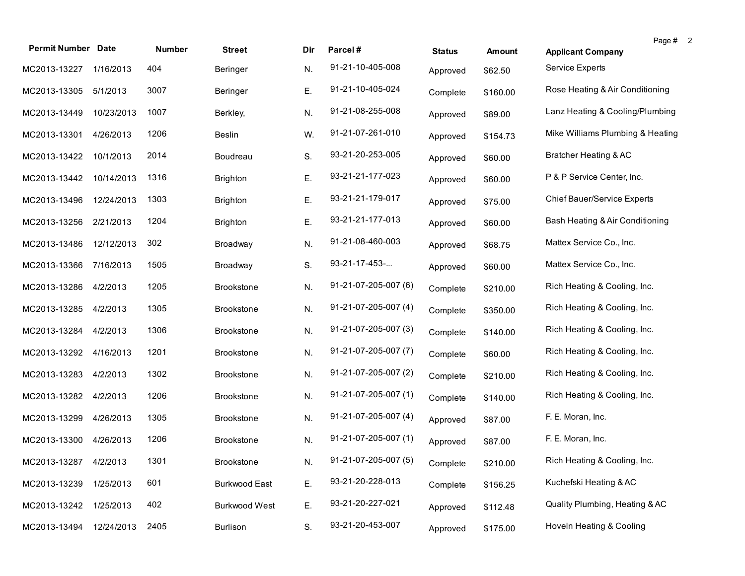| Permit Number | Date | Number | Street | Dir | Parcel # | Status | Amount | Applicant Company |
|---|---|---|---|---|---|---|---|---|
| MC2013-13227 | 1/16/2013 | 404 | Beringer | N. | 91-21-10-405-008 | Approved | $62.50 | Service Experts |
| MC2013-13305 | 5/1/2013 | 3007 | Beringer | E. | 91-21-10-405-024 | Complete | $160.00 | Rose Heating & Air Conditioning |
| MC2013-13449 | 10/23/2013 | 1007 | Berkley, | N. | 91-21-08-255-008 | Approved | $89.00 | Lanz Heating & Cooling/Plumbing |
| MC2013-13301 | 4/26/2013 | 1206 | Beslin | W. | 91-21-07-261-010 | Approved | $154.73 | Mike Williams Plumbing & Heating |
| MC2013-13422 | 10/1/2013 | 2014 | Boudreau | S. | 93-21-20-253-005 | Approved | $60.00 | Bratcher Heating & AC |
| MC2013-13442 | 10/14/2013 | 1316 | Brighton | E. | 93-21-21-177-023 | Approved | $60.00 | P & P Service Center, Inc. |
| MC2013-13496 | 12/24/2013 | 1303 | Brighton | E. | 93-21-21-179-017 | Approved | $75.00 | Chief Bauer/Service Experts |
| MC2013-13256 | 2/21/2013 | 1204 | Brighton | E. | 93-21-21-177-013 | Approved | $60.00 | Bash Heating & Air Conditioning |
| MC2013-13486 | 12/12/2013 | 302 | Broadway | N. | 91-21-08-460-003 | Approved | $68.75 | Mattex Service Co., Inc. |
| MC2013-13366 | 7/16/2013 | 1505 | Broadway | S. | 93-21-17-453-... | Approved | $60.00 | Mattex Service Co., Inc. |
| MC2013-13286 | 4/2/2013 | 1205 | Brookstone | N. | 91-21-07-205-007 (6) | Complete | $210.00 | Rich Heating & Cooling, Inc. |
| MC2013-13285 | 4/2/2013 | 1305 | Brookstone | N. | 91-21-07-205-007 (4) | Complete | $350.00 | Rich Heating & Cooling, Inc. |
| MC2013-13284 | 4/2/2013 | 1306 | Brookstone | N. | 91-21-07-205-007 (3) | Complete | $140.00 | Rich Heating & Cooling, Inc. |
| MC2013-13292 | 4/16/2013 | 1201 | Brookstone | N. | 91-21-07-205-007 (7) | Complete | $60.00 | Rich Heating & Cooling, Inc. |
| MC2013-13283 | 4/2/2013 | 1302 | Brookstone | N. | 91-21-07-205-007 (2) | Complete | $210.00 | Rich Heating & Cooling, Inc. |
| MC2013-13282 | 4/2/2013 | 1206 | Brookstone | N. | 91-21-07-205-007 (1) | Complete | $140.00 | Rich Heating & Cooling, Inc. |
| MC2013-13299 | 4/26/2013 | 1305 | Brookstone | N. | 91-21-07-205-007 (4) | Approved | $87.00 | F. E. Moran, Inc. |
| MC2013-13300 | 4/26/2013 | 1206 | Brookstone | N. | 91-21-07-205-007 (1) | Approved | $87.00 | F. E. Moran, Inc. |
| MC2013-13287 | 4/2/2013 | 1301 | Brookstone | N. | 91-21-07-205-007 (5) | Complete | $210.00 | Rich Heating & Cooling, Inc. |
| MC2013-13239 | 1/25/2013 | 601 | Burkwood East | E. | 93-21-20-228-013 | Complete | $156.25 | Kuchefski Heating & AC |
| MC2013-13242 | 1/25/2013 | 402 | Burkwood West | E. | 93-21-20-227-021 | Approved | $112.48 | Quality Plumbing, Heating & AC |
| MC2013-13494 | 12/24/2013 | 2405 | Burlison | S. | 93-21-20-453-007 | Approved | $175.00 | Hoveln Heating & Cooling |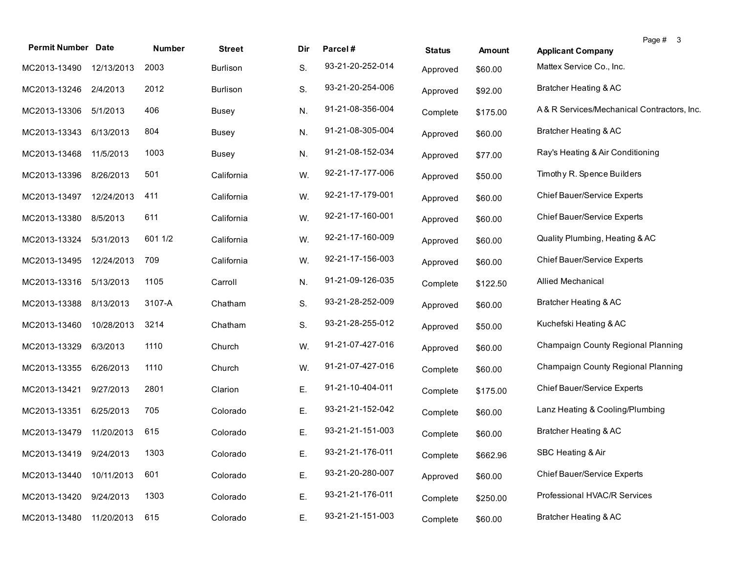| Permit Number | Date | Number | Street | Dir | Parcel # | Status | Amount | Applicant Company |
|---|---|---|---|---|---|---|---|---|
| MC2013-13490 | 12/13/2013 | 2003 | Burlison | S. | 93-21-20-252-014 | Approved | $60.00 | Mattex Service Co., Inc. |
| MC2013-13246 | 2/4/2013 | 2012 | Burlison | S. | 93-21-20-254-006 | Approved | $92.00 | Bratcher Heating & AC |
| MC2013-13306 | 5/1/2013 | 406 | Busey | N. | 91-21-08-356-004 | Complete | $175.00 | A & R Services/Mechanical Contractors, Inc. |
| MC2013-13343 | 6/13/2013 | 804 | Busey | N. | 91-21-08-305-004 | Approved | $60.00 | Bratcher Heating & AC |
| MC2013-13468 | 11/5/2013 | 1003 | Busey | N. | 91-21-08-152-034 | Approved | $77.00 | Ray's Heating & Air Conditioning |
| MC2013-13396 | 8/26/2013 | 501 | California | W. | 92-21-17-177-006 | Approved | $50.00 | Timothy R. Spence Builders |
| MC2013-13497 | 12/24/2013 | 411 | California | W. | 92-21-17-179-001 | Approved | $60.00 | Chief Bauer/Service Experts |
| MC2013-13380 | 8/5/2013 | 611 | California | W. | 92-21-17-160-001 | Approved | $60.00 | Chief Bauer/Service Experts |
| MC2013-13324 | 5/31/2013 | 601 1/2 | California | W. | 92-21-17-160-009 | Approved | $60.00 | Quality Plumbing, Heating & AC |
| MC2013-13495 | 12/24/2013 | 709 | California | W. | 92-21-17-156-003 | Approved | $60.00 | Chief Bauer/Service Experts |
| MC2013-13316 | 5/13/2013 | 1105 | Carroll | N. | 91-21-09-126-035 | Complete | $122.50 | Allied Mechanical |
| MC2013-13388 | 8/13/2013 | 3107-A | Chatham | S. | 93-21-28-252-009 | Approved | $60.00 | Bratcher Heating & AC |
| MC2013-13460 | 10/28/2013 | 3214 | Chatham | S. | 93-21-28-255-012 | Approved | $50.00 | Kuchefski Heating & AC |
| MC2013-13329 | 6/3/2013 | 1110 | Church | W. | 91-21-07-427-016 | Approved | $60.00 | Champaign County Regional Planning |
| MC2013-13355 | 6/26/2013 | 1110 | Church | W. | 91-21-07-427-016 | Complete | $60.00 | Champaign County Regional Planning |
| MC2013-13421 | 9/27/2013 | 2801 | Clarion | E. | 91-21-10-404-011 | Complete | $175.00 | Chief Bauer/Service Experts |
| MC2013-13351 | 6/25/2013 | 705 | Colorado | E. | 93-21-21-152-042 | Complete | $60.00 | Lanz Heating & Cooling/Plumbing |
| MC2013-13479 | 11/20/2013 | 615 | Colorado | E. | 93-21-21-151-003 | Complete | $60.00 | Bratcher Heating & AC |
| MC2013-13419 | 9/24/2013 | 1303 | Colorado | E. | 93-21-21-176-011 | Complete | $662.96 | SBC Heating & Air |
| MC2013-13440 | 10/11/2013 | 601 | Colorado | E. | 93-21-20-280-007 | Approved | $60.00 | Chief Bauer/Service Experts |
| MC2013-13420 | 9/24/2013 | 1303 | Colorado | E. | 93-21-21-176-011 | Complete | $250.00 | Professional HVAC/R Services |
| MC2013-13480 | 11/20/2013 | 615 | Colorado | E. | 93-21-21-151-003 | Complete | $60.00 | Bratcher Heating & AC |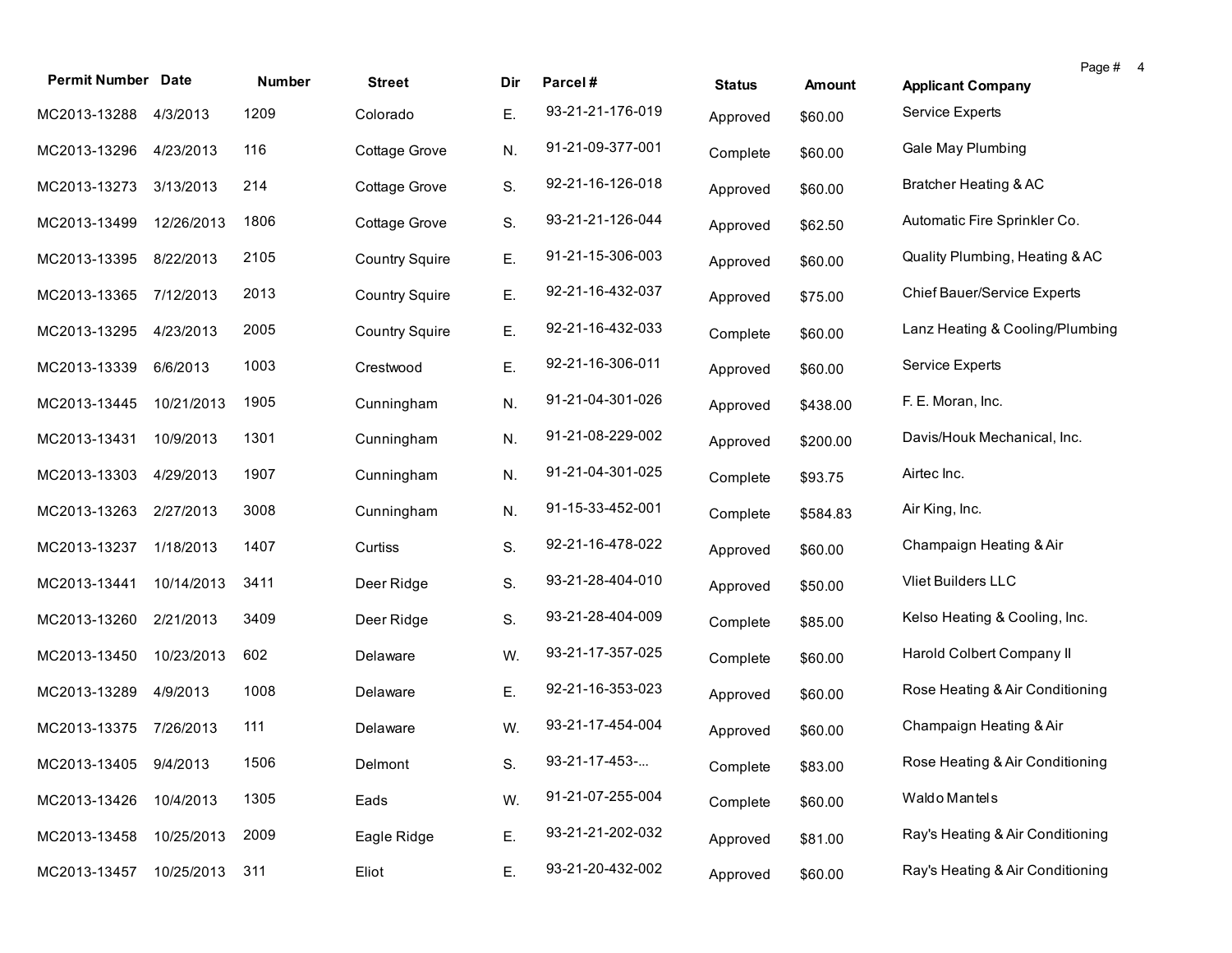| Permit Number | Date | Number | Street | Dir | Parcel # | Status | Amount | Applicant Company |
|---|---|---|---|---|---|---|---|---|
| MC2013-13288 | 4/3/2013 | 1209 | Colorado | E. | 93-21-21-176-019 | Approved | $60.00 | Service Experts |
| MC2013-13296 | 4/23/2013 | 116 | Cottage Grove | N. | 91-21-09-377-001 | Complete | $60.00 | Gale May Plumbing |
| MC2013-13273 | 3/13/2013 | 214 | Cottage Grove | S. | 92-21-16-126-018 | Approved | $60.00 | Bratcher Heating & AC |
| MC2013-13499 | 12/26/2013 | 1806 | Cottage Grove | S. | 93-21-21-126-044 | Approved | $62.50 | Automatic Fire Sprinkler Co. |
| MC2013-13395 | 8/22/2013 | 2105 | Country Squire | E. | 91-21-15-306-003 | Approved | $60.00 | Quality Plumbing, Heating & AC |
| MC2013-13365 | 7/12/2013 | 2013 | Country Squire | E. | 92-21-16-432-037 | Approved | $75.00 | Chief Bauer/Service Experts |
| MC2013-13295 | 4/23/2013 | 2005 | Country Squire | E. | 92-21-16-432-033 | Complete | $60.00 | Lanz Heating & Cooling/Plumbing |
| MC2013-13339 | 6/6/2013 | 1003 | Crestwood | E. | 92-21-16-306-011 | Approved | $60.00 | Service Experts |
| MC2013-13445 | 10/21/2013 | 1905 | Cunningham | N. | 91-21-04-301-026 | Approved | $438.00 | F. E. Moran, Inc. |
| MC2013-13431 | 10/9/2013 | 1301 | Cunningham | N. | 91-21-08-229-002 | Approved | $200.00 | Davis/Houk Mechanical, Inc. |
| MC2013-13303 | 4/29/2013 | 1907 | Cunningham | N. | 91-21-04-301-025 | Complete | $93.75 | Airtec Inc. |
| MC2013-13263 | 2/27/2013 | 3008 | Cunningham | N. | 91-15-33-452-001 | Complete | $584.83 | Air King, Inc. |
| MC2013-13237 | 1/18/2013 | 1407 | Curtiss | S. | 92-21-16-478-022 | Approved | $60.00 | Champaign Heating & Air |
| MC2013-13441 | 10/14/2013 | 3411 | Deer Ridge | S. | 93-21-28-404-010 | Approved | $50.00 | Vliet Builders LLC |
| MC2013-13260 | 2/21/2013 | 3409 | Deer Ridge | S. | 93-21-28-404-009 | Complete | $85.00 | Kelso Heating & Cooling, Inc. |
| MC2013-13450 | 10/23/2013 | 602 | Delaware | W. | 93-21-17-357-025 | Complete | $60.00 | Harold Colbert Company II |
| MC2013-13289 | 4/9/2013 | 1008 | Delaware | E. | 92-21-16-353-023 | Approved | $60.00 | Rose Heating & Air Conditioning |
| MC2013-13375 | 7/26/2013 | 111 | Delaware | W. | 93-21-17-454-004 | Approved | $60.00 | Champaign Heating & Air |
| MC2013-13405 | 9/4/2013 | 1506 | Delmont | S. | 93-21-17-453-... | Complete | $83.00 | Rose Heating & Air Conditioning |
| MC2013-13426 | 10/4/2013 | 1305 | Eads | W. | 91-21-07-255-004 | Complete | $60.00 | Waldo Mantels |
| MC2013-13458 | 10/25/2013 | 2009 | Eagle Ridge | E. | 93-21-21-202-032 | Approved | $81.00 | Ray's Heating & Air Conditioning |
| MC2013-13457 | 10/25/2013 | 311 | Eliot | E. | 93-21-20-432-002 | Approved | $60.00 | Ray's Heating & Air Conditioning |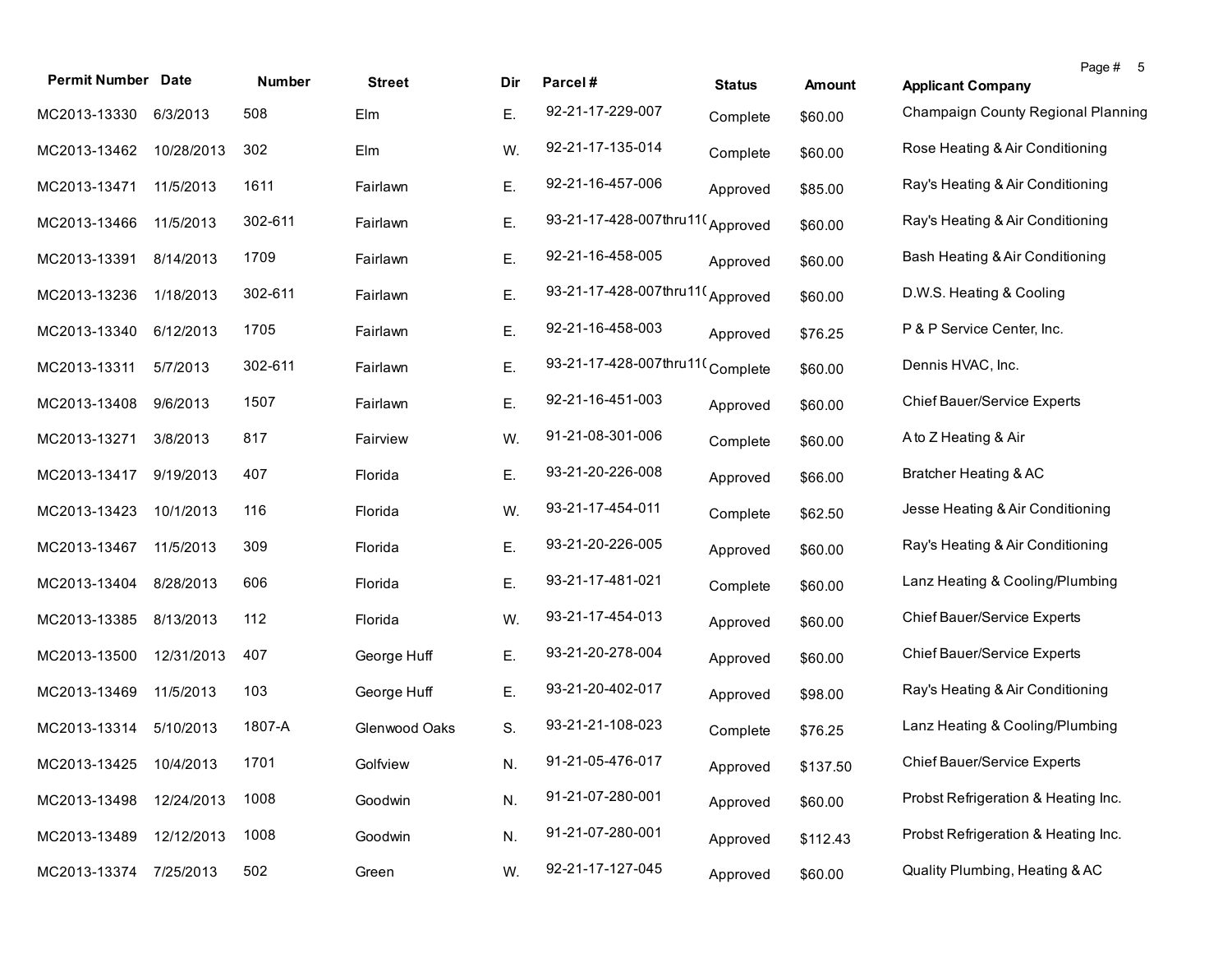| Permit Number | Date | Number | Street | Dir | Parcel # | Status | Amount | Applicant Company |
|---|---|---|---|---|---|---|---|---|
| MC2013-13330 | 6/3/2013 | 508 | Elm | E. | 92-21-17-229-007 | Complete | $60.00 | Champaign County Regional Planning |
| MC2013-13462 | 10/28/2013 | 302 | Elm | W. | 92-21-17-135-014 | Complete | $60.00 | Rose Heating & Air Conditioning |
| MC2013-13471 | 11/5/2013 | 1611 | Fairlawn | E. | 92-21-16-457-006 | Approved | $85.00 | Ray's Heating & Air Conditioning |
| MC2013-13466 | 11/5/2013 | 302-611 | Fairlawn | E. | 93-21-17-428-007thru11( | Approved | $60.00 | Ray's Heating & Air Conditioning |
| MC2013-13391 | 8/14/2013 | 1709 | Fairlawn | E. | 92-21-16-458-005 | Approved | $60.00 | Bash Heating & Air Conditioning |
| MC2013-13236 | 1/18/2013 | 302-611 | Fairlawn | E. | 93-21-17-428-007thru11( | Approved | $60.00 | D.W.S. Heating & Cooling |
| MC2013-13340 | 6/12/2013 | 1705 | Fairlawn | E. | 92-21-16-458-003 | Approved | $76.25 | P & P Service Center, Inc. |
| MC2013-13311 | 5/7/2013 | 302-611 | Fairlawn | E. | 93-21-17-428-007thru11( | Complete | $60.00 | Dennis HVAC, Inc. |
| MC2013-13408 | 9/6/2013 | 1507 | Fairlawn | E. | 92-21-16-451-003 | Approved | $60.00 | Chief Bauer/Service Experts |
| MC2013-13271 | 3/8/2013 | 817 | Fairview | W. | 91-21-08-301-006 | Complete | $60.00 | A to Z Heating & Air |
| MC2013-13417 | 9/19/2013 | 407 | Florida | E. | 93-21-20-226-008 | Approved | $66.00 | Bratcher Heating & AC |
| MC2013-13423 | 10/1/2013 | 116 | Florida | W. | 93-21-17-454-011 | Complete | $62.50 | Jesse Heating & Air Conditioning |
| MC2013-13467 | 11/5/2013 | 309 | Florida | E. | 93-21-20-226-005 | Approved | $60.00 | Ray's Heating & Air Conditioning |
| MC2013-13404 | 8/28/2013 | 606 | Florida | E. | 93-21-17-481-021 | Complete | $60.00 | Lanz Heating & Cooling/Plumbing |
| MC2013-13385 | 8/13/2013 | 112 | Florida | W. | 93-21-17-454-013 | Approved | $60.00 | Chief Bauer/Service Experts |
| MC2013-13500 | 12/31/2013 | 407 | George Huff | E. | 93-21-20-278-004 | Approved | $60.00 | Chief Bauer/Service Experts |
| MC2013-13469 | 11/5/2013 | 103 | George Huff | E. | 93-21-20-402-017 | Approved | $98.00 | Ray's Heating & Air Conditioning |
| MC2013-13314 | 5/10/2013 | 1807-A | Glenwood Oaks | S. | 93-21-21-108-023 | Complete | $76.25 | Lanz Heating & Cooling/Plumbing |
| MC2013-13425 | 10/4/2013 | 1701 | Golfview | N. | 91-21-05-476-017 | Approved | $137.50 | Chief Bauer/Service Experts |
| MC2013-13498 | 12/24/2013 | 1008 | Goodwin | N. | 91-21-07-280-001 | Approved | $60.00 | Probst Refrigeration & Heating Inc. |
| MC2013-13489 | 12/12/2013 | 1008 | Goodwin | N. | 91-21-07-280-001 | Approved | $112.43 | Probst Refrigeration & Heating Inc. |
| MC2013-13374 | 7/25/2013 | 502 | Green | W. | 92-21-17-127-045 | Approved | $60.00 | Quality Plumbing, Heating & AC |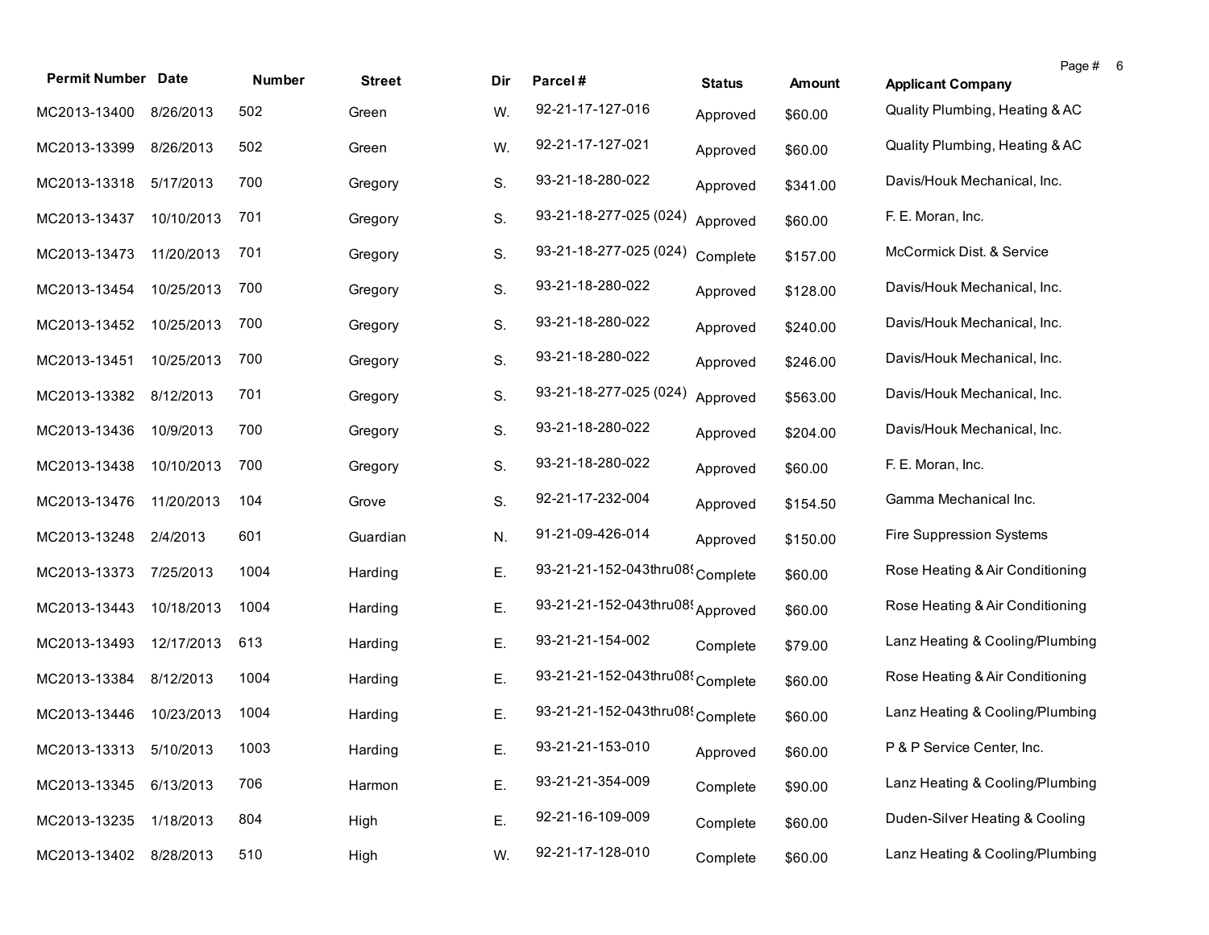| Permit Number | Date | Number | Street | Dir | Parcel # | Status | Amount | Applicant Company |
|---|---|---|---|---|---|---|---|---|
| MC2013-13400 | 8/26/2013 | 502 | Green | W. | 92-21-17-127-016 | Approved | $60.00 | Quality Plumbing, Heating & AC |
| MC2013-13399 | 8/26/2013 | 502 | Green | W. | 92-21-17-127-021 | Approved | $60.00 | Quality Plumbing, Heating & AC |
| MC2013-13318 | 5/17/2013 | 700 | Gregory | S. | 93-21-18-280-022 | Approved | $341.00 | Davis/Houk Mechanical, Inc. |
| MC2013-13437 | 10/10/2013 | 701 | Gregory | S. | 93-21-18-277-025 (024) | Approved | $60.00 | F. E. Moran, Inc. |
| MC2013-13473 | 11/20/2013 | 701 | Gregory | S. | 93-21-18-277-025 (024) | Complete | $157.00 | McCormick Dist. & Service |
| MC2013-13454 | 10/25/2013 | 700 | Gregory | S. | 93-21-18-280-022 | Approved | $128.00 | Davis/Houk Mechanical, Inc. |
| MC2013-13452 | 10/25/2013 | 700 | Gregory | S. | 93-21-18-280-022 | Approved | $240.00 | Davis/Houk Mechanical, Inc. |
| MC2013-13451 | 10/25/2013 | 700 | Gregory | S. | 93-21-18-280-022 | Approved | $246.00 | Davis/Houk Mechanical, Inc. |
| MC2013-13382 | 8/12/2013 | 701 | Gregory | S. | 93-21-18-277-025 (024) | Approved | $563.00 | Davis/Houk Mechanical, Inc. |
| MC2013-13436 | 10/9/2013 | 700 | Gregory | S. | 93-21-18-280-022 | Approved | $204.00 | Davis/Houk Mechanical, Inc. |
| MC2013-13438 | 10/10/2013 | 700 | Gregory | S. | 93-21-18-280-022 | Approved | $60.00 | F. E. Moran, Inc. |
| MC2013-13476 | 11/20/2013 | 104 | Grove | S. | 92-21-17-232-004 | Approved | $154.50 | Gamma Mechanical Inc. |
| MC2013-13248 | 2/4/2013 | 601 | Guardian | N. | 91-21-09-426-014 | Approved | $150.00 | Fire Suppression Systems |
| MC2013-13373 | 7/25/2013 | 1004 | Harding | E. | 93-21-21-152-043thru089 | Complete | $60.00 | Rose Heating & Air Conditioning |
| MC2013-13443 | 10/18/2013 | 1004 | Harding | E. | 93-21-21-152-043thru089 | Approved | $60.00 | Rose Heating & Air Conditioning |
| MC2013-13493 | 12/17/2013 | 613 | Harding | E. | 93-21-21-154-002 | Complete | $79.00 | Lanz Heating & Cooling/Plumbing |
| MC2013-13384 | 8/12/2013 | 1004 | Harding | E. | 93-21-21-152-043thru089 | Complete | $60.00 | Rose Heating & Air Conditioning |
| MC2013-13446 | 10/23/2013 | 1004 | Harding | E. | 93-21-21-152-043thru089 | Complete | $60.00 | Lanz Heating & Cooling/Plumbing |
| MC2013-13313 | 5/10/2013 | 1003 | Harding | E. | 93-21-21-153-010 | Approved | $60.00 | P & P Service Center, Inc. |
| MC2013-13345 | 6/13/2013 | 706 | Harmon | E. | 93-21-21-354-009 | Complete | $90.00 | Lanz Heating & Cooling/Plumbing |
| MC2013-13235 | 1/18/2013 | 804 | High | E. | 92-21-16-109-009 | Complete | $60.00 | Duden-Silver Heating & Cooling |
| MC2013-13402 | 8/28/2013 | 510 | High | W. | 92-21-17-128-010 | Complete | $60.00 | Lanz Heating & Cooling/Plumbing |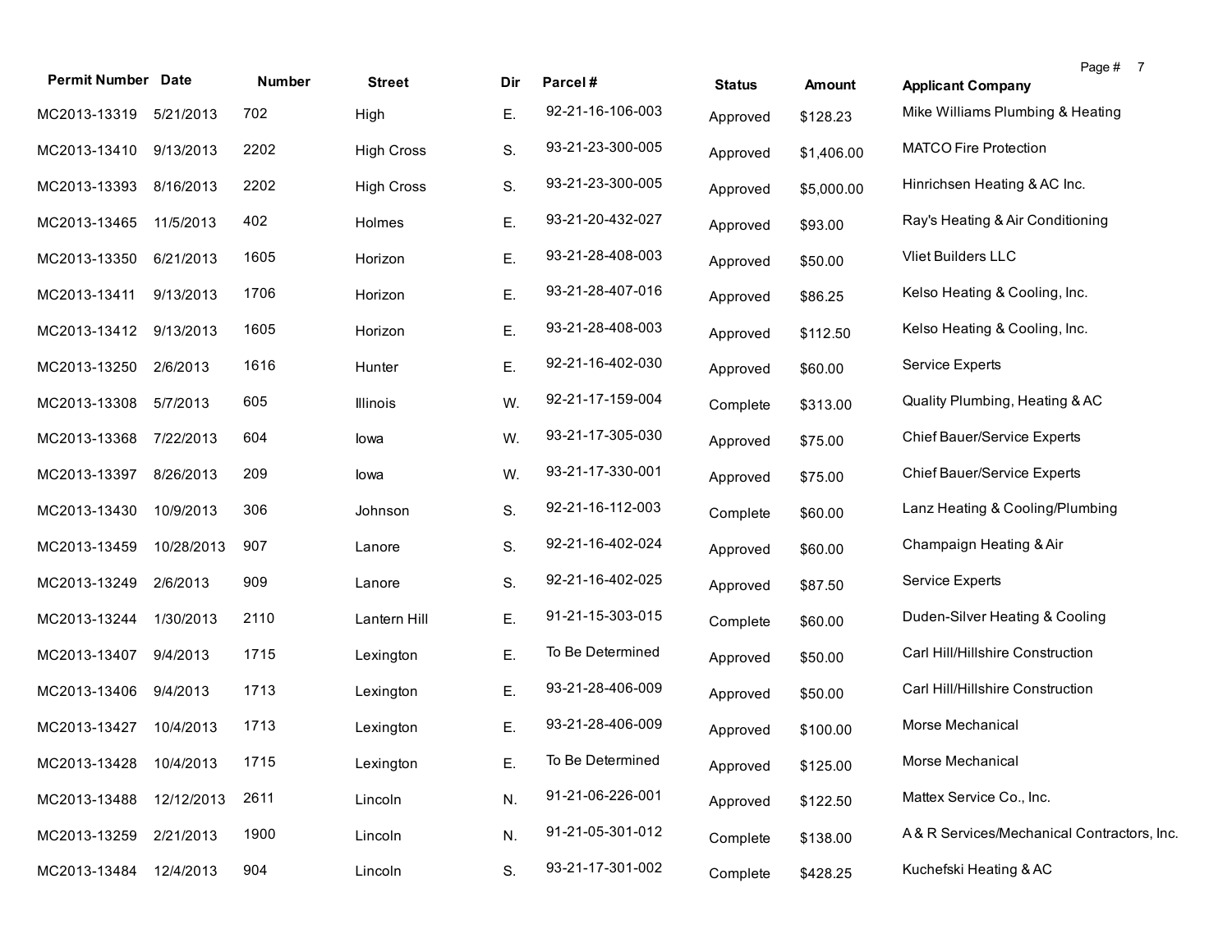| Permit Number | Date | Number | Street | Dir | Parcel # | Status | Amount | Applicant Company |
|---|---|---|---|---|---|---|---|---|
| MC2013-13319 | 5/21/2013 | 702 | High | E. | 92-21-16-106-003 | Approved | $128.23 | Mike Williams Plumbing & Heating |
| MC2013-13410 | 9/13/2013 | 2202 | High Cross | S. | 93-21-23-300-005 | Approved | $1,406.00 | MATCO Fire Protection |
| MC2013-13393 | 8/16/2013 | 2202 | High Cross | S. | 93-21-23-300-005 | Approved | $5,000.00 | Hinrichsen Heating & AC Inc. |
| MC2013-13465 | 11/5/2013 | 402 | Holmes | E. | 93-21-20-432-027 | Approved | $93.00 | Ray's Heating & Air Conditioning |
| MC2013-13350 | 6/21/2013 | 1605 | Horizon | E. | 93-21-28-408-003 | Approved | $50.00 | Vliet Builders LLC |
| MC2013-13411 | 9/13/2013 | 1706 | Horizon | E. | 93-21-28-407-016 | Approved | $86.25 | Kelso Heating & Cooling, Inc. |
| MC2013-13412 | 9/13/2013 | 1605 | Horizon | E. | 93-21-28-408-003 | Approved | $112.50 | Kelso Heating & Cooling, Inc. |
| MC2013-13250 | 2/6/2013 | 1616 | Hunter | E. | 92-21-16-402-030 | Approved | $60.00 | Service Experts |
| MC2013-13308 | 5/7/2013 | 605 | Illinois | W. | 92-21-17-159-004 | Complete | $313.00 | Quality Plumbing, Heating & AC |
| MC2013-13368 | 7/22/2013 | 604 | Iowa | W. | 93-21-17-305-030 | Approved | $75.00 | Chief Bauer/Service Experts |
| MC2013-13397 | 8/26/2013 | 209 | Iowa | W. | 93-21-17-330-001 | Approved | $75.00 | Chief Bauer/Service Experts |
| MC2013-13430 | 10/9/2013 | 306 | Johnson | S. | 92-21-16-112-003 | Complete | $60.00 | Lanz Heating & Cooling/Plumbing |
| MC2013-13459 | 10/28/2013 | 907 | Lanore | S. | 92-21-16-402-024 | Approved | $60.00 | Champaign Heating & Air |
| MC2013-13249 | 2/6/2013 | 909 | Lanore | S. | 92-21-16-402-025 | Approved | $87.50 | Service Experts |
| MC2013-13244 | 1/30/2013 | 2110 | Lantern Hill | E. | 91-21-15-303-015 | Complete | $60.00 | Duden-Silver Heating & Cooling |
| MC2013-13407 | 9/4/2013 | 1715 | Lexington | E. | To Be Determined | Approved | $50.00 | Carl Hill/Hillshire Construction |
| MC2013-13406 | 9/4/2013 | 1713 | Lexington | E. | 93-21-28-406-009 | Approved | $50.00 | Carl Hill/Hillshire Construction |
| MC2013-13427 | 10/4/2013 | 1713 | Lexington | E. | 93-21-28-406-009 | Approved | $100.00 | Morse Mechanical |
| MC2013-13428 | 10/4/2013 | 1715 | Lexington | E. | To Be Determined | Approved | $125.00 | Morse Mechanical |
| MC2013-13488 | 12/12/2013 | 2611 | Lincoln | N. | 91-21-06-226-001 | Approved | $122.50 | Mattex Service Co., Inc. |
| MC2013-13259 | 2/21/2013 | 1900 | Lincoln | N. | 91-21-05-301-012 | Complete | $138.00 | A & R Services/Mechanical Contractors, Inc. |
| MC2013-13484 | 12/4/2013 | 904 | Lincoln | S. | 93-21-17-301-002 | Complete | $428.25 | Kuchefski Heating & AC |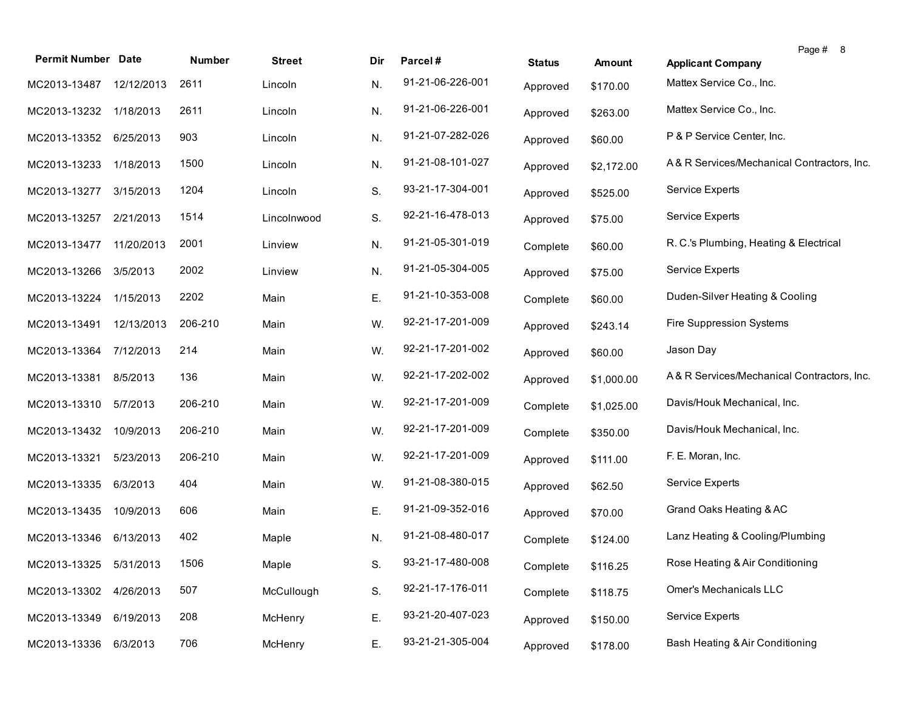| Permit Number | Date | Number | Street | Dir | Parcel # | Status | Amount | Applicant Company |
|---|---|---|---|---|---|---|---|---|
| MC2013-13487 | 12/12/2013 | 2611 | Lincoln | N. | 91-21-06-226-001 | Approved | $170.00 | Mattex Service Co., Inc. |
| MC2013-13232 | 1/18/2013 | 2611 | Lincoln | N. | 91-21-06-226-001 | Approved | $263.00 | Mattex Service Co., Inc. |
| MC2013-13352 | 6/25/2013 | 903 | Lincoln | N. | 91-21-07-282-026 | Approved | $60.00 | P & P Service Center, Inc. |
| MC2013-13233 | 1/18/2013 | 1500 | Lincoln | N. | 91-21-08-101-027 | Approved | $2,172.00 | A & R Services/Mechanical Contractors, Inc. |
| MC2013-13277 | 3/15/2013 | 1204 | Lincoln | S. | 93-21-17-304-001 | Approved | $525.00 | Service Experts |
| MC2013-13257 | 2/21/2013 | 1514 | Lincolnwood | S. | 92-21-16-478-013 | Approved | $75.00 | Service Experts |
| MC2013-13477 | 11/20/2013 | 2001 | Linview | N. | 91-21-05-301-019 | Complete | $60.00 | R. C.'s Plumbing, Heating & Electrical |
| MC2013-13266 | 3/5/2013 | 2002 | Linview | N. | 91-21-05-304-005 | Approved | $75.00 | Service Experts |
| MC2013-13224 | 1/15/2013 | 2202 | Main | E. | 91-21-10-353-008 | Complete | $60.00 | Duden-Silver Heating & Cooling |
| MC2013-13491 | 12/13/2013 | 206-210 | Main | W. | 92-21-17-201-009 | Approved | $243.14 | Fire Suppression Systems |
| MC2013-13364 | 7/12/2013 | 214 | Main | W. | 92-21-17-201-002 | Approved | $60.00 | Jason Day |
| MC2013-13381 | 8/5/2013 | 136 | Main | W. | 92-21-17-202-002 | Approved | $1,000.00 | A & R Services/Mechanical Contractors, Inc. |
| MC2013-13310 | 5/7/2013 | 206-210 | Main | W. | 92-21-17-201-009 | Complete | $1,025.00 | Davis/Houk Mechanical, Inc. |
| MC2013-13432 | 10/9/2013 | 206-210 | Main | W. | 92-21-17-201-009 | Complete | $350.00 | Davis/Houk Mechanical, Inc. |
| MC2013-13321 | 5/23/2013 | 206-210 | Main | W. | 92-21-17-201-009 | Approved | $111.00 | F. E. Moran, Inc. |
| MC2013-13335 | 6/3/2013 | 404 | Main | W. | 91-21-08-380-015 | Approved | $62.50 | Service Experts |
| MC2013-13435 | 10/9/2013 | 606 | Main | E. | 91-21-09-352-016 | Approved | $70.00 | Grand Oaks Heating & AC |
| MC2013-13346 | 6/13/2013 | 402 | Maple | N. | 91-21-08-480-017 | Complete | $124.00 | Lanz Heating & Cooling/Plumbing |
| MC2013-13325 | 5/31/2013 | 1506 | Maple | S. | 93-21-17-480-008 | Complete | $116.25 | Rose Heating & Air Conditioning |
| MC2013-13302 | 4/26/2013 | 507 | McCullough | S. | 92-21-17-176-011 | Complete | $118.75 | Omer's Mechanicals LLC |
| MC2013-13349 | 6/19/2013 | 208 | McHenry | E. | 93-21-20-407-023 | Approved | $150.00 | Service Experts |
| MC2013-13336 | 6/3/2013 | 706 | McHenry | E. | 93-21-21-305-004 | Approved | $178.00 | Bash Heating & Air Conditioning |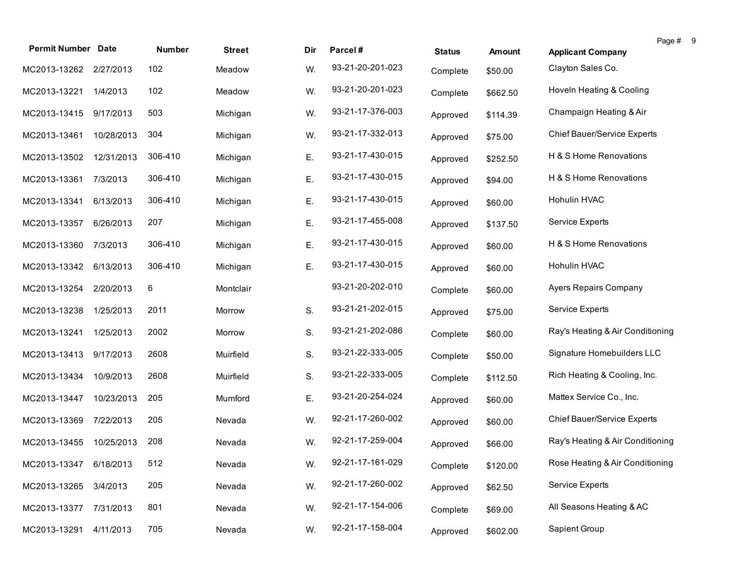| Permit Number | Date | Number | Street | Dir | Parcel # | Status | Amount | Applicant Company |
|---|---|---|---|---|---|---|---|---|
| MC2013-13262 | 2/27/2013 | 102 | Meadow | W. | 93-21-20-201-023 | Complete | $50.00 | Clayton Sales Co. |
| MC2013-13221 | 1/4/2013 | 102 | Meadow | W. | 93-21-20-201-023 | Complete | $662.50 | Hoveln Heating & Cooling |
| MC2013-13415 | 9/17/2013 | 503 | Michigan | W. | 93-21-17-376-003 | Approved | $114.39 | Champaign Heating & Air |
| MC2013-13461 | 10/28/2013 | 304 | Michigan | W. | 93-21-17-332-013 | Approved | $75.00 | Chief Bauer/Service Experts |
| MC2013-13502 | 12/31/2013 | 306-410 | Michigan | E. | 93-21-17-430-015 | Approved | $252.50 | H & S Home Renovations |
| MC2013-13361 | 7/3/2013 | 306-410 | Michigan | E. | 93-21-17-430-015 | Approved | $94.00 | H & S Home Renovations |
| MC2013-13341 | 6/13/2013 | 306-410 | Michigan | E. | 93-21-17-430-015 | Approved | $60.00 | Hohulin HVAC |
| MC2013-13357 | 6/26/2013 | 207 | Michigan | E. | 93-21-17-455-008 | Approved | $137.50 | Service Experts |
| MC2013-13360 | 7/3/2013 | 306-410 | Michigan | E. | 93-21-17-430-015 | Approved | $60.00 | H & S Home Renovations |
| MC2013-13342 | 6/13/2013 | 306-410 | Michigan | E. | 93-21-17-430-015 | Approved | $60.00 | Hohulin HVAC |
| MC2013-13254 | 2/20/2013 | 6 | Montclair | | 93-21-20-202-010 | Complete | $60.00 | Ayers Repairs Company |
| MC2013-13238 | 1/25/2013 | 2011 | Morrow | S. | 93-21-21-202-015 | Approved | $75.00 | Service Experts |
| MC2013-13241 | 1/25/2013 | 2002 | Morrow | S. | 93-21-21-202-086 | Complete | $60.00 | Ray's Heating & Air Conditioning |
| MC2013-13413 | 9/17/2013 | 2608 | Muirfield | S. | 93-21-22-333-005 | Complete | $50.00 | Signature Homebuilders LLC |
| MC2013-13434 | 10/9/2013 | 2608 | Muirfield | S. | 93-21-22-333-005 | Complete | $112.50 | Rich Heating & Cooling, Inc. |
| MC2013-13447 | 10/23/2013 | 205 | Mumford | E. | 93-21-20-254-024 | Approved | $60.00 | Mattex Service Co., Inc. |
| MC2013-13369 | 7/22/2013 | 205 | Nevada | W. | 92-21-17-260-002 | Approved | $60.00 | Chief Bauer/Service Experts |
| MC2013-13455 | 10/25/2013 | 208 | Nevada | W. | 92-21-17-259-004 | Approved | $66.00 | Ray's Heating & Air Conditioning |
| MC2013-13347 | 6/18/2013 | 512 | Nevada | W. | 92-21-17-161-029 | Complete | $120.00 | Rose Heating & Air Conditioning |
| MC2013-13265 | 3/4/2013 | 205 | Nevada | W. | 92-21-17-260-002 | Approved | $62.50 | Service Experts |
| MC2013-13377 | 7/31/2013 | 801 | Nevada | W. | 92-21-17-154-006 | Complete | $69.00 | All Seasons Heating & AC |
| MC2013-13291 | 4/11/2013 | 705 | Nevada | W. | 92-21-17-158-004 | Approved | $602.00 | Sapient Group |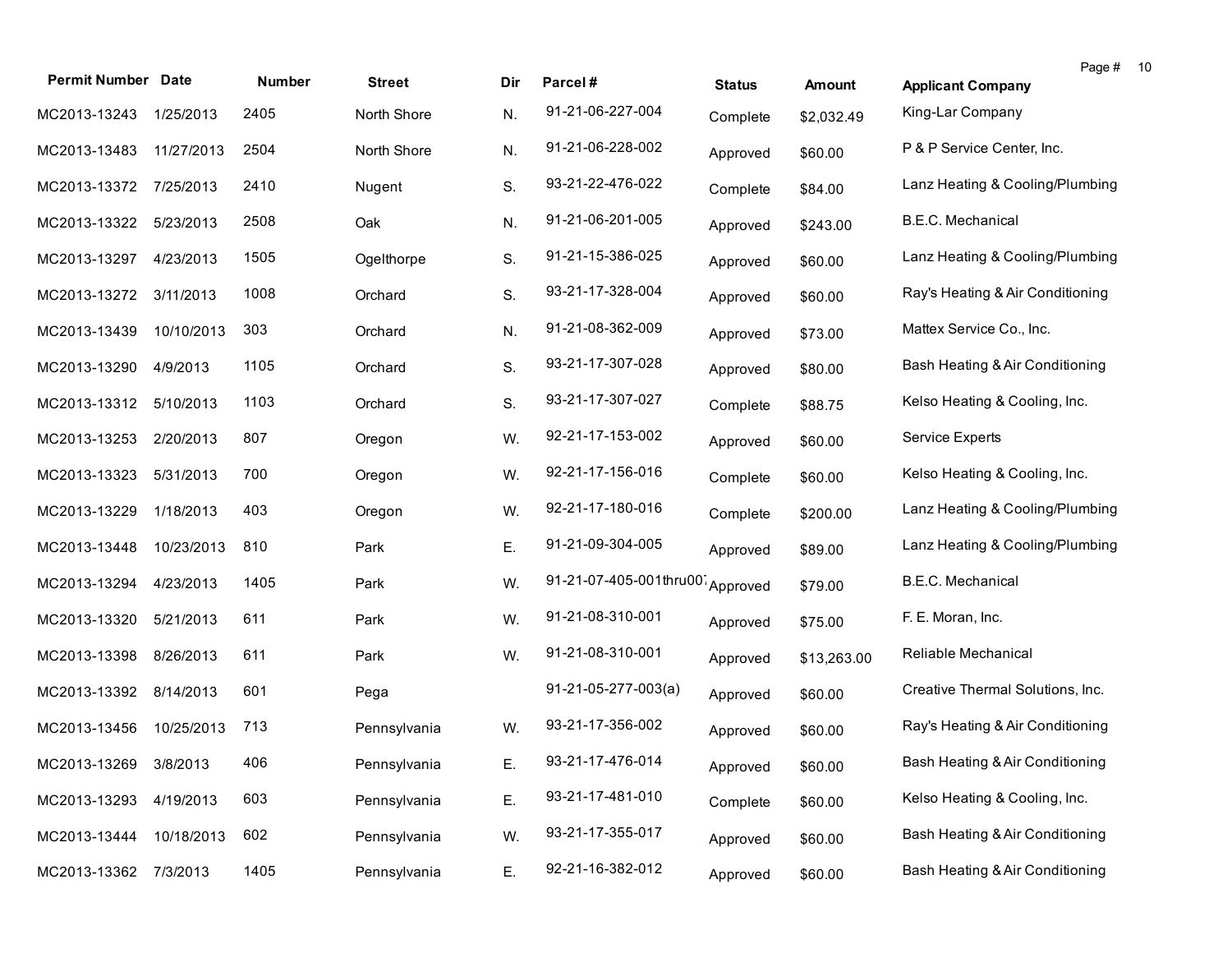| Permit Number | Date | Number | Street | Dir | Parcel # | Status | Amount | Applicant Company |
|---|---|---|---|---|---|---|---|---|
| MC2013-13243 | 1/25/2013 | 2405 | North Shore | N. | 91-21-06-227-004 | Complete | $2,032.49 | King-Lar Company |
| MC2013-13483 | 11/27/2013 | 2504 | North Shore | N. | 91-21-06-228-002 | Approved | $60.00 | P & P Service Center, Inc. |
| MC2013-13372 | 7/25/2013 | 2410 | Nugent | S. | 93-21-22-476-022 | Complete | $84.00 | Lanz Heating & Cooling/Plumbing |
| MC2013-13322 | 5/23/2013 | 2508 | Oak | N. | 91-21-06-201-005 | Approved | $243.00 | B.E.C. Mechanical |
| MC2013-13297 | 4/23/2013 | 1505 | Ogelthorpe | S. | 91-21-15-386-025 | Approved | $60.00 | Lanz Heating & Cooling/Plumbing |
| MC2013-13272 | 3/11/2013 | 1008 | Orchard | S. | 93-21-17-328-004 | Approved | $60.00 | Ray's Heating & Air Conditioning |
| MC2013-13439 | 10/10/2013 | 303 | Orchard | N. | 91-21-08-362-009 | Approved | $73.00 | Mattex Service Co., Inc. |
| MC2013-13290 | 4/9/2013 | 1105 | Orchard | S. | 93-21-17-307-028 | Approved | $80.00 | Bash Heating & Air Conditioning |
| MC2013-13312 | 5/10/2013 | 1103 | Orchard | S. | 93-21-17-307-027 | Complete | $88.75 | Kelso Heating & Cooling, Inc. |
| MC2013-13253 | 2/20/2013 | 807 | Oregon | W. | 92-21-17-153-002 | Approved | $60.00 | Service Experts |
| MC2013-13323 | 5/31/2013 | 700 | Oregon | W. | 92-21-17-156-016 | Complete | $60.00 | Kelso Heating & Cooling, Inc. |
| MC2013-13229 | 1/18/2013 | 403 | Oregon | W. | 92-21-17-180-016 | Complete | $200.00 | Lanz Heating & Cooling/Plumbing |
| MC2013-13448 | 10/23/2013 | 810 | Park | E. | 91-21-09-304-005 | Approved | $89.00 | Lanz Heating & Cooling/Plumbing |
| MC2013-13294 | 4/23/2013 | 1405 | Park | W. | 91-21-07-405-001thru007 | Approved | $79.00 | B.E.C. Mechanical |
| MC2013-13320 | 5/21/2013 | 611 | Park | W. | 91-21-08-310-001 | Approved | $75.00 | F. E. Moran, Inc. |
| MC2013-13398 | 8/26/2013 | 611 | Park | W. | 91-21-08-310-001 | Approved | $13,263.00 | Reliable Mechanical |
| MC2013-13392 | 8/14/2013 | 601 | Pega | | 91-21-05-277-003(a) | Approved | $60.00 | Creative Thermal Solutions, Inc. |
| MC2013-13456 | 10/25/2013 | 713 | Pennsylvania | W. | 93-21-17-356-002 | Approved | $60.00 | Ray's Heating & Air Conditioning |
| MC2013-13269 | 3/8/2013 | 406 | Pennsylvania | E. | 93-21-17-476-014 | Approved | $60.00 | Bash Heating & Air Conditioning |
| MC2013-13293 | 4/19/2013 | 603 | Pennsylvania | E. | 93-21-17-481-010 | Complete | $60.00 | Kelso Heating & Cooling, Inc. |
| MC2013-13444 | 10/18/2013 | 602 | Pennsylvania | W. | 93-21-17-355-017 | Approved | $60.00 | Bash Heating & Air Conditioning |
| MC2013-13362 | 7/3/2013 | 1405 | Pennsylvania | E. | 92-21-16-382-012 | Approved | $60.00 | Bash Heating & Air Conditioning |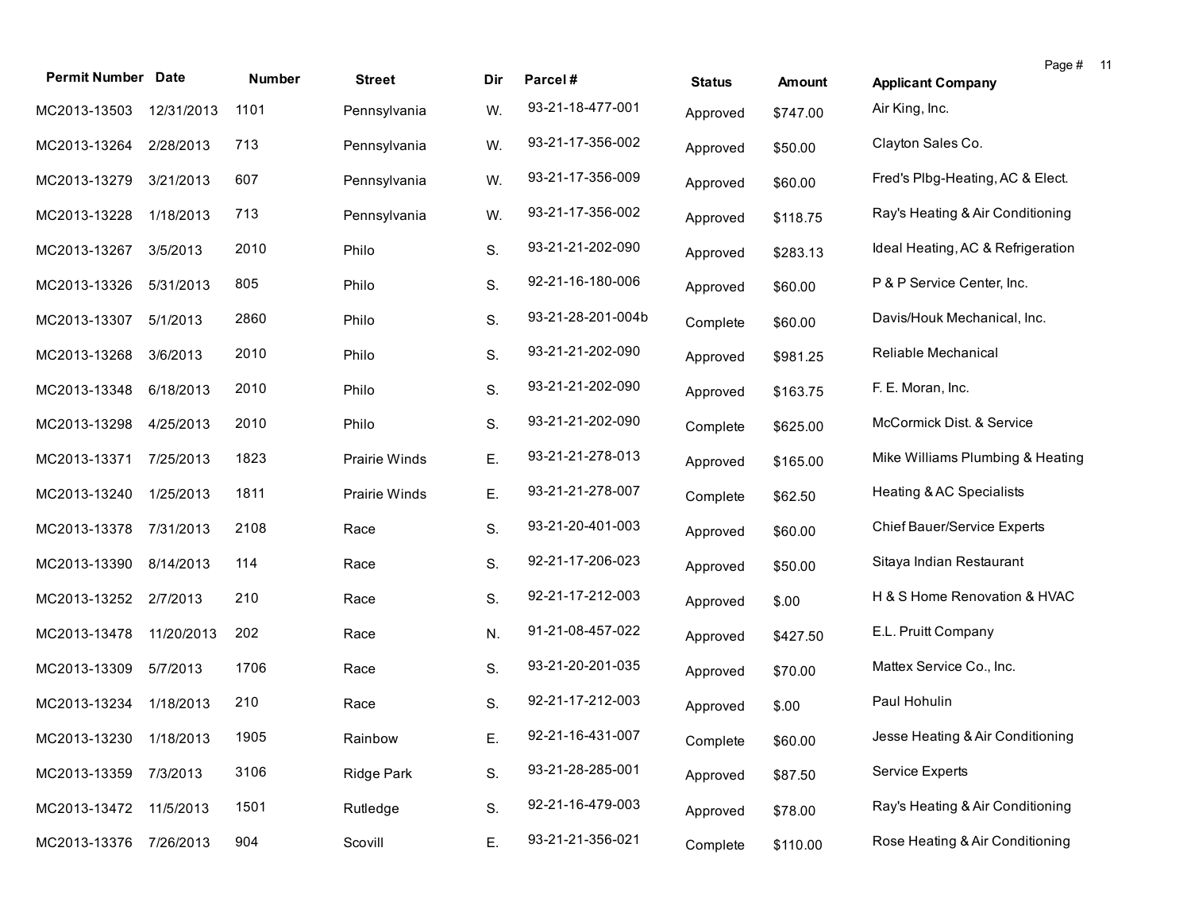| Permit Number | Date | Number | Street | Dir | Parcel # | Status | Amount | Applicant Company |
|---|---|---|---|---|---|---|---|---|
| MC2013-13503 | 12/31/2013 | 1101 | Pennsylvania | W. | 93-21-18-477-001 | Approved | $747.00 | Air King, Inc. |
| MC2013-13264 | 2/28/2013 | 713 | Pennsylvania | W. | 93-21-17-356-002 | Approved | $50.00 | Clayton Sales Co. |
| MC2013-13279 | 3/21/2013 | 607 | Pennsylvania | W. | 93-21-17-356-009 | Approved | $60.00 | Fred's Plbg-Heating, AC & Elect. |
| MC2013-13228 | 1/18/2013 | 713 | Pennsylvania | W. | 93-21-17-356-002 | Approved | $118.75 | Ray's Heating & Air Conditioning |
| MC2013-13267 | 3/5/2013 | 2010 | Philo | S. | 93-21-21-202-090 | Approved | $283.13 | Ideal Heating, AC & Refrigeration |
| MC2013-13326 | 5/31/2013 | 805 | Philo | S. | 92-21-16-180-006 | Approved | $60.00 | P & P Service Center, Inc. |
| MC2013-13307 | 5/1/2013 | 2860 | Philo | S. | 93-21-28-201-004b | Complete | $60.00 | Davis/Houk Mechanical, Inc. |
| MC2013-13268 | 3/6/2013 | 2010 | Philo | S. | 93-21-21-202-090 | Approved | $981.25 | Reliable Mechanical |
| MC2013-13348 | 6/18/2013 | 2010 | Philo | S. | 93-21-21-202-090 | Approved | $163.75 | F. E. Moran, Inc. |
| MC2013-13298 | 4/25/2013 | 2010 | Philo | S. | 93-21-21-202-090 | Complete | $625.00 | McCormick Dist. & Service |
| MC2013-13371 | 7/25/2013 | 1823 | Prairie Winds | E. | 93-21-21-278-013 | Approved | $165.00 | Mike Williams Plumbing & Heating |
| MC2013-13240 | 1/25/2013 | 1811 | Prairie Winds | E. | 93-21-21-278-007 | Complete | $62.50 | Heating & AC Specialists |
| MC2013-13378 | 7/31/2013 | 2108 | Race | S. | 93-21-20-401-003 | Approved | $60.00 | Chief Bauer/Service Experts |
| MC2013-13390 | 8/14/2013 | 114 | Race | S. | 92-21-17-206-023 | Approved | $50.00 | Sitaya Indian Restaurant |
| MC2013-13252 | 2/7/2013 | 210 | Race | S. | 92-21-17-212-003 | Approved | $.00 | H & S Home Renovation & HVAC |
| MC2013-13478 | 11/20/2013 | 202 | Race | N. | 91-21-08-457-022 | Approved | $427.50 | E.L. Pruitt Company |
| MC2013-13309 | 5/7/2013 | 1706 | Race | S. | 93-21-20-201-035 | Approved | $70.00 | Mattex Service Co., Inc. |
| MC2013-13234 | 1/18/2013 | 210 | Race | S. | 92-21-17-212-003 | Approved | $.00 | Paul Hohulin |
| MC2013-13230 | 1/18/2013 | 1905 | Rainbow | E. | 92-21-16-431-007 | Complete | $60.00 | Jesse Heating & Air Conditioning |
| MC2013-13359 | 7/3/2013 | 3106 | Ridge Park | S. | 93-21-28-285-001 | Approved | $87.50 | Service Experts |
| MC2013-13472 | 11/5/2013 | 1501 | Rutledge | S. | 92-21-16-479-003 | Approved | $78.00 | Ray's Heating & Air Conditioning |
| MC2013-13376 | 7/26/2013 | 904 | Scovill | E. | 93-21-21-356-021 | Complete | $110.00 | Rose Heating & Air Conditioning |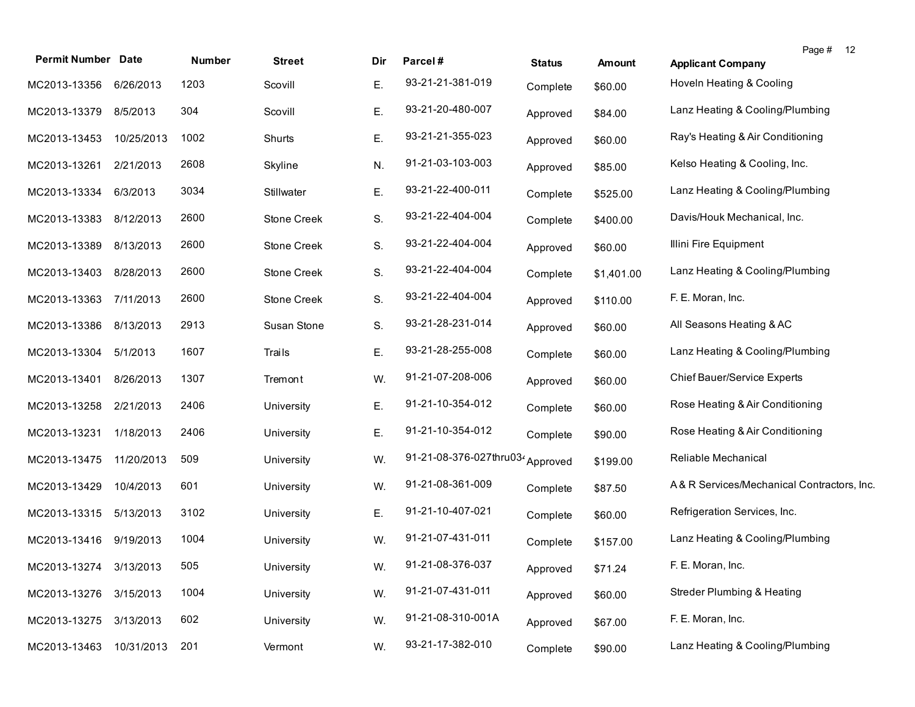| Permit Number | Date | Number | Street | Dir | Parcel # | Status | Amount | Applicant Company |
|---|---|---|---|---|---|---|---|---|
| MC2013-13356 | 6/26/2013 | 1203 | Scovill | E. | 93-21-21-381-019 | Complete | $60.00 | Hoveln Heating & Cooling |
| MC2013-13379 | 8/5/2013 | 304 | Scovill | E. | 93-21-20-480-007 | Approved | $84.00 | Lanz Heating & Cooling/Plumbing |
| MC2013-13453 | 10/25/2013 | 1002 | Shurts | E. | 93-21-21-355-023 | Approved | $60.00 | Ray's Heating & Air Conditioning |
| MC2013-13261 | 2/21/2013 | 2608 | Skyline | N. | 91-21-03-103-003 | Approved | $85.00 | Kelso Heating & Cooling, Inc. |
| MC2013-13334 | 6/3/2013 | 3034 | Stillwater | E. | 93-21-22-400-011 | Complete | $525.00 | Lanz Heating & Cooling/Plumbing |
| MC2013-13383 | 8/12/2013 | 2600 | Stone Creek | S. | 93-21-22-404-004 | Complete | $400.00 | Davis/Houk Mechanical, Inc. |
| MC2013-13389 | 8/13/2013 | 2600 | Stone Creek | S. | 93-21-22-404-004 | Approved | $60.00 | Illini Fire Equipment |
| MC2013-13403 | 8/28/2013 | 2600 | Stone Creek | S. | 93-21-22-404-004 | Complete | $1,401.00 | Lanz Heating & Cooling/Plumbing |
| MC2013-13363 | 7/11/2013 | 2600 | Stone Creek | S. | 93-21-22-404-004 | Approved | $110.00 | F. E. Moran, Inc. |
| MC2013-13386 | 8/13/2013 | 2913 | Susan Stone | S. | 93-21-28-231-014 | Approved | $60.00 | All Seasons Heating & AC |
| MC2013-13304 | 5/1/2013 | 1607 | Trails | E. | 93-21-28-255-008 | Complete | $60.00 | Lanz Heating & Cooling/Plumbing |
| MC2013-13401 | 8/26/2013 | 1307 | Tremont | W. | 91-21-07-208-006 | Approved | $60.00 | Chief Bauer/Service Experts |
| MC2013-13258 | 2/21/2013 | 2406 | University | E. | 91-21-10-354-012 | Complete | $60.00 | Rose Heating & Air Conditioning |
| MC2013-13231 | 1/18/2013 | 2406 | University | E. | 91-21-10-354-012 | Complete | $90.00 | Rose Heating & Air Conditioning |
| MC2013-13475 | 11/20/2013 | 509 | University | W. | 91-21-08-376-027thru034 | Approved | $199.00 | Reliable Mechanical |
| MC2013-13429 | 10/4/2013 | 601 | University | W. | 91-21-08-361-009 | Complete | $87.50 | A & R Services/Mechanical Contractors, Inc. |
| MC2013-13315 | 5/13/2013 | 3102 | University | E. | 91-21-10-407-021 | Complete | $60.00 | Refrigeration Services, Inc. |
| MC2013-13416 | 9/19/2013 | 1004 | University | W. | 91-21-07-431-011 | Complete | $157.00 | Lanz Heating & Cooling/Plumbing |
| MC2013-13274 | 3/13/2013 | 505 | University | W. | 91-21-08-376-037 | Approved | $71.24 | F. E. Moran, Inc. |
| MC2013-13276 | 3/15/2013 | 1004 | University | W. | 91-21-07-431-011 | Approved | $60.00 | Streder Plumbing & Heating |
| MC2013-13275 | 3/13/2013 | 602 | University | W. | 91-21-08-310-001A | Approved | $67.00 | F. E. Moran, Inc. |
| MC2013-13463 | 10/31/2013 | 201 | Vermont | W. | 93-21-17-382-010 | Complete | $90.00 | Lanz Heating & Cooling/Plumbing |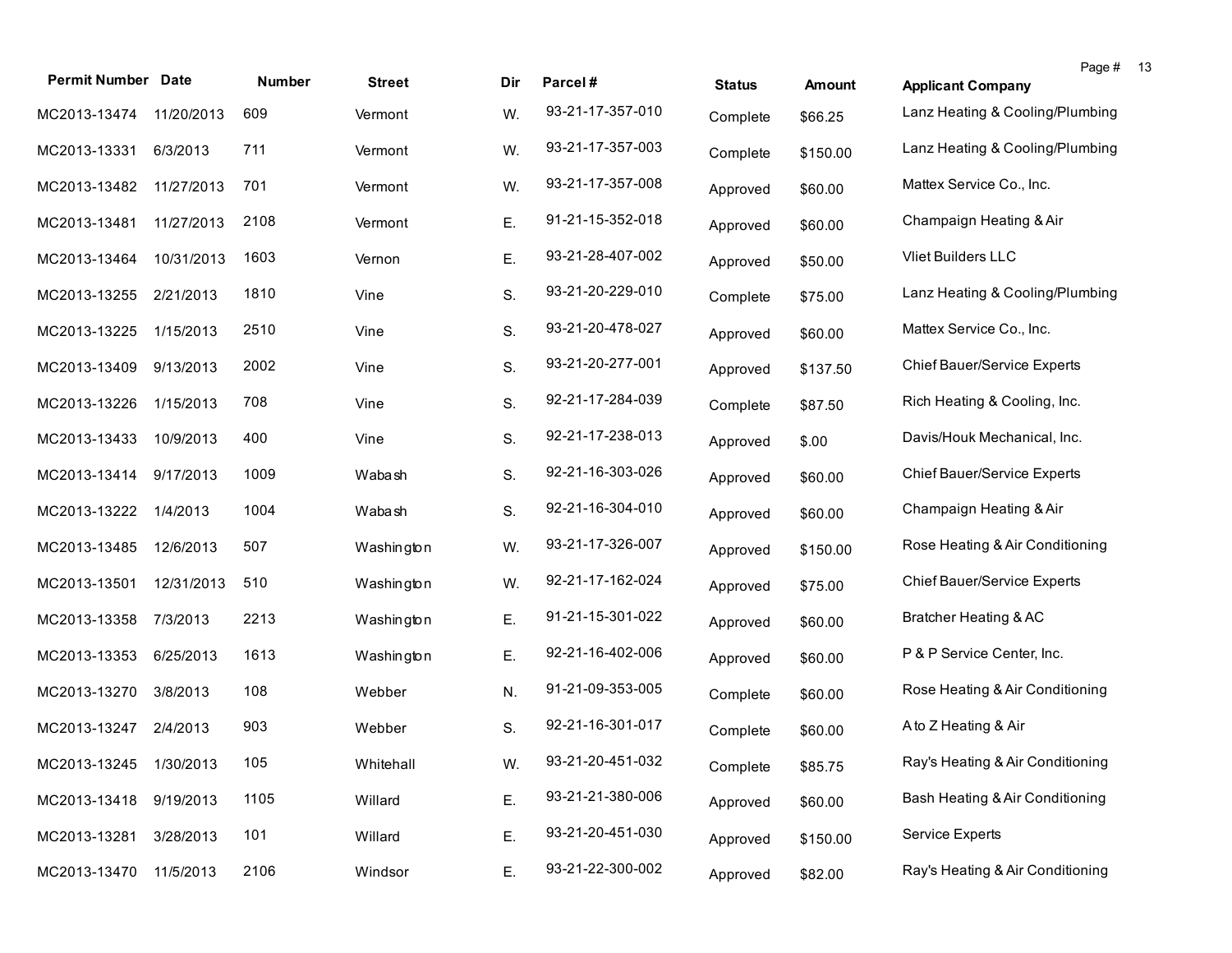| Permit Number | Date | Number | Street | Dir | Parcel # | Status | Amount | Applicant Company |
|---|---|---|---|---|---|---|---|---|
| MC2013-13474 | 11/20/2013 | 609 | Vermont | W. | 93-21-17-357-010 | Complete | $66.25 | Lanz Heating & Cooling/Plumbing |
| MC2013-13331 | 6/3/2013 | 711 | Vermont | W. | 93-21-17-357-003 | Complete | $150.00 | Lanz Heating & Cooling/Plumbing |
| MC2013-13482 | 11/27/2013 | 701 | Vermont | W. | 93-21-17-357-008 | Approved | $60.00 | Mattex Service Co., Inc. |
| MC2013-13481 | 11/27/2013 | 2108 | Vermont | E. | 91-21-15-352-018 | Approved | $60.00 | Champaign Heating & Air |
| MC2013-13464 | 10/31/2013 | 1603 | Vernon | E. | 93-21-28-407-002 | Approved | $50.00 | Vliet Builders LLC |
| MC2013-13255 | 2/21/2013 | 1810 | Vine | S. | 93-21-20-229-010 | Complete | $75.00 | Lanz Heating & Cooling/Plumbing |
| MC2013-13225 | 1/15/2013 | 2510 | Vine | S. | 93-21-20-478-027 | Approved | $60.00 | Mattex Service Co., Inc. |
| MC2013-13409 | 9/13/2013 | 2002 | Vine | S. | 93-21-20-277-001 | Approved | $137.50 | Chief Bauer/Service Experts |
| MC2013-13226 | 1/15/2013 | 708 | Vine | S. | 92-21-17-284-039 | Complete | $87.50 | Rich Heating & Cooling, Inc. |
| MC2013-13433 | 10/9/2013 | 400 | Vine | S. | 92-21-17-238-013 | Approved | $.00 | Davis/Houk Mechanical, Inc. |
| MC2013-13414 | 9/17/2013 | 1009 | Wabash | S. | 92-21-16-303-026 | Approved | $60.00 | Chief Bauer/Service Experts |
| MC2013-13222 | 1/4/2013 | 1004 | Wabash | S. | 92-21-16-304-010 | Approved | $60.00 | Champaign Heating & Air |
| MC2013-13485 | 12/6/2013 | 507 | Washington | W. | 93-21-17-326-007 | Approved | $150.00 | Rose Heating & Air Conditioning |
| MC2013-13501 | 12/31/2013 | 510 | Washington | W. | 92-21-17-162-024 | Approved | $75.00 | Chief Bauer/Service Experts |
| MC2013-13358 | 7/3/2013 | 2213 | Washington | E. | 91-21-15-301-022 | Approved | $60.00 | Bratcher Heating & AC |
| MC2013-13353 | 6/25/2013 | 1613 | Washington | E. | 92-21-16-402-006 | Approved | $60.00 | P & P Service Center, Inc. |
| MC2013-13270 | 3/8/2013 | 108 | Webber | N. | 91-21-09-353-005 | Complete | $60.00 | Rose Heating & Air Conditioning |
| MC2013-13247 | 2/4/2013 | 903 | Webber | S. | 92-21-16-301-017 | Complete | $60.00 | A to Z Heating & Air |
| MC2013-13245 | 1/30/2013 | 105 | Whitehall | W. | 93-21-20-451-032 | Complete | $85.75 | Ray's Heating & Air Conditioning |
| MC2013-13418 | 9/19/2013 | 1105 | Willard | E. | 93-21-21-380-006 | Approved | $60.00 | Bash Heating & Air Conditioning |
| MC2013-13281 | 3/28/2013 | 101 | Willard | E. | 93-21-20-451-030 | Approved | $150.00 | Service Experts |
| MC2013-13470 | 11/5/2013 | 2106 | Windsor | E. | 93-21-22-300-002 | Approved | $82.00 | Ray's Heating & Air Conditioning |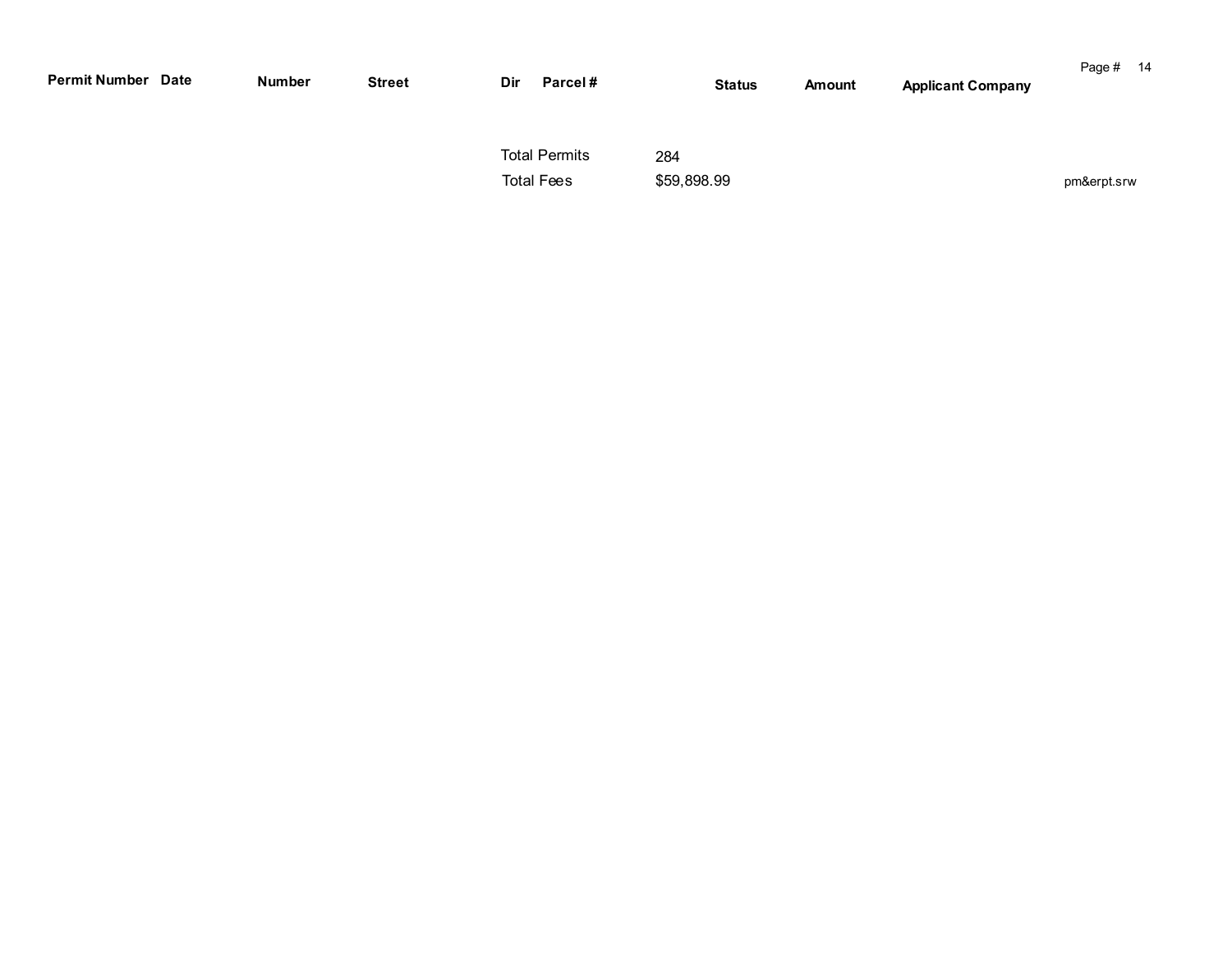| Permit Number | Date | Number | Street | Dir | Parcel # | Status | Amount | Applicant Company |
|---|---|---|---|---|---|---|---|---|

Total Permits 284

Total Fees $59,898.99

pm&erpt.srw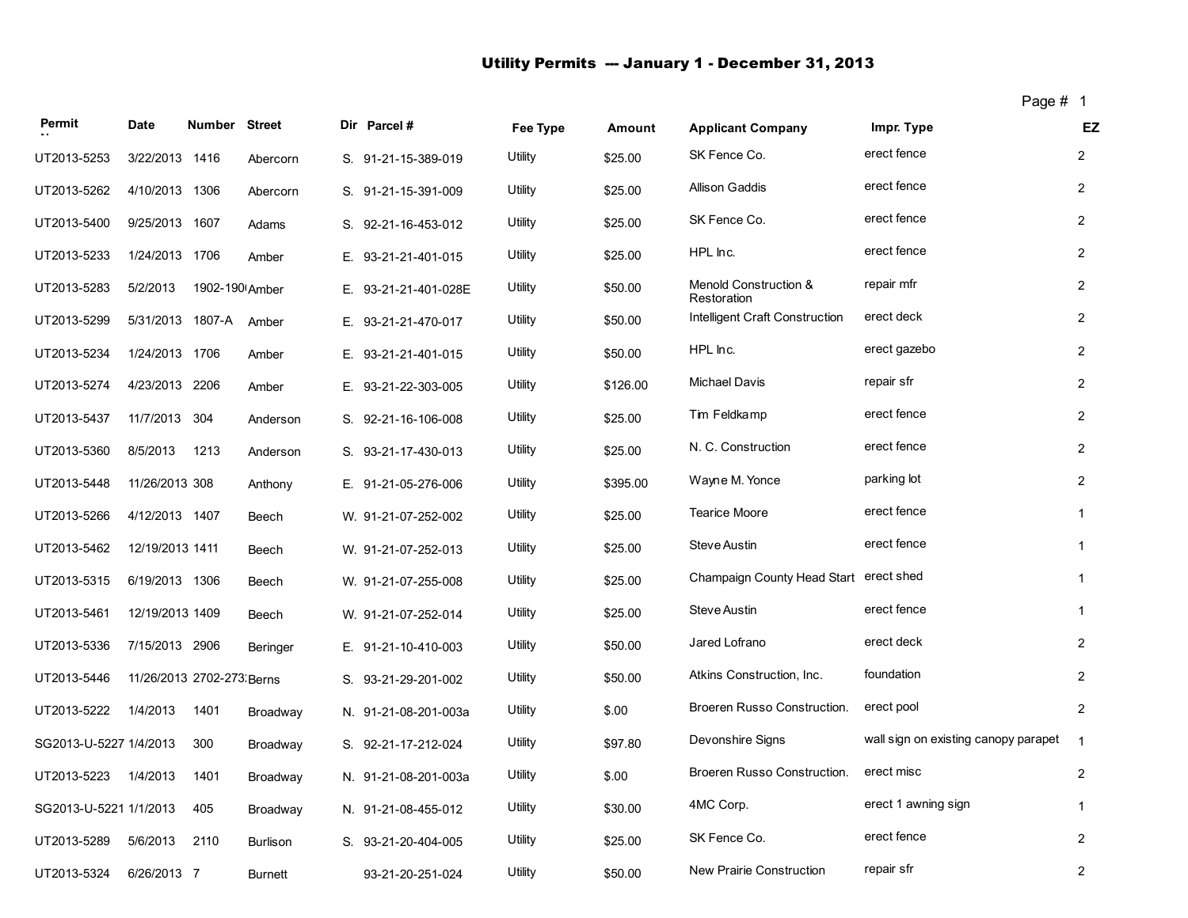# Utility Permits --- January 1 - December 31, 2013

| Permit | Date | Number | Street | Dir | Parcel # | Fee Type | Amount | Applicant Company | Impr. Type | EZ |
|---|---|---|---|---|---|---|---|---|---|---|
| UT2013-5253 | 3/22/2013 | 1416 | Abercorn | S. | 91-21-15-389-019 | Utility | $25.00 | SK Fence Co. | erect fence | 2 |
| UT2013-5262 | 4/10/2013 | 1306 | Abercorn | S. | 91-21-15-391-009 | Utility | $25.00 | Allison Gaddis | erect fence | 2 |
| UT2013-5400 | 9/25/2013 | 1607 | Adams | S. | 92-21-16-453-012 | Utility | $25.00 | SK Fence Co. | erect fence | 2 |
| UT2013-5233 | 1/24/2013 | 1706 | Amber | E. | 93-21-21-401-015 | Utility | $25.00 | HPL Inc. | erect fence | 2 |
| UT2013-5283 | 5/2/2013 | 1902-190 | Amber | E. | 93-21-21-401-028E | Utility | $50.00 | Menold Construction & Restoration | repair mfr | 2 |
| UT2013-5299 | 5/31/2013 | 1807-A | Amber | E. | 93-21-21-470-017 | Utility | $50.00 | Intelligent Craft Construction | erect deck | 2 |
| UT2013-5234 | 1/24/2013 | 1706 | Amber | E. | 93-21-21-401-015 | Utility | $50.00 | HPL Inc. | erect gazebo | 2 |
| UT2013-5274 | 4/23/2013 | 2206 | Amber | E. | 93-21-22-303-005 | Utility | $126.00 | Michael Davis | repair sfr | 2 |
| UT2013-5437 | 11/7/2013 | 304 | Anderson | S. | 92-21-16-106-008 | Utility | $25.00 | Tim Feldkamp | erect fence | 2 |
| UT2013-5360 | 8/5/2013 | 1213 | Anderson | S. | 93-21-17-430-013 | Utility | $25.00 | N. C. Construction | erect fence | 2 |
| UT2013-5448 | 11/26/2013 | 308 | Anthony | E. | 91-21-05-276-006 | Utility | $395.00 | Wayne M. Yonce | parking lot | 2 |
| UT2013-5266 | 4/12/2013 | 1407 | Beech | W. | 91-21-07-252-002 | Utility | $25.00 | Tearice Moore | erect fence | 1 |
| UT2013-5462 | 12/19/2013 | 1411 | Beech | W. | 91-21-07-252-013 | Utility | $25.00 | Steve Austin | erect fence | 1 |
| UT2013-5315 | 6/19/2013 | 1306 | Beech | W. | 91-21-07-255-008 | Utility | $25.00 | Champaign County Head Start | erect shed | 1 |
| UT2013-5461 | 12/19/2013 | 1409 | Beech | W. | 91-21-07-252-014 | Utility | $25.00 | Steve Austin | erect fence | 1 |
| UT2013-5336 | 7/15/2013 | 2906 | Beringer | E. | 91-21-10-410-003 | Utility | $50.00 | Jared Lofrano | erect deck | 2 |
| UT2013-5446 | 11/26/2013 | 2702-273 | Berns | S. | 93-21-29-201-002 | Utility | $50.00 | Atkins Construction, Inc. | foundation | 2 |
| UT2013-5222 | 1/4/2013 | 1401 | Broadway | N. | 91-21-08-201-003a | Utility | $.00 | Broeren Russo Construction. | erect pool | 2 |
| SG2013-U-5227 | 1/4/2013 | 300 | Broadway | S. | 92-21-17-212-024 | Utility | $97.80 | Devonshire Signs | wall sign on existing canopy parapet | 1 |
| UT2013-5223 | 1/4/2013 | 1401 | Broadway | N. | 91-21-08-201-003a | Utility | $.00 | Broeren Russo Construction. | erect misc | 2 |
| SG2013-U-5221 | 1/1/2013 | 405 | Broadway | N. | 91-21-08-455-012 | Utility | $30.00 | 4MC Corp. | erect 1 awning sign | 1 |
| UT2013-5289 | 5/6/2013 | 2110 | Burlison | S. | 93-21-20-404-005 | Utility | $25.00 | SK Fence Co. | erect fence | 2 |
| UT2013-5324 | 6/26/2013 | 7 | Burnett | | 93-21-20-251-024 | Utility | $50.00 | New Prairie Construction | repair sfr | 2 |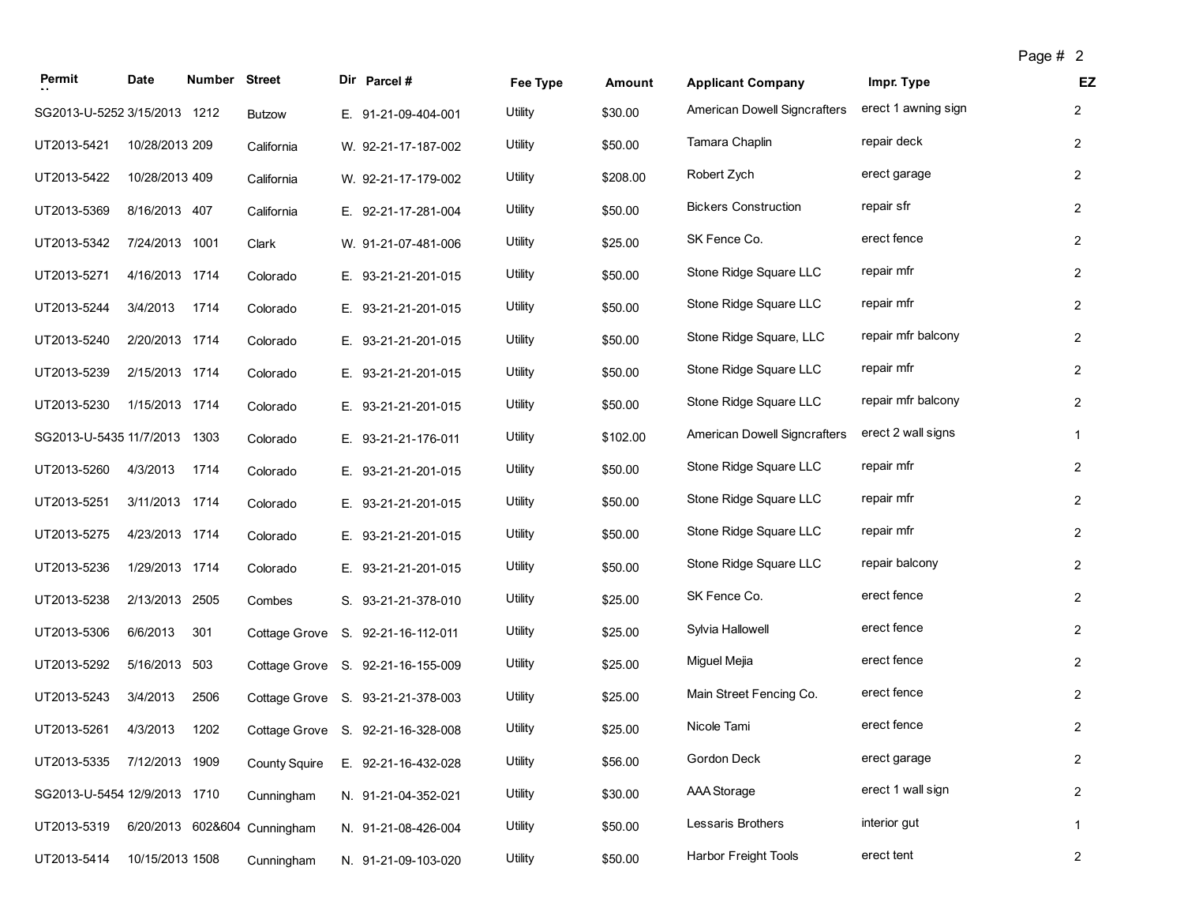| Permit | Date | Number | Street | Dir | Parcel # | Fee Type | Amount | Applicant Company | Impr. Type | EZ |
|---|---|---|---|---|---|---|---|---|---|---|
| SG2013-U-5252 | 3/15/2013 | 1212 | Butzow | E. | 91-21-09-404-001 | Utility | $30.00 | American Dowell Signcrafters | erect 1 awning sign | 2 |
| UT2013-5421 | 10/28/2013 | 209 | California | W. | 92-21-17-187-002 | Utility | $50.00 | Tamara Chaplin | repair deck | 2 |
| UT2013-5422 | 10/28/2013 | 409 | California | W. | 92-21-17-179-002 | Utility | $208.00 | Robert Zych | erect garage | 2 |
| UT2013-5369 | 8/16/2013 | 407 | California | E. | 92-21-17-281-004 | Utility | $50.00 | Bickers Construction | repair sfr | 2 |
| UT2013-5342 | 7/24/2013 | 1001 | Clark | W. | 91-21-07-481-006 | Utility | $25.00 | SK Fence Co. | erect fence | 2 |
| UT2013-5271 | 4/16/2013 | 1714 | Colorado | E. | 93-21-21-201-015 | Utility | $50.00 | Stone Ridge Square LLC | repair mfr | 2 |
| UT2013-5244 | 3/4/2013 | 1714 | Colorado | E. | 93-21-21-201-015 | Utility | $50.00 | Stone Ridge Square LLC | repair mfr | 2 |
| UT2013-5240 | 2/20/2013 | 1714 | Colorado | E. | 93-21-21-201-015 | Utility | $50.00 | Stone Ridge Square, LLC | repair mfr balcony | 2 |
| UT2013-5239 | 2/15/2013 | 1714 | Colorado | E. | 93-21-21-201-015 | Utility | $50.00 | Stone Ridge Square LLC | repair mfr | 2 |
| UT2013-5230 | 1/15/2013 | 1714 | Colorado | E. | 93-21-21-201-015 | Utility | $50.00 | Stone Ridge Square LLC | repair mfr balcony | 2 |
| SG2013-U-5435 | 11/7/2013 | 1303 | Colorado | E. | 93-21-21-176-011 | Utility | $102.00 | American Dowell Signcrafters | erect 2 wall signs | 1 |
| UT2013-5260 | 4/3/2013 | 1714 | Colorado | E. | 93-21-21-201-015 | Utility | $50.00 | Stone Ridge Square LLC | repair mfr | 2 |
| UT2013-5251 | 3/11/2013 | 1714 | Colorado | E. | 93-21-21-201-015 | Utility | $50.00 | Stone Ridge Square LLC | repair mfr | 2 |
| UT2013-5275 | 4/23/2013 | 1714 | Colorado | E. | 93-21-21-201-015 | Utility | $50.00 | Stone Ridge Square LLC | repair mfr | 2 |
| UT2013-5236 | 1/29/2013 | 1714 | Colorado | E. | 93-21-21-201-015 | Utility | $50.00 | Stone Ridge Square LLC | repair balcony | 2 |
| UT2013-5238 | 2/13/2013 | 2505 | Combes | S. | 93-21-21-378-010 | Utility | $25.00 | SK Fence Co. | erect fence | 2 |
| UT2013-5306 | 6/6/2013 | 301 | Cottage Grove | S. | 92-21-16-112-011 | Utility | $25.00 | Sylvia Hallowell | erect fence | 2 |
| UT2013-5292 | 5/16/2013 | 503 | Cottage Grove | S. | 92-21-16-155-009 | Utility | $25.00 | Miguel Mejia | erect fence | 2 |
| UT2013-5243 | 3/4/2013 | 2506 | Cottage Grove | S. | 93-21-21-378-003 | Utility | $25.00 | Main Street Fencing Co. | erect fence | 2 |
| UT2013-5261 | 4/3/2013 | 1202 | Cottage Grove | S. | 92-21-16-328-008 | Utility | $25.00 | Nicole Tami | erect fence | 2 |
| UT2013-5335 | 7/12/2013 | 1909 | County Squire | E. | 92-21-16-432-028 | Utility | $56.00 | Gordon Deck | erect garage | 2 |
| SG2013-U-5454 | 12/9/2013 | 1710 | Cunningham | N. | 91-21-04-352-021 | Utility | $30.00 | AAA Storage | erect 1 wall sign | 2 |
| UT2013-5319 | 6/20/2013 | 602&604 | Cunningham | N. | 91-21-08-426-004 | Utility | $50.00 | Lessaris Brothers | interior gut | 1 |
| UT2013-5414 | 10/15/2013 | 1508 | Cunningham | N. | 91-21-09-103-020 | Utility | $50.00 | Harbor Freight Tools | erect tent | 2 |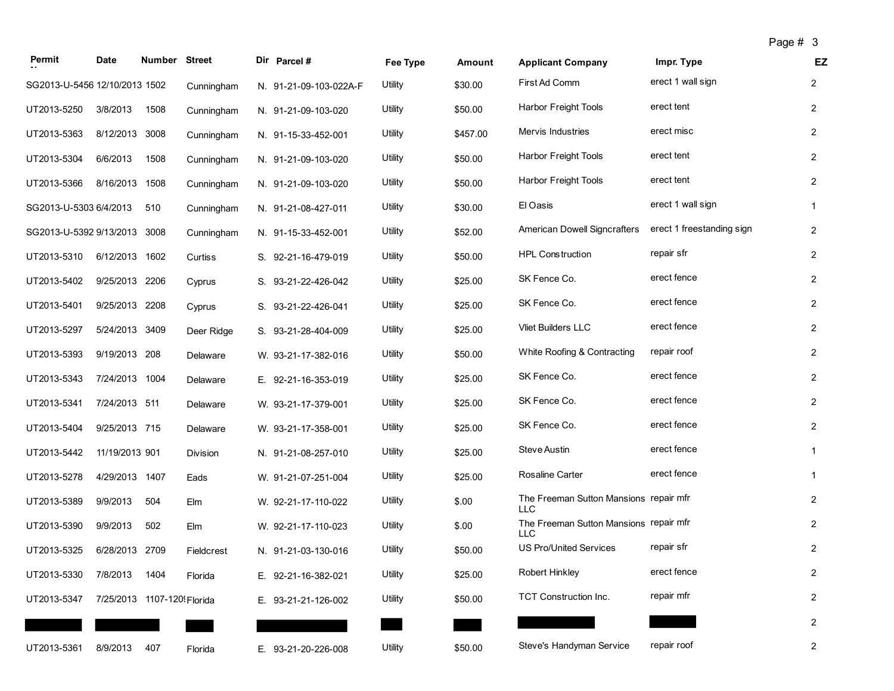| Permit | Date | Number | Street | Dir | Parcel # | Fee Type | Amount | Applicant Company | Impr. Type | EZ |
|---|---|---|---|---|---|---|---|---|---|---|
| SG2013-U-5456 | 12/10/2013 | 1502 | Cunningham | N. | 91-21-09-103-022A-F | Utility | $30.00 | First Ad Comm | erect 1 wall sign | 2 |
| UT2013-5250 | 3/8/2013 | 1508 | Cunningham | N. | 91-21-09-103-020 | Utility | $50.00 | Harbor Freight Tools | erect tent | 2 |
| UT2013-5363 | 8/12/2013 | 3008 | Cunningham | N. | 91-15-33-452-001 | Utility | $457.00 | Mervis Industries | erect misc | 2 |
| UT2013-5304 | 6/6/2013 | 1508 | Cunningham | N. | 91-21-09-103-020 | Utility | $50.00 | Harbor Freight Tools | erect tent | 2 |
| UT2013-5366 | 8/16/2013 | 1508 | Cunningham | N. | 91-21-09-103-020 | Utility | $50.00 | Harbor Freight Tools | erect tent | 2 |
| SG2013-U-5303 | 6/4/2013 | 510 | Cunningham | N. | 91-21-08-427-011 | Utility | $30.00 | El Oasis | erect 1 wall sign | 1 |
| SG2013-U-5392 | 9/13/2013 | 3008 | Cunningham | N. | 91-15-33-452-001 | Utility | $52.00 | American Dowell Signcrafters | erect 1 freestanding sign | 2 |
| UT2013-5310 | 6/12/2013 | 1602 | Curtiss | S. | 92-21-16-479-019 | Utility | $50.00 | HPL Construction | repair sfr | 2 |
| UT2013-5402 | 9/25/2013 | 2206 | Cyprus | S. | 93-21-22-426-042 | Utility | $25.00 | SK Fence Co. | erect fence | 2 |
| UT2013-5401 | 9/25/2013 | 2208 | Cyprus | S. | 93-21-22-426-041 | Utility | $25.00 | SK Fence Co. | erect fence | 2 |
| UT2013-5297 | 5/24/2013 | 3409 | Deer Ridge | S. | 93-21-28-404-009 | Utility | $25.00 | Vliet Builders LLC | erect fence | 2 |
| UT2013-5393 | 9/19/2013 | 208 | Delaware | W. | 93-21-17-382-016 | Utility | $50.00 | White Roofing & Contracting | repair roof | 2 |
| UT2013-5343 | 7/24/2013 | 1004 | Delaware | E. | 92-21-16-353-019 | Utility | $25.00 | SK Fence Co. | erect fence | 2 |
| UT2013-5341 | 7/24/2013 | 511 | Delaware | W. | 93-21-17-379-001 | Utility | $25.00 | SK Fence Co. | erect fence | 2 |
| UT2013-5404 | 9/25/2013 | 715 | Delaware | W. | 93-21-17-358-001 | Utility | $25.00 | SK Fence Co. | erect fence | 2 |
| UT2013-5442 | 11/19/2013 | 901 | Division | N. | 91-21-08-257-010 | Utility | $25.00 | Steve Austin | erect fence | 1 |
| UT2013-5278 | 4/29/2013 | 1407 | Eads | W. | 91-21-07-251-004 | Utility | $25.00 | Rosaline Carter | erect fence | 1 |
| UT2013-5389 | 9/9/2013 | 504 | Elm | W. | 92-21-17-110-022 | Utility | $.00 | The Freeman Sutton Mansions LLC | repair mfr | 2 |
| UT2013-5390 | 9/9/2013 | 502 | Elm | W. | 92-21-17-110-023 | Utility | $.00 | The Freeman Sutton Mansions LLC | repair mfr | 2 |
| UT2013-5325 | 6/28/2013 | 2709 | Fieldcrest | N. | 91-21-03-130-016 | Utility | $50.00 | US Pro/United Services | repair sfr | 2 |
| UT2013-5330 | 7/8/2013 | 1404 | Florida | E. | 92-21-16-382-021 | Utility | $25.00 | Robert Hinkley | erect fence | 2 |
| UT2013-5347 | 7/25/2013 | 1107-120 | Florida | E. | 93-21-21-126-002 | Utility | $50.00 | TCT Construction Inc. | repair mfr | 2 |
| | | | | | | | | | | 2 |
| UT2013-5361 | 8/9/2013 | 407 | Florida | E. | 93-21-20-226-008 | Utility | $50.00 | Steve's Handyman Service | repair roof | 2 |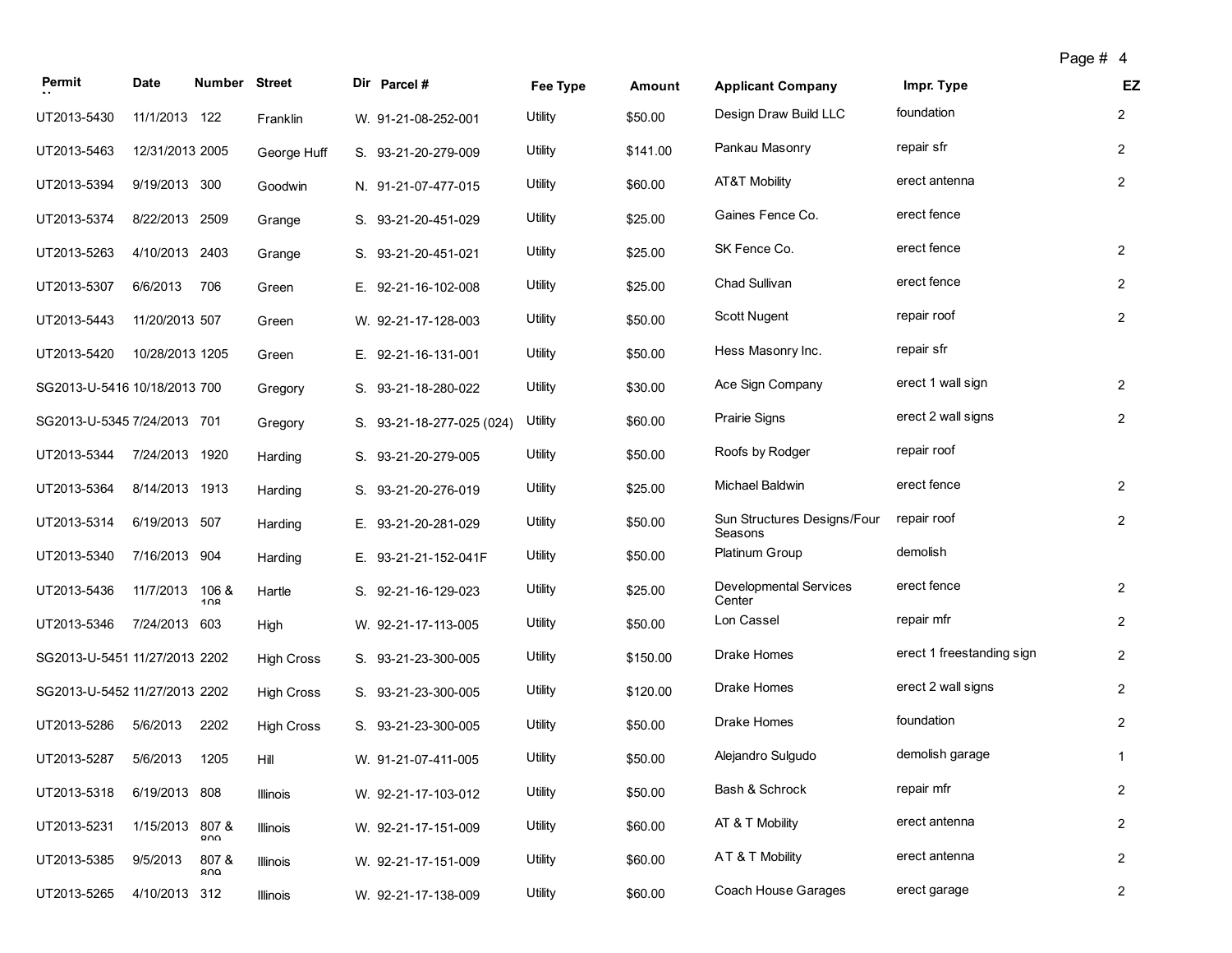| Permit | Date | Number | Street | Dir | Parcel # | Fee Type | Amount | Applicant Company | Impr. Type | EZ |
|---|---|---|---|---|---|---|---|---|---|---|
| UT2013-5430 | 11/1/2013 | 122 | Franklin | W. | 91-21-08-252-001 | Utility | $50.00 | Design Draw Build LLC | foundation | 2 |
| UT2013-5463 | 12/31/2013 | 2005 | George Huff | S. | 93-21-20-279-009 | Utility | $141.00 | Pankau Masonry | repair sfr | 2 |
| UT2013-5394 | 9/19/2013 | 300 | Goodwin | N. | 91-21-07-477-015 | Utility | $60.00 | AT&T Mobility | erect antenna | 2 |
| UT2013-5374 | 8/22/2013 | 2509 | Grange | S. | 93-21-20-451-029 | Utility | $25.00 | Gaines Fence Co. | erect fence | |
| UT2013-5263 | 4/10/2013 | 2403 | Grange | S. | 93-21-20-451-021 | Utility | $25.00 | SK Fence Co. | erect fence | 2 |
| UT2013-5307 | 6/6/2013 | 706 | Green | E. | 92-21-16-102-008 | Utility | $25.00 | Chad Sullivan | erect fence | 2 |
| UT2013-5443 | 11/20/2013 | 507 | Green | W. | 92-21-17-128-003 | Utility | $50.00 | Scott Nugent | repair roof | 2 |
| UT2013-5420 | 10/28/2013 | 1205 | Green | E. | 92-21-16-131-001 | Utility | $50.00 | Hess Masonry Inc. | repair sfr | |
| SG2013-U-5416 | 10/18/2013 | 700 | Gregory | S. | 93-21-18-280-022 | Utility | $30.00 | Ace Sign Company | erect 1 wall sign | 2 |
| SG2013-U-5345 | 7/24/2013 | 701 | Gregory | S. | 93-21-18-277-025 (024) | Utility | $60.00 | Prairie Signs | erect 2 wall signs | 2 |
| UT2013-5344 | 7/24/2013 | 1920 | Harding | S. | 93-21-20-279-005 | Utility | $50.00 | Roofs by Rodger | repair roof | |
| UT2013-5364 | 8/14/2013 | 1913 | Harding | S. | 93-21-20-276-019 | Utility | $25.00 | Michael Baldwin | erect fence | 2 |
| UT2013-5314 | 6/19/2013 | 507 | Harding | E. | 93-21-20-281-029 | Utility | $50.00 | Sun Structures Designs/Four Seasons | repair roof | 2 |
| UT2013-5340 | 7/16/2013 | 904 | Harding | E. | 93-21-21-152-041F | Utility | $50.00 | Platinum Group | demolish | |
| UT2013-5436 | 11/7/2013 | 106 & 108 | Hartle | S. | 92-21-16-129-023 | Utility | $25.00 | Developmental Services Center | erect fence | 2 |
| UT2013-5346 | 7/24/2013 | 603 | High | W. | 92-21-17-113-005 | Utility | $50.00 | Lon Cassel | repair mfr | 2 |
| SG2013-U-5451 | 11/27/2013 | 2202 | High Cross | S. | 93-21-23-300-005 | Utility | $150.00 | Drake Homes | erect 1 freestanding sign | 2 |
| SG2013-U-5452 | 11/27/2013 | 2202 | High Cross | S. | 93-21-23-300-005 | Utility | $120.00 | Drake Homes | erect 2 wall signs | 2 |
| UT2013-5286 | 5/6/2013 | 2202 | High Cross | S. | 93-21-23-300-005 | Utility | $50.00 | Drake Homes | foundation | 2 |
| UT2013-5287 | 5/6/2013 | 1205 | Hill | W. | 91-21-07-411-005 | Utility | $50.00 | Alejandro Sulgudo | demolish garage | 1 |
| UT2013-5318 | 6/19/2013 | 808 | Illinois | W. | 92-21-17-103-012 | Utility | $50.00 | Bash & Schrock | repair mfr | 2 |
| UT2013-5231 | 1/15/2013 | 807 & 809 | Illinois | W. | 92-21-17-151-009 | Utility | $60.00 | AT & T Mobility | erect antenna | 2 |
| UT2013-5385 | 9/5/2013 | 807 & 809 | Illinois | W. | 92-21-17-151-009 | Utility | $60.00 | A T & T Mobility | erect antenna | 2 |
| UT2013-5265 | 4/10/2013 | 312 | Illinois | W. | 92-21-17-138-009 | Utility | $60.00 | Coach House Garages | erect garage | 2 |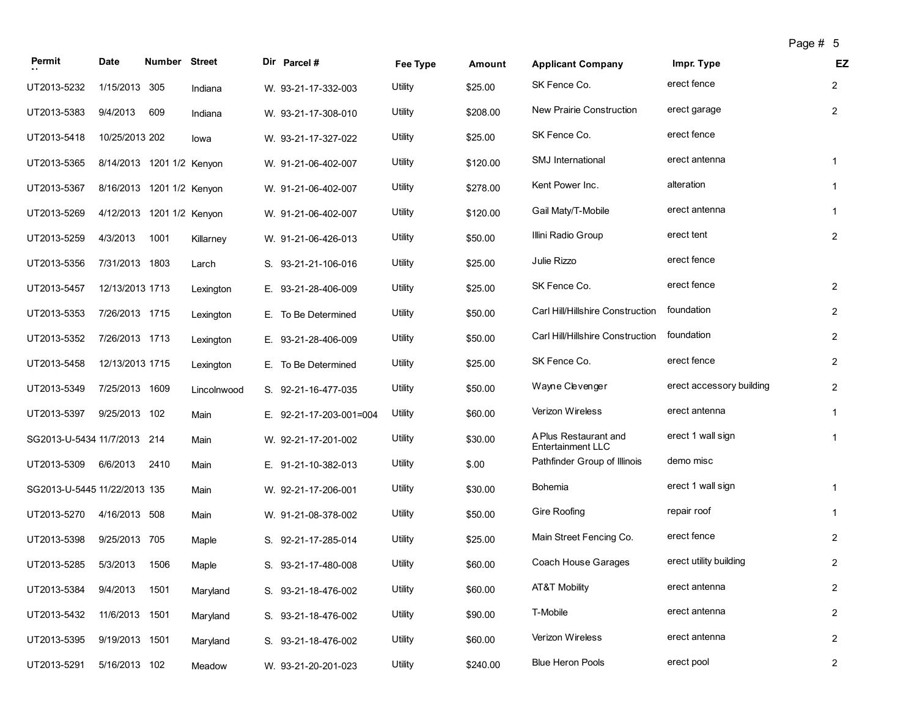| Permit | Date | Number | Street | Dir | Parcel # | Fee Type | Amount | Applicant Company | Impr. Type | EZ |
|---|---|---|---|---|---|---|---|---|---|---|
| UT2013-5232 | 1/15/2013 | 305 | Indiana | W. | 93-21-17-332-003 | Utility | $25.00 | SK Fence Co. | erect fence | 2 |
| UT2013-5383 | 9/4/2013 | 609 | Indiana | W. | 93-21-17-308-010 | Utility | $208.00 | New Prairie Construction | erect garage | 2 |
| UT2013-5418 | 10/25/2013 | 202 | Iowa | W. | 93-21-17-327-022 | Utility | $25.00 | SK Fence Co. | erect fence | |
| UT2013-5365 | 8/14/2013 | 1201 1/2 | Kenyon | W. | 91-21-06-402-007 | Utility | $120.00 | SMJ International | erect antenna | 1 |
| UT2013-5367 | 8/16/2013 | 1201 1/2 | Kenyon | W. | 91-21-06-402-007 | Utility | $278.00 | Kent Power Inc. | alteration | 1 |
| UT2013-5269 | 4/12/2013 | 1201 1/2 | Kenyon | W. | 91-21-06-402-007 | Utility | $120.00 | Gail Maty/T-Mobile | erect antenna | 1 |
| UT2013-5259 | 4/3/2013 | 1001 | Killarney | W. | 91-21-06-426-013 | Utility | $50.00 | Illini Radio Group | erect tent | 2 |
| UT2013-5356 | 7/31/2013 | 1803 | Larch | S. | 93-21-21-106-016 | Utility | $25.00 | Julie Rizzo | erect fence | |
| UT2013-5457 | 12/13/2013 | 1713 | Lexington | E. | 93-21-28-406-009 | Utility | $25.00 | SK Fence Co. | erect fence | 2 |
| UT2013-5353 | 7/26/2013 | 1715 | Lexington | E. | To Be Determined | Utility | $50.00 | Carl Hill/Hillshire Construction | foundation | 2 |
| UT2013-5352 | 7/26/2013 | 1713 | Lexington | E. | 93-21-28-406-009 | Utility | $50.00 | Carl Hill/Hillshire Construction | foundation | 2 |
| UT2013-5458 | 12/13/2013 | 1715 | Lexington | E. | To Be Determined | Utility | $25.00 | SK Fence Co. | erect fence | 2 |
| UT2013-5349 | 7/25/2013 | 1609 | Lincolnwood | S. | 92-21-16-477-035 | Utility | $50.00 | Wayne Clevenger | erect accessory building | 2 |
| UT2013-5397 | 9/25/2013 | 102 | Main | E. | 92-21-17-203-001=004 | Utility | $60.00 | Verizon Wireless | erect antenna | 1 |
| SG2013-U-5434 | 11/7/2013 | 214 | Main | W. | 92-21-17-201-002 | Utility | $30.00 | A Plus Restaurant and Entertainment LLC | erect 1 wall sign | 1 |
| UT2013-5309 | 6/6/2013 | 2410 | Main | E. | 91-21-10-382-013 | Utility | $.00 | Pathfinder Group of Illinois | demo misc | |
| SG2013-U-5445 | 11/22/2013 | 135 | Main | W. | 92-21-17-206-001 | Utility | $30.00 | Bohemia | erect 1 wall sign | 1 |
| UT2013-5270 | 4/16/2013 | 508 | Main | W. | 91-21-08-378-002 | Utility | $50.00 | Gire Roofing | repair roof | 1 |
| UT2013-5398 | 9/25/2013 | 705 | Maple | S. | 92-21-17-285-014 | Utility | $25.00 | Main Street Fencing Co. | erect fence | 2 |
| UT2013-5285 | 5/3/2013 | 1506 | Maple | S. | 93-21-17-480-008 | Utility | $60.00 | Coach House Garages | erect utility building | 2 |
| UT2013-5384 | 9/4/2013 | 1501 | Maryland | S. | 93-21-18-476-002 | Utility | $60.00 | AT&T Mobility | erect antenna | 2 |
| UT2013-5432 | 11/6/2013 | 1501 | Maryland | S. | 93-21-18-476-002 | Utility | $90.00 | T-Mobile | erect antenna | 2 |
| UT2013-5395 | 9/19/2013 | 1501 | Maryland | S. | 93-21-18-476-002 | Utility | $60.00 | Verizon Wireless | erect antenna | 2 |
| UT2013-5291 | 5/16/2013 | 102 | Meadow | W. | 93-21-20-201-023 | Utility | $240.00 | Blue Heron Pools | erect pool | 2 |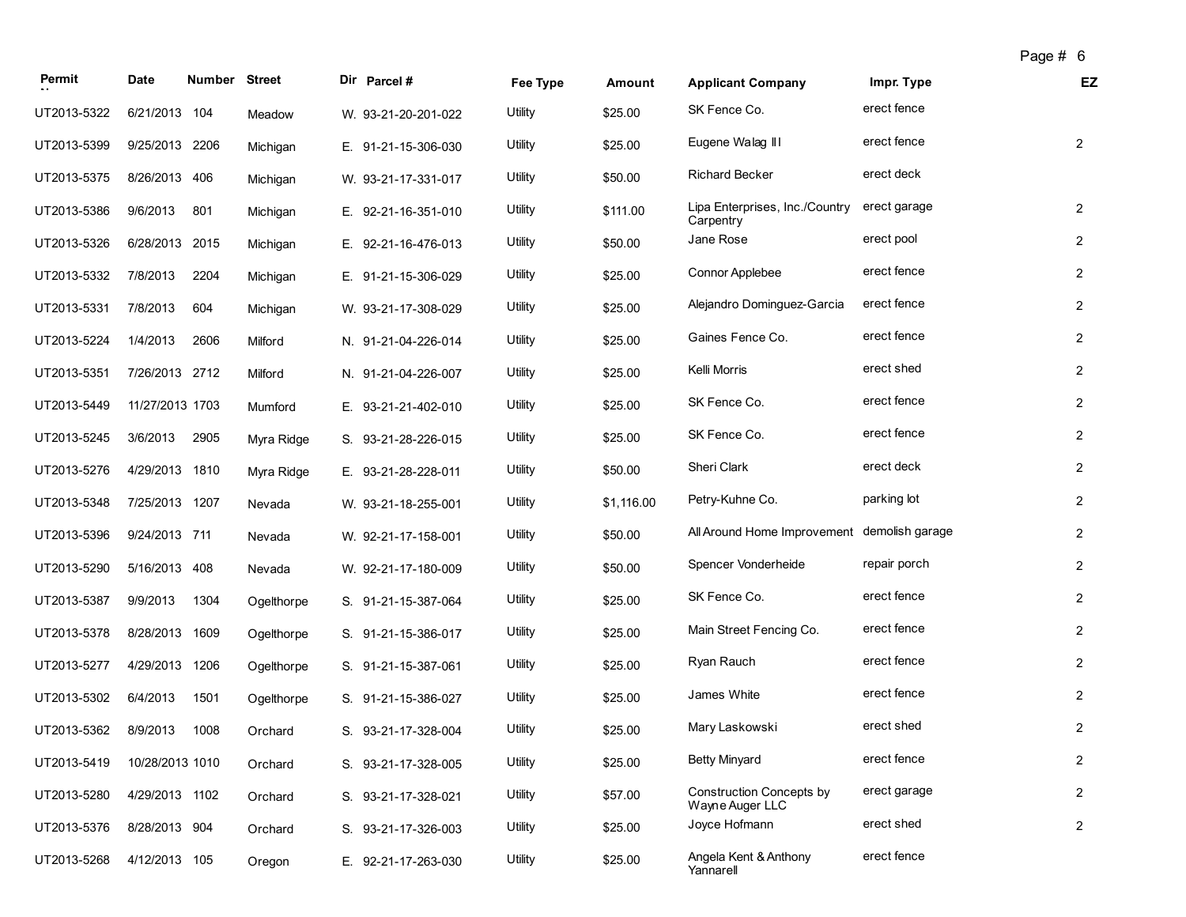| Permit | Date | Number | Street | Dir | Parcel # | Fee Type | Amount | Applicant Company | Impr. Type | EZ |
|---|---|---|---|---|---|---|---|---|---|---|
| UT2013-5322 | 6/21/2013 | 104 | Meadow | W. | 93-21-20-201-022 | Utility | $25.00 | SK Fence Co. | erect fence | |
| UT2013-5399 | 9/25/2013 | 2206 | Michigan | E. | 91-21-15-306-030 | Utility | $25.00 | Eugene Walag III | erect fence | 2 |
| UT2013-5375 | 8/26/2013 | 406 | Michigan | W. | 93-21-17-331-017 | Utility | $50.00 | Richard Becker | erect deck | |
| UT2013-5386 | 9/6/2013 | 801 | Michigan | E. | 92-21-16-351-010 | Utility | $111.00 | Lipa Enterprises, Inc./Country Carpentry | erect garage | 2 |
| UT2013-5326 | 6/28/2013 | 2015 | Michigan | E. | 92-21-16-476-013 | Utility | $50.00 | Jane Rose | erect pool | 2 |
| UT2013-5332 | 7/8/2013 | 2204 | Michigan | E. | 91-21-15-306-029 | Utility | $25.00 | Connor Applebee | erect fence | 2 |
| UT2013-5331 | 7/8/2013 | 604 | Michigan | W. | 93-21-17-308-029 | Utility | $25.00 | Alejandro Dominguez-Garcia | erect fence | 2 |
| UT2013-5224 | 1/4/2013 | 2606 | Milford | N. | 91-21-04-226-014 | Utility | $25.00 | Gaines Fence Co. | erect fence | 2 |
| UT2013-5351 | 7/26/2013 | 2712 | Milford | N. | 91-21-04-226-007 | Utility | $25.00 | Kelli Morris | erect shed | 2 |
| UT2013-5449 | 11/27/2013 | 1703 | Mumford | E. | 93-21-21-402-010 | Utility | $25.00 | SK Fence Co. | erect fence | 2 |
| UT2013-5245 | 3/6/2013 | 2905 | Myra Ridge | S. | 93-21-28-226-015 | Utility | $25.00 | SK Fence Co. | erect fence | 2 |
| UT2013-5276 | 4/29/2013 | 1810 | Myra Ridge | E. | 93-21-28-228-011 | Utility | $50.00 | Sheri Clark | erect deck | 2 |
| UT2013-5348 | 7/25/2013 | 1207 | Nevada | W. | 93-21-18-255-001 | Utility | $1,116.00 | Petry-Kuhne Co. | parking lot | 2 |
| UT2013-5396 | 9/24/2013 | 711 | Nevada | W. | 92-21-17-158-001 | Utility | $50.00 | All Around Home Improvement | demolish garage | 2 |
| UT2013-5290 | 5/16/2013 | 408 | Nevada | W. | 92-21-17-180-009 | Utility | $50.00 | Spencer Vonderheide | repair porch | 2 |
| UT2013-5387 | 9/9/2013 | 1304 | Ogelthorpe | S. | 91-21-15-387-064 | Utility | $25.00 | SK Fence Co. | erect fence | 2 |
| UT2013-5378 | 8/28/2013 | 1609 | Ogelthorpe | S. | 91-21-15-386-017 | Utility | $25.00 | Main Street Fencing Co. | erect fence | 2 |
| UT2013-5277 | 4/29/2013 | 1206 | Ogelthorpe | S. | 91-21-15-387-061 | Utility | $25.00 | Ryan Rauch | erect fence | 2 |
| UT2013-5302 | 6/4/2013 | 1501 | Ogelthorpe | S. | 91-21-15-386-027 | Utility | $25.00 | James White | erect fence | 2 |
| UT2013-5362 | 8/9/2013 | 1008 | Orchard | S. | 93-21-17-328-004 | Utility | $25.00 | Mary Laskowski | erect shed | 2 |
| UT2013-5419 | 10/28/2013 | 1010 | Orchard | S. | 93-21-17-328-005 | Utility | $25.00 | Betty Minyard | erect fence | 2 |
| UT2013-5280 | 4/29/2013 | 1102 | Orchard | S. | 93-21-17-328-021 | Utility | $57.00 | Construction Concepts by Wayne Auger LLC | erect garage | 2 |
| UT2013-5376 | 8/28/2013 | 904 | Orchard | S. | 93-21-17-326-003 | Utility | $25.00 | Joyce Hofmann | erect shed | 2 |
| UT2013-5268 | 4/12/2013 | 105 | Oregon | E. | 92-21-17-263-030 | Utility | $25.00 | Angela Kent & Anthony Yannarell | erect fence | |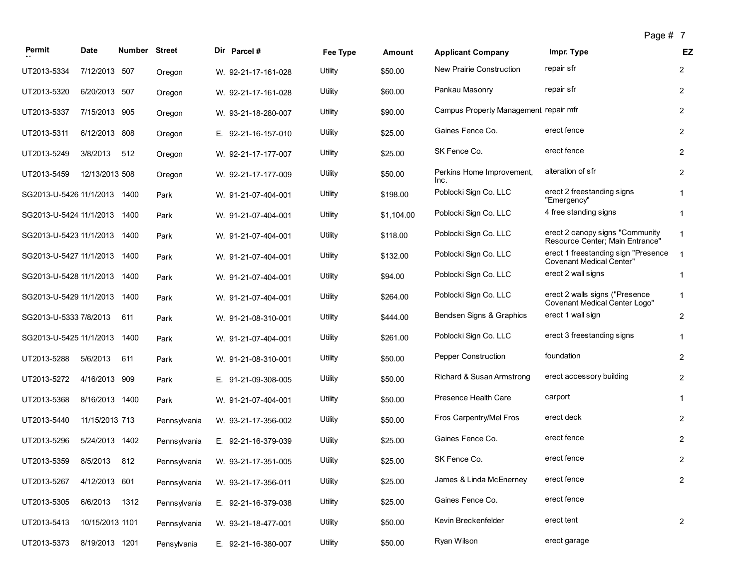| Permit | Date | Number | Street | Dir | Parcel # | Fee Type | Amount | Applicant Company | Impr. Type | EZ |
|---|---|---|---|---|---|---|---|---|---|---|
| UT2013-5334 | 7/12/2013 | 507 | Oregon | W. | 92-21-17-161-028 | Utility | $50.00 | New Prairie Construction | repair sfr | 2 |
| UT2013-5320 | 6/20/2013 | 507 | Oregon | W. | 92-21-17-161-028 | Utility | $60.00 | Pankau Masonry | repair sfr | 2 |
| UT2013-5337 | 7/15/2013 | 905 | Oregon | W. | 93-21-18-280-007 | Utility | $90.00 | Campus Property Management | repair mfr | 2 |
| UT2013-5311 | 6/12/2013 | 808 | Oregon | E. | 92-21-16-157-010 | Utility | $25.00 | Gaines Fence Co. | erect fence | 2 |
| UT2013-5249 | 3/8/2013 | 512 | Oregon | W. | 92-21-17-177-007 | Utility | $25.00 | SK Fence Co. | erect fence | 2 |
| UT2013-5459 | 12/13/2013 | 508 | Oregon | W. | 92-21-17-177-009 | Utility | $50.00 | Perkins Home Improvement, Inc. | alteration of sfr | 2 |
| SG2013-U-5426 | 11/1/2013 | 1400 | Park | W. | 91-21-07-404-001 | Utility | $198.00 | Poblocki Sign Co. LLC | erect 2 freestanding signs "Emergency" | 1 |
| SG2013-U-5424 | 11/1/2013 | 1400 | Park | W. | 91-21-07-404-001 | Utility | $1,104.00 | Poblocki Sign Co. LLC | 4 free standing signs | 1 |
| SG2013-U-5423 | 11/1/2013 | 1400 | Park | W. | 91-21-07-404-001 | Utility | $118.00 | Poblocki Sign Co. LLC | erect 2 canopy signs "Community Resource Center; Main Entrance" | 1 |
| SG2013-U-5427 | 11/1/2013 | 1400 | Park | W. | 91-21-07-404-001 | Utility | $132.00 | Poblocki Sign Co. LLC | erect 1 freestanding sign "Presence Covenant Medical Center" | 1 |
| SG2013-U-5428 | 11/1/2013 | 1400 | Park | W. | 91-21-07-404-001 | Utility | $94.00 | Poblocki Sign Co. LLC | erect 2 wall signs | 1 |
| SG2013-U-5429 | 11/1/2013 | 1400 | Park | W. | 91-21-07-404-001 | Utility | $264.00 | Poblocki Sign Co. LLC | erect 2 walls signs ("Presence Covenant Medical Center Logo" | 1 |
| SG2013-U-5333 | 7/8/2013 | 611 | Park | W. | 91-21-08-310-001 | Utility | $444.00 | Bendsen Signs & Graphics | erect 1 wall sign | 2 |
| SG2013-U-5425 | 11/1/2013 | 1400 | Park | W. | 91-21-07-404-001 | Utility | $261.00 | Poblocki Sign Co. LLC | erect 3 freestanding signs | 1 |
| UT2013-5288 | 5/6/2013 | 611 | Park | W. | 91-21-08-310-001 | Utility | $50.00 | Pepper Construction | foundation | 2 |
| UT2013-5272 | 4/16/2013 | 909 | Park | E. | 91-21-09-308-005 | Utility | $50.00 | Richard & Susan Armstrong | erect accessory building | 2 |
| UT2013-5368 | 8/16/2013 | 1400 | Park | W. | 91-21-07-404-001 | Utility | $50.00 | Presence Health Care | carport | 1 |
| UT2013-5440 | 11/15/2013 | 713 | Pennsylvania | W. | 93-21-17-356-002 | Utility | $50.00 | Fros Carpentry/Mel Fros | erect deck | 2 |
| UT2013-5296 | 5/24/2013 | 1402 | Pennsylvania | E. | 92-21-16-379-039 | Utility | $25.00 | Gaines Fence Co. | erect fence | 2 |
| UT2013-5359 | 8/5/2013 | 812 | Pennsylvania | W. | 93-21-17-351-005 | Utility | $25.00 | SK Fence Co. | erect fence | 2 |
| UT2013-5267 | 4/12/2013 | 601 | Pennsylvania | W. | 93-21-17-356-011 | Utility | $25.00 | James & Linda McEnerney | erect fence | 2 |
| UT2013-5305 | 6/6/2013 | 1312 | Pennsylvania | E. | 92-21-16-379-038 | Utility | $25.00 | Gaines Fence Co. | erect fence | |
| UT2013-5413 | 10/15/2013 | 1101 | Pennsylvania | W. | 93-21-18-477-001 | Utility | $50.00 | Kevin Breckenfelder | erect tent | 2 |
| UT2013-5373 | 8/19/2013 | 1201 | Pensylvania | E. | 92-21-16-380-007 | Utility | $50.00 | Ryan Wilson | erect garage | |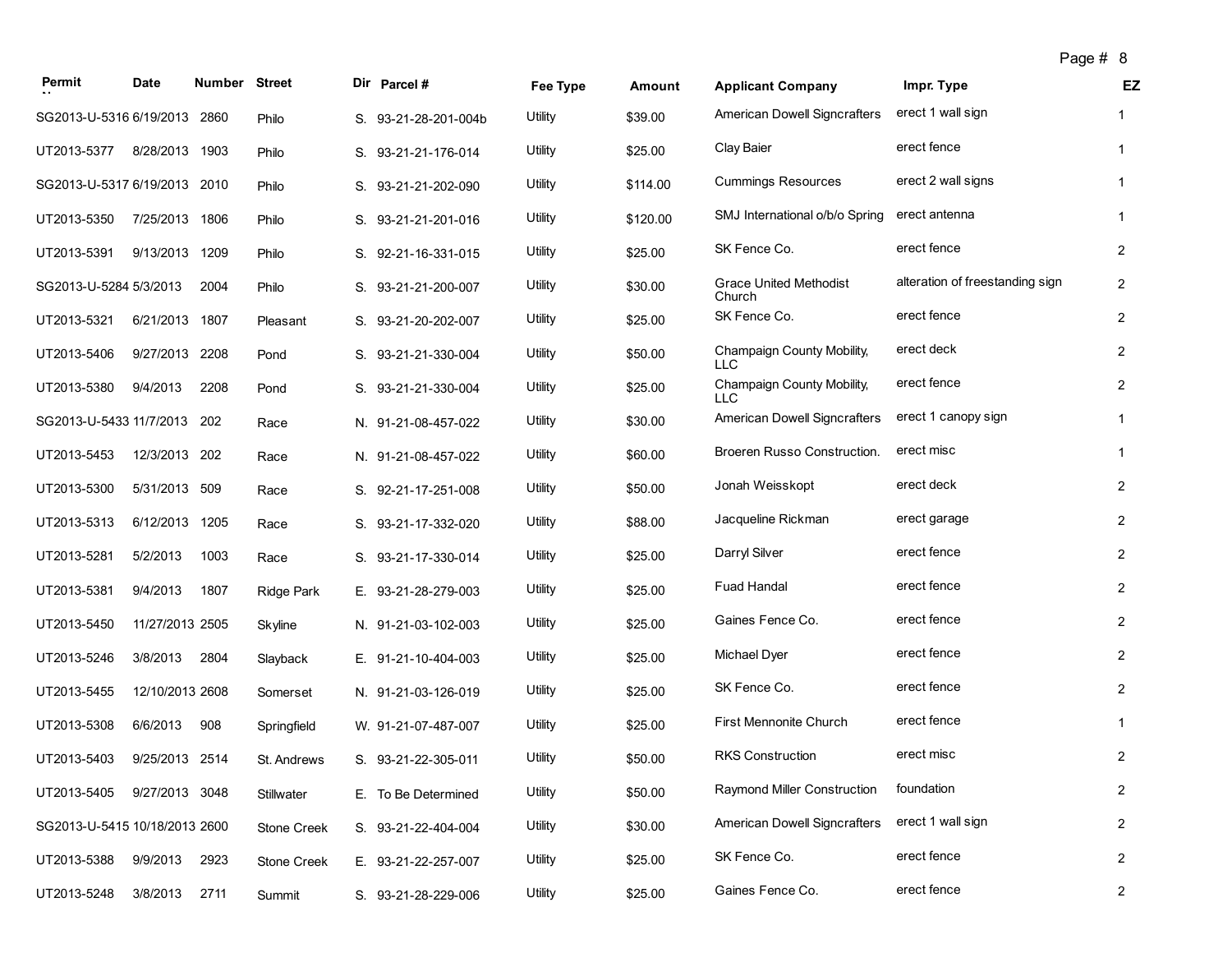| Permit | Date | Number | Street | Dir | Parcel # | Fee Type | Amount | Applicant Company | Impr. Type | EZ |
|---|---|---|---|---|---|---|---|---|---|---|
| SG2013-U-5316 | 6/19/2013 | 2860 | Philo | S. | 93-21-28-201-004b | Utility | $39.00 | American Dowell Signcrafters | erect 1 wall sign | 1 |
| UT2013-5377 | 8/28/2013 | 1903 | Philo | S. | 93-21-21-176-014 | Utility | $25.00 | Clay Baier | erect fence | 1 |
| SG2013-U-5317 | 6/19/2013 | 2010 | Philo | S. | 93-21-21-202-090 | Utility | $114.00 | Cummings Resources | erect 2 wall signs | 1 |
| UT2013-5350 | 7/25/2013 | 1806 | Philo | S. | 93-21-21-201-016 | Utility | $120.00 | SMJ International o/b/o Spring | erect antenna | 1 |
| UT2013-5391 | 9/13/2013 | 1209 | Philo | S. | 92-21-16-331-015 | Utility | $25.00 | SK Fence Co. | erect fence | 2 |
| SG2013-U-5284 | 5/3/2013 | 2004 | Philo | S. | 93-21-21-200-007 | Utility | $30.00 | Grace United Methodist Church | alteration of freestanding sign | 2 |
| UT2013-5321 | 6/21/2013 | 1807 | Pleasant | S. | 93-21-20-202-007 | Utility | $25.00 | SK Fence Co. | erect fence | 2 |
| UT2013-5406 | 9/27/2013 | 2208 | Pond | S. | 93-21-21-330-004 | Utility | $50.00 | Champaign County Mobility, LLC | erect deck | 2 |
| UT2013-5380 | 9/4/2013 | 2208 | Pond | S. | 93-21-21-330-004 | Utility | $25.00 | Champaign County Mobility, LLC | erect fence | 2 |
| SG2013-U-5433 | 11/7/2013 | 202 | Race | N. | 91-21-08-457-022 | Utility | $30.00 | American Dowell Signcrafters | erect 1 canopy sign | 1 |
| UT2013-5453 | 12/3/2013 | 202 | Race | N. | 91-21-08-457-022 | Utility | $60.00 | Broeren Russo Construction. | erect misc | 1 |
| UT2013-5300 | 5/31/2013 | 509 | Race | S. | 92-21-17-251-008 | Utility | $50.00 | Jonah Weisskopt | erect deck | 2 |
| UT2013-5313 | 6/12/2013 | 1205 | Race | S. | 93-21-17-332-020 | Utility | $88.00 | Jacqueline Rickman | erect garage | 2 |
| UT2013-5281 | 5/2/2013 | 1003 | Race | S. | 93-21-17-330-014 | Utility | $25.00 | Darryl Silver | erect fence | 2 |
| UT2013-5381 | 9/4/2013 | 1807 | Ridge Park | E. | 93-21-28-279-003 | Utility | $25.00 | Fuad Handal | erect fence | 2 |
| UT2013-5450 | 11/27/2013 | 2505 | Skyline | N. | 91-21-03-102-003 | Utility | $25.00 | Gaines Fence Co. | erect fence | 2 |
| UT2013-5246 | 3/8/2013 | 2804 | Slayback | E. | 91-21-10-404-003 | Utility | $25.00 | Michael Dyer | erect fence | 2 |
| UT2013-5455 | 12/10/2013 | 2608 | Somerset | N. | 91-21-03-126-019 | Utility | $25.00 | SK Fence Co. | erect fence | 2 |
| UT2013-5308 | 6/6/2013 | 908 | Springfield | W. | 91-21-07-487-007 | Utility | $25.00 | First Mennonite Church | erect fence | 1 |
| UT2013-5403 | 9/25/2013 | 2514 | St. Andrews | S. | 93-21-22-305-011 | Utility | $50.00 | RKS Construction | erect misc | 2 |
| UT2013-5405 | 9/27/2013 | 3048 | Stillwater | E. | To Be Determined | Utility | $50.00 | Raymond Miller Construction | foundation | 2 |
| SG2013-U-5415 | 10/18/2013 | 2600 | Stone Creek | S. | 93-21-22-404-004 | Utility | $30.00 | American Dowell Signcrafters | erect 1 wall sign | 2 |
| UT2013-5388 | 9/9/2013 | 2923 | Stone Creek | E. | 93-21-22-257-007 | Utility | $25.00 | SK Fence Co. | erect fence | 2 |
| UT2013-5248 | 3/8/2013 | 2711 | Summit | S. | 93-21-28-229-006 | Utility | $25.00 | Gaines Fence Co. | erect fence | 2 |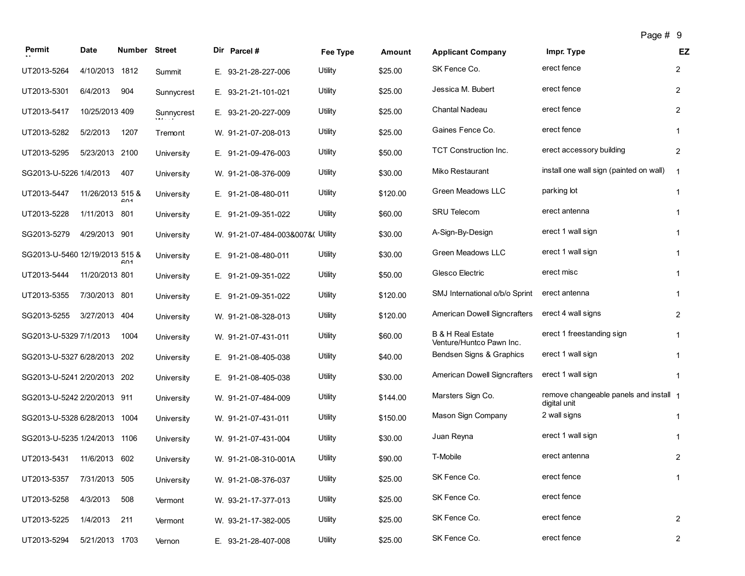| Permit | Date | Number | Street | Dir | Parcel # | Fee Type | Amount | Applicant Company | Impr. Type | EZ |
|---|---|---|---|---|---|---|---|---|---|---|
| UT2013-5264 | 4/10/2013 | 1812 | Summit | E. | 93-21-28-227-006 | Utility | $25.00 | SK Fence Co. | erect fence | 2 |
| UT2013-5301 | 6/4/2013 | 904 | Sunnycrest | E. | 93-21-21-101-021 | Utility | $25.00 | Jessica M. Bubert | erect fence | 2 |
| UT2013-5417 | 10/25/2013 | 409 | Sunnycrest West | E. | 93-21-20-227-009 | Utility | $25.00 | Chantal Nadeau | erect fence | 2 |
| UT2013-5282 | 5/2/2013 | 1207 | Tremont | W. | 91-21-07-208-013 | Utility | $25.00 | Gaines Fence Co. | erect fence | 1 |
| UT2013-5295 | 5/23/2013 | 2100 | University | E. | 91-21-09-476-003 | Utility | $50.00 | TCT Construction Inc. | erect accessory building | 2 |
| SG2013-U-5226 | 1/4/2013 | 407 | University | W. | 91-21-08-376-009 | Utility | $30.00 | Miko Restaurant | install one wall sign (painted on wall) | 1 |
| UT2013-5447 | 11/26/2013 | 515 & 601 | University | E. | 91-21-08-480-011 | Utility | $120.00 | Green Meadows LLC | parking lot | 1 |
| UT2013-5228 | 1/11/2013 | 801 | University | E. | 91-21-09-351-022 | Utility | $60.00 | SRU Telecom | erect antenna | 1 |
| SG2013-5279 | 4/29/2013 | 901 | University | W. | 91-21-07-484-003&007&( | Utility | $30.00 | A-Sign-By-Design | erect 1 wall sign | 1 |
| SG2013-U-5460 | 12/19/2013 | 515 & 601 | University | E. | 91-21-08-480-011 | Utility | $30.00 | Green Meadows LLC | erect 1 wall sign | 1 |
| UT2013-5444 | 11/20/2013 | 801 | University | E. | 91-21-09-351-022 | Utility | $50.00 | Glesco Electric | erect misc | 1 |
| UT2013-5355 | 7/30/2013 | 801 | University | E. | 91-21-09-351-022 | Utility | $120.00 | SMJ International o/b/o Sprint | erect antenna | 1 |
| SG2013-5255 | 3/27/2013 | 404 | University | W. | 91-21-08-328-013 | Utility | $120.00 | American Dowell Signcrafters | erect 4 wall signs | 2 |
| SG2013-U-5329 | 7/1/2013 | 1004 | University | W. | 91-21-07-431-011 | Utility | $60.00 | B & H Real Estate Venture/Huntco Pawn Inc. | erect 1 freestanding sign | 1 |
| SG2013-U-5327 | 6/28/2013 | 202 | University | E. | 91-21-08-405-038 | Utility | $40.00 | Bendsen Signs & Graphics | erect 1 wall sign | 1 |
| SG2013-U-5241 | 2/20/2013 | 202 | University | E. | 91-21-08-405-038 | Utility | $30.00 | American Dowell Signcrafters | erect 1 wall sign | 1 |
| SG2013-U-5242 | 2/20/2013 | 911 | University | W. | 91-21-07-484-009 | Utility | $144.00 | Marsters Sign Co. | remove changeable panels and install digital unit | 1 |
| SG2013-U-5328 | 6/28/2013 | 1004 | University | W. | 91-21-07-431-011 | Utility | $150.00 | Mason Sign Company | 2 wall signs | 1 |
| SG2013-U-5235 | 1/24/2013 | 1106 | University | W. | 91-21-07-431-004 | Utility | $30.00 | Juan Reyna | erect 1 wall sign | 1 |
| UT2013-5431 | 11/6/2013 | 602 | University | W. | 91-21-08-310-001A | Utility | $90.00 | T-Mobile | erect antenna | 2 |
| UT2013-5357 | 7/31/2013 | 505 | University | W. | 91-21-08-376-037 | Utility | $25.00 | SK Fence Co. | erect fence | 1 |
| UT2013-5258 | 4/3/2013 | 508 | Vermont | W. | 93-21-17-377-013 | Utility | $25.00 | SK Fence Co. | erect fence | |
| UT2013-5225 | 1/4/2013 | 211 | Vermont | W. | 93-21-17-382-005 | Utility | $25.00 | SK Fence Co. | erect fence | 2 |
| UT2013-5294 | 5/21/2013 | 1703 | Vernon | E. | 93-21-28-407-008 | Utility | $25.00 | SK Fence Co. | erect fence | 2 |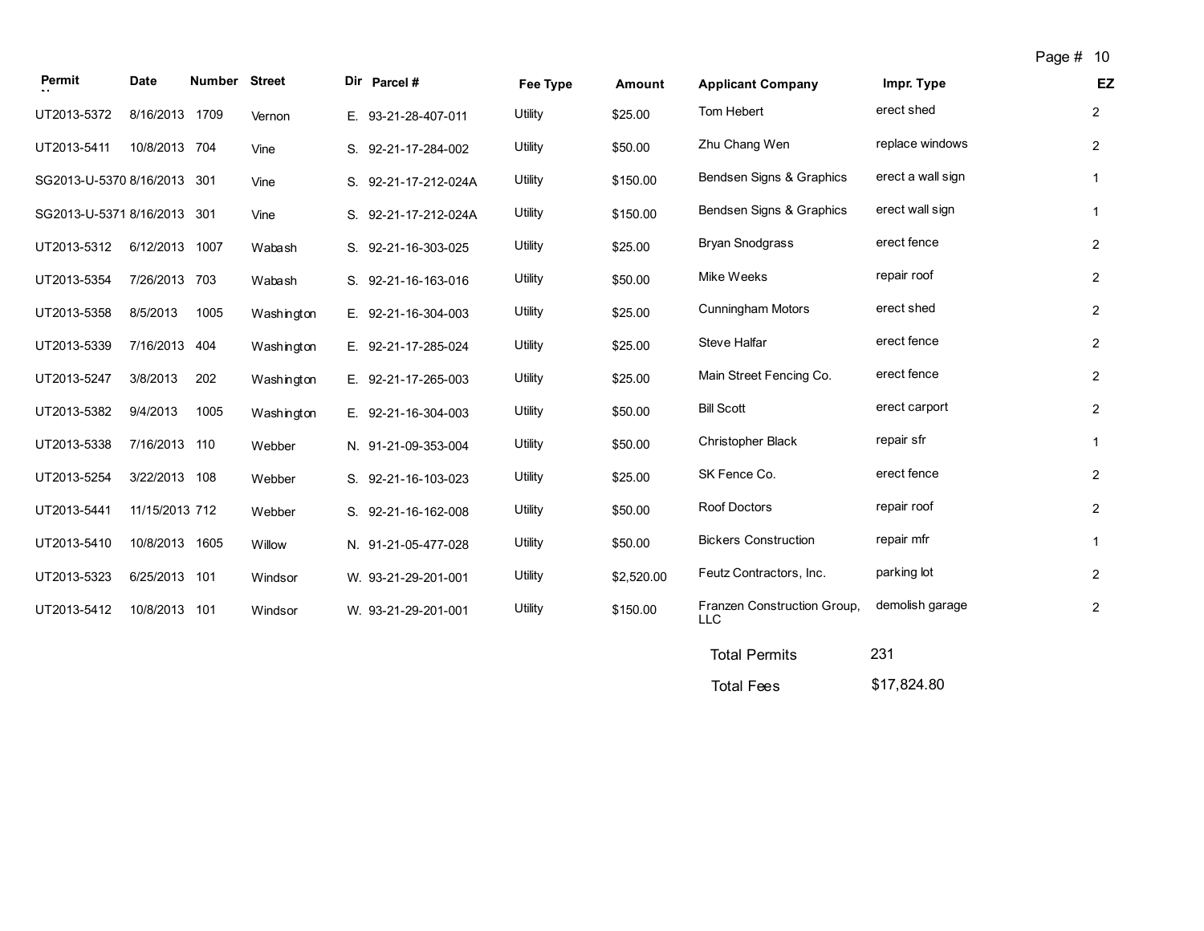| Permit | Date | Number | Street | Dir | Parcel # | Fee Type | Amount | Applicant Company | Impr. Type | EZ |
|---|---|---|---|---|---|---|---|---|---|---|
| UT2013-5372 | 8/16/2013 | 1709 | Vernon | E. | 93-21-28-407-011 | Utility | $25.00 | Tom Hebert | erect shed | 2 |
| UT2013-5411 | 10/8/2013 | 704 | Vine | S. | 92-21-17-284-002 | Utility | $50.00 | Zhu Chang Wen | replace windows | 2 |
| SG2013-U-5370 | 8/16/2013 | 301 | Vine | S. | 92-21-17-212-024A | Utility | $150.00 | Bendsen Signs & Graphics | erect a wall sign | 1 |
| SG2013-U-5371 | 8/16/2013 | 301 | Vine | S. | 92-21-17-212-024A | Utility | $150.00 | Bendsen Signs & Graphics | erect wall sign | 1 |
| UT2013-5312 | 6/12/2013 | 1007 | Wabash | S. | 92-21-16-303-025 | Utility | $25.00 | Bryan Snodgrass | erect fence | 2 |
| UT2013-5354 | 7/26/2013 | 703 | Wabash | S. | 92-21-16-163-016 | Utility | $50.00 | Mike Weeks | repair roof | 2 |
| UT2013-5358 | 8/5/2013 | 1005 | Washington | E. | 92-21-16-304-003 | Utility | $25.00 | Cunningham Motors | erect shed | 2 |
| UT2013-5339 | 7/16/2013 | 404 | Washington | E. | 92-21-17-285-024 | Utility | $25.00 | Steve Halfar | erect fence | 2 |
| UT2013-5247 | 3/8/2013 | 202 | Washington | E. | 92-21-17-265-003 | Utility | $25.00 | Main Street Fencing Co. | erect fence | 2 |
| UT2013-5382 | 9/4/2013 | 1005 | Washington | E. | 92-21-16-304-003 | Utility | $50.00 | Bill Scott | erect carport | 2 |
| UT2013-5338 | 7/16/2013 | 110 | Webber | N. | 91-21-09-353-004 | Utility | $50.00 | Christopher Black | repair sfr | 1 |
| UT2013-5254 | 3/22/2013 | 108 | Webber | S. | 92-21-16-103-023 | Utility | $25.00 | SK Fence Co. | erect fence | 2 |
| UT2013-5441 | 11/15/2013 | 712 | Webber | S. | 92-21-16-162-008 | Utility | $50.00 | Roof Doctors | repair roof | 2 |
| UT2013-5410 | 10/8/2013 | 1605 | Willow | N. | 91-21-05-477-028 | Utility | $50.00 | Bickers Construction | repair mfr | 1 |
| UT2013-5323 | 6/25/2013 | 101 | Windsor | W. | 93-21-29-201-001 | Utility | $2,520.00 | Feutz Contractors, Inc. | parking lot | 2 |
| UT2013-5412 | 10/8/2013 | 101 | Windsor | W. | 93-21-29-201-001 | Utility | $150.00 | Franzen Construction Group, LLC | demolish garage | 2 |

Total Permits 231

Total Fees $17,824.80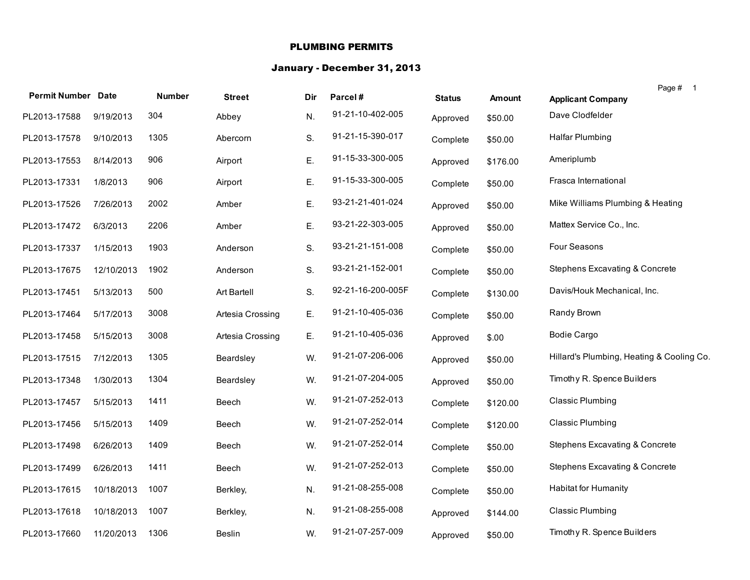# PLUMBING PERMITS

## January - December 31, 2013

| Permit Number | Date | Number | Street | Dir | Parcel # | Status | Amount | Applicant Company |
|---|---|---|---|---|---|---|---|---|
| PL2013-17588 | 9/19/2013 | 304 | Abbey | N. | 91-21-10-402-005 | Approved | $50.00 | Dave Clodfelder |
| PL2013-17578 | 9/10/2013 | 1305 | Abercorn | S. | 91-21-15-390-017 | Complete | $50.00 | Halfar Plumbing |
| PL2013-17553 | 8/14/2013 | 906 | Airport | E. | 91-15-33-300-005 | Approved | $176.00 | Ameriplumb |
| PL2013-17331 | 1/8/2013 | 906 | Airport | E. | 91-15-33-300-005 | Complete | $50.00 | Frasca International |
| PL2013-17526 | 7/26/2013 | 2002 | Amber | E. | 93-21-21-401-024 | Approved | $50.00 | Mike Williams Plumbing & Heating |
| PL2013-17472 | 6/3/2013 | 2206 | Amber | E. | 93-21-22-303-005 | Approved | $50.00 | Mattex Service Co., Inc. |
| PL2013-17337 | 1/15/2013 | 1903 | Anderson | S. | 93-21-21-151-008 | Complete | $50.00 | Four Seasons |
| PL2013-17675 | 12/10/2013 | 1902 | Anderson | S. | 93-21-21-152-001 | Complete | $50.00 | Stephens Excavating & Concrete |
| PL2013-17451 | 5/13/2013 | 500 | Art Bartell | S. | 92-21-16-200-005F | Complete | $130.00 | Davis/Houk Mechanical, Inc. |
| PL2013-17464 | 5/17/2013 | 3008 | Artesia Crossing | E. | 91-21-10-405-036 | Complete | $50.00 | Randy Brown |
| PL2013-17458 | 5/15/2013 | 3008 | Artesia Crossing | E. | 91-21-10-405-036 | Approved | $.00 | Bodie Cargo |
| PL2013-17515 | 7/12/2013 | 1305 | Beardsley | W. | 91-21-07-206-006 | Approved | $50.00 | Hillard's Plumbing, Heating & Cooling Co. |
| PL2013-17348 | 1/30/2013 | 1304 | Beardsley | W. | 91-21-07-204-005 | Approved | $50.00 | Timothy R. Spence Builders |
| PL2013-17457 | 5/15/2013 | 1411 | Beech | W. | 91-21-07-252-013 | Complete | $120.00 | Classic Plumbing |
| PL2013-17456 | 5/15/2013 | 1409 | Beech | W. | 91-21-07-252-014 | Complete | $120.00 | Classic Plumbing |
| PL2013-17498 | 6/26/2013 | 1409 | Beech | W. | 91-21-07-252-014 | Complete | $50.00 | Stephens Excavating & Concrete |
| PL2013-17499 | 6/26/2013 | 1411 | Beech | W. | 91-21-07-252-013 | Complete | $50.00 | Stephens Excavating & Concrete |
| PL2013-17615 | 10/18/2013 | 1007 | Berkley, | N. | 91-21-08-255-008 | Complete | $50.00 | Habitat for Humanity |
| PL2013-17618 | 10/18/2013 | 1007 | Berkley, | N. | 91-21-08-255-008 | Approved | $144.00 | Classic Plumbing |
| PL2013-17660 | 11/20/2013 | 1306 | Beslin | W. | 91-21-07-257-009 | Approved | $50.00 | Timothy R. Spence Builders |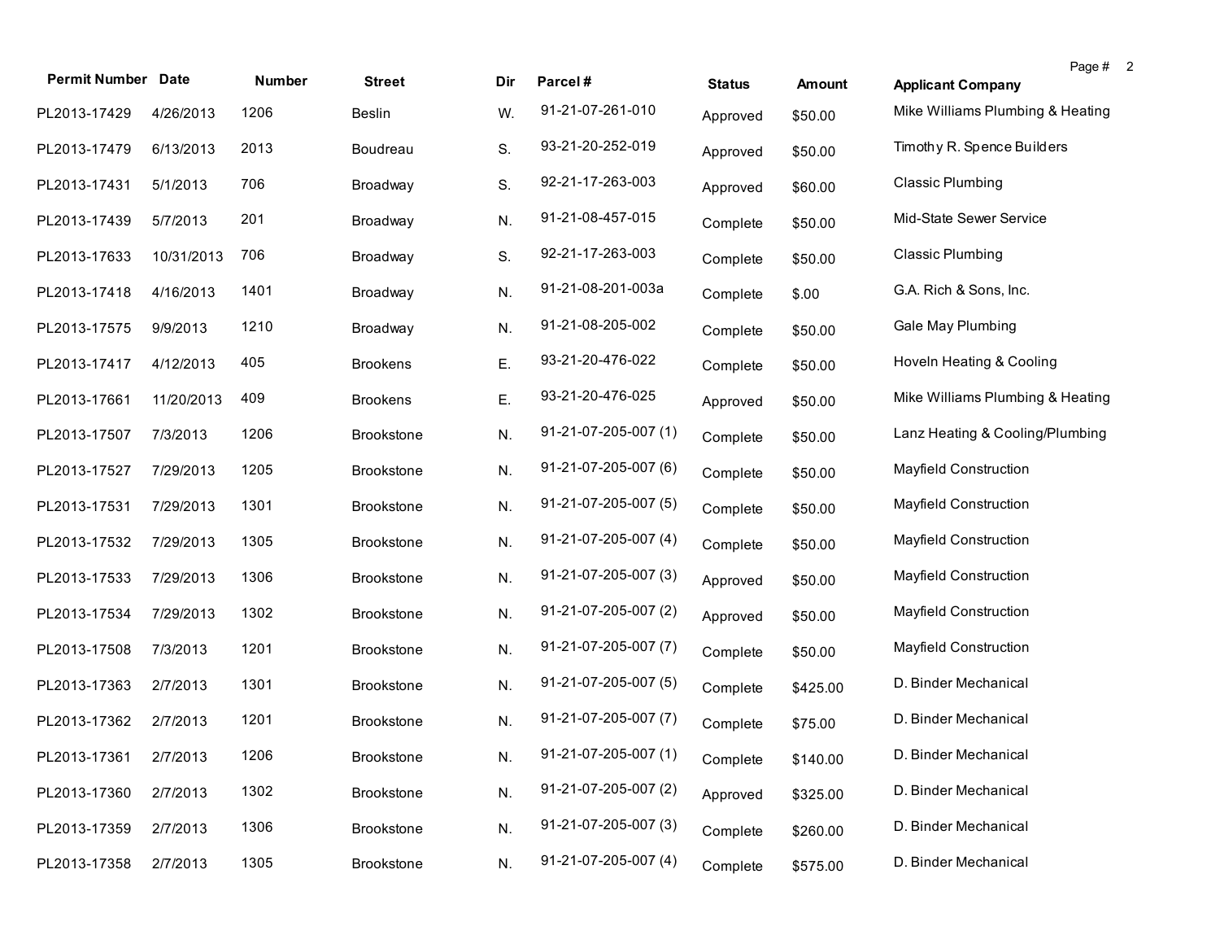| Permit Number | Date | Number | Street | Dir | Parcel # | Status | Amount | Applicant Company |
|---|---|---|---|---|---|---|---|---|
| PL2013-17429 | 4/26/2013 | 1206 | Beslin | W. | 91-21-07-261-010 | Approved | $50.00 | Mike Williams Plumbing & Heating |
| PL2013-17479 | 6/13/2013 | 2013 | Boudreau | S. | 93-21-20-252-019 | Approved | $50.00 | Timothy R. Spence Builders |
| PL2013-17431 | 5/1/2013 | 706 | Broadway | S. | 92-21-17-263-003 | Approved | $60.00 | Classic Plumbing |
| PL2013-17439 | 5/7/2013 | 201 | Broadway | N. | 91-21-08-457-015 | Complete | $50.00 | Mid-State Sewer Service |
| PL2013-17633 | 10/31/2013 | 706 | Broadway | S. | 92-21-17-263-003 | Complete | $50.00 | Classic Plumbing |
| PL2013-17418 | 4/16/2013 | 1401 | Broadway | N. | 91-21-08-201-003a | Complete | $.00 | G.A. Rich & Sons, Inc. |
| PL2013-17575 | 9/9/2013 | 1210 | Broadway | N. | 91-21-08-205-002 | Complete | $50.00 | Gale May Plumbing |
| PL2013-17417 | 4/12/2013 | 405 | Brookens | E. | 93-21-20-476-022 | Complete | $50.00 | Hoveln Heating & Cooling |
| PL2013-17661 | 11/20/2013 | 409 | Brookens | E. | 93-21-20-476-025 | Approved | $50.00 | Mike Williams Plumbing & Heating |
| PL2013-17507 | 7/3/2013 | 1206 | Brookstone | N. | 91-21-07-205-007 (1) | Complete | $50.00 | Lanz Heating & Cooling/Plumbing |
| PL2013-17527 | 7/29/2013 | 1205 | Brookstone | N. | 91-21-07-205-007 (6) | Complete | $50.00 | Mayfield Construction |
| PL2013-17531 | 7/29/2013 | 1301 | Brookstone | N. | 91-21-07-205-007 (5) | Complete | $50.00 | Mayfield Construction |
| PL2013-17532 | 7/29/2013 | 1305 | Brookstone | N. | 91-21-07-205-007 (4) | Complete | $50.00 | Mayfield Construction |
| PL2013-17533 | 7/29/2013 | 1306 | Brookstone | N. | 91-21-07-205-007 (3) | Approved | $50.00 | Mayfield Construction |
| PL2013-17534 | 7/29/2013 | 1302 | Brookstone | N. | 91-21-07-205-007 (2) | Approved | $50.00 | Mayfield Construction |
| PL2013-17508 | 7/3/2013 | 1201 | Brookstone | N. | 91-21-07-205-007 (7) | Complete | $50.00 | Mayfield Construction |
| PL2013-17363 | 2/7/2013 | 1301 | Brookstone | N. | 91-21-07-205-007 (5) | Complete | $425.00 | D. Binder Mechanical |
| PL2013-17362 | 2/7/2013 | 1201 | Brookstone | N. | 91-21-07-205-007 (7) | Complete | $75.00 | D. Binder Mechanical |
| PL2013-17361 | 2/7/2013 | 1206 | Brookstone | N. | 91-21-07-205-007 (1) | Complete | $140.00 | D. Binder Mechanical |
| PL2013-17360 | 2/7/2013 | 1302 | Brookstone | N. | 91-21-07-205-007 (2) | Approved | $325.00 | D. Binder Mechanical |
| PL2013-17359 | 2/7/2013 | 1306 | Brookstone | N. | 91-21-07-205-007 (3) | Complete | $260.00 | D. Binder Mechanical |
| PL2013-17358 | 2/7/2013 | 1305 | Brookstone | N. | 91-21-07-205-007 (4) | Complete | $575.00 | D. Binder Mechanical |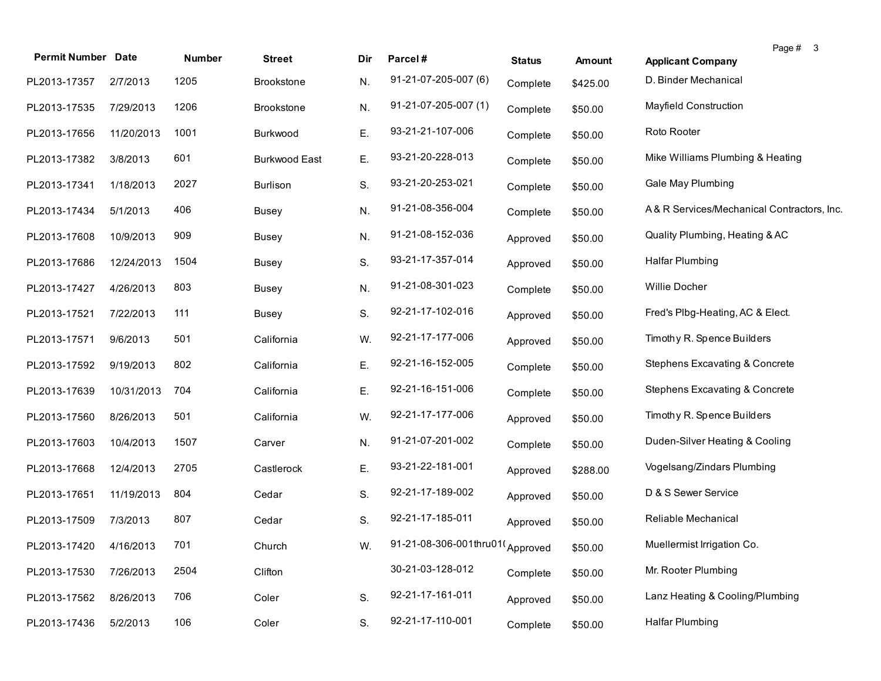| Permit Number | Date | Number | Street | Dir | Parcel # | Status | Amount | Applicant Company |
|---|---|---|---|---|---|---|---|---|
| PL2013-17357 | 2/7/2013 | 1205 | Brookstone | N. | 91-21-07-205-007 (6) | Complete | $425.00 | D. Binder Mechanical |
| PL2013-17535 | 7/29/2013 | 1206 | Brookstone | N. | 91-21-07-205-007 (1) | Complete | $50.00 | Mayfield Construction |
| PL2013-17656 | 11/20/2013 | 1001 | Burkwood | E. | 93-21-21-107-006 | Complete | $50.00 | Roto Rooter |
| PL2013-17382 | 3/8/2013 | 601 | Burkwood East | E. | 93-21-20-228-013 | Complete | $50.00 | Mike Williams Plumbing & Heating |
| PL2013-17341 | 1/18/2013 | 2027 | Burlison | S. | 93-21-20-253-021 | Complete | $50.00 | Gale May Plumbing |
| PL2013-17434 | 5/1/2013 | 406 | Busey | N. | 91-21-08-356-004 | Complete | $50.00 | A & R Services/Mechanical Contractors, Inc. |
| PL2013-17608 | 10/9/2013 | 909 | Busey | N. | 91-21-08-152-036 | Approved | $50.00 | Quality Plumbing, Heating & AC |
| PL2013-17686 | 12/24/2013 | 1504 | Busey | S. | 93-21-17-357-014 | Approved | $50.00 | Halfar Plumbing |
| PL2013-17427 | 4/26/2013 | 803 | Busey | N. | 91-21-08-301-023 | Complete | $50.00 | Willie Docher |
| PL2013-17521 | 7/22/2013 | 111 | Busey | S. | 92-21-17-102-016 | Approved | $50.00 | Fred's Plbg-Heating, AC & Elect. |
| PL2013-17571 | 9/6/2013 | 501 | California | W. | 92-21-17-177-006 | Approved | $50.00 | Timothy R. Spence Builders |
| PL2013-17592 | 9/19/2013 | 802 | California | E. | 92-21-16-152-005 | Complete | $50.00 | Stephens Excavating & Concrete |
| PL2013-17639 | 10/31/2013 | 704 | California | E. | 92-21-16-151-006 | Complete | $50.00 | Stephens Excavating & Concrete |
| PL2013-17560 | 8/26/2013 | 501 | California | W. | 92-21-17-177-006 | Approved | $50.00 | Timothy R. Spence Builders |
| PL2013-17603 | 10/4/2013 | 1507 | Carver | N. | 91-21-07-201-002 | Complete | $50.00 | Duden-Silver Heating & Cooling |
| PL2013-17668 | 12/4/2013 | 2705 | Castlerock | E. | 93-21-22-181-001 | Approved | $288.00 | Vogelsang/Zindars Plumbing |
| PL2013-17651 | 11/19/2013 | 804 | Cedar | S. | 92-21-17-189-002 | Approved | $50.00 | D & S Sewer Service |
| PL2013-17509 | 7/3/2013 | 807 | Cedar | S. | 92-21-17-185-011 | Approved | $50.00 | Reliable Mechanical |
| PL2013-17420 | 4/16/2013 | 701 | Church | W. | 91-21-08-306-001thru01( | Approved | $50.00 | Muellermist Irrigation Co. |
| PL2013-17530 | 7/26/2013 | 2504 | Clifton | | 30-21-03-128-012 | Complete | $50.00 | Mr. Rooter Plumbing |
| PL2013-17562 | 8/26/2013 | 706 | Coler | S. | 92-21-17-161-011 | Approved | $50.00 | Lanz Heating & Cooling/Plumbing |
| PL2013-17436 | 5/2/2013 | 106 | Coler | S. | 92-21-17-110-001 | Complete | $50.00 | Halfar Plumbing |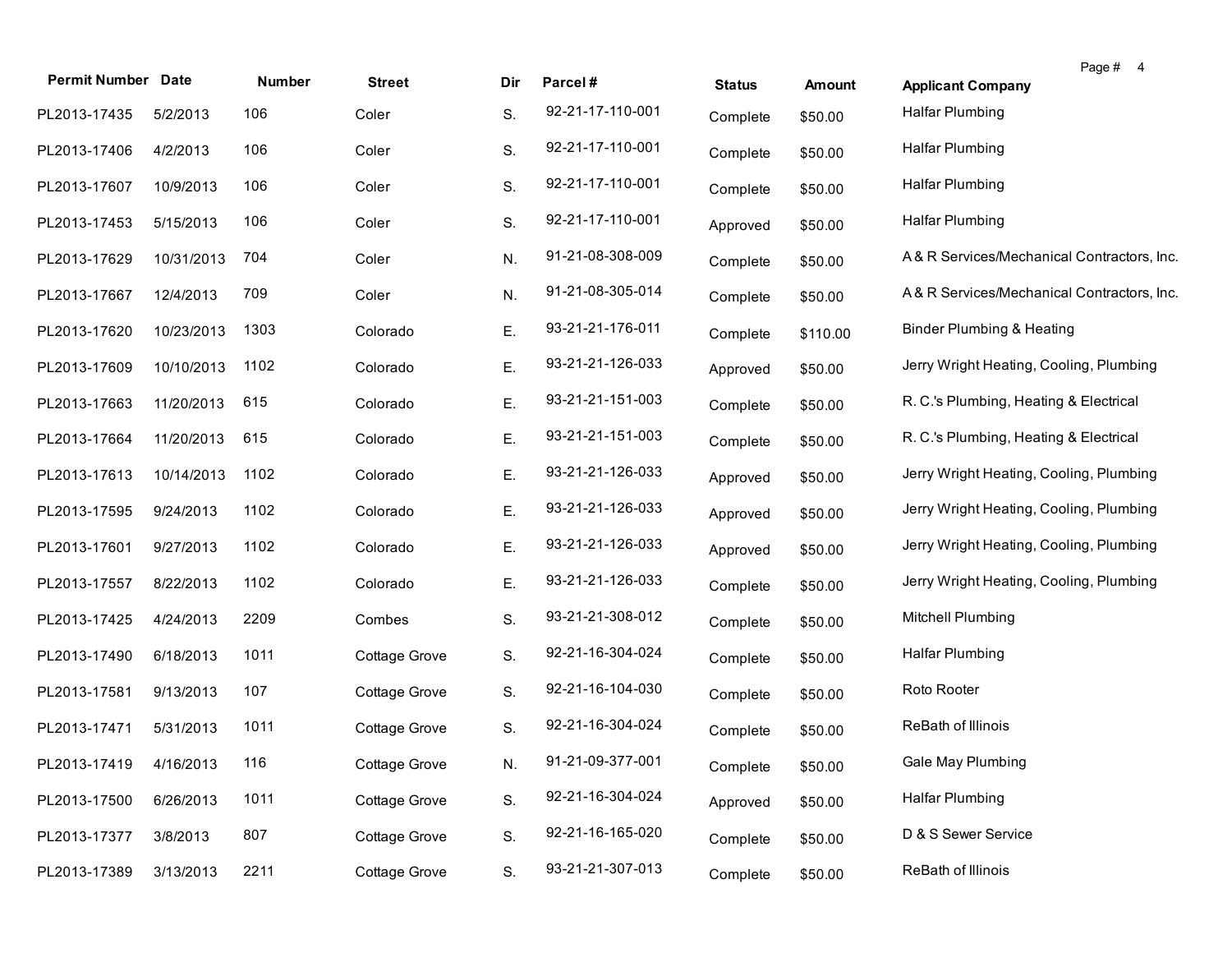| Permit Number | Date | Number | Street | Dir | Parcel # | Status | Amount | Applicant Company |
|---|---|---|---|---|---|---|---|---|
| PL2013-17435 | 5/2/2013 | 106 | Coler | S. | 92-21-17-110-001 | Complete | $50.00 | Halfar Plumbing |
| PL2013-17406 | 4/2/2013 | 106 | Coler | S. | 92-21-17-110-001 | Complete | $50.00 | Halfar Plumbing |
| PL2013-17607 | 10/9/2013 | 106 | Coler | S. | 92-21-17-110-001 | Complete | $50.00 | Halfar Plumbing |
| PL2013-17453 | 5/15/2013 | 106 | Coler | S. | 92-21-17-110-001 | Approved | $50.00 | Halfar Plumbing |
| PL2013-17629 | 10/31/2013 | 704 | Coler | N. | 91-21-08-308-009 | Complete | $50.00 | A & R Services/Mechanical Contractors, Inc. |
| PL2013-17667 | 12/4/2013 | 709 | Coler | N. | 91-21-08-305-014 | Complete | $50.00 | A & R Services/Mechanical Contractors, Inc. |
| PL2013-17620 | 10/23/2013 | 1303 | Colorado | E. | 93-21-21-176-011 | Complete | $110.00 | Binder Plumbing & Heating |
| PL2013-17609 | 10/10/2013 | 1102 | Colorado | E. | 93-21-21-126-033 | Approved | $50.00 | Jerry Wright Heating, Cooling, Plumbing |
| PL2013-17663 | 11/20/2013 | 615 | Colorado | E. | 93-21-21-151-003 | Complete | $50.00 | R. C.'s Plumbing, Heating & Electrical |
| PL2013-17664 | 11/20/2013 | 615 | Colorado | E. | 93-21-21-151-003 | Complete | $50.00 | R. C.'s Plumbing, Heating & Electrical |
| PL2013-17613 | 10/14/2013 | 1102 | Colorado | E. | 93-21-21-126-033 | Approved | $50.00 | Jerry Wright Heating, Cooling, Plumbing |
| PL2013-17595 | 9/24/2013 | 1102 | Colorado | E. | 93-21-21-126-033 | Approved | $50.00 | Jerry Wright Heating, Cooling, Plumbing |
| PL2013-17601 | 9/27/2013 | 1102 | Colorado | E. | 93-21-21-126-033 | Approved | $50.00 | Jerry Wright Heating, Cooling, Plumbing |
| PL2013-17557 | 8/22/2013 | 1102 | Colorado | E. | 93-21-21-126-033 | Complete | $50.00 | Jerry Wright Heating, Cooling, Plumbing |
| PL2013-17425 | 4/24/2013 | 2209 | Combes | S. | 93-21-21-308-012 | Complete | $50.00 | Mitchell Plumbing |
| PL2013-17490 | 6/18/2013 | 1011 | Cottage Grove | S. | 92-21-16-304-024 | Complete | $50.00 | Halfar Plumbing |
| PL2013-17581 | 9/13/2013 | 107 | Cottage Grove | S. | 92-21-16-104-030 | Complete | $50.00 | Roto Rooter |
| PL2013-17471 | 5/31/2013 | 1011 | Cottage Grove | S. | 92-21-16-304-024 | Complete | $50.00 | ReBath of Illinois |
| PL2013-17419 | 4/16/2013 | 116 | Cottage Grove | N. | 91-21-09-377-001 | Complete | $50.00 | Gale May Plumbing |
| PL2013-17500 | 6/26/2013 | 1011 | Cottage Grove | S. | 92-21-16-304-024 | Approved | $50.00 | Halfar Plumbing |
| PL2013-17377 | 3/8/2013 | 807 | Cottage Grove | S. | 92-21-16-165-020 | Complete | $50.00 | D & S Sewer Service |
| PL2013-17389 | 3/13/2013 | 2211 | Cottage Grove | S. | 93-21-21-307-013 | Complete | $50.00 | ReBath of Illinois |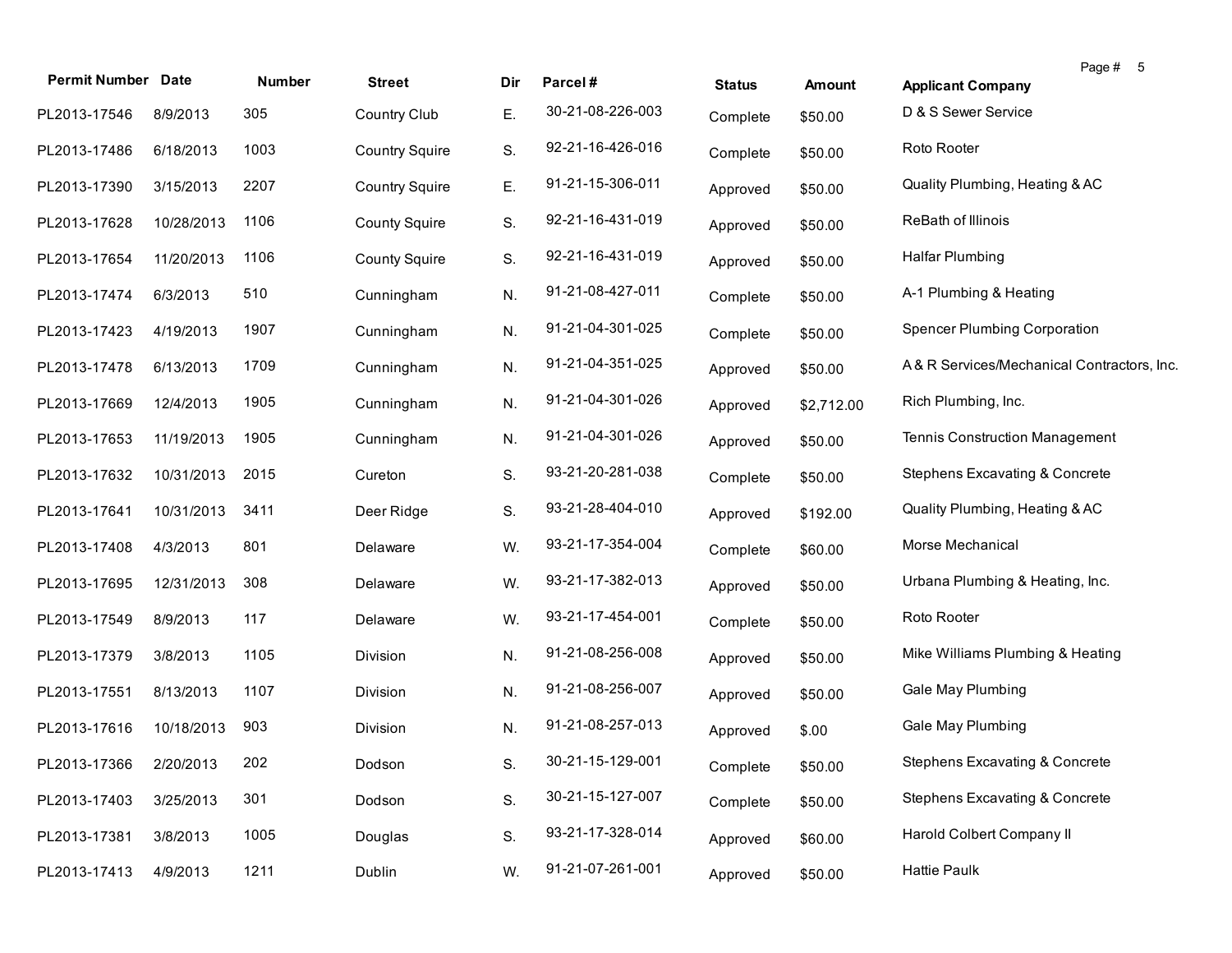| Permit Number | Date | Number | Street | Dir | Parcel # | Status | Amount | Applicant Company |
|---|---|---|---|---|---|---|---|---|
| PL2013-17546 | 8/9/2013 | 305 | Country Club | E. | 30-21-08-226-003 | Complete | $50.00 | D & S Sewer Service |
| PL2013-17486 | 6/18/2013 | 1003 | Country Squire | S. | 92-21-16-426-016 | Complete | $50.00 | Roto Rooter |
| PL2013-17390 | 3/15/2013 | 2207 | Country Squire | E. | 91-21-15-306-011 | Approved | $50.00 | Quality Plumbing, Heating & AC |
| PL2013-17628 | 10/28/2013 | 1106 | County Squire | S. | 92-21-16-431-019 | Approved | $50.00 | ReBath of Illinois |
| PL2013-17654 | 11/20/2013 | 1106 | County Squire | S. | 92-21-16-431-019 | Approved | $50.00 | Halfar Plumbing |
| PL2013-17474 | 6/3/2013 | 510 | Cunningham | N. | 91-21-08-427-011 | Complete | $50.00 | A-1 Plumbing & Heating |
| PL2013-17423 | 4/19/2013 | 1907 | Cunningham | N. | 91-21-04-301-025 | Complete | $50.00 | Spencer Plumbing Corporation |
| PL2013-17478 | 6/13/2013 | 1709 | Cunningham | N. | 91-21-04-351-025 | Approved | $50.00 | A & R Services/Mechanical Contractors, Inc. |
| PL2013-17669 | 12/4/2013 | 1905 | Cunningham | N. | 91-21-04-301-026 | Approved | $2,712.00 | Rich Plumbing, Inc. |
| PL2013-17653 | 11/19/2013 | 1905 | Cunningham | N. | 91-21-04-301-026 | Approved | $50.00 | Tennis Construction Management |
| PL2013-17632 | 10/31/2013 | 2015 | Cureton | S. | 93-21-20-281-038 | Complete | $50.00 | Stephens Excavating & Concrete |
| PL2013-17641 | 10/31/2013 | 3411 | Deer Ridge | S. | 93-21-28-404-010 | Approved | $192.00 | Quality Plumbing, Heating & AC |
| PL2013-17408 | 4/3/2013 | 801 | Delaware | W. | 93-21-17-354-004 | Complete | $60.00 | Morse Mechanical |
| PL2013-17695 | 12/31/2013 | 308 | Delaware | W. | 93-21-17-382-013 | Approved | $50.00 | Urbana Plumbing & Heating, Inc. |
| PL2013-17549 | 8/9/2013 | 117 | Delaware | W. | 93-21-17-454-001 | Complete | $50.00 | Roto Rooter |
| PL2013-17379 | 3/8/2013 | 1105 | Division | N. | 91-21-08-256-008 | Approved | $50.00 | Mike Williams Plumbing & Heating |
| PL2013-17551 | 8/13/2013 | 1107 | Division | N. | 91-21-08-256-007 | Approved | $50.00 | Gale May Plumbing |
| PL2013-17616 | 10/18/2013 | 903 | Division | N. | 91-21-08-257-013 | Approved | $.00 | Gale May Plumbing |
| PL2013-17366 | 2/20/2013 | 202 | Dodson | S. | 30-21-15-129-001 | Complete | $50.00 | Stephens Excavating & Concrete |
| PL2013-17403 | 3/25/2013 | 301 | Dodson | S. | 30-21-15-127-007 | Complete | $50.00 | Stephens Excavating & Concrete |
| PL2013-17381 | 3/8/2013 | 1005 | Douglas | S. | 93-21-17-328-014 | Approved | $60.00 | Harold Colbert Company II |
| PL2013-17413 | 4/9/2013 | 1211 | Dublin | W. | 91-21-07-261-001 | Approved | $50.00 | Hattie Paulk |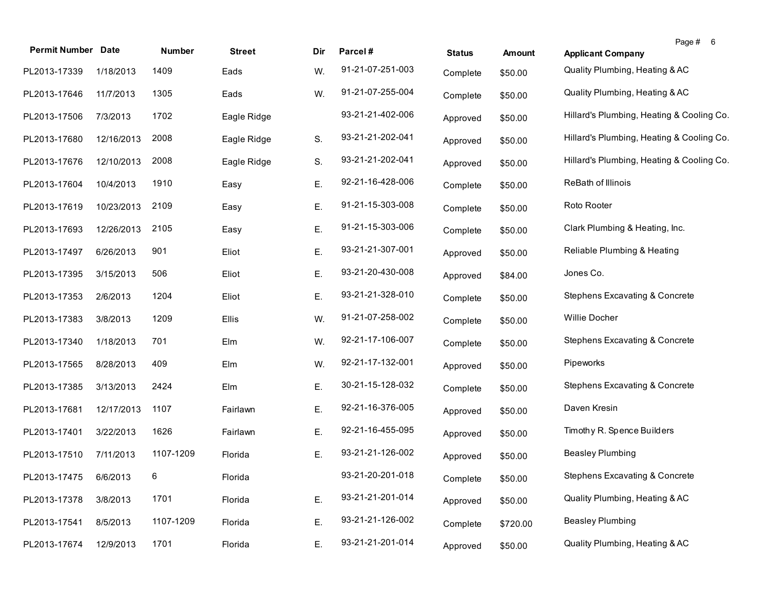| Permit Number | Date | Number | Street | Dir | Parcel # | Status | Amount | Applicant Company |
|---|---|---|---|---|---|---|---|---|
| PL2013-17339 | 1/18/2013 | 1409 | Eads | W. | 91-21-07-251-003 | Complete | $50.00 | Quality Plumbing, Heating & AC |
| PL2013-17646 | 11/7/2013 | 1305 | Eads | W. | 91-21-07-255-004 | Complete | $50.00 | Quality Plumbing, Heating & AC |
| PL2013-17506 | 7/3/2013 | 1702 | Eagle Ridge | | 93-21-21-402-006 | Approved | $50.00 | Hillard's Plumbing, Heating & Cooling Co. |
| PL2013-17680 | 12/16/2013 | 2008 | Eagle Ridge | S. | 93-21-21-202-041 | Approved | $50.00 | Hillard's Plumbing, Heating & Cooling Co. |
| PL2013-17676 | 12/10/2013 | 2008 | Eagle Ridge | S. | 93-21-21-202-041 | Approved | $50.00 | Hillard's Plumbing, Heating & Cooling Co. |
| PL2013-17604 | 10/4/2013 | 1910 | Easy | E. | 92-21-16-428-006 | Complete | $50.00 | ReBath of Illinois |
| PL2013-17619 | 10/23/2013 | 2109 | Easy | E. | 91-21-15-303-008 | Complete | $50.00 | Roto Rooter |
| PL2013-17693 | 12/26/2013 | 2105 | Easy | E. | 91-21-15-303-006 | Complete | $50.00 | Clark Plumbing & Heating, Inc. |
| PL2013-17497 | 6/26/2013 | 901 | Eliot | E. | 93-21-21-307-001 | Approved | $50.00 | Reliable Plumbing & Heating |
| PL2013-17395 | 3/15/2013 | 506 | Eliot | E. | 93-21-20-430-008 | Approved | $84.00 | Jones Co. |
| PL2013-17353 | 2/6/2013 | 1204 | Eliot | E. | 93-21-21-328-010 | Complete | $50.00 | Stephens Excavating & Concrete |
| PL2013-17383 | 3/8/2013 | 1209 | Ellis | W. | 91-21-07-258-002 | Complete | $50.00 | Willie Docher |
| PL2013-17340 | 1/18/2013 | 701 | Elm | W. | 92-21-17-106-007 | Complete | $50.00 | Stephens Excavating & Concrete |
| PL2013-17565 | 8/28/2013 | 409 | Elm | W. | 92-21-17-132-001 | Approved | $50.00 | Pipeworks |
| PL2013-17385 | 3/13/2013 | 2424 | Elm | E. | 30-21-15-128-032 | Complete | $50.00 | Stephens Excavating & Concrete |
| PL2013-17681 | 12/17/2013 | 1107 | Fairlawn | E. | 92-21-16-376-005 | Approved | $50.00 | Daven Kresin |
| PL2013-17401 | 3/22/2013 | 1626 | Fairlawn | E. | 92-21-16-455-095 | Approved | $50.00 | Timothy R. Spence Builders |
| PL2013-17510 | 7/11/2013 | 1107-1209 | Florida | E. | 93-21-21-126-002 | Approved | $50.00 | Beasley Plumbing |
| PL2013-17475 | 6/6/2013 | 6 | Florida | | 93-21-20-201-018 | Complete | $50.00 | Stephens Excavating & Concrete |
| PL2013-17378 | 3/8/2013 | 1701 | Florida | E. | 93-21-21-201-014 | Approved | $50.00 | Quality Plumbing, Heating & AC |
| PL2013-17541 | 8/5/2013 | 1107-1209 | Florida | E. | 93-21-21-126-002 | Complete | $720.00 | Beasley Plumbing |
| PL2013-17674 | 12/9/2013 | 1701 | Florida | E. | 93-21-21-201-014 | Approved | $50.00 | Quality Plumbing, Heating & AC |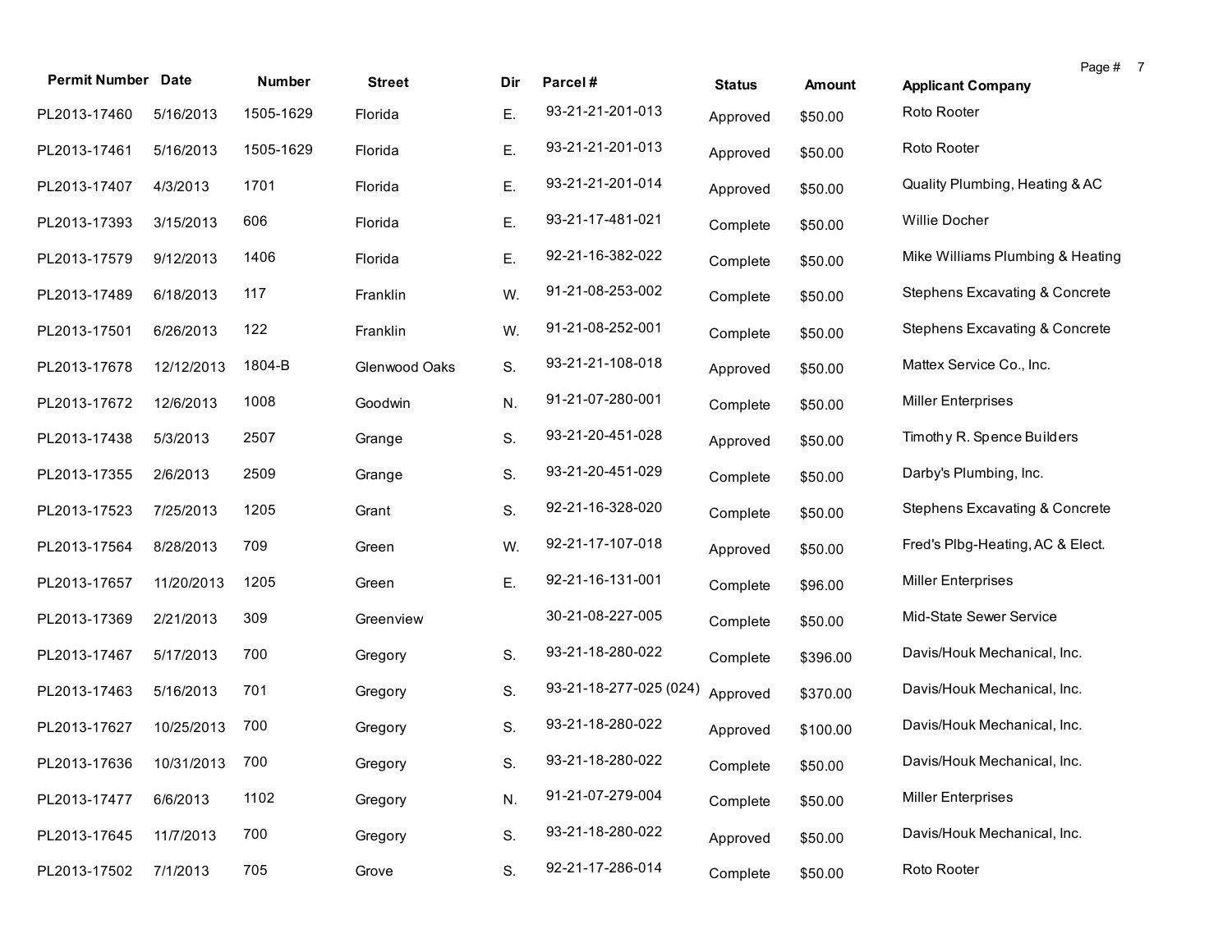| Permit Number | Date | Number | Street | Dir | Parcel # | Status | Amount | Applicant Company |
|---|---|---|---|---|---|---|---|---|
| PL2013-17460 | 5/16/2013 | 1505-1629 | Florida | E. | 93-21-21-201-013 | Approved | $50.00 | Roto Rooter |
| PL2013-17461 | 5/16/2013 | 1505-1629 | Florida | E. | 93-21-21-201-013 | Approved | $50.00 | Roto Rooter |
| PL2013-17407 | 4/3/2013 | 1701 | Florida | E. | 93-21-21-201-014 | Approved | $50.00 | Quality Plumbing, Heating & AC |
| PL2013-17393 | 3/15/2013 | 606 | Florida | E. | 93-21-17-481-021 | Complete | $50.00 | Willie Docher |
| PL2013-17579 | 9/12/2013 | 1406 | Florida | E. | 92-21-16-382-022 | Complete | $50.00 | Mike Williams Plumbing & Heating |
| PL2013-17489 | 6/18/2013 | 117 | Franklin | W. | 91-21-08-253-002 | Complete | $50.00 | Stephens Excavating & Concrete |
| PL2013-17501 | 6/26/2013 | 122 | Franklin | W. | 91-21-08-252-001 | Complete | $50.00 | Stephens Excavating & Concrete |
| PL2013-17678 | 12/12/2013 | 1804-B | Glenwood Oaks | S. | 93-21-21-108-018 | Approved | $50.00 | Mattex Service Co., Inc. |
| PL2013-17672 | 12/6/2013 | 1008 | Goodwin | N. | 91-21-07-280-001 | Complete | $50.00 | Miller Enterprises |
| PL2013-17438 | 5/3/2013 | 2507 | Grange | S. | 93-21-20-451-028 | Approved | $50.00 | Timothy R. Spence Builders |
| PL2013-17355 | 2/6/2013 | 2509 | Grange | S. | 93-21-20-451-029 | Complete | $50.00 | Darby's Plumbing, Inc. |
| PL2013-17523 | 7/25/2013 | 1205 | Grant | S. | 92-21-16-328-020 | Complete | $50.00 | Stephens Excavating & Concrete |
| PL2013-17564 | 8/28/2013 | 709 | Green | W. | 92-21-17-107-018 | Approved | $50.00 | Fred's Plbg-Heating, AC & Elect. |
| PL2013-17657 | 11/20/2013 | 1205 | Green | E. | 92-21-16-131-001 | Complete | $96.00 | Miller Enterprises |
| PL2013-17369 | 2/21/2013 | 309 | Greenview | | 30-21-08-227-005 | Complete | $50.00 | Mid-State Sewer Service |
| PL2013-17467 | 5/17/2013 | 700 | Gregory | S. | 93-21-18-280-022 | Complete | $396.00 | Davis/Houk Mechanical, Inc. |
| PL2013-17463 | 5/16/2013 | 701 | Gregory | S. | 93-21-18-277-025 (024) | Approved | $370.00 | Davis/Houk Mechanical, Inc. |
| PL2013-17627 | 10/25/2013 | 700 | Gregory | S. | 93-21-18-280-022 | Approved | $100.00 | Davis/Houk Mechanical, Inc. |
| PL2013-17636 | 10/31/2013 | 700 | Gregory | S. | 93-21-18-280-022 | Complete | $50.00 | Davis/Houk Mechanical, Inc. |
| PL2013-17477 | 6/6/2013 | 1102 | Gregory | N. | 91-21-07-279-004 | Complete | $50.00 | Miller Enterprises |
| PL2013-17645 | 11/7/2013 | 700 | Gregory | S. | 93-21-18-280-022 | Approved | $50.00 | Davis/Houk Mechanical, Inc. |
| PL2013-17502 | 7/1/2013 | 705 | Grove | S. | 92-21-17-286-014 | Complete | $50.00 | Roto Rooter |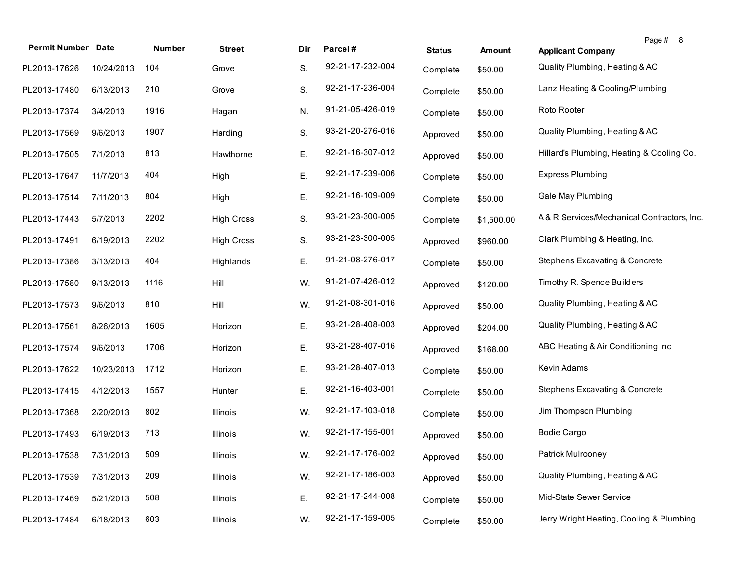| Permit Number | Date | Number | Street | Dir | Parcel # | Status | Amount | Applicant Company |
|---|---|---|---|---|---|---|---|---|
| PL2013-17626 | 10/24/2013 | 104 | Grove | S. | 92-21-17-232-004 | Complete | $50.00 | Quality Plumbing, Heating & AC |
| PL2013-17480 | 6/13/2013 | 210 | Grove | S. | 92-21-17-236-004 | Complete | $50.00 | Lanz Heating & Cooling/Plumbing |
| PL2013-17374 | 3/4/2013 | 1916 | Hagan | N. | 91-21-05-426-019 | Complete | $50.00 | Roto Rooter |
| PL2013-17569 | 9/6/2013 | 1907 | Harding | S. | 93-21-20-276-016 | Approved | $50.00 | Quality Plumbing, Heating & AC |
| PL2013-17505 | 7/1/2013 | 813 | Hawthorne | E. | 92-21-16-307-012 | Approved | $50.00 | Hillard's Plumbing, Heating & Cooling Co. |
| PL2013-17647 | 11/7/2013 | 404 | High | E. | 92-21-17-239-006 | Complete | $50.00 | Express Plumbing |
| PL2013-17514 | 7/11/2013 | 804 | High | E. | 92-21-16-109-009 | Complete | $50.00 | Gale May Plumbing |
| PL2013-17443 | 5/7/2013 | 2202 | High Cross | S. | 93-21-23-300-005 | Complete | $1,500.00 | A & R Services/Mechanical Contractors, Inc. |
| PL2013-17491 | 6/19/2013 | 2202 | High Cross | S. | 93-21-23-300-005 | Approved | $960.00 | Clark Plumbing & Heating, Inc. |
| PL2013-17386 | 3/13/2013 | 404 | Highlands | E. | 91-21-08-276-017 | Complete | $50.00 | Stephens Excavating & Concrete |
| PL2013-17580 | 9/13/2013 | 1116 | Hill | W. | 91-21-07-426-012 | Approved | $120.00 | Timothy R. Spence Builders |
| PL2013-17573 | 9/6/2013 | 810 | Hill | W. | 91-21-08-301-016 | Approved | $50.00 | Quality Plumbing, Heating & AC |
| PL2013-17561 | 8/26/2013 | 1605 | Horizon | E. | 93-21-28-408-003 | Approved | $204.00 | Quality Plumbing, Heating & AC |
| PL2013-17574 | 9/6/2013 | 1706 | Horizon | E. | 93-21-28-407-016 | Approved | $168.00 | ABC Heating & Air Conditioning Inc |
| PL2013-17622 | 10/23/2013 | 1712 | Horizon | E. | 93-21-28-407-013 | Complete | $50.00 | Kevin Adams |
| PL2013-17415 | 4/12/2013 | 1557 | Hunter | E. | 92-21-16-403-001 | Complete | $50.00 | Stephens Excavating & Concrete |
| PL2013-17368 | 2/20/2013 | 802 | Illinois | W. | 92-21-17-103-018 | Complete | $50.00 | Jim Thompson Plumbing |
| PL2013-17493 | 6/19/2013 | 713 | Illinois | W. | 92-21-17-155-001 | Approved | $50.00 | Bodie Cargo |
| PL2013-17538 | 7/31/2013 | 509 | Illinois | W. | 92-21-17-176-002 | Approved | $50.00 | Patrick Mulrooney |
| PL2013-17539 | 7/31/2013 | 209 | Illinois | W. | 92-21-17-186-003 | Approved | $50.00 | Quality Plumbing, Heating & AC |
| PL2013-17469 | 5/21/2013 | 508 | Illinois | E. | 92-21-17-244-008 | Complete | $50.00 | Mid-State Sewer Service |
| PL2013-17484 | 6/18/2013 | 603 | Illinois | W. | 92-21-17-159-005 | Complete | $50.00 | Jerry Wright Heating, Cooling & Plumbing |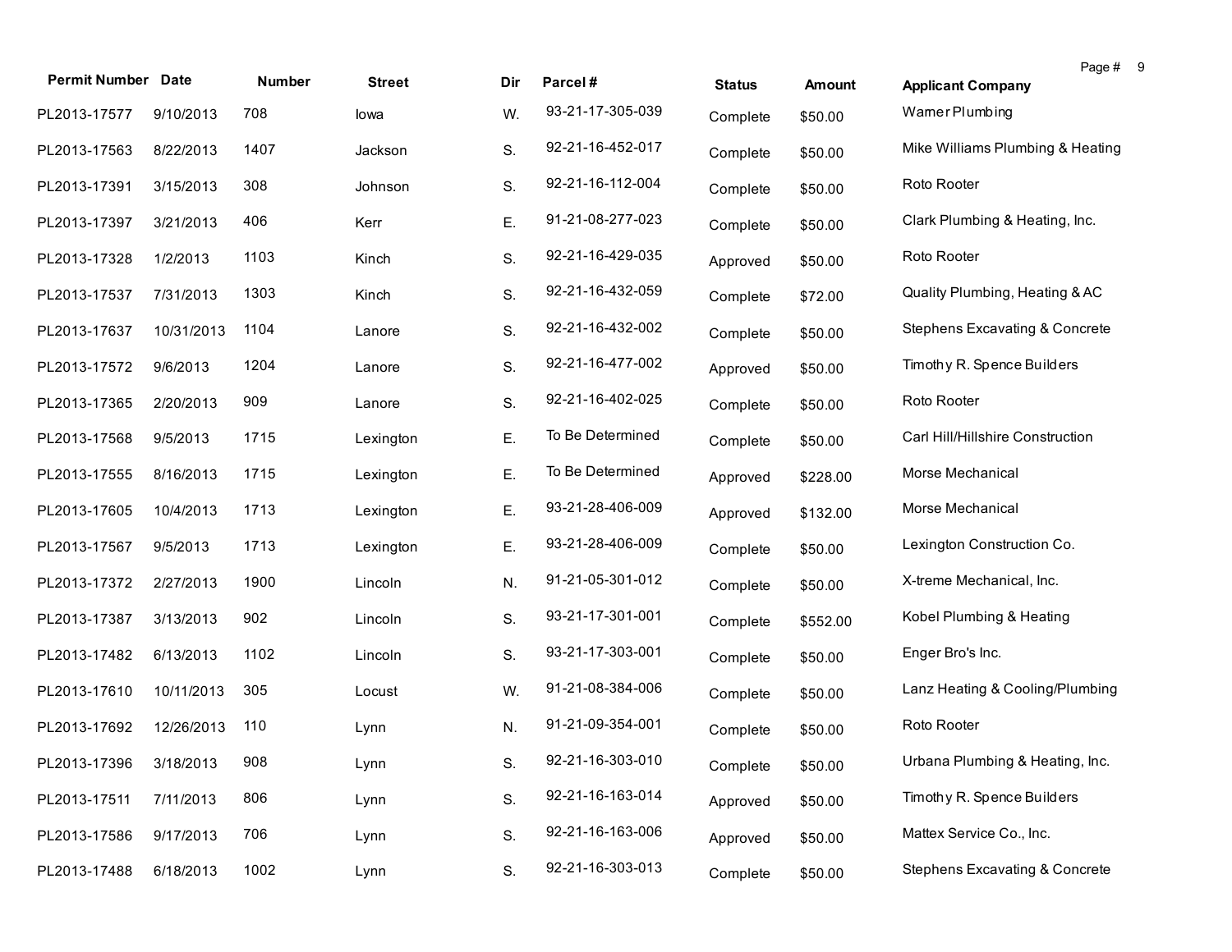| Permit Number | Date | Number | Street | Dir | Parcel # | Status | Amount | Applicant Company |
|---|---|---|---|---|---|---|---|---|
| PL2013-17577 | 9/10/2013 | 708 | Iowa | W. | 93-21-17-305-039 | Complete | $50.00 | Warner Plumbing |
| PL2013-17563 | 8/22/2013 | 1407 | Jackson | S. | 92-21-16-452-017 | Complete | $50.00 | Mike Williams Plumbing & Heating |
| PL2013-17391 | 3/15/2013 | 308 | Johnson | S. | 92-21-16-112-004 | Complete | $50.00 | Roto Rooter |
| PL2013-17397 | 3/21/2013 | 406 | Kerr | E. | 91-21-08-277-023 | Complete | $50.00 | Clark Plumbing & Heating, Inc. |
| PL2013-17328 | 1/2/2013 | 1103 | Kinch | S. | 92-21-16-429-035 | Approved | $50.00 | Roto Rooter |
| PL2013-17537 | 7/31/2013 | 1303 | Kinch | S. | 92-21-16-432-059 | Complete | $72.00 | Quality Plumbing, Heating & AC |
| PL2013-17637 | 10/31/2013 | 1104 | Lanore | S. | 92-21-16-432-002 | Complete | $50.00 | Stephens Excavating & Concrete |
| PL2013-17572 | 9/6/2013 | 1204 | Lanore | S. | 92-21-16-477-002 | Approved | $50.00 | Timothy R. Spence Builders |
| PL2013-17365 | 2/20/2013 | 909 | Lanore | S. | 92-21-16-402-025 | Complete | $50.00 | Roto Rooter |
| PL2013-17568 | 9/5/2013 | 1715 | Lexington | E. | To Be Determined | Complete | $50.00 | Carl Hill/Hillshire Construction |
| PL2013-17555 | 8/16/2013 | 1715 | Lexington | E. | To Be Determined | Approved | $228.00 | Morse Mechanical |
| PL2013-17605 | 10/4/2013 | 1713 | Lexington | E. | 93-21-28-406-009 | Approved | $132.00 | Morse Mechanical |
| PL2013-17567 | 9/5/2013 | 1713 | Lexington | E. | 93-21-28-406-009 | Complete | $50.00 | Lexington Construction Co. |
| PL2013-17372 | 2/27/2013 | 1900 | Lincoln | N. | 91-21-05-301-012 | Complete | $50.00 | X-treme Mechanical, Inc. |
| PL2013-17387 | 3/13/2013 | 902 | Lincoln | S. | 93-21-17-301-001 | Complete | $552.00 | Kobel Plumbing & Heating |
| PL2013-17482 | 6/13/2013 | 1102 | Lincoln | S. | 93-21-17-303-001 | Complete | $50.00 | Enger Bro's Inc. |
| PL2013-17610 | 10/11/2013 | 305 | Locust | W. | 91-21-08-384-006 | Complete | $50.00 | Lanz Heating & Cooling/Plumbing |
| PL2013-17692 | 12/26/2013 | 110 | Lynn | N. | 91-21-09-354-001 | Complete | $50.00 | Roto Rooter |
| PL2013-17396 | 3/18/2013 | 908 | Lynn | S. | 92-21-16-303-010 | Complete | $50.00 | Urbana Plumbing & Heating, Inc. |
| PL2013-17511 | 7/11/2013 | 806 | Lynn | S. | 92-21-16-163-014 | Approved | $50.00 | Timothy R. Spence Builders |
| PL2013-17586 | 9/17/2013 | 706 | Lynn | S. | 92-21-16-163-006 | Approved | $50.00 | Mattex Service Co., Inc. |
| PL2013-17488 | 6/18/2013 | 1002 | Lynn | S. | 92-21-16-303-013 | Complete | $50.00 | Stephens Excavating & Concrete |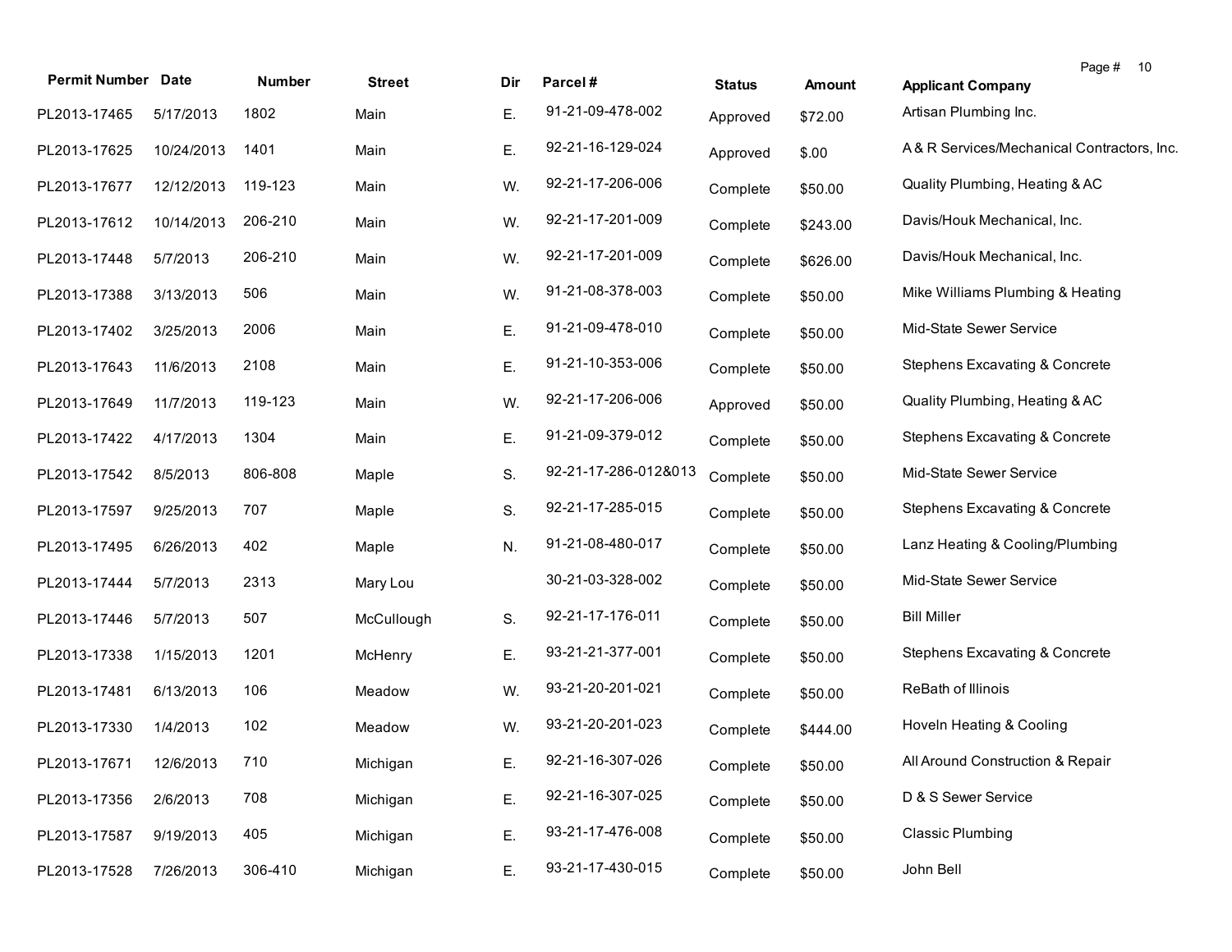| Permit Number | Date | Number | Street | Dir | Parcel # | Status | Amount | Applicant Company |
|---|---|---|---|---|---|---|---|---|
| PL2013-17465 | 5/17/2013 | 1802 | Main | E. | 91-21-09-478-002 | Approved | $72.00 | Artisan Plumbing Inc. |
| PL2013-17625 | 10/24/2013 | 1401 | Main | E. | 92-21-16-129-024 | Approved | $.00 | A & R Services/Mechanical Contractors, Inc. |
| PL2013-17677 | 12/12/2013 | 119-123 | Main | W. | 92-21-17-206-006 | Complete | $50.00 | Quality Plumbing, Heating & AC |
| PL2013-17612 | 10/14/2013 | 206-210 | Main | W. | 92-21-17-201-009 | Complete | $243.00 | Davis/Houk Mechanical, Inc. |
| PL2013-17448 | 5/7/2013 | 206-210 | Main | W. | 92-21-17-201-009 | Complete | $626.00 | Davis/Houk Mechanical, Inc. |
| PL2013-17388 | 3/13/2013 | 506 | Main | W. | 91-21-08-378-003 | Complete | $50.00 | Mike Williams Plumbing & Heating |
| PL2013-17402 | 3/25/2013 | 2006 | Main | E. | 91-21-09-478-010 | Complete | $50.00 | Mid-State Sewer Service |
| PL2013-17643 | 11/6/2013 | 2108 | Main | E. | 91-21-10-353-006 | Complete | $50.00 | Stephens Excavating & Concrete |
| PL2013-17649 | 11/7/2013 | 119-123 | Main | W. | 92-21-17-206-006 | Approved | $50.00 | Quality Plumbing, Heating & AC |
| PL2013-17422 | 4/17/2013 | 1304 | Main | E. | 91-21-09-379-012 | Complete | $50.00 | Stephens Excavating & Concrete |
| PL2013-17542 | 8/5/2013 | 806-808 | Maple | S. | 92-21-17-286-012&013 | Complete | $50.00 | Mid-State Sewer Service |
| PL2013-17597 | 9/25/2013 | 707 | Maple | S. | 92-21-17-285-015 | Complete | $50.00 | Stephens Excavating & Concrete |
| PL2013-17495 | 6/26/2013 | 402 | Maple | N. | 91-21-08-480-017 | Complete | $50.00 | Lanz Heating & Cooling/Plumbing |
| PL2013-17444 | 5/7/2013 | 2313 | Mary Lou | | 30-21-03-328-002 | Complete | $50.00 | Mid-State Sewer Service |
| PL2013-17446 | 5/7/2013 | 507 | McCullough | S. | 92-21-17-176-011 | Complete | $50.00 | Bill Miller |
| PL2013-17338 | 1/15/2013 | 1201 | McHenry | E. | 93-21-21-377-001 | Complete | $50.00 | Stephens Excavating & Concrete |
| PL2013-17481 | 6/13/2013 | 106 | Meadow | W. | 93-21-20-201-021 | Complete | $50.00 | ReBath of Illinois |
| PL2013-17330 | 1/4/2013 | 102 | Meadow | W. | 93-21-20-201-023 | Complete | $444.00 | Hoveln Heating & Cooling |
| PL2013-17671 | 12/6/2013 | 710 | Michigan | E. | 92-21-16-307-026 | Complete | $50.00 | All Around Construction & Repair |
| PL2013-17356 | 2/6/2013 | 708 | Michigan | E. | 92-21-16-307-025 | Complete | $50.00 | D & S Sewer Service |
| PL2013-17587 | 9/19/2013 | 405 | Michigan | E. | 93-21-17-476-008 | Complete | $50.00 | Classic Plumbing |
| PL2013-17528 | 7/26/2013 | 306-410 | Michigan | E. | 93-21-17-430-015 | Complete | $50.00 | John Bell |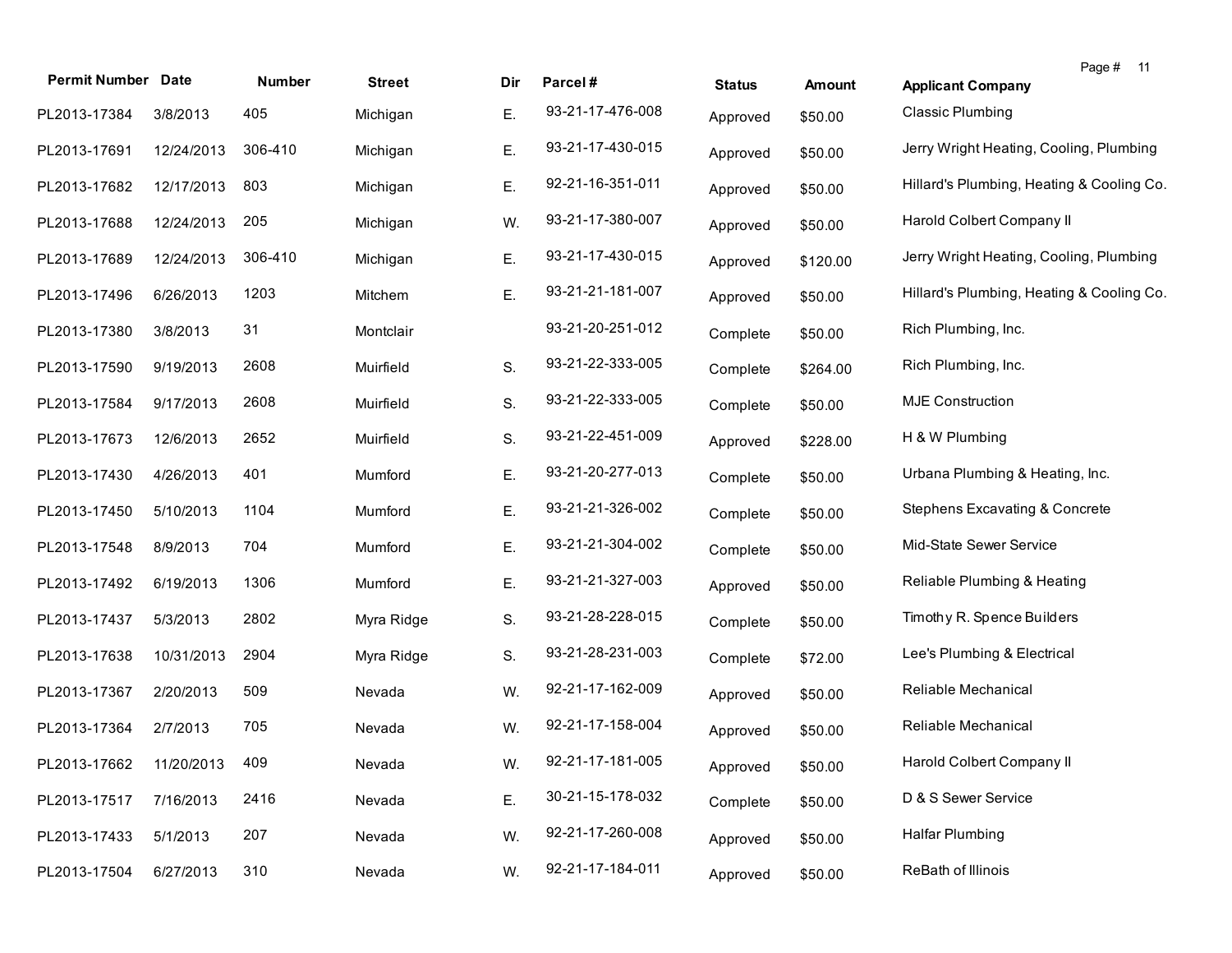| Permit Number | Date | Number | Street | Dir | Parcel # | Status | Amount | Applicant Company |
|---|---|---|---|---|---|---|---|---|
| PL2013-17384 | 3/8/2013 | 405 | Michigan | E. | 93-21-17-476-008 | Approved | $50.00 | Classic Plumbing |
| PL2013-17691 | 12/24/2013 | 306-410 | Michigan | E. | 93-21-17-430-015 | Approved | $50.00 | Jerry Wright Heating, Cooling, Plumbing |
| PL2013-17682 | 12/17/2013 | 803 | Michigan | E. | 92-21-16-351-011 | Approved | $50.00 | Hillard's Plumbing, Heating & Cooling Co. |
| PL2013-17688 | 12/24/2013 | 205 | Michigan | W. | 93-21-17-380-007 | Approved | $50.00 | Harold Colbert Company II |
| PL2013-17689 | 12/24/2013 | 306-410 | Michigan | E. | 93-21-17-430-015 | Approved | $120.00 | Jerry Wright Heating, Cooling, Plumbing |
| PL2013-17496 | 6/26/2013 | 1203 | Mitchem | E. | 93-21-21-181-007 | Approved | $50.00 | Hillard's Plumbing, Heating & Cooling Co. |
| PL2013-17380 | 3/8/2013 | 31 | Montclair | | 93-21-20-251-012 | Complete | $50.00 | Rich Plumbing, Inc. |
| PL2013-17590 | 9/19/2013 | 2608 | Muirfield | S. | 93-21-22-333-005 | Complete | $264.00 | Rich Plumbing, Inc. |
| PL2013-17584 | 9/17/2013 | 2608 | Muirfield | S. | 93-21-22-333-005 | Complete | $50.00 | MJE Construction |
| PL2013-17673 | 12/6/2013 | 2652 | Muirfield | S. | 93-21-22-451-009 | Approved | $228.00 | H & W Plumbing |
| PL2013-17430 | 4/26/2013 | 401 | Mumford | E. | 93-21-20-277-013 | Complete | $50.00 | Urbana Plumbing & Heating, Inc. |
| PL2013-17450 | 5/10/2013 | 1104 | Mumford | E. | 93-21-21-326-002 | Complete | $50.00 | Stephens Excavating & Concrete |
| PL2013-17548 | 8/9/2013 | 704 | Mumford | E. | 93-21-21-304-002 | Complete | $50.00 | Mid-State Sewer Service |
| PL2013-17492 | 6/19/2013 | 1306 | Mumford | E. | 93-21-21-327-003 | Approved | $50.00 | Reliable Plumbing & Heating |
| PL2013-17437 | 5/3/2013 | 2802 | Myra Ridge | S. | 93-21-28-228-015 | Complete | $50.00 | Timothy R. Spence Builders |
| PL2013-17638 | 10/31/2013 | 2904 | Myra Ridge | S. | 93-21-28-231-003 | Complete | $72.00 | Lee's Plumbing & Electrical |
| PL2013-17367 | 2/20/2013 | 509 | Nevada | W. | 92-21-17-162-009 | Approved | $50.00 | Reliable Mechanical |
| PL2013-17364 | 2/7/2013 | 705 | Nevada | W. | 92-21-17-158-004 | Approved | $50.00 | Reliable Mechanical |
| PL2013-17662 | 11/20/2013 | 409 | Nevada | W. | 92-21-17-181-005 | Approved | $50.00 | Harold Colbert Company II |
| PL2013-17517 | 7/16/2013 | 2416 | Nevada | E. | 30-21-15-178-032 | Complete | $50.00 | D & S Sewer Service |
| PL2013-17433 | 5/1/2013 | 207 | Nevada | W. | 92-21-17-260-008 | Approved | $50.00 | Halfar Plumbing |
| PL2013-17504 | 6/27/2013 | 310 | Nevada | W. | 92-21-17-184-011 | Approved | $50.00 | ReBath of Illinois |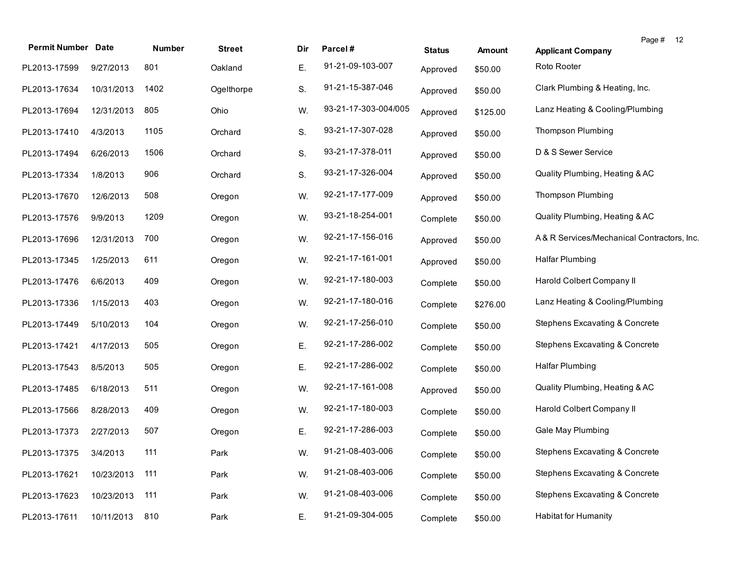| Permit Number | Date | Number | Street | Dir | Parcel # | Status | Amount | Applicant Company |
|---|---|---|---|---|---|---|---|---|
| PL2013-17599 | 9/27/2013 | 801 | Oakland | E. | 91-21-09-103-007 | Approved | $50.00 | Roto Rooter |
| PL2013-17634 | 10/31/2013 | 1402 | Ogelthorpe | S. | 91-21-15-387-046 | Approved | $50.00 | Clark Plumbing & Heating, Inc. |
| PL2013-17694 | 12/31/2013 | 805 | Ohio | W. | 93-21-17-303-004/005 | Approved | $125.00 | Lanz Heating & Cooling/Plumbing |
| PL2013-17410 | 4/3/2013 | 1105 | Orchard | S. | 93-21-17-307-028 | Approved | $50.00 | Thompson Plumbing |
| PL2013-17494 | 6/26/2013 | 1506 | Orchard | S. | 93-21-17-378-011 | Approved | $50.00 | D & S Sewer Service |
| PL2013-17334 | 1/8/2013 | 906 | Orchard | S. | 93-21-17-326-004 | Approved | $50.00 | Quality Plumbing, Heating & AC |
| PL2013-17670 | 12/6/2013 | 508 | Oregon | W. | 92-21-17-177-009 | Approved | $50.00 | Thompson Plumbing |
| PL2013-17576 | 9/9/2013 | 1209 | Oregon | W. | 93-21-18-254-001 | Complete | $50.00 | Quality Plumbing, Heating & AC |
| PL2013-17696 | 12/31/2013 | 700 | Oregon | W. | 92-21-17-156-016 | Approved | $50.00 | A & R Services/Mechanical Contractors, Inc. |
| PL2013-17345 | 1/25/2013 | 611 | Oregon | W. | 92-21-17-161-001 | Approved | $50.00 | Halfar Plumbing |
| PL2013-17476 | 6/6/2013 | 409 | Oregon | W. | 92-21-17-180-003 | Complete | $50.00 | Harold Colbert Company II |
| PL2013-17336 | 1/15/2013 | 403 | Oregon | W. | 92-21-17-180-016 | Complete | $276.00 | Lanz Heating & Cooling/Plumbing |
| PL2013-17449 | 5/10/2013 | 104 | Oregon | W. | 92-21-17-256-010 | Complete | $50.00 | Stephens Excavating & Concrete |
| PL2013-17421 | 4/17/2013 | 505 | Oregon | E. | 92-21-17-286-002 | Complete | $50.00 | Stephens Excavating & Concrete |
| PL2013-17543 | 8/5/2013 | 505 | Oregon | E. | 92-21-17-286-002 | Complete | $50.00 | Halfar Plumbing |
| PL2013-17485 | 6/18/2013 | 511 | Oregon | W. | 92-21-17-161-008 | Approved | $50.00 | Quality Plumbing, Heating & AC |
| PL2013-17566 | 8/28/2013 | 409 | Oregon | W. | 92-21-17-180-003 | Complete | $50.00 | Harold Colbert Company II |
| PL2013-17373 | 2/27/2013 | 507 | Oregon | E. | 92-21-17-286-003 | Complete | $50.00 | Gale May Plumbing |
| PL2013-17375 | 3/4/2013 | 111 | Park | W. | 91-21-08-403-006 | Complete | $50.00 | Stephens Excavating & Concrete |
| PL2013-17621 | 10/23/2013 | 111 | Park | W. | 91-21-08-403-006 | Complete | $50.00 | Stephens Excavating & Concrete |
| PL2013-17623 | 10/23/2013 | 111 | Park | W. | 91-21-08-403-006 | Complete | $50.00 | Stephens Excavating & Concrete |
| PL2013-17611 | 10/11/2013 | 810 | Park | E. | 91-21-09-304-005 | Complete | $50.00 | Habitat for Humanity |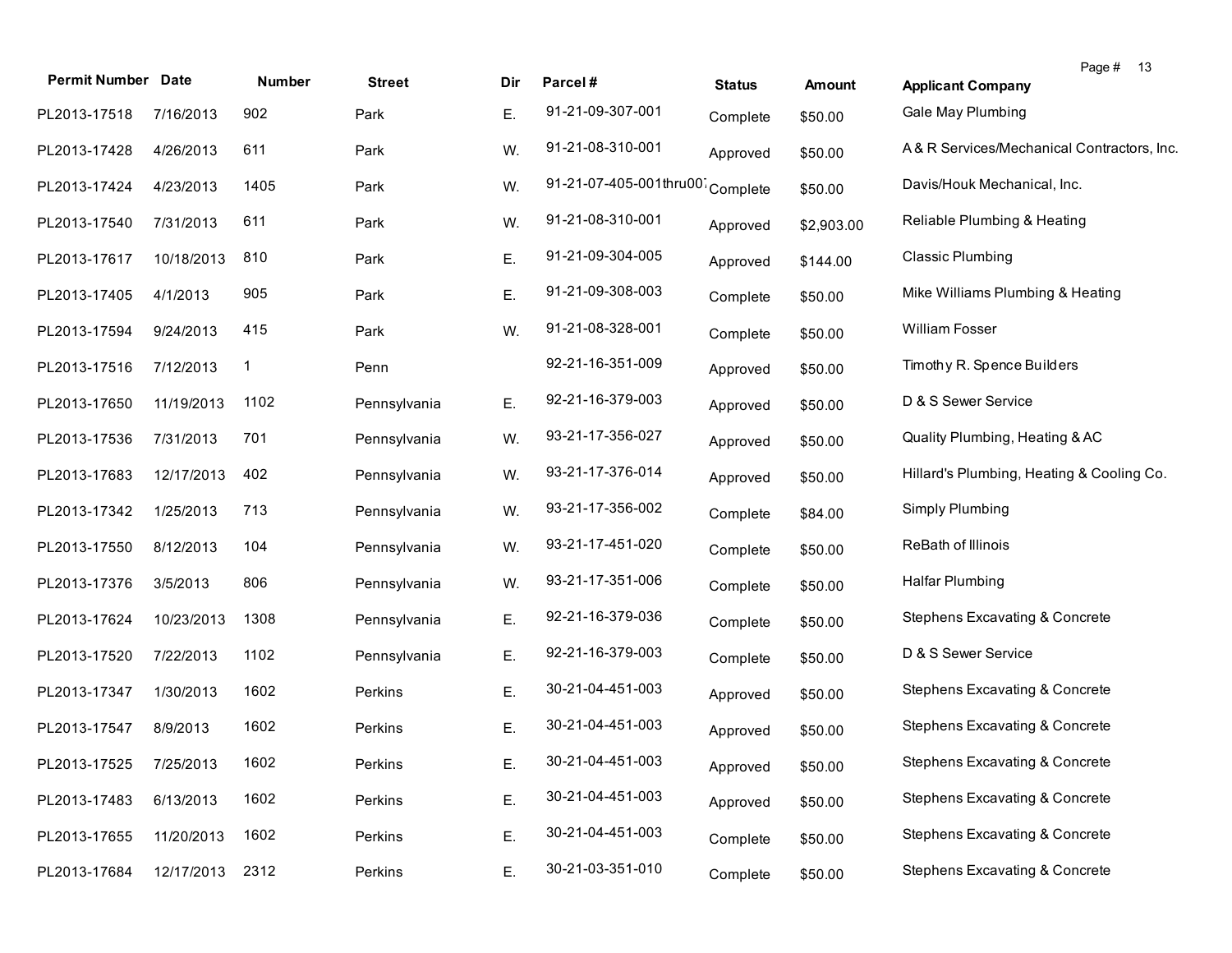| Permit Number | Date | Number | Street | Dir | Parcel # | Status | Amount | Applicant Company |
|---|---|---|---|---|---|---|---|---|
| PL2013-17518 | 7/16/2013 | 902 | Park | E. | 91-21-09-307-001 | Complete | $50.00 | Gale May Plumbing |
| PL2013-17428 | 4/26/2013 | 611 | Park | W. | 91-21-08-310-001 | Approved | $50.00 | A & R Services/Mechanical Contractors, Inc. |
| PL2013-17424 | 4/23/2013 | 1405 | Park | W. | 91-21-07-405-001thru007 | Complete | $50.00 | Davis/Houk Mechanical, Inc. |
| PL2013-17540 | 7/31/2013 | 611 | Park | W. | 91-21-08-310-001 | Approved | $2,903.00 | Reliable Plumbing & Heating |
| PL2013-17617 | 10/18/2013 | 810 | Park | E. | 91-21-09-304-005 | Approved | $144.00 | Classic Plumbing |
| PL2013-17405 | 4/1/2013 | 905 | Park | E. | 91-21-09-308-003 | Complete | $50.00 | Mike Williams Plumbing & Heating |
| PL2013-17594 | 9/24/2013 | 415 | Park | W. | 91-21-08-328-001 | Complete | $50.00 | William Fosser |
| PL2013-17516 | 7/12/2013 | 1 | Penn | | 92-21-16-351-009 | Approved | $50.00 | Timothy R. Spence Builders |
| PL2013-17650 | 11/19/2013 | 1102 | Pennsylvania | E. | 92-21-16-379-003 | Approved | $50.00 | D & S Sewer Service |
| PL2013-17536 | 7/31/2013 | 701 | Pennsylvania | W. | 93-21-17-356-027 | Approved | $50.00 | Quality Plumbing, Heating & AC |
| PL2013-17683 | 12/17/2013 | 402 | Pennsylvania | W. | 93-21-17-376-014 | Approved | $50.00 | Hillard's Plumbing, Heating & Cooling Co. |
| PL2013-17342 | 1/25/2013 | 713 | Pennsylvania | W. | 93-21-17-356-002 | Complete | $84.00 | Simply Plumbing |
| PL2013-17550 | 8/12/2013 | 104 | Pennsylvania | W. | 93-21-17-451-020 | Complete | $50.00 | ReBath of Illinois |
| PL2013-17376 | 3/5/2013 | 806 | Pennsylvania | W. | 93-21-17-351-006 | Complete | $50.00 | Halfar Plumbing |
| PL2013-17624 | 10/23/2013 | 1308 | Pennsylvania | E. | 92-21-16-379-036 | Complete | $50.00 | Stephens Excavating & Concrete |
| PL2013-17520 | 7/22/2013 | 1102 | Pennsylvania | E. | 92-21-16-379-003 | Complete | $50.00 | D & S Sewer Service |
| PL2013-17347 | 1/30/2013 | 1602 | Perkins | E. | 30-21-04-451-003 | Approved | $50.00 | Stephens Excavating & Concrete |
| PL2013-17547 | 8/9/2013 | 1602 | Perkins | E. | 30-21-04-451-003 | Approved | $50.00 | Stephens Excavating & Concrete |
| PL2013-17525 | 7/25/2013 | 1602 | Perkins | E. | 30-21-04-451-003 | Approved | $50.00 | Stephens Excavating & Concrete |
| PL2013-17483 | 6/13/2013 | 1602 | Perkins | E. | 30-21-04-451-003 | Approved | $50.00 | Stephens Excavating & Concrete |
| PL2013-17655 | 11/20/2013 | 1602 | Perkins | E. | 30-21-04-451-003 | Complete | $50.00 | Stephens Excavating & Concrete |
| PL2013-17684 | 12/17/2013 | 2312 | Perkins | E. | 30-21-03-351-010 | Complete | $50.00 | Stephens Excavating & Concrete |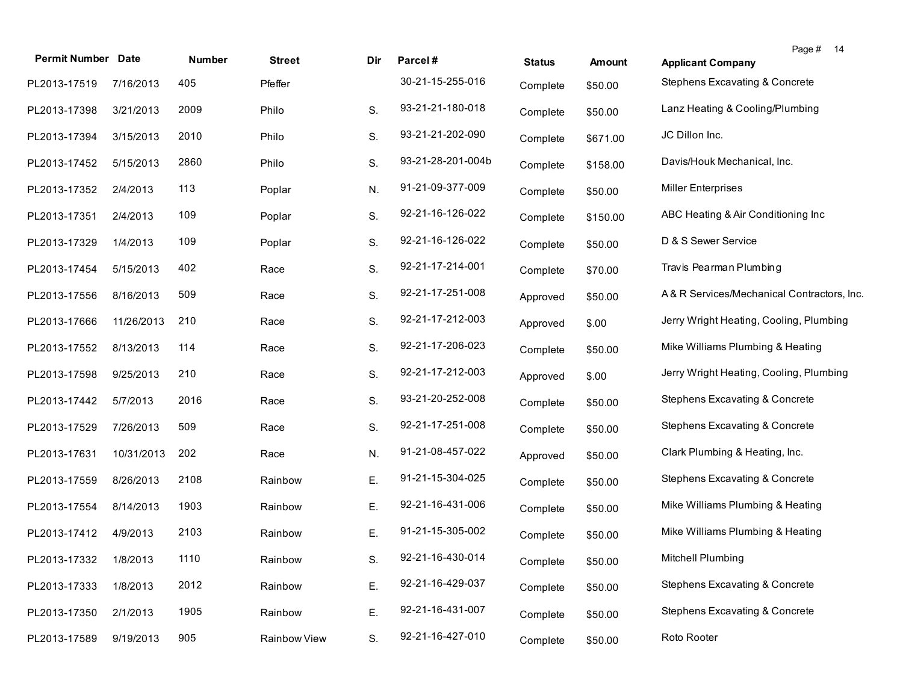| Permit Number | Date | Number | Street | Dir | Parcel # | Status | Amount | Applicant Company |
| --- | --- | --- | --- | --- | --- | --- | --- | --- |
| PL2013-17519 | 7/16/2013 | 405 | Pfeffer | | 30-21-15-255-016 | Complete | $50.00 | Stephens Excavating & Concrete |
| PL2013-17398 | 3/21/2013 | 2009 | Philo | S. | 93-21-21-180-018 | Complete | $50.00 | Lanz Heating & Cooling/Plumbing |
| PL2013-17394 | 3/15/2013 | 2010 | Philo | S. | 93-21-21-202-090 | Complete | $671.00 | JC Dillon Inc. |
| PL2013-17452 | 5/15/2013 | 2860 | Philo | S. | 93-21-28-201-004b | Complete | $158.00 | Davis/Houk Mechanical, Inc. |
| PL2013-17352 | 2/4/2013 | 113 | Poplar | N. | 91-21-09-377-009 | Complete | $50.00 | Miller Enterprises |
| PL2013-17351 | 2/4/2013 | 109 | Poplar | S. | 92-21-16-126-022 | Complete | $150.00 | ABC Heating & Air Conditioning Inc |
| PL2013-17329 | 1/4/2013 | 109 | Poplar | S. | 92-21-16-126-022 | Complete | $50.00 | D & S Sewer Service |
| PL2013-17454 | 5/15/2013 | 402 | Race | S. | 92-21-17-214-001 | Complete | $70.00 | Travis Pearman Plumbing |
| PL2013-17556 | 8/16/2013 | 509 | Race | S. | 92-21-17-251-008 | Approved | $50.00 | A & R Services/Mechanical Contractors, Inc. |
| PL2013-17666 | 11/26/2013 | 210 | Race | S. | 92-21-17-212-003 | Approved | $.00 | Jerry Wright Heating, Cooling, Plumbing |
| PL2013-17552 | 8/13/2013 | 114 | Race | S. | 92-21-17-206-023 | Complete | $50.00 | Mike Williams Plumbing & Heating |
| PL2013-17598 | 9/25/2013 | 210 | Race | S. | 92-21-17-212-003 | Approved | $.00 | Jerry Wright Heating, Cooling, Plumbing |
| PL2013-17442 | 5/7/2013 | 2016 | Race | S. | 93-21-20-252-008 | Complete | $50.00 | Stephens Excavating & Concrete |
| PL2013-17529 | 7/26/2013 | 509 | Race | S. | 92-21-17-251-008 | Complete | $50.00 | Stephens Excavating & Concrete |
| PL2013-17631 | 10/31/2013 | 202 | Race | N. | 91-21-08-457-022 | Approved | $50.00 | Clark Plumbing & Heating, Inc. |
| PL2013-17559 | 8/26/2013 | 2108 | Rainbow | E. | 91-21-15-304-025 | Complete | $50.00 | Stephens Excavating & Concrete |
| PL2013-17554 | 8/14/2013 | 1903 | Rainbow | E. | 92-21-16-431-006 | Complete | $50.00 | Mike Williams Plumbing & Heating |
| PL2013-17412 | 4/9/2013 | 2103 | Rainbow | E. | 91-21-15-305-002 | Complete | $50.00 | Mike Williams Plumbing & Heating |
| PL2013-17332 | 1/8/2013 | 1110 | Rainbow | S. | 92-21-16-430-014 | Complete | $50.00 | Mitchell Plumbing |
| PL2013-17333 | 1/8/2013 | 2012 | Rainbow | E. | 92-21-16-429-037 | Complete | $50.00 | Stephens Excavating & Concrete |
| PL2013-17350 | 2/1/2013 | 1905 | Rainbow | E. | 92-21-16-431-007 | Complete | $50.00 | Stephens Excavating & Concrete |
| PL2013-17589 | 9/19/2013 | 905 | Rainbow View | S. | 92-21-16-427-010 | Complete | $50.00 | Roto Rooter |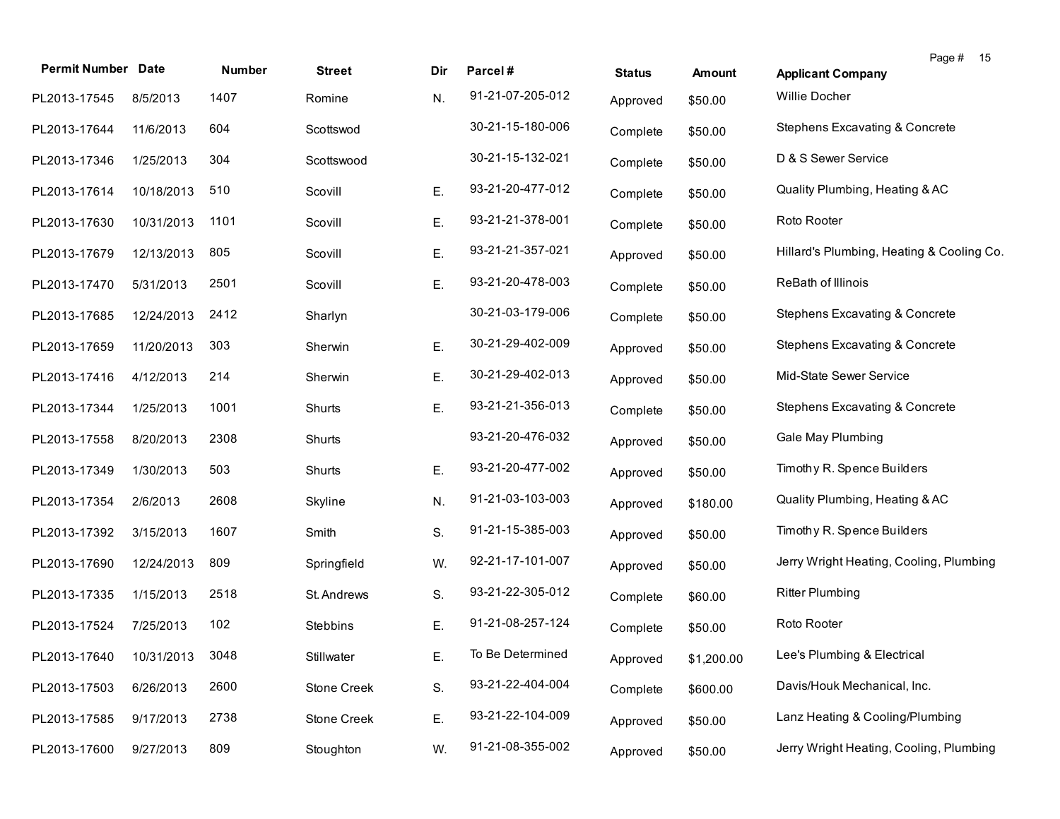| Permit Number | Date | Number | Street | Dir | Parcel # | Status | Amount | Applicant Company |
|---|---|---|---|---|---|---|---|---|
| PL2013-17545 | 8/5/2013 | 1407 | Romine | N. | 91-21-07-205-012 | Approved | $50.00 | Willie Docher |
| PL2013-17644 | 11/6/2013 | 604 | Scottswod | | 30-21-15-180-006 | Complete | $50.00 | Stephens Excavating & Concrete |
| PL2013-17346 | 1/25/2013 | 304 | Scottswood | | 30-21-15-132-021 | Complete | $50.00 | D & S Sewer Service |
| PL2013-17614 | 10/18/2013 | 510 | Scovill | E. | 93-21-20-477-012 | Complete | $50.00 | Quality Plumbing, Heating & AC |
| PL2013-17630 | 10/31/2013 | 1101 | Scovill | E. | 93-21-21-378-001 | Complete | $50.00 | Roto Rooter |
| PL2013-17679 | 12/13/2013 | 805 | Scovill | E. | 93-21-21-357-021 | Approved | $50.00 | Hillard's Plumbing, Heating & Cooling Co. |
| PL2013-17470 | 5/31/2013 | 2501 | Scovill | E. | 93-21-20-478-003 | Complete | $50.00 | ReBath of Illinois |
| PL2013-17685 | 12/24/2013 | 2412 | Sharlyn | | 30-21-03-179-006 | Complete | $50.00 | Stephens Excavating & Concrete |
| PL2013-17659 | 11/20/2013 | 303 | Sherwin | E. | 30-21-29-402-009 | Approved | $50.00 | Stephens Excavating & Concrete |
| PL2013-17416 | 4/12/2013 | 214 | Sherwin | E. | 30-21-29-402-013 | Approved | $50.00 | Mid-State Sewer Service |
| PL2013-17344 | 1/25/2013 | 1001 | Shurts | E. | 93-21-21-356-013 | Complete | $50.00 | Stephens Excavating & Concrete |
| PL2013-17558 | 8/20/2013 | 2308 | Shurts | | 93-21-20-476-032 | Approved | $50.00 | Gale May Plumbing |
| PL2013-17349 | 1/30/2013 | 503 | Shurts | E. | 93-21-20-477-002 | Approved | $50.00 | Timothy R. Spence Builders |
| PL2013-17354 | 2/6/2013 | 2608 | Skyline | N. | 91-21-03-103-003 | Approved | $180.00 | Quality Plumbing, Heating & AC |
| PL2013-17392 | 3/15/2013 | 1607 | Smith | S. | 91-21-15-385-003 | Approved | $50.00 | Timothy R. Spence Builders |
| PL2013-17690 | 12/24/2013 | 809 | Springfield | W. | 92-21-17-101-007 | Approved | $50.00 | Jerry Wright Heating, Cooling, Plumbing |
| PL2013-17335 | 1/15/2013 | 2518 | St. Andrews | S. | 93-21-22-305-012 | Complete | $60.00 | Ritter Plumbing |
| PL2013-17524 | 7/25/2013 | 102 | Stebbins | E. | 91-21-08-257-124 | Complete | $50.00 | Roto Rooter |
| PL2013-17640 | 10/31/2013 | 3048 | Stillwater | E. | To Be Determined | Approved | $1,200.00 | Lee's Plumbing & Electrical |
| PL2013-17503 | 6/26/2013 | 2600 | Stone Creek | S. | 93-21-22-404-004 | Complete | $600.00 | Davis/Houk Mechanical, Inc. |
| PL2013-17585 | 9/17/2013 | 2738 | Stone Creek | E. | 93-21-22-104-009 | Approved | $50.00 | Lanz Heating & Cooling/Plumbing |
| PL2013-17600 | 9/27/2013 | 809 | Stoughton | W. | 91-21-08-355-002 | Approved | $50.00 | Jerry Wright Heating, Cooling, Plumbing |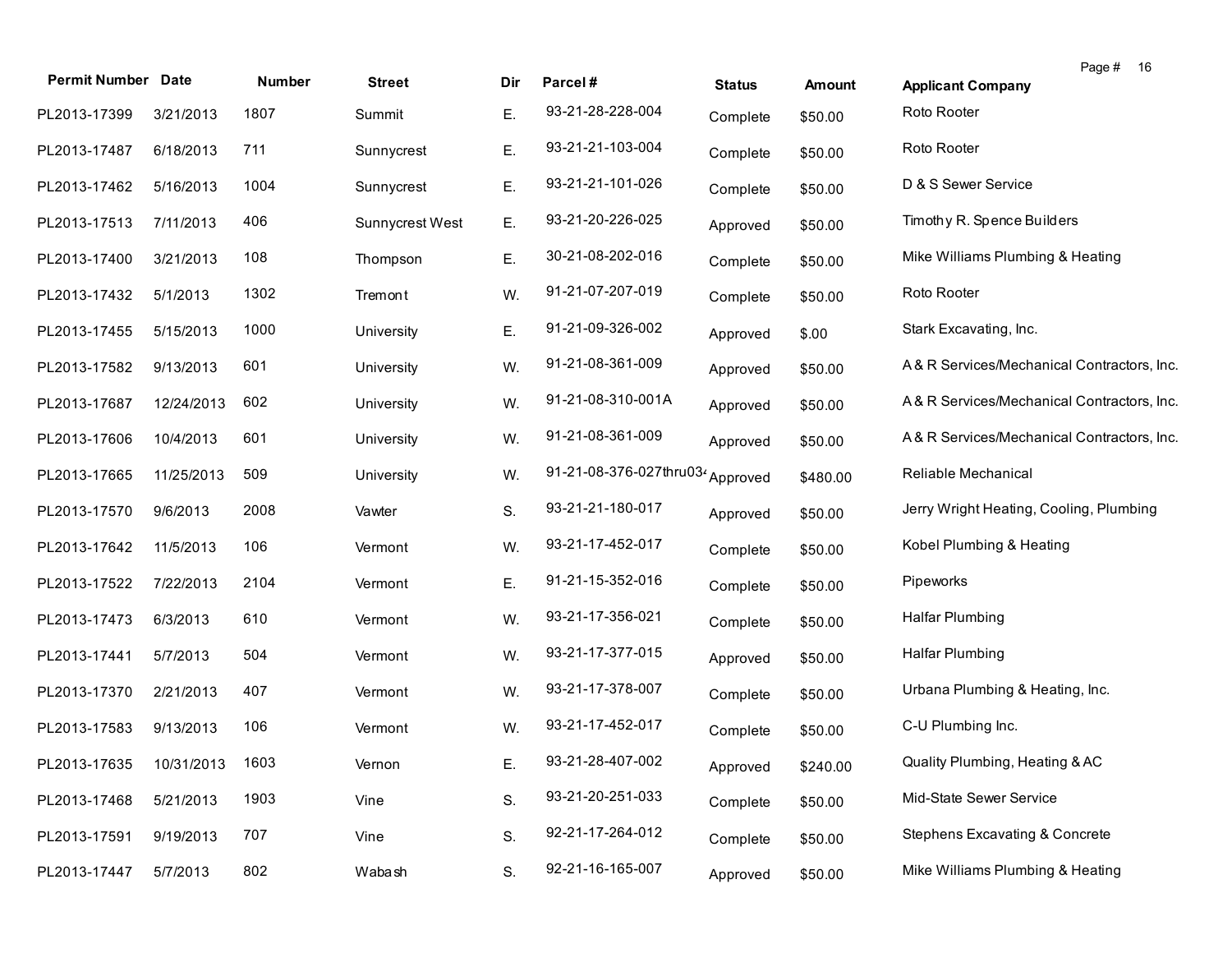| Permit Number | Date | Number | Street | Dir | Parcel # | Status | Amount | Applicant Company |
|---|---|---|---|---|---|---|---|---|
| PL2013-17399 | 3/21/2013 | 1807 | Summit | E. | 93-21-28-228-004 | Complete | $50.00 | Roto Rooter |
| PL2013-17487 | 6/18/2013 | 711 | Sunnycrest | E. | 93-21-21-103-004 | Complete | $50.00 | Roto Rooter |
| PL2013-17462 | 5/16/2013 | 1004 | Sunnycrest | E. | 93-21-21-101-026 | Complete | $50.00 | D & S Sewer Service |
| PL2013-17513 | 7/11/2013 | 406 | Sunnycrest West | E. | 93-21-20-226-025 | Approved | $50.00 | Timothy R. Spence Builders |
| PL2013-17400 | 3/21/2013 | 108 | Thompson | E. | 30-21-08-202-016 | Complete | $50.00 | Mike Williams Plumbing & Heating |
| PL2013-17432 | 5/1/2013 | 1302 | Tremont | W. | 91-21-07-207-019 | Complete | $50.00 | Roto Rooter |
| PL2013-17455 | 5/15/2013 | 1000 | University | E. | 91-21-09-326-002 | Approved | $.00 | Stark Excavating, Inc. |
| PL2013-17582 | 9/13/2013 | 601 | University | W. | 91-21-08-361-009 | Approved | $50.00 | A & R Services/Mechanical Contractors, Inc. |
| PL2013-17687 | 12/24/2013 | 602 | University | W. | 91-21-08-310-001A | Approved | $50.00 | A & R Services/Mechanical Contractors, Inc. |
| PL2013-17606 | 10/4/2013 | 601 | University | W. | 91-21-08-361-009 | Approved | $50.00 | A & R Services/Mechanical Contractors, Inc. |
| PL2013-17665 | 11/25/2013 | 509 | University | W. | 91-21-08-376-027thru034 | Approved | $480.00 | Reliable Mechanical |
| PL2013-17570 | 9/6/2013 | 2008 | Vawter | S. | 93-21-21-180-017 | Approved | $50.00 | Jerry Wright Heating, Cooling, Plumbing |
| PL2013-17642 | 11/5/2013 | 106 | Vermont | W. | 93-21-17-452-017 | Complete | $50.00 | Kobel Plumbing & Heating |
| PL2013-17522 | 7/22/2013 | 2104 | Vermont | E. | 91-21-15-352-016 | Complete | $50.00 | Pipeworks |
| PL2013-17473 | 6/3/2013 | 610 | Vermont | W. | 93-21-17-356-021 | Complete | $50.00 | Halfar Plumbing |
| PL2013-17441 | 5/7/2013 | 504 | Vermont | W. | 93-21-17-377-015 | Approved | $50.00 | Halfar Plumbing |
| PL2013-17370 | 2/21/2013 | 407 | Vermont | W. | 93-21-17-378-007 | Complete | $50.00 | Urbana Plumbing & Heating, Inc. |
| PL2013-17583 | 9/13/2013 | 106 | Vermont | W. | 93-21-17-452-017 | Complete | $50.00 | C-U Plumbing Inc. |
| PL2013-17635 | 10/31/2013 | 1603 | Vernon | E. | 93-21-28-407-002 | Approved | $240.00 | Quality Plumbing, Heating & AC |
| PL2013-17468 | 5/21/2013 | 1903 | Vine | S. | 93-21-20-251-033 | Complete | $50.00 | Mid-State Sewer Service |
| PL2013-17591 | 9/19/2013 | 707 | Vine | S. | 92-21-17-264-012 | Complete | $50.00 | Stephens Excavating & Concrete |
| PL2013-17447 | 5/7/2013 | 802 | Wabash | S. | 92-21-16-165-007 | Approved | $50.00 | Mike Williams Plumbing & Heating |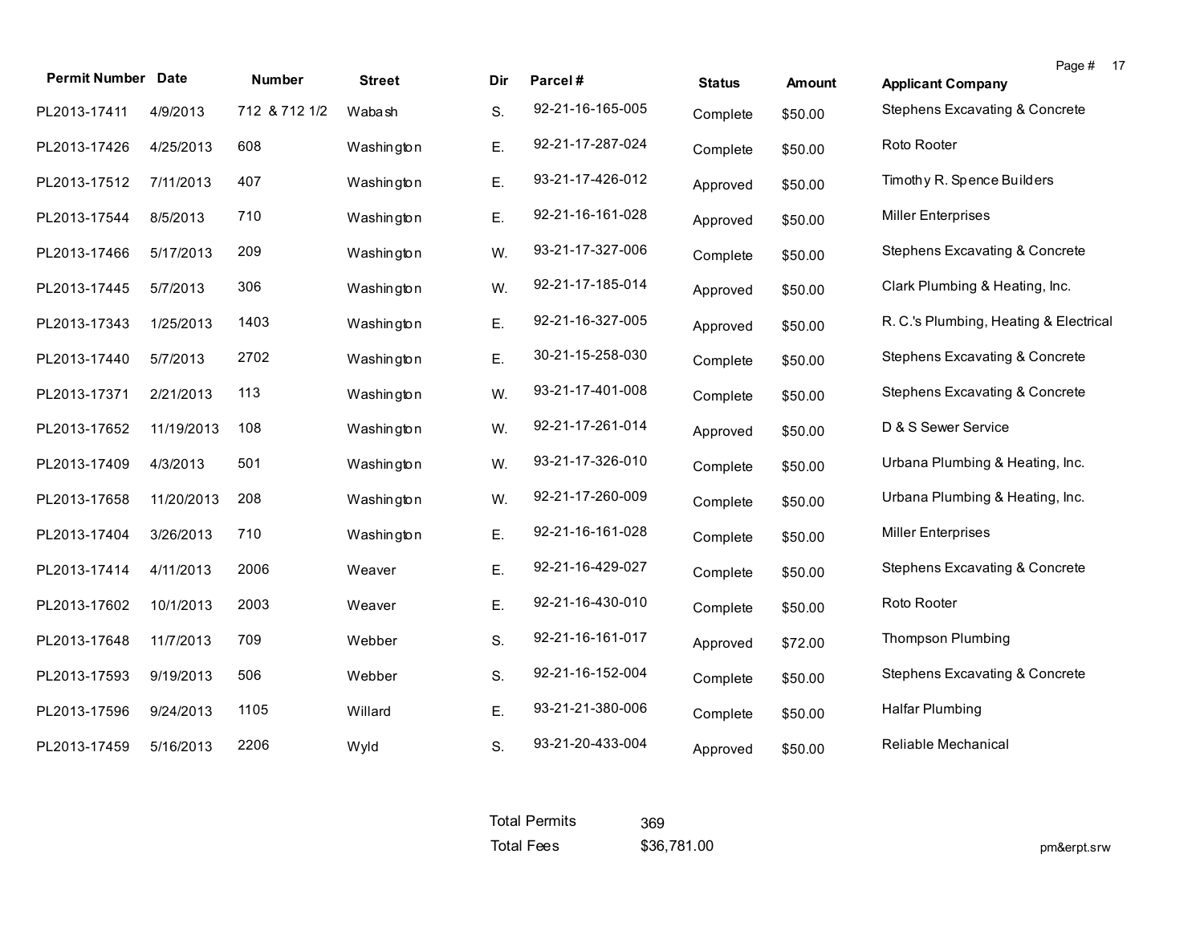| Permit Number | Date | Number | Street | Dir | Parcel # | Status | Amount | Applicant Company |
|---|---|---|---|---|---|---|---|---|
| PL2013-17411 | 4/9/2013 | 712 & 712 1/2 | Wabash | S. | 92-21-16-165-005 | Complete | $50.00 | Stephens Excavating & Concrete |
| PL2013-17426 | 4/25/2013 | 608 | Washington | E. | 92-21-17-287-024 | Complete | $50.00 | Roto Rooter |
| PL2013-17512 | 7/11/2013 | 407 | Washington | E. | 93-21-17-426-012 | Approved | $50.00 | Timothy R. Spence Builders |
| PL2013-17544 | 8/5/2013 | 710 | Washington | E. | 92-21-16-161-028 | Approved | $50.00 | Miller Enterprises |
| PL2013-17466 | 5/17/2013 | 209 | Washington | W. | 93-21-17-327-006 | Complete | $50.00 | Stephens Excavating & Concrete |
| PL2013-17445 | 5/7/2013 | 306 | Washington | W. | 92-21-17-185-014 | Approved | $50.00 | Clark Plumbing & Heating, Inc. |
| PL2013-17343 | 1/25/2013 | 1403 | Washington | E. | 92-21-16-327-005 | Approved | $50.00 | R. C.'s Plumbing, Heating & Electrical |
| PL2013-17440 | 5/7/2013 | 2702 | Washington | E. | 30-21-15-258-030 | Complete | $50.00 | Stephens Excavating & Concrete |
| PL2013-17371 | 2/21/2013 | 113 | Washington | W. | 93-21-17-401-008 | Complete | $50.00 | Stephens Excavating & Concrete |
| PL2013-17652 | 11/19/2013 | 108 | Washington | W. | 92-21-17-261-014 | Approved | $50.00 | D & S Sewer Service |
| PL2013-17409 | 4/3/2013 | 501 | Washington | W. | 93-21-17-326-010 | Complete | $50.00 | Urbana Plumbing & Heating, Inc. |
| PL2013-17658 | 11/20/2013 | 208 | Washington | W. | 92-21-17-260-009 | Complete | $50.00 | Urbana Plumbing & Heating, Inc. |
| PL2013-17404 | 3/26/2013 | 710 | Washington | E. | 92-21-16-161-028 | Complete | $50.00 | Miller Enterprises |
| PL2013-17414 | 4/11/2013 | 2006 | Weaver | E. | 92-21-16-429-027 | Complete | $50.00 | Stephens Excavating & Concrete |
| PL2013-17602 | 10/1/2013 | 2003 | Weaver | E. | 92-21-16-430-010 | Complete | $50.00 | Roto Rooter |
| PL2013-17648 | 11/7/2013 | 709 | Webber | S. | 92-21-16-161-017 | Approved | $72.00 | Thompson Plumbing |
| PL2013-17593 | 9/19/2013 | 506 | Webber | S. | 92-21-16-152-004 | Complete | $50.00 | Stephens Excavating & Concrete |
| PL2013-17596 | 9/24/2013 | 1105 | Willard | E. | 93-21-21-380-006 | Complete | $50.00 | Halfar Plumbing |
| PL2013-17459 | 5/16/2013 | 2206 | Wyld | S. | 93-21-20-433-004 | Approved | $50.00 | Reliable Mechanical |

Total Permits 369

Total Fees $36,781.00

pm&erpt.srw